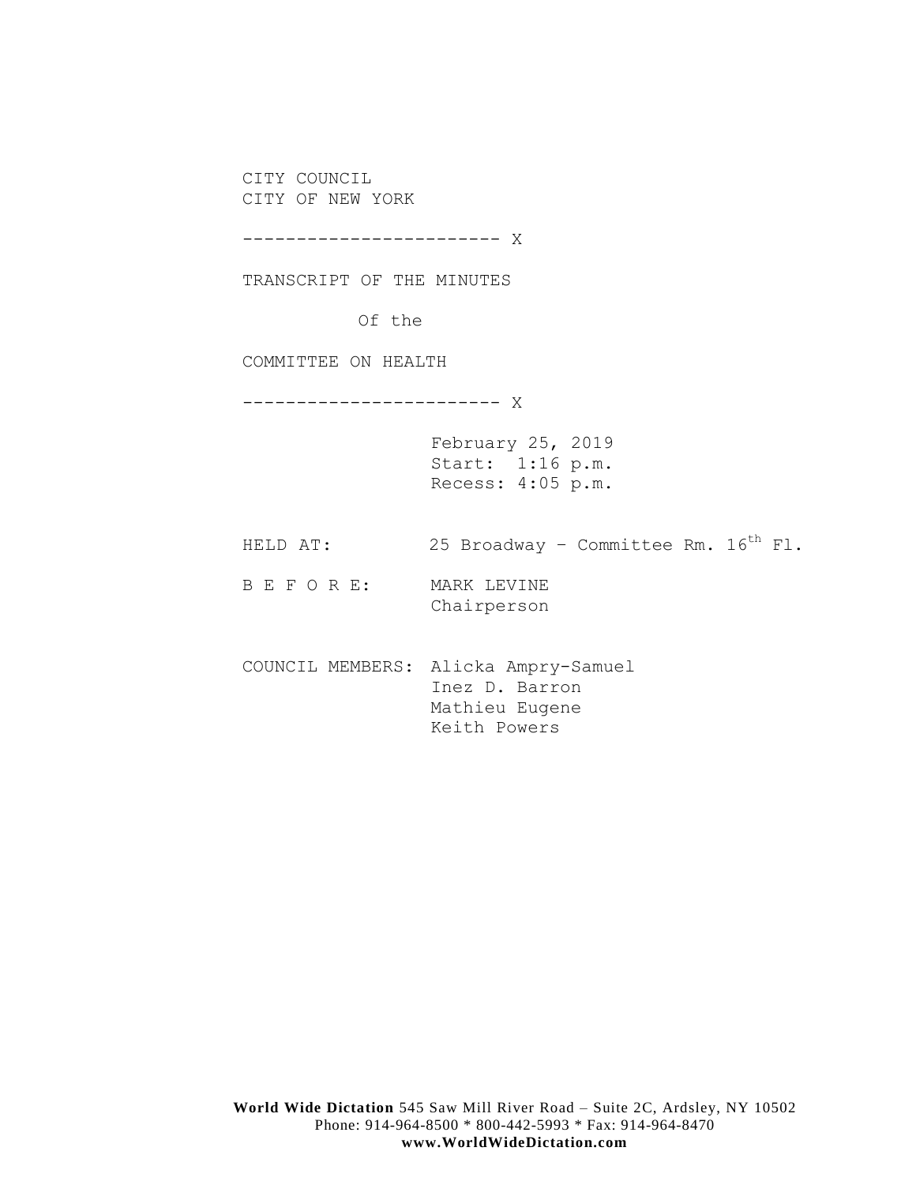CITY COUNCIL
CITY OF NEW YORK

------------------------ X

TRANSCRIPT OF THE MINUTES

Of the

COMMITTEE ON HEALTH

------------------------ X

February 25, 2019
Start: 1:16 p.m.
Recess: 4:05 p.m.

HELD AT: 25 Broadway – Committee Rm. 16th Fl.

B E F O R E: MARK LEVINE
Chairperson

COUNCIL MEMBERS: Alicka Ampry-Samuel
Inez D. Barron
Mathieu Eugene
Keith Powers

**World Wide Dictation** 545 Saw Mill River Road – Suite 2C, Ardsley, NY 10502
Phone: 914-964-8500 * 800-442-5993 * Fax: 914-964-8470
**www.WorldWideDictation.com**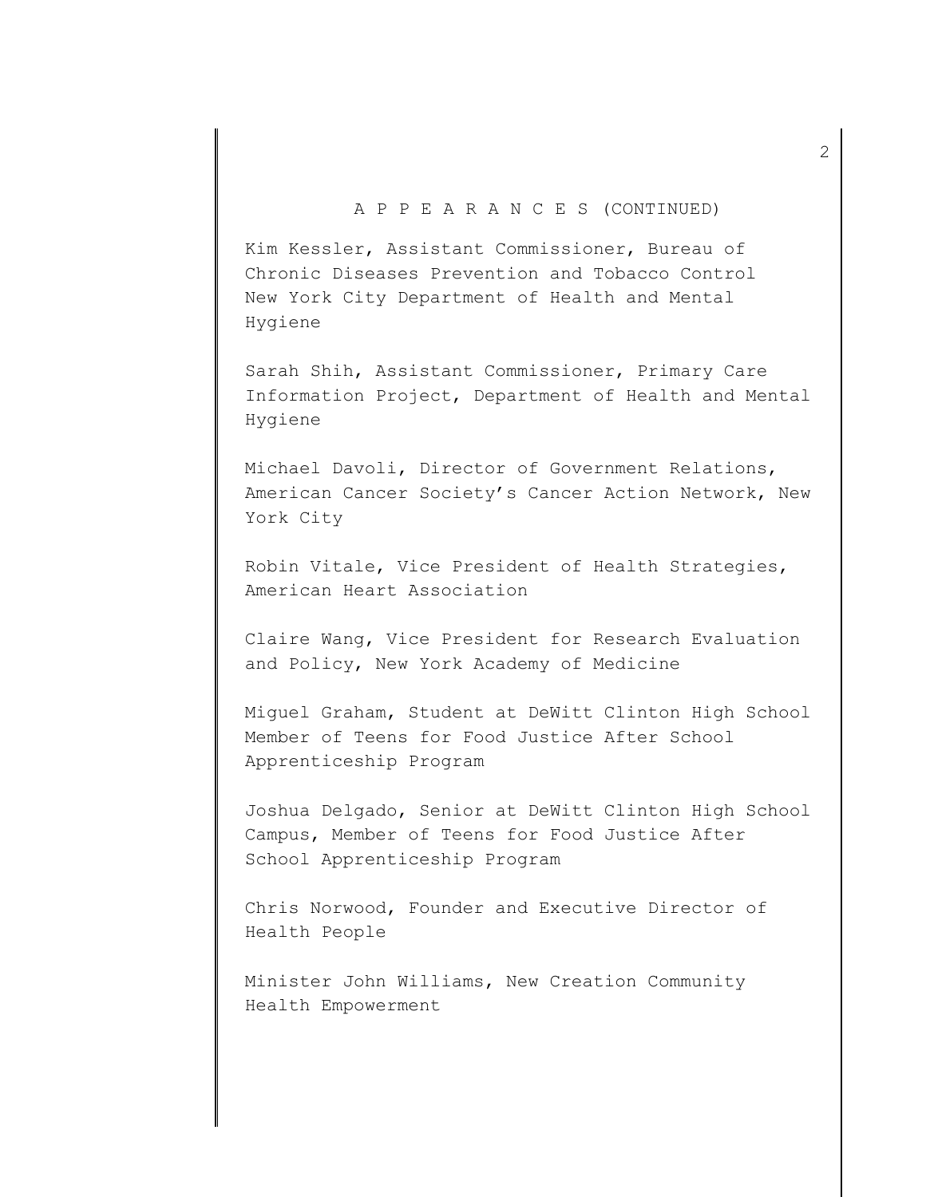A P P E A R A N C E S (CONTINUED)

Kim Kessler, Assistant Commissioner, Bureau of Chronic Diseases Prevention and Tobacco Control New York City Department of Health and Mental Hygiene

Sarah Shih, Assistant Commissioner, Primary Care Information Project, Department of Health and Mental Hygiene

Michael Davoli, Director of Government Relations, American Cancer Society's Cancer Action Network, New York City

Robin Vitale, Vice President of Health Strategies, American Heart Association

Claire Wang, Vice President for Research Evaluation and Policy, New York Academy of Medicine

Miguel Graham, Student at DeWitt Clinton High School Member of Teens for Food Justice After School Apprenticeship Program

Joshua Delgado, Senior at DeWitt Clinton High School Campus, Member of Teens for Food Justice After School Apprenticeship Program

Chris Norwood, Founder and Executive Director of Health People

Minister John Williams, New Creation Community Health Empowerment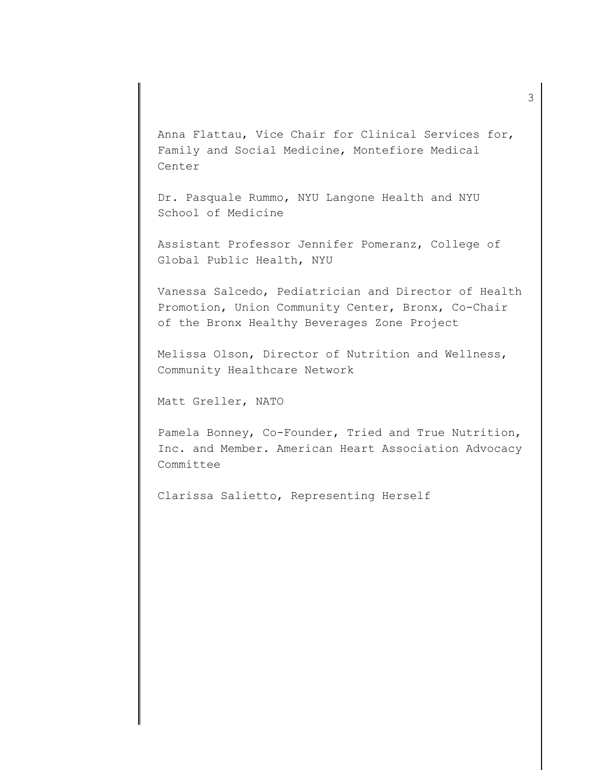Anna Flattau, Vice Chair for Clinical Services for, Family and Social Medicine, Montefiore Medical Center

Dr. Pasquale Rummo, NYU Langone Health and NYU School of Medicine

Assistant Professor Jennifer Pomeranz, College of Global Public Health, NYU

Vanessa Salcedo, Pediatrician and Director of Health Promotion, Union Community Center, Bronx, Co-Chair of the Bronx Healthy Beverages Zone Project

Melissa Olson, Director of Nutrition and Wellness, Community Healthcare Network

Matt Greller, NATO

Pamela Bonney, Co-Founder, Tried and True Nutrition, Inc. and Member. American Heart Association Advocacy Committee

Clarissa Salietto, Representing Herself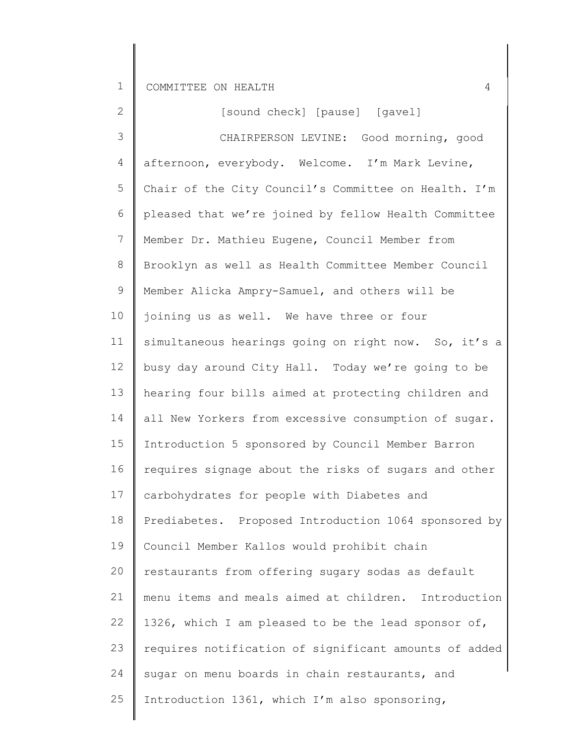[sound check] [pause] [gavel]

CHAIRPERSON LEVINE: Good morning, good afternoon, everybody. Welcome. I'm Mark Levine, Chair of the City Council's Committee on Health. I'm pleased that we're joined by fellow Health Committee Member Dr. Mathieu Eugene, Council Member from Brooklyn as well as Health Committee Member Council Member Alicka Ampry-Samuel, and others will be joining us as well. We have three or four simultaneous hearings going on right now. So, it's a busy day around City Hall. Today we're going to be hearing four bills aimed at protecting children and all New Yorkers from excessive consumption of sugar. Introduction 5 sponsored by Council Member Barron requires signage about the risks of sugars and other carbohydrates for people with Diabetes and Prediabetes. Proposed Introduction 1064 sponsored by Council Member Kallos would prohibit chain restaurants from offering sugary sodas as default menu items and meals aimed at children. Introduction 1326, which I am pleased to be the lead sponsor of, requires notification of significant amounts of added sugar on menu boards in chain restaurants, and Introduction 1361, which I'm also sponsoring,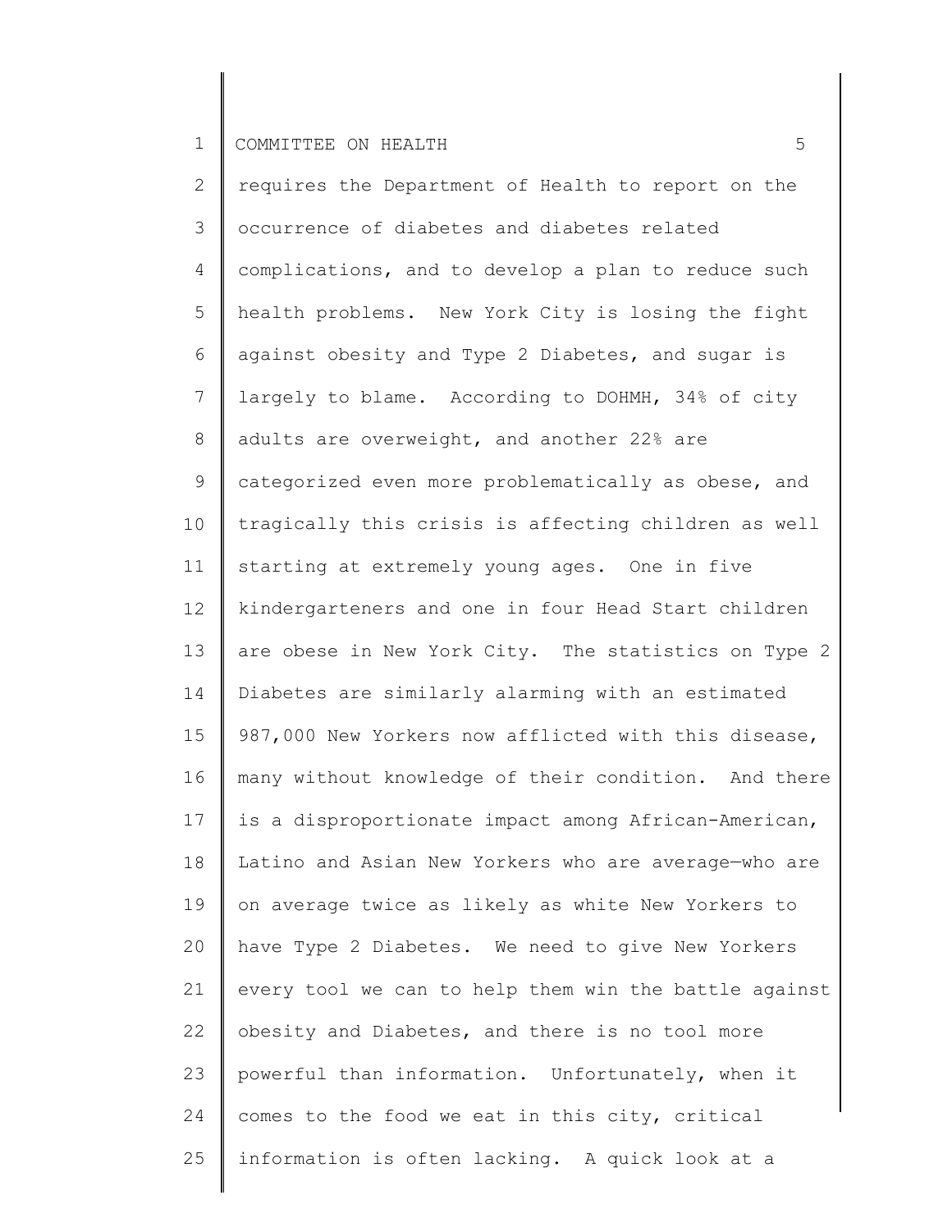requires the Department of Health to report on the occurrence of diabetes and diabetes related complications, and to develop a plan to reduce such health problems. New York City is losing the fight against obesity and Type 2 Diabetes, and sugar is largely to blame. According to DOHMH, 34% of city adults are overweight, and another 22% are categorized even more problematically as obese, and tragically this crisis is affecting children as well starting at extremely young ages. One in five kindergarteners and one in four Head Start children are obese in New York City. The statistics on Type 2 Diabetes are similarly alarming with an estimated 987,000 New Yorkers now afflicted with this disease, many without knowledge of their condition. And there is a disproportionate impact among African-American, Latino and Asian New Yorkers who are average—who are on average twice as likely as white New Yorkers to have Type 2 Diabetes. We need to give New Yorkers every tool we can to help them win the battle against obesity and Diabetes, and there is no tool more powerful than information. Unfortunately, when it comes to the food we eat in this city, critical information is often lacking. A quick look at a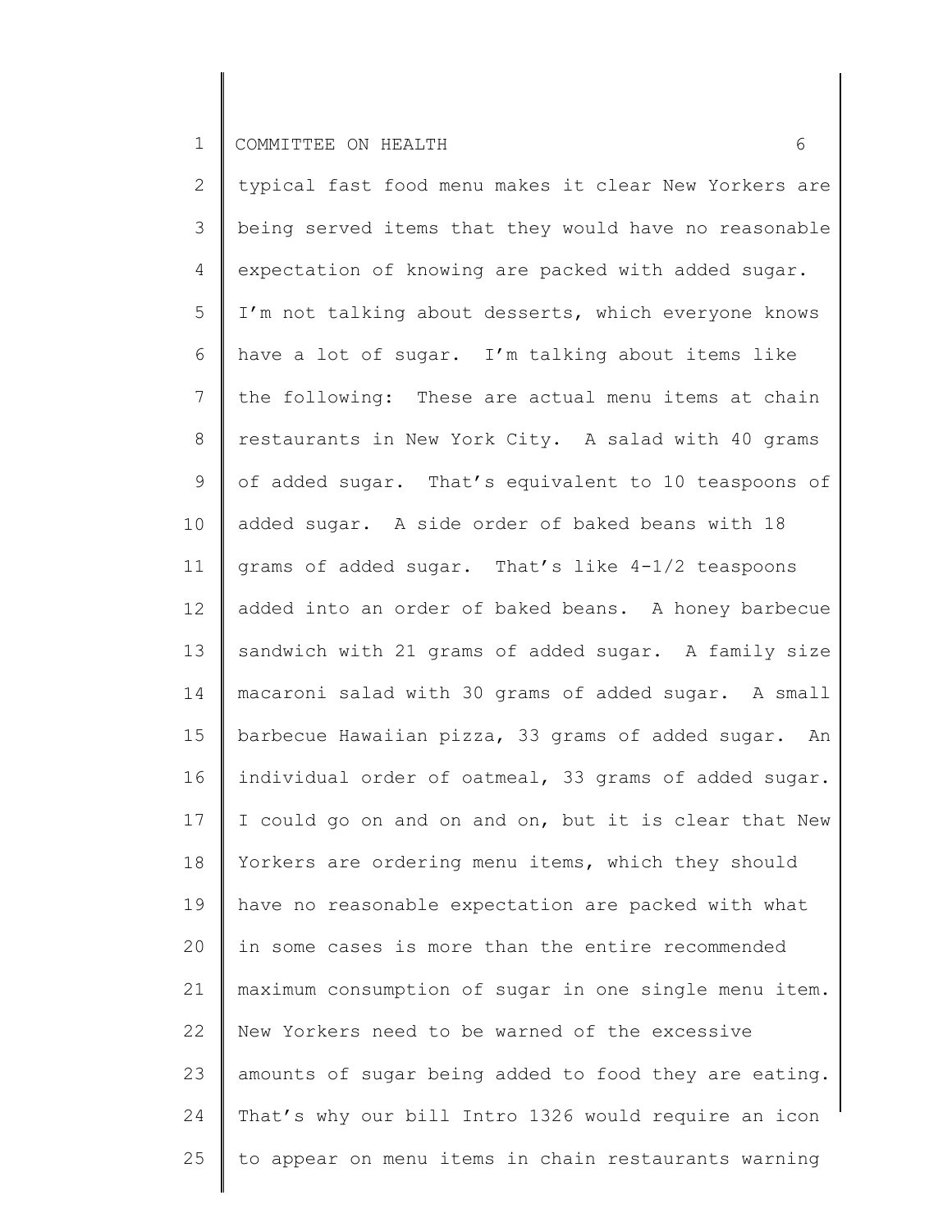typical fast food menu makes it clear New Yorkers are being served items that they would have no reasonable expectation of knowing are packed with added sugar. I'm not talking about desserts, which everyone knows have a lot of sugar. I'm talking about items like the following: These are actual menu items at chain restaurants in New York City. A salad with 40 grams of added sugar. That's equivalent to 10 teaspoons of added sugar. A side order of baked beans with 18 grams of added sugar. That's like 4-1/2 teaspoons added into an order of baked beans. A honey barbecue sandwich with 21 grams of added sugar. A family size macaroni salad with 30 grams of added sugar. A small barbecue Hawaiian pizza, 33 grams of added sugar. An individual order of oatmeal, 33 grams of added sugar. I could go on and on and on, but it is clear that New Yorkers are ordering menu items, which they should have no reasonable expectation are packed with what in some cases is more than the entire recommended maximum consumption of sugar in one single menu item. New Yorkers need to be warned of the excessive amounts of sugar being added to food they are eating. That's why our bill Intro 1326 would require an icon to appear on menu items in chain restaurants warning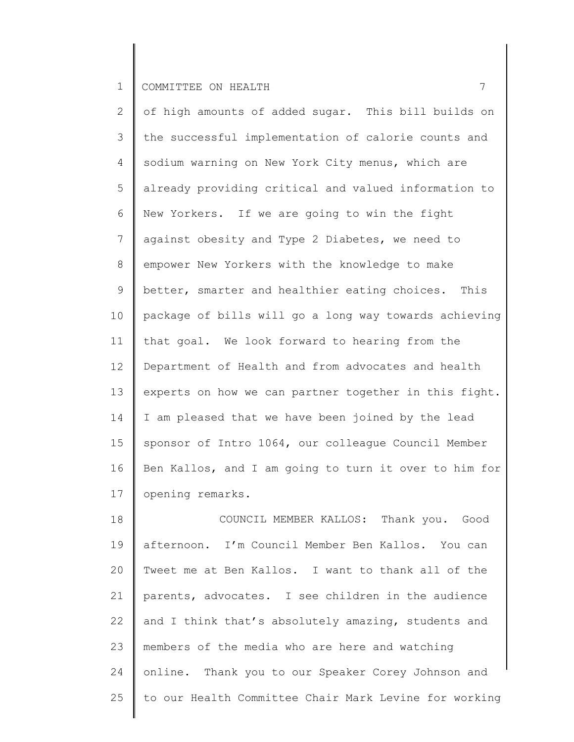of high amounts of added sugar. This bill builds on the successful implementation of calorie counts and sodium warning on New York City menus, which are already providing critical and valued information to New Yorkers. If we are going to win the fight against obesity and Type 2 Diabetes, we need to empower New Yorkers with the knowledge to make better, smarter and healthier eating choices. This package of bills will go a long way towards achieving that goal. We look forward to hearing from the Department of Health and from advocates and health experts on how we can partner together in this fight. I am pleased that we have been joined by the lead sponsor of Intro 1064, our colleague Council Member Ben Kallos, and I am going to turn it over to him for opening remarks.

COUNCIL MEMBER KALLOS: Thank you. Good afternoon. I'm Council Member Ben Kallos. You can Tweet me at Ben Kallos. I want to thank all of the parents, advocates. I see children in the audience and I think that's absolutely amazing, students and members of the media who are here and watching online. Thank you to our Speaker Corey Johnson and to our Health Committee Chair Mark Levine for working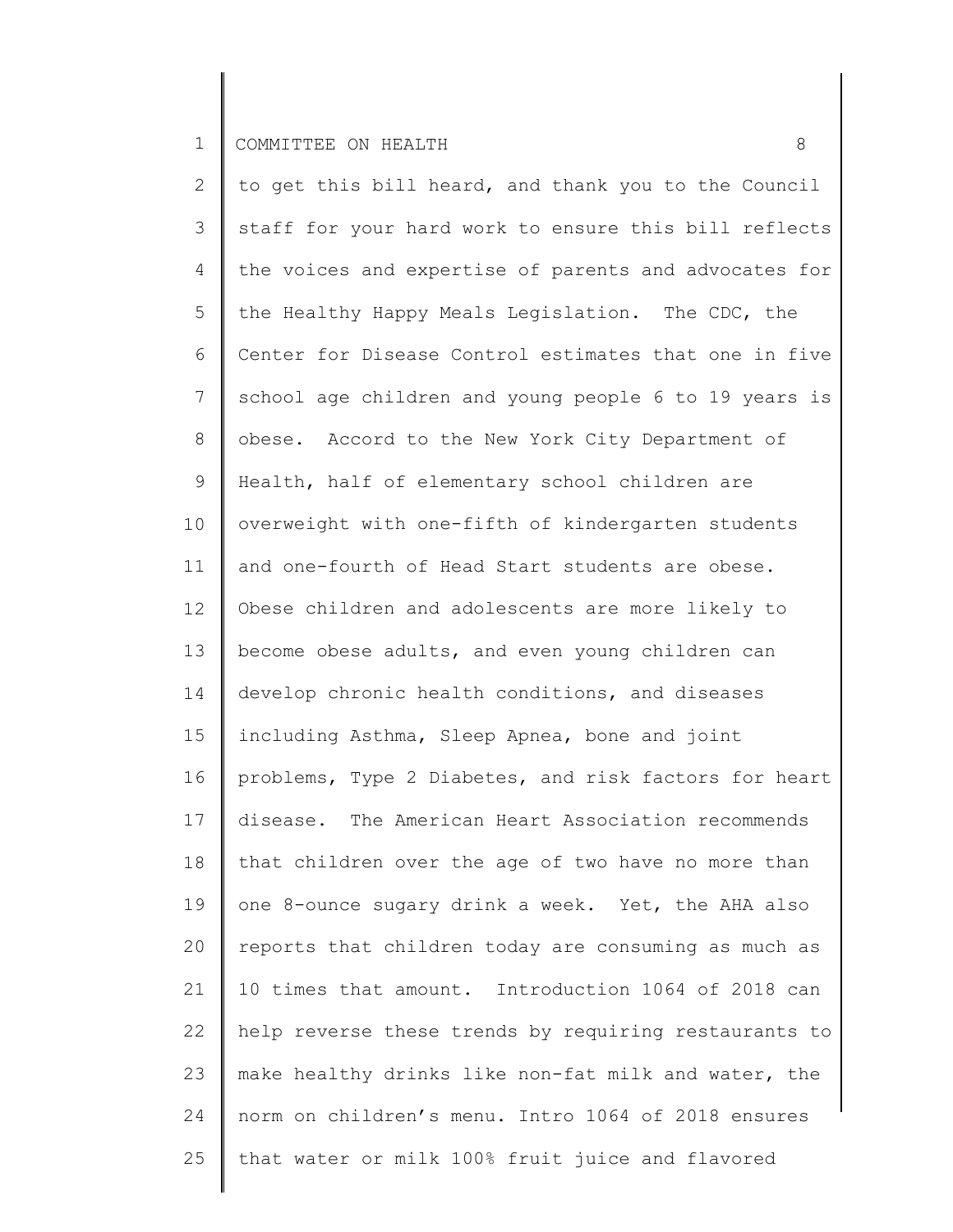to get this bill heard, and thank you to the Council staff for your hard work to ensure this bill reflects the voices and expertise of parents and advocates for the Healthy Happy Meals Legislation. The CDC, the Center for Disease Control estimates that one in five school age children and young people 6 to 19 years is obese. Accord to the New York City Department of Health, half of elementary school children are overweight with one-fifth of kindergarten students and one-fourth of Head Start students are obese. Obese children and adolescents are more likely to become obese adults, and even young children can develop chronic health conditions, and diseases including Asthma, Sleep Apnea, bone and joint problems, Type 2 Diabetes, and risk factors for heart disease. The American Heart Association recommends that children over the age of two have no more than one 8-ounce sugary drink a week. Yet, the AHA also reports that children today are consuming as much as 10 times that amount. Introduction 1064 of 2018 can help reverse these trends by requiring restaurants to make healthy drinks like non-fat milk and water, the norm on children's menu. Intro 1064 of 2018 ensures that water or milk 100% fruit juice and flavored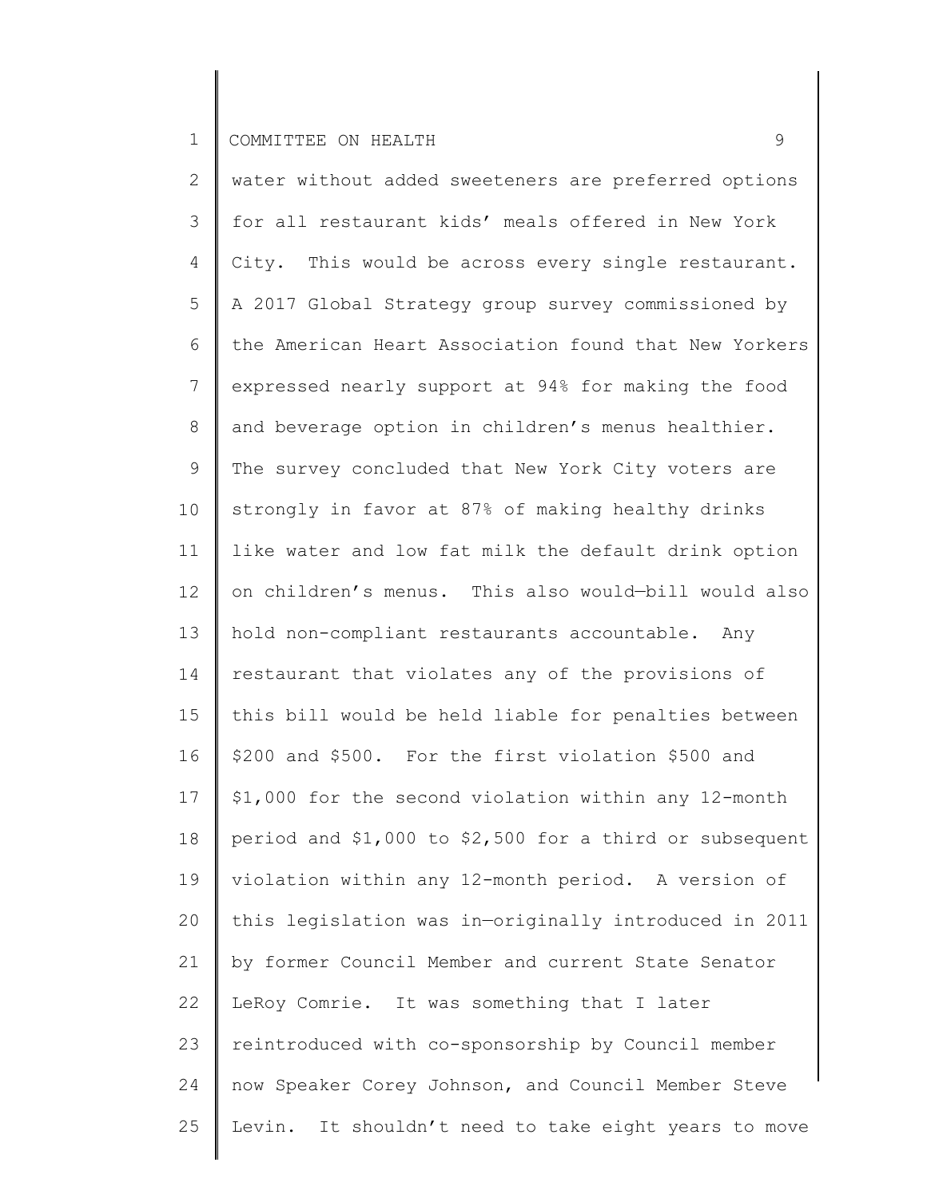water without added sweeteners are preferred options for all restaurant kids' meals offered in New York City. This would be across every single restaurant. A 2017 Global Strategy group survey commissioned by the American Heart Association found that New Yorkers expressed nearly support at 94% for making the food and beverage option in children's menus healthier. The survey concluded that New York City voters are strongly in favor at 87% of making healthy drinks like water and low fat milk the default drink option on children's menus. This also would—bill would also hold non-compliant restaurants accountable. Any restaurant that violates any of the provisions of this bill would be held liable for penalties between $200 and $500. For the first violation $500 and $1,000 for the second violation within any 12-month period and $1,000 to $2,500 for a third or subsequent violation within any 12-month period. A version of this legislation was in—originally introduced in 2011 by former Council Member and current State Senator LeRoy Comrie. It was something that I later reintroduced with co-sponsorship by Council member now Speaker Corey Johnson, and Council Member Steve Levin. It shouldn't need to take eight years to move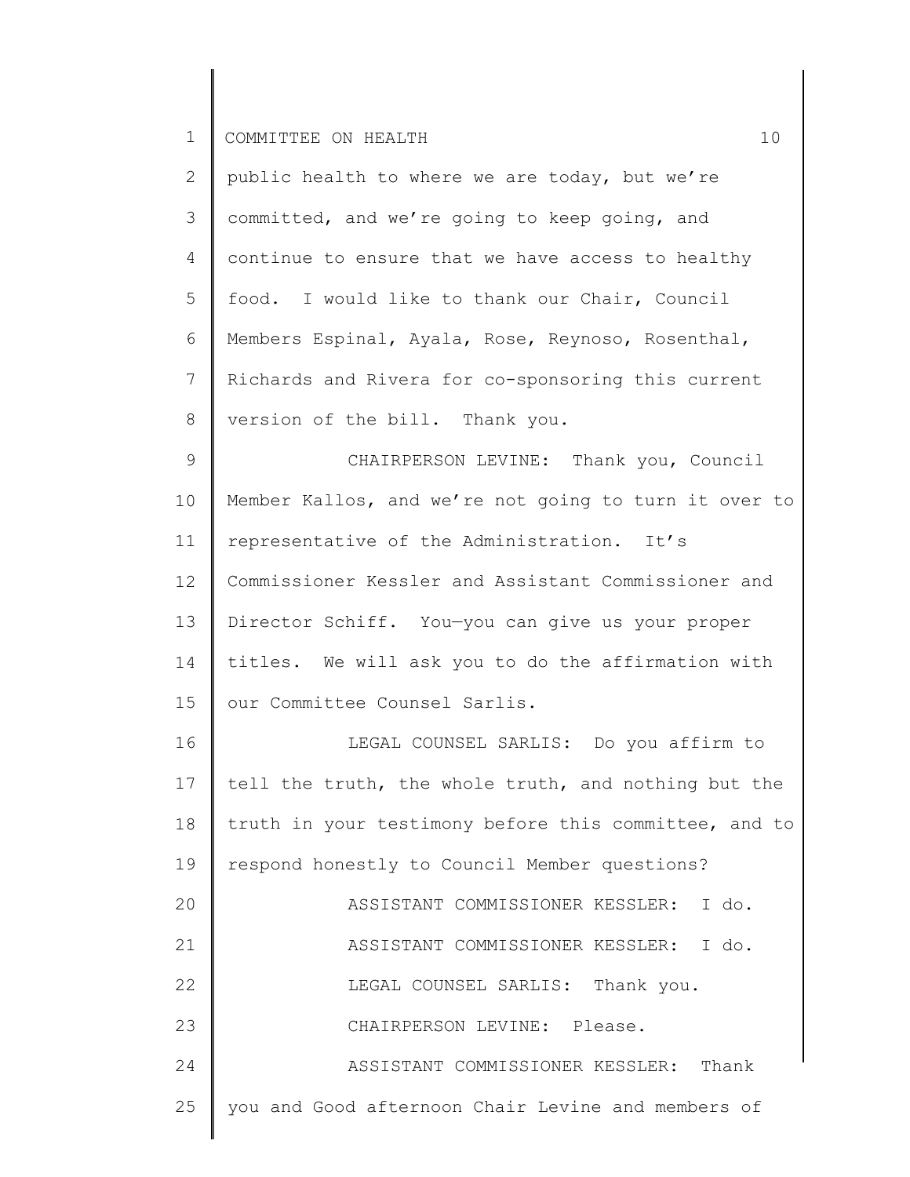public health to where we are today, but we're committed, and we're going to keep going, and continue to ensure that we have access to healthy food. I would like to thank our Chair, Council Members Espinal, Ayala, Rose, Reynoso, Rosenthal, Richards and Rivera for co-sponsoring this current version of the bill. Thank you.

CHAIRPERSON LEVINE: Thank you, Council Member Kallos, and we're not going to turn it over to representative of the Administration. It's Commissioner Kessler and Assistant Commissioner and Director Schiff. You—you can give us your proper titles. We will ask you to do the affirmation with our Committee Counsel Sarlis.

LEGAL COUNSEL SARLIS: Do you affirm to tell the truth, the whole truth, and nothing but the truth in your testimony before this committee, and to respond honestly to Council Member questions?

ASSISTANT COMMISSIONER KESSLER: I do.

ASSISTANT COMMISSIONER KESSLER: I do.

LEGAL COUNSEL SARLIS: Thank you.

CHAIRPERSON LEVINE: Please.

ASSISTANT COMMISSIONER KESSLER: Thank you and Good afternoon Chair Levine and members of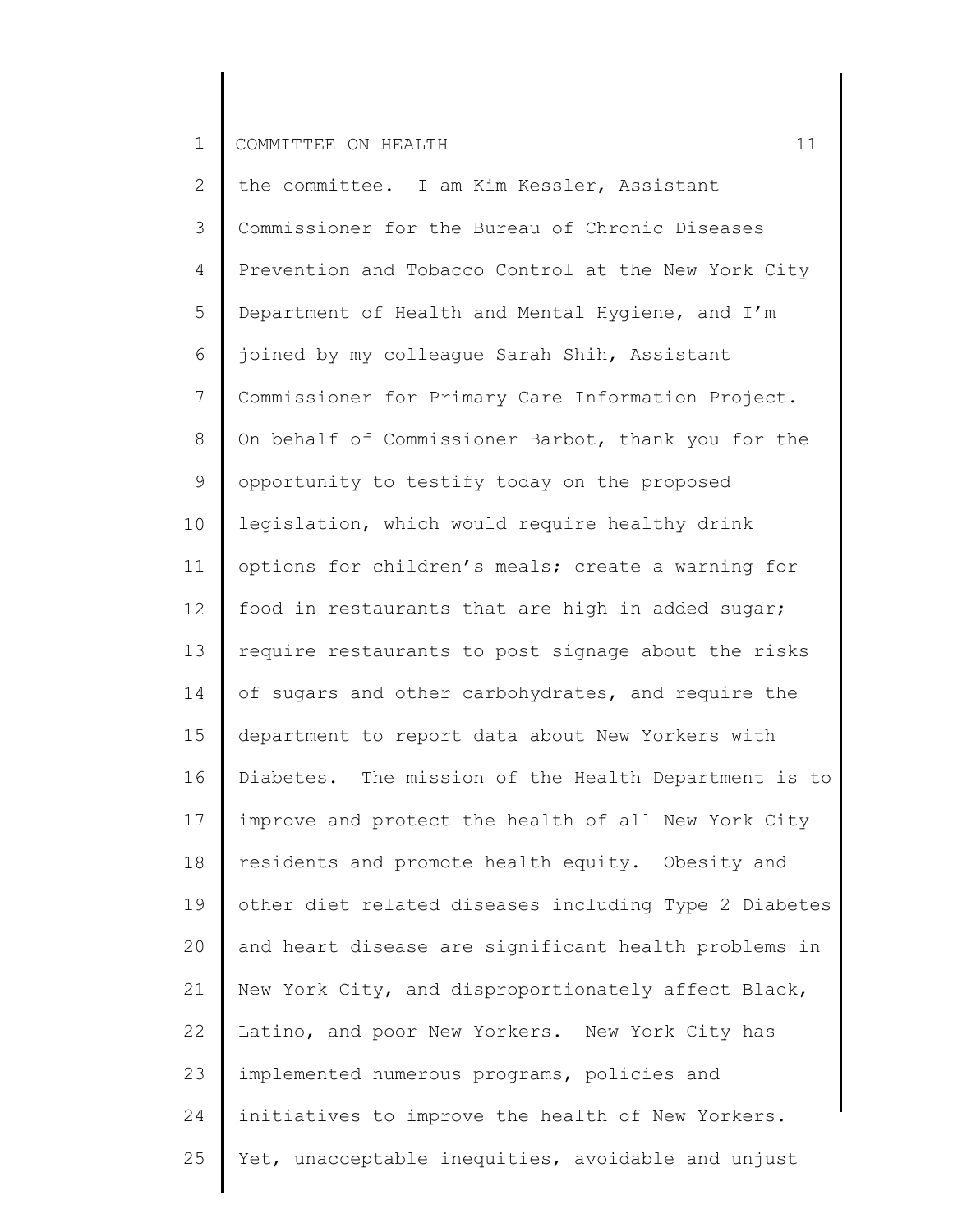the committee. I am Kim Kessler, Assistant Commissioner for the Bureau of Chronic Diseases Prevention and Tobacco Control at the New York City Department of Health and Mental Hygiene, and I'm joined by my colleague Sarah Shih, Assistant Commissioner for Primary Care Information Project. On behalf of Commissioner Barbot, thank you for the opportunity to testify today on the proposed legislation, which would require healthy drink options for children's meals; create a warning for food in restaurants that are high in added sugar; require restaurants to post signage about the risks of sugars and other carbohydrates, and require the department to report data about New Yorkers with Diabetes. The mission of the Health Department is to improve and protect the health of all New York City residents and promote health equity. Obesity and other diet related diseases including Type 2 Diabetes and heart disease are significant health problems in New York City, and disproportionately affect Black, Latino, and poor New Yorkers. New York City has implemented numerous programs, policies and initiatives to improve the health of New Yorkers. Yet, unacceptable inequities, avoidable and unjust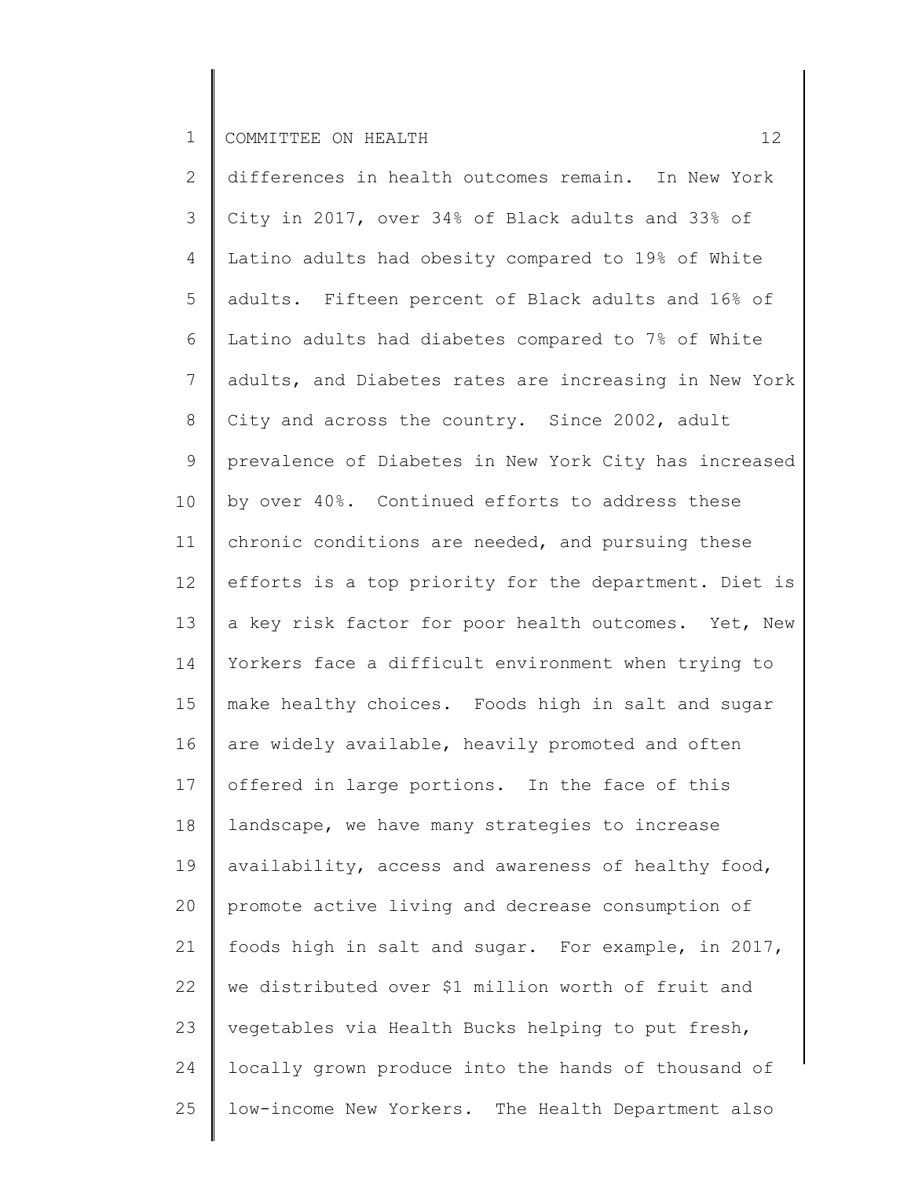differences in health outcomes remain. In New York City in 2017, over 34% of Black adults and 33% of Latino adults had obesity compared to 19% of White adults. Fifteen percent of Black adults and 16% of Latino adults had diabetes compared to 7% of White adults, and Diabetes rates are increasing in New York City and across the country. Since 2002, adult prevalence of Diabetes in New York City has increased by over 40%. Continued efforts to address these chronic conditions are needed, and pursuing these efforts is a top priority for the department. Diet is a key risk factor for poor health outcomes. Yet, New Yorkers face a difficult environment when trying to make healthy choices. Foods high in salt and sugar are widely available, heavily promoted and often offered in large portions. In the face of this landscape, we have many strategies to increase availability, access and awareness of healthy food, promote active living and decrease consumption of foods high in salt and sugar. For example, in 2017, we distributed over $1 million worth of fruit and vegetables via Health Bucks helping to put fresh, locally grown produce into the hands of thousand of low-income New Yorkers. The Health Department also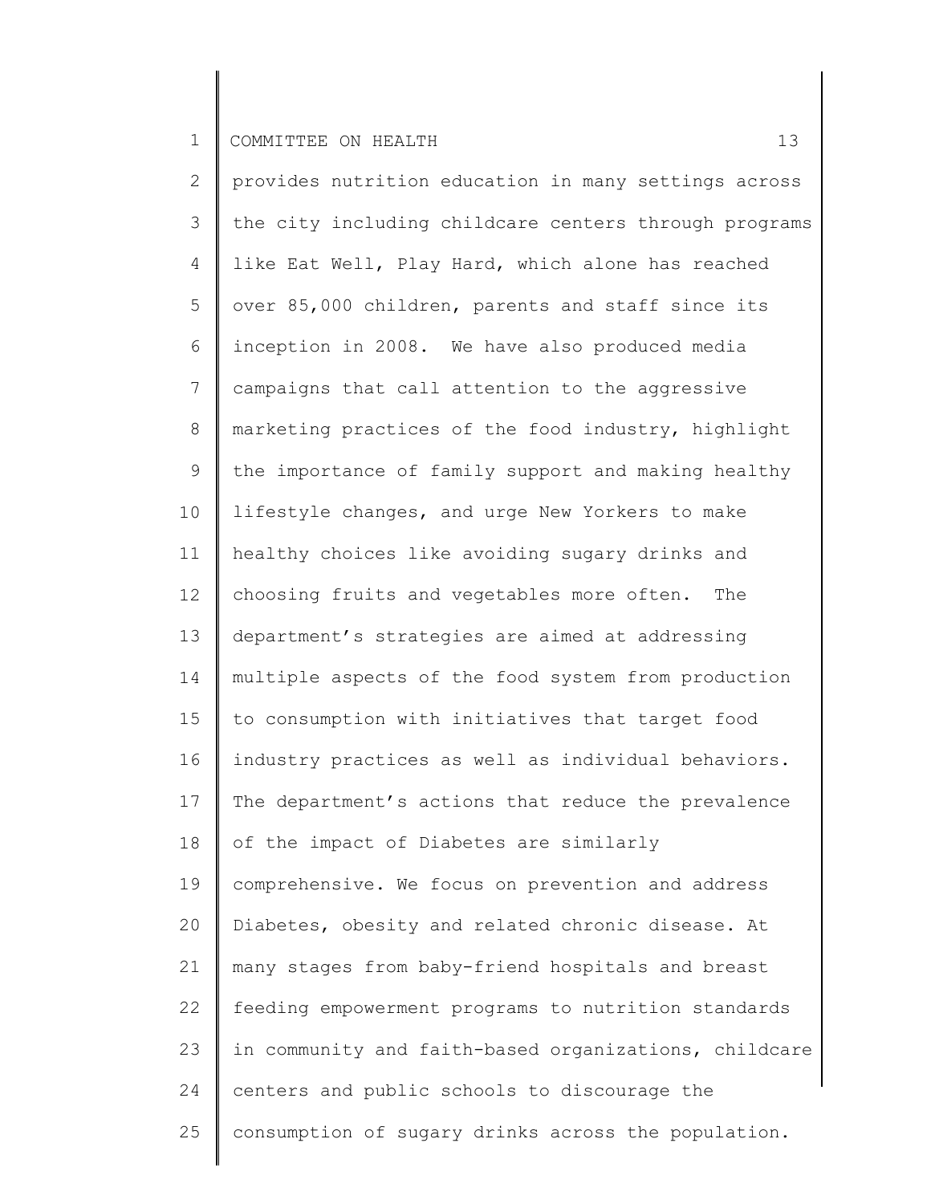provides nutrition education in many settings across the city including childcare centers through programs like Eat Well, Play Hard, which alone has reached over 85,000 children, parents and staff since its inception in 2008. We have also produced media campaigns that call attention to the aggressive marketing practices of the food industry, highlight the importance of family support and making healthy lifestyle changes, and urge New Yorkers to make healthy choices like avoiding sugary drinks and choosing fruits and vegetables more often. The department's strategies are aimed at addressing multiple aspects of the food system from production to consumption with initiatives that target food industry practices as well as individual behaviors. The department's actions that reduce the prevalence of the impact of Diabetes are similarly comprehensive. We focus on prevention and address Diabetes, obesity and related chronic disease. At many stages from baby-friend hospitals and breast feeding empowerment programs to nutrition standards in community and faith-based organizations, childcare centers and public schools to discourage the consumption of sugary drinks across the population.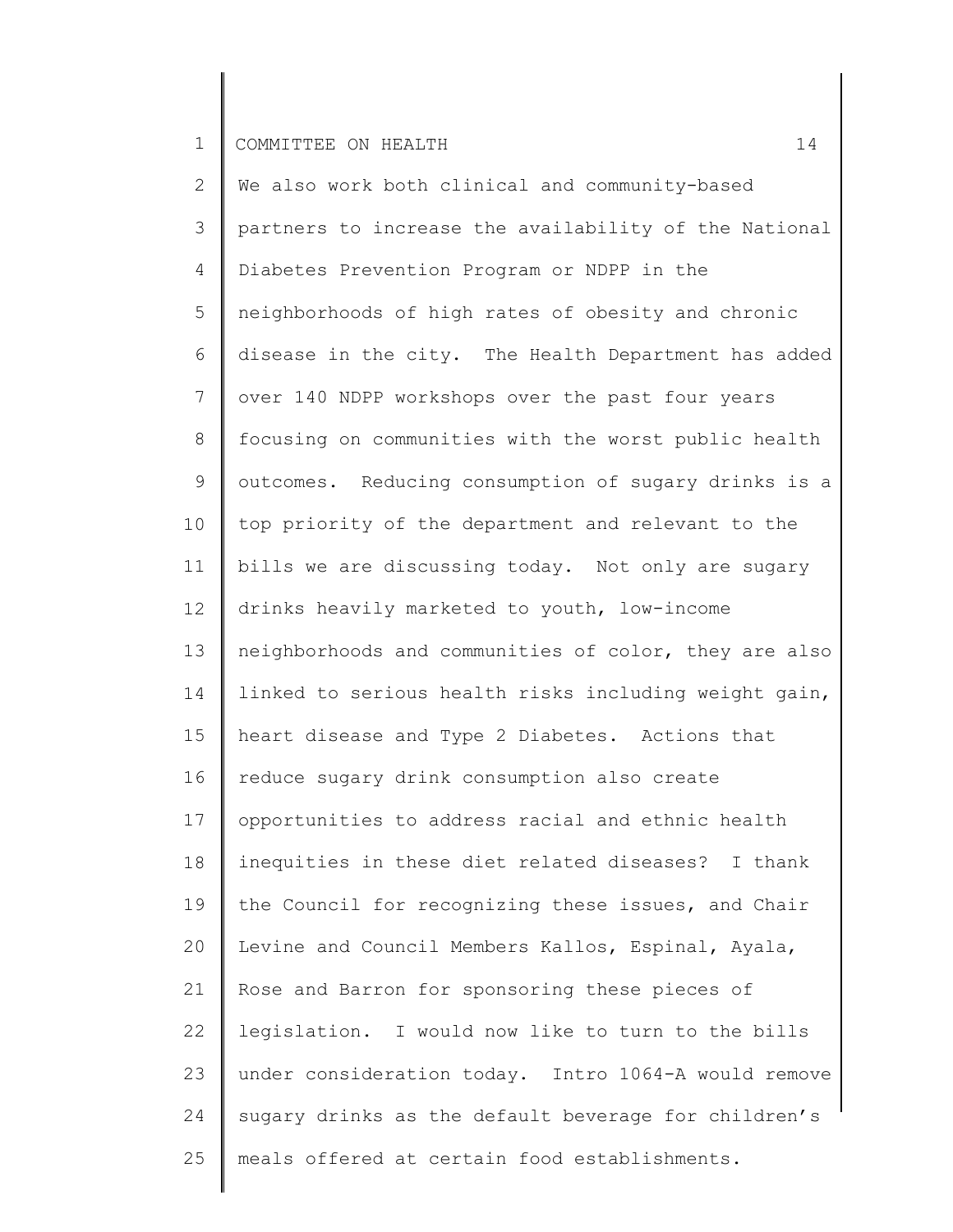We also work both clinical and community-based partners to increase the availability of the National Diabetes Prevention Program or NDPP in the neighborhoods of high rates of obesity and chronic disease in the city. The Health Department has added over 140 NDPP workshops over the past four years focusing on communities with the worst public health outcomes. Reducing consumption of sugary drinks is a top priority of the department and relevant to the bills we are discussing today. Not only are sugary drinks heavily marketed to youth, low-income neighborhoods and communities of color, they are also linked to serious health risks including weight gain, heart disease and Type 2 Diabetes. Actions that reduce sugary drink consumption also create opportunities to address racial and ethnic health inequities in these diet related diseases? I thank the Council for recognizing these issues, and Chair Levine and Council Members Kallos, Espinal, Ayala, Rose and Barron for sponsoring these pieces of legislation. I would now like to turn to the bills under consideration today. Intro 1064-A would remove sugary drinks as the default beverage for children's meals offered at certain food establishments.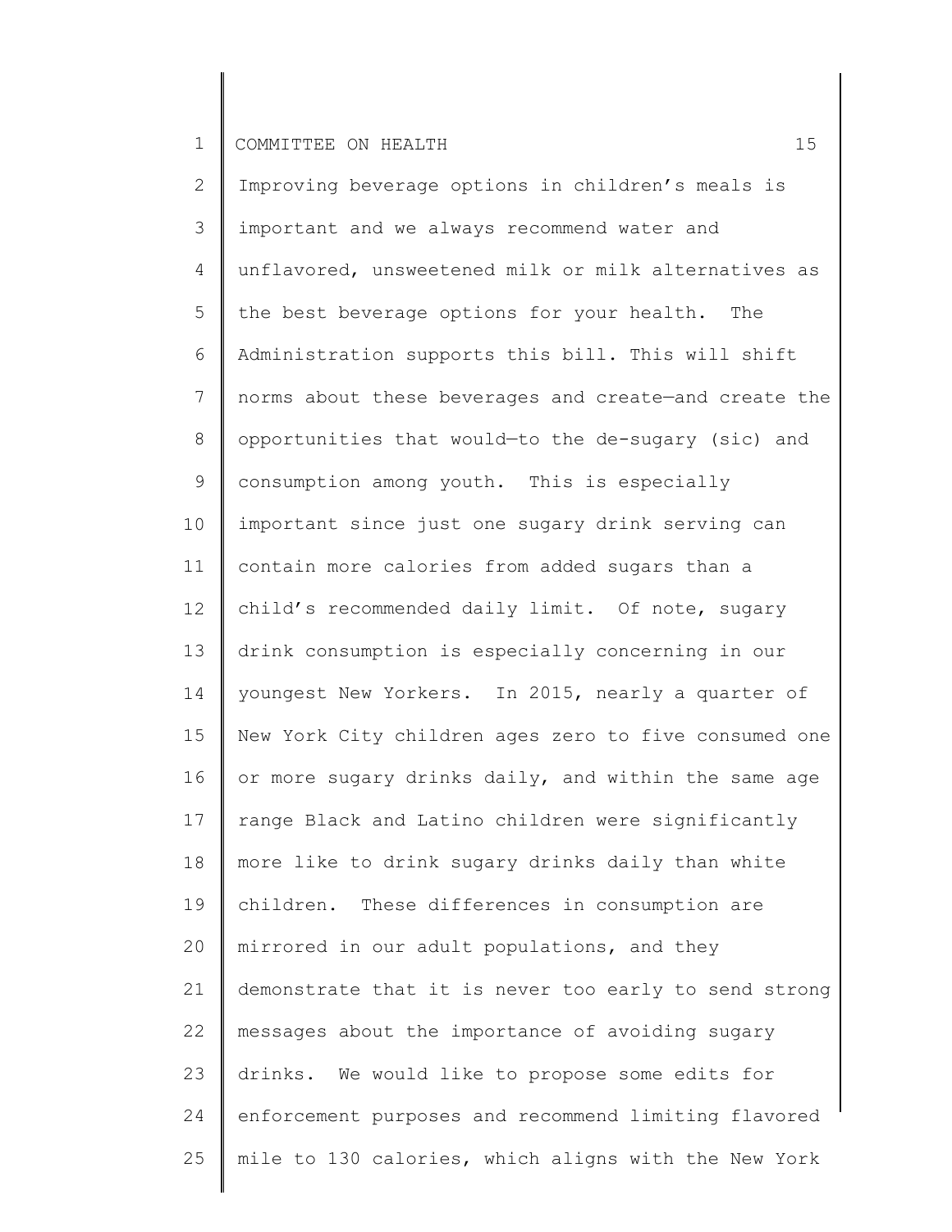Improving beverage options in children's meals is important and we always recommend water and unflavored, unsweetened milk or milk alternatives as the best beverage options for your health. The Administration supports this bill. This will shift norms about these beverages and create—and create the opportunities that would—to the de-sugary (sic) and consumption among youth. This is especially important since just one sugary drink serving can contain more calories from added sugars than a child's recommended daily limit. Of note, sugary drink consumption is especially concerning in our youngest New Yorkers. In 2015, nearly a quarter of New York City children ages zero to five consumed one or more sugary drinks daily, and within the same age range Black and Latino children were significantly more like to drink sugary drinks daily than white children. These differences in consumption are mirrored in our adult populations, and they demonstrate that it is never too early to send strong messages about the importance of avoiding sugary drinks. We would like to propose some edits for enforcement purposes and recommend limiting flavored mile to 130 calories, which aligns with the New York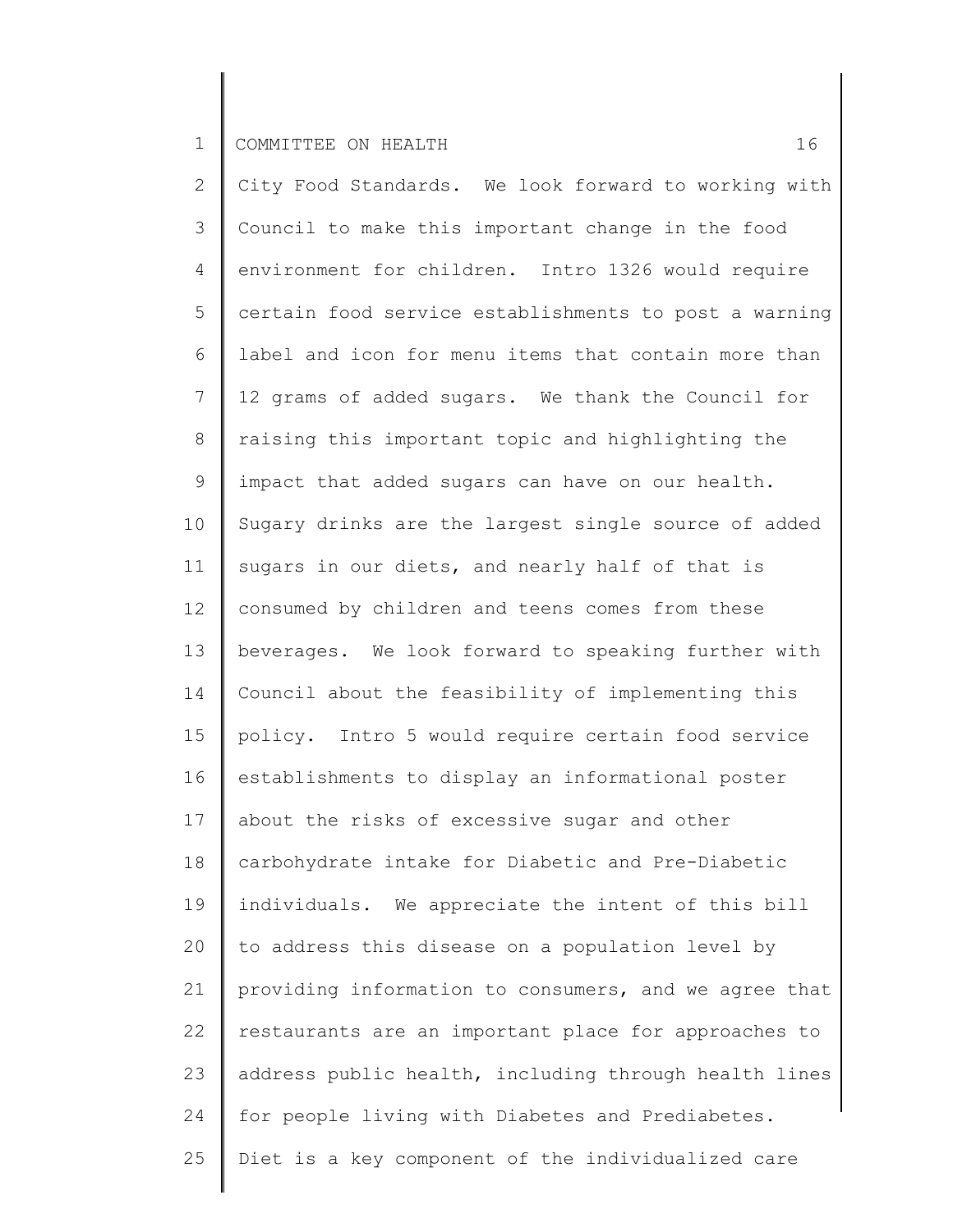City Food Standards. We look forward to working with Council to make this important change in the food environment for children. Intro 1326 would require certain food service establishments to post a warning label and icon for menu items that contain more than 12 grams of added sugars. We thank the Council for raising this important topic and highlighting the impact that added sugars can have on our health. Sugary drinks are the largest single source of added sugars in our diets, and nearly half of that is consumed by children and teens comes from these beverages. We look forward to speaking further with Council about the feasibility of implementing this policy. Intro 5 would require certain food service establishments to display an informational poster about the risks of excessive sugar and other carbohydrate intake for Diabetic and Pre-Diabetic individuals. We appreciate the intent of this bill to address this disease on a population level by providing information to consumers, and we agree that restaurants are an important place for approaches to address public health, including through health lines for people living with Diabetes and Prediabetes. Diet is a key component of the individualized care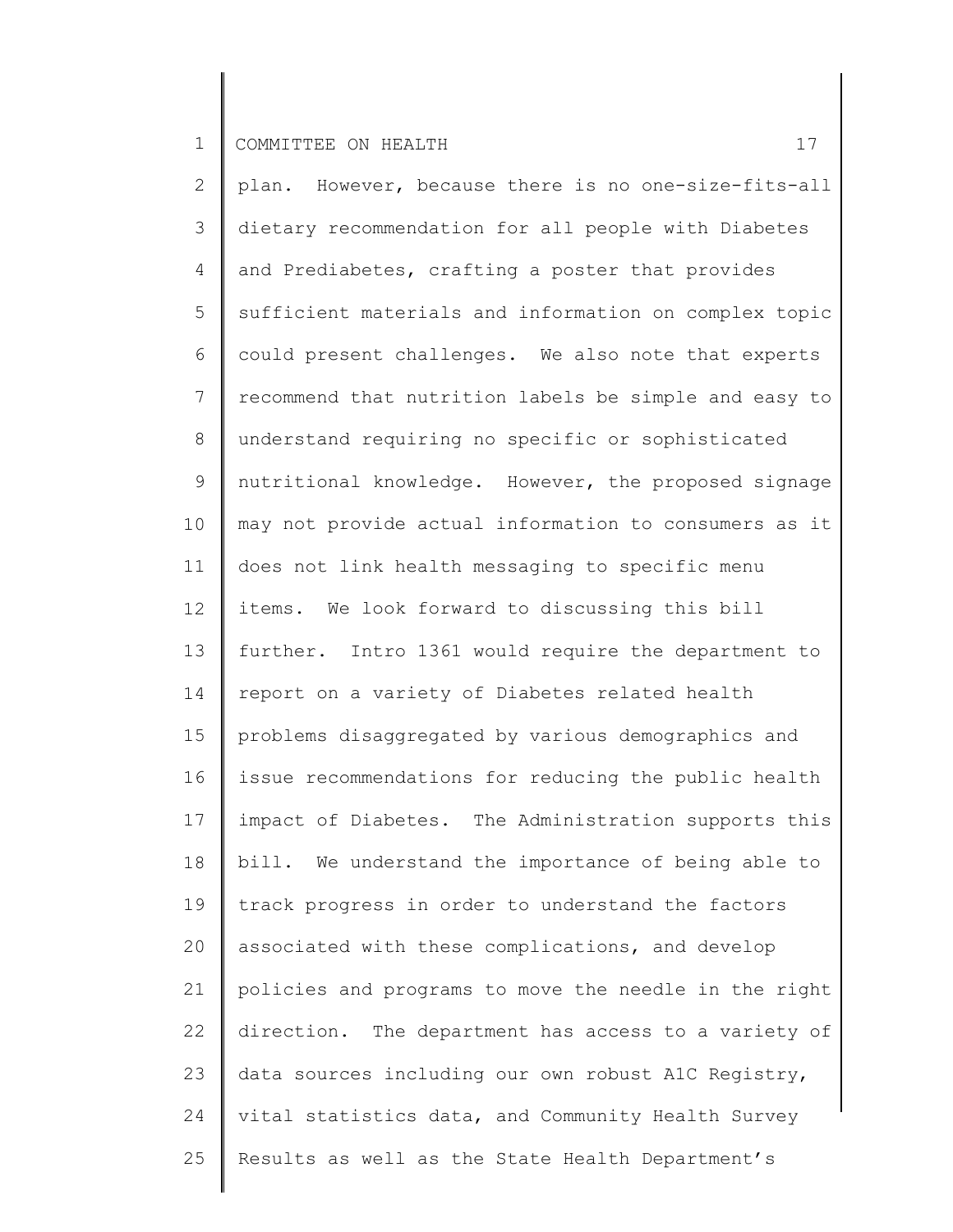plan. However, because there is no one-size-fits-all dietary recommendation for all people with Diabetes and Prediabetes, crafting a poster that provides sufficient materials and information on complex topic could present challenges. We also note that experts recommend that nutrition labels be simple and easy to understand requiring no specific or sophisticated nutritional knowledge. However, the proposed signage may not provide actual information to consumers as it does not link health messaging to specific menu items. We look forward to discussing this bill further. Intro 1361 would require the department to report on a variety of Diabetes related health problems disaggregated by various demographics and issue recommendations for reducing the public health impact of Diabetes. The Administration supports this bill. We understand the importance of being able to track progress in order to understand the factors associated with these complications, and develop policies and programs to move the needle in the right direction. The department has access to a variety of data sources including our own robust A1C Registry, vital statistics data, and Community Health Survey Results as well as the State Health Department's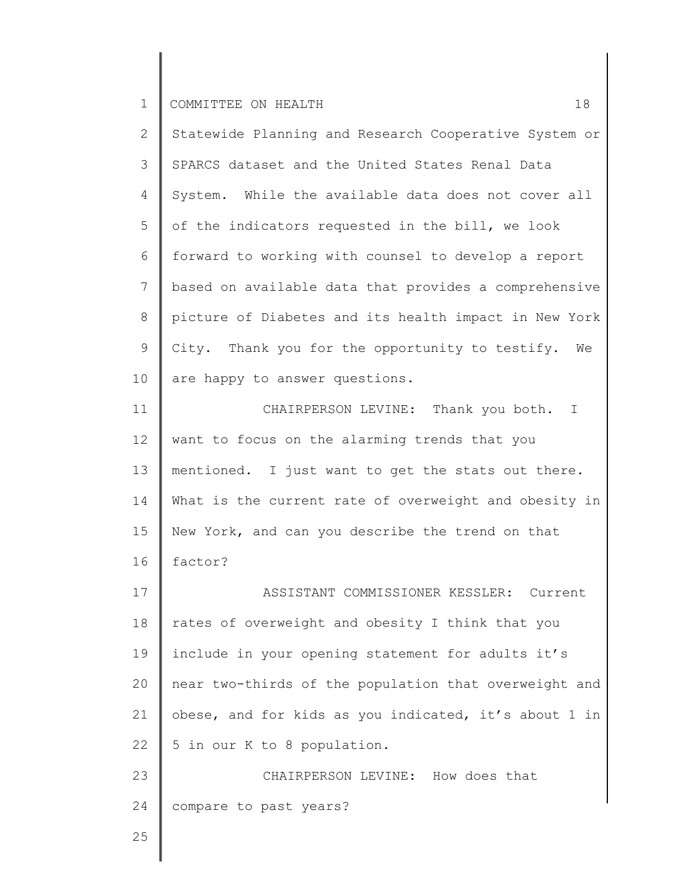Statewide Planning and Research Cooperative System or SPARCS dataset and the United States Renal Data System. While the available data does not cover all of the indicators requested in the bill, we look forward to working with counsel to develop a report based on available data that provides a comprehensive picture of Diabetes and its health impact in New York City. Thank you for the opportunity to testify. We are happy to answer questions.

CHAIRPERSON LEVINE: Thank you both. I want to focus on the alarming trends that you mentioned. I just want to get the stats out there. What is the current rate of overweight and obesity in New York, and can you describe the trend on that factor?

ASSISTANT COMMISSIONER KESSLER: Current rates of overweight and obesity I think that you include in your opening statement for adults it's near two-thirds of the population that overweight and obese, and for kids as you indicated, it's about 1 in 5 in our K to 8 population.

CHAIRPERSON LEVINE: How does that compare to past years?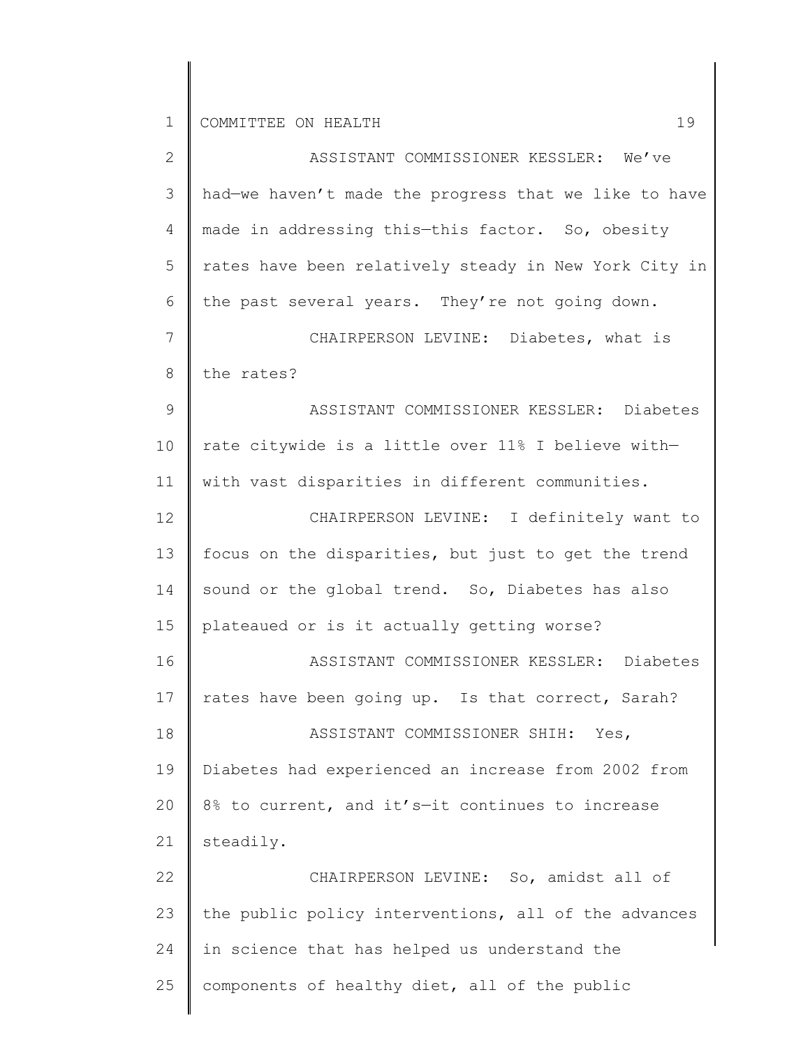ASSISTANT COMMISSIONER KESSLER: We've had—we haven't made the progress that we like to have made in addressing this—this factor. So, obesity rates have been relatively steady in New York City in the past several years. They're not going down.

CHAIRPERSON LEVINE: Diabetes, what is the rates?

ASSISTANT COMMISSIONER KESSLER: Diabetes rate citywide is a little over 11% I believe with—with vast disparities in different communities.

CHAIRPERSON LEVINE: I definitely want to focus on the disparities, but just to get the trend sound or the global trend. So, Diabetes has also plateaued or is it actually getting worse?

ASSISTANT COMMISSIONER KESSLER: Diabetes rates have been going up. Is that correct, Sarah?

ASSISTANT COMMISSIONER SHIH: Yes, Diabetes had experienced an increase from 2002 from 8% to current, and it's—it continues to increase steadily.

CHAIRPERSON LEVINE: So, amidst all of the public policy interventions, all of the advances in science that has helped us understand the components of healthy diet, all of the public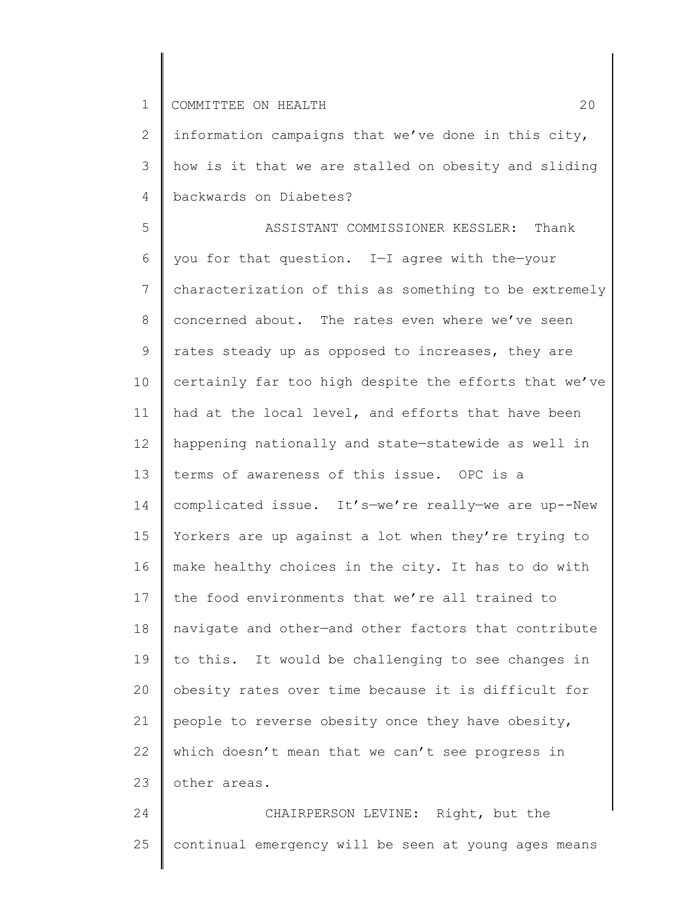information campaigns that we've done in this city, how is it that we are stalled on obesity and sliding backwards on Diabetes?

ASSISTANT COMMISSIONER KESSLER: Thank you for that question. I—I agree with the—your characterization of this as something to be extremely concerned about. The rates even where we've seen rates steady up as opposed to increases, they are certainly far too high despite the efforts that we've had at the local level, and efforts that have been happening nationally and state—statewide as well in terms of awareness of this issue. OPC is a complicated issue. It's—we're really—we are up--New Yorkers are up against a lot when they're trying to make healthy choices in the city. It has to do with the food environments that we're all trained to navigate and other—and other factors that contribute to this. It would be challenging to see changes in obesity rates over time because it is difficult for people to reverse obesity once they have obesity, which doesn't mean that we can't see progress in other areas.

CHAIRPERSON LEVINE: Right, but the continual emergency will be seen at young ages means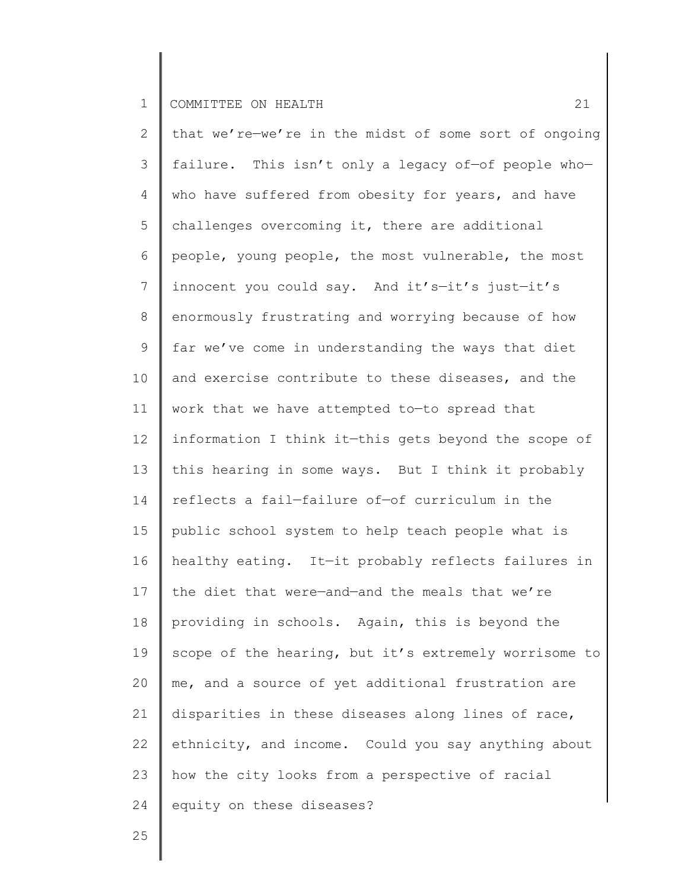that we're—we're in the midst of some sort of ongoing failure. This isn't only a legacy of—of people who—who have suffered from obesity for years, and have challenges overcoming it, there are additional people, young people, the most vulnerable, the most innocent you could say. And it's—it's just—it's enormously frustrating and worrying because of how far we've come in understanding the ways that diet and exercise contribute to these diseases, and the work that we have attempted to—to spread that information I think it—this gets beyond the scope of this hearing in some ways. But I think it probably reflects a fail—failure of—of curriculum in the public school system to help teach people what is healthy eating. It—it probably reflects failures in the diet that were—and—and the meals that we're providing in schools. Again, this is beyond the scope of the hearing, but it's extremely worrisome to me, and a source of yet additional frustration are disparities in these diseases along lines of race, ethnicity, and income. Could you say anything about how the city looks from a perspective of racial equity on these diseases?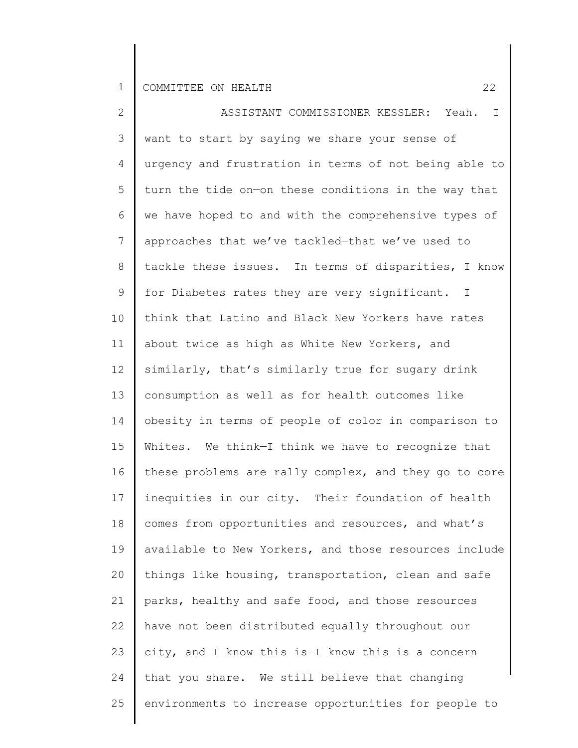ASSISTANT COMMISSIONER KESSLER: Yeah. I want to start by saying we share your sense of urgency and frustration in terms of not being able to turn the tide on—on these conditions in the way that we have hoped to and with the comprehensive types of approaches that we've tackled—that we've used to tackle these issues. In terms of disparities, I know for Diabetes rates they are very significant. I think that Latino and Black New Yorkers have rates about twice as high as White New Yorkers, and similarly, that's similarly true for sugary drink consumption as well as for health outcomes like obesity in terms of people of color in comparison to Whites. We think—I think we have to recognize that these problems are rally complex, and they go to core inequities in our city. Their foundation of health comes from opportunities and resources, and what's available to New Yorkers, and those resources include things like housing, transportation, clean and safe parks, healthy and safe food, and those resources have not been distributed equally throughout our city, and I know this is—I know this is a concern that you share. We still believe that changing environments to increase opportunities for people to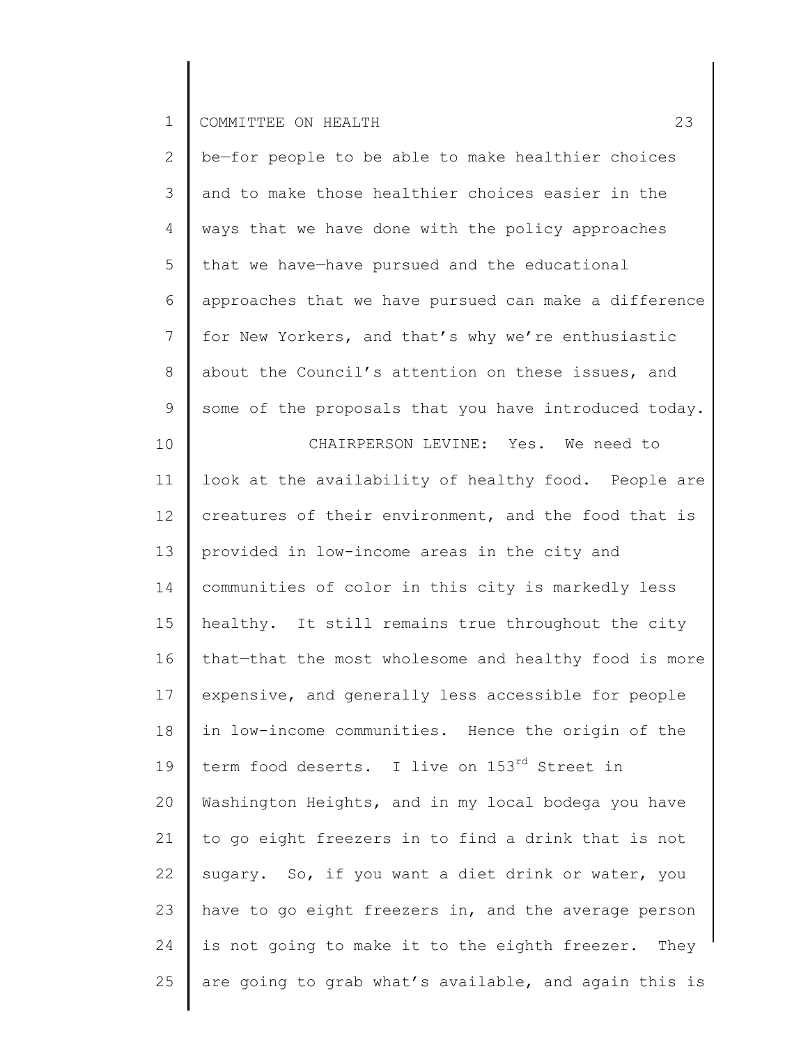be—for people to be able to make healthier choices and to make those healthier choices easier in the ways that we have done with the policy approaches that we have—have pursued and the educational approaches that we have pursued can make a difference for New Yorkers, and that's why we're enthusiastic about the Council's attention on these issues, and some of the proposals that you have introduced today.

CHAIRPERSON LEVINE: Yes. We need to look at the availability of healthy food. People are creatures of their environment, and the food that is provided in low-income areas in the city and communities of color in this city is markedly less healthy. It still remains true throughout the city that—that the most wholesome and healthy food is more expensive, and generally less accessible for people in low-income communities. Hence the origin of the term food deserts. I live on 153rd Street in Washington Heights, and in my local bodega you have to go eight freezers in to find a drink that is not sugary. So, if you want a diet drink or water, you have to go eight freezers in, and the average person is not going to make it to the eighth freezer. They are going to grab what's available, and again this is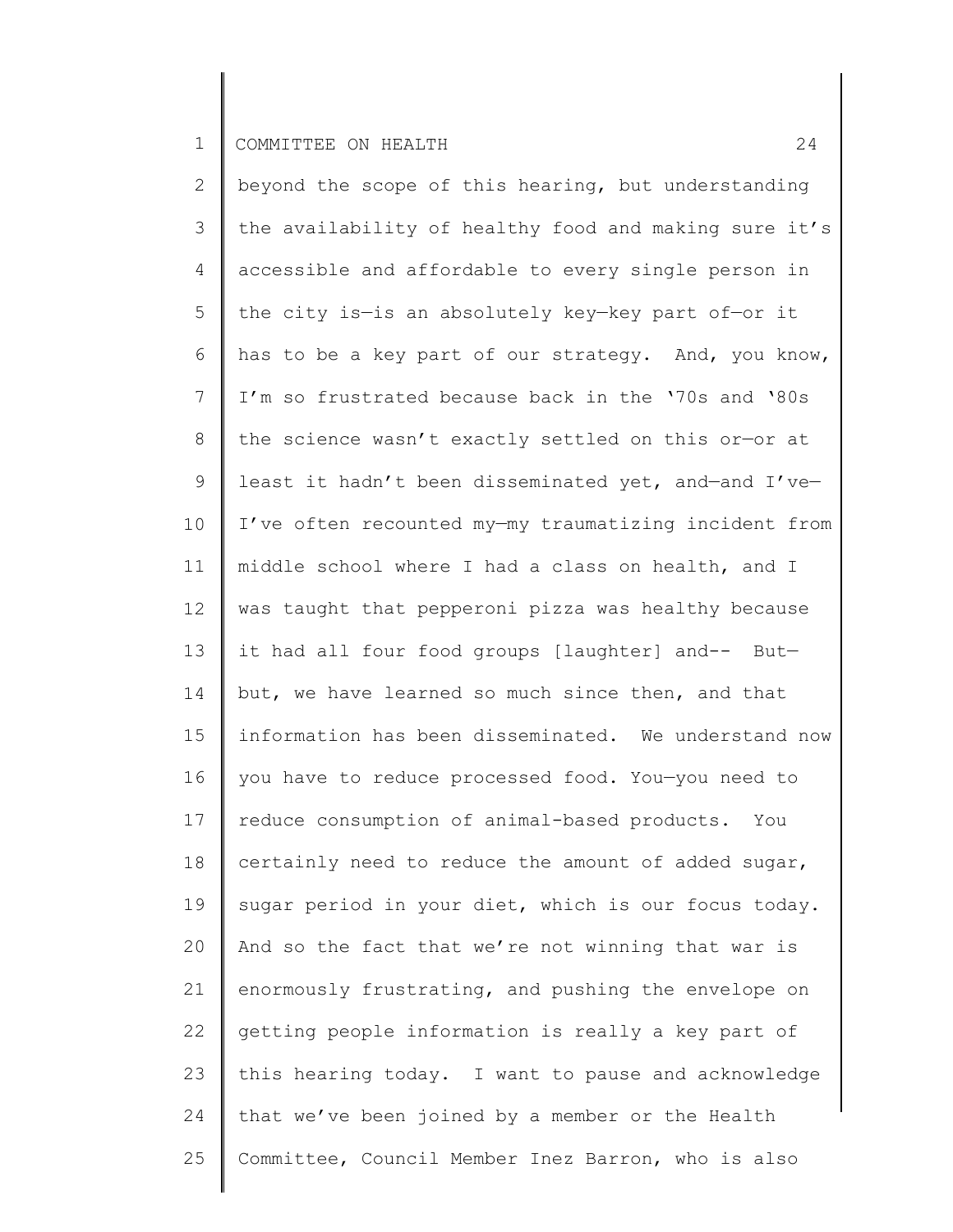beyond the scope of this hearing, but understanding the availability of healthy food and making sure it's accessible and affordable to every single person in the city is—is an absolutely key—key part of—or it has to be a key part of our strategy. And, you know, I'm so frustrated because back in the '70s and '80s the science wasn't exactly settled on this or—or at least it hadn't been disseminated yet, and—and I've—I've often recounted my—my traumatizing incident from middle school where I had a class on health, and I was taught that pepperoni pizza was healthy because it had all four food groups [laughter] and-- But—but, we have learned so much since then, and that information has been disseminated. We understand now you have to reduce processed food. You—you need to reduce consumption of animal-based products. You certainly need to reduce the amount of added sugar, sugar period in your diet, which is our focus today. And so the fact that we're not winning that war is enormously frustrating, and pushing the envelope on getting people information is really a key part of this hearing today. I want to pause and acknowledge that we've been joined by a member or the Health Committee, Council Member Inez Barron, who is also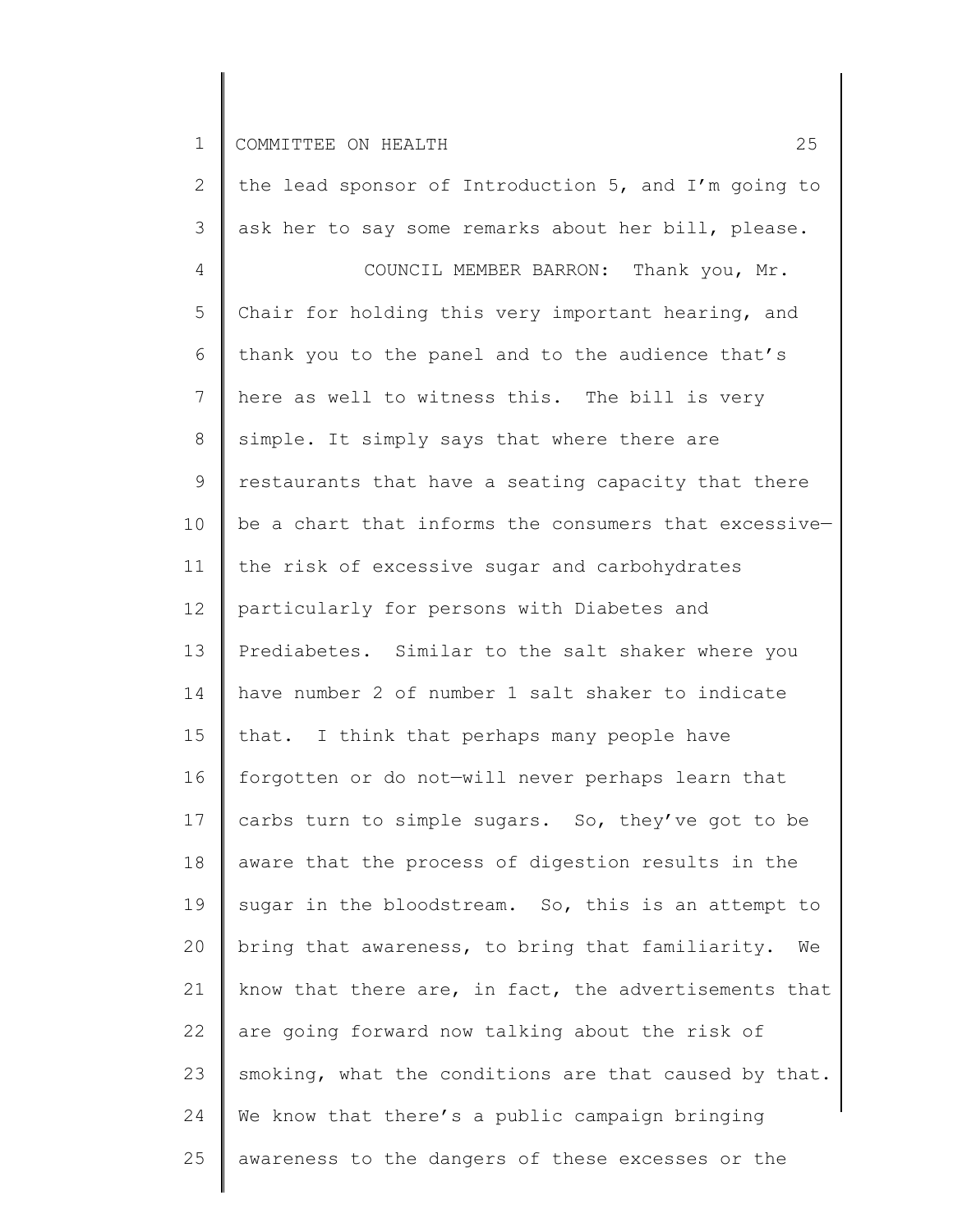the lead sponsor of Introduction 5, and I'm going to ask her to say some remarks about her bill, please.

COUNCIL MEMBER BARRON: Thank you, Mr. Chair for holding this very important hearing, and thank you to the panel and to the audience that's here as well to witness this. The bill is very simple. It simply says that where there are restaurants that have a seating capacity that there be a chart that informs the consumers that excessive—the risk of excessive sugar and carbohydrates particularly for persons with Diabetes and Prediabetes. Similar to the salt shaker where you have number 2 of number 1 salt shaker to indicate that. I think that perhaps many people have forgotten or do not—will never perhaps learn that carbs turn to simple sugars. So, they've got to be aware that the process of digestion results in the sugar in the bloodstream. So, this is an attempt to bring that awareness, to bring that familiarity. We know that there are, in fact, the advertisements that are going forward now talking about the risk of smoking, what the conditions are that caused by that. We know that there's a public campaign bringing awareness to the dangers of these excesses or the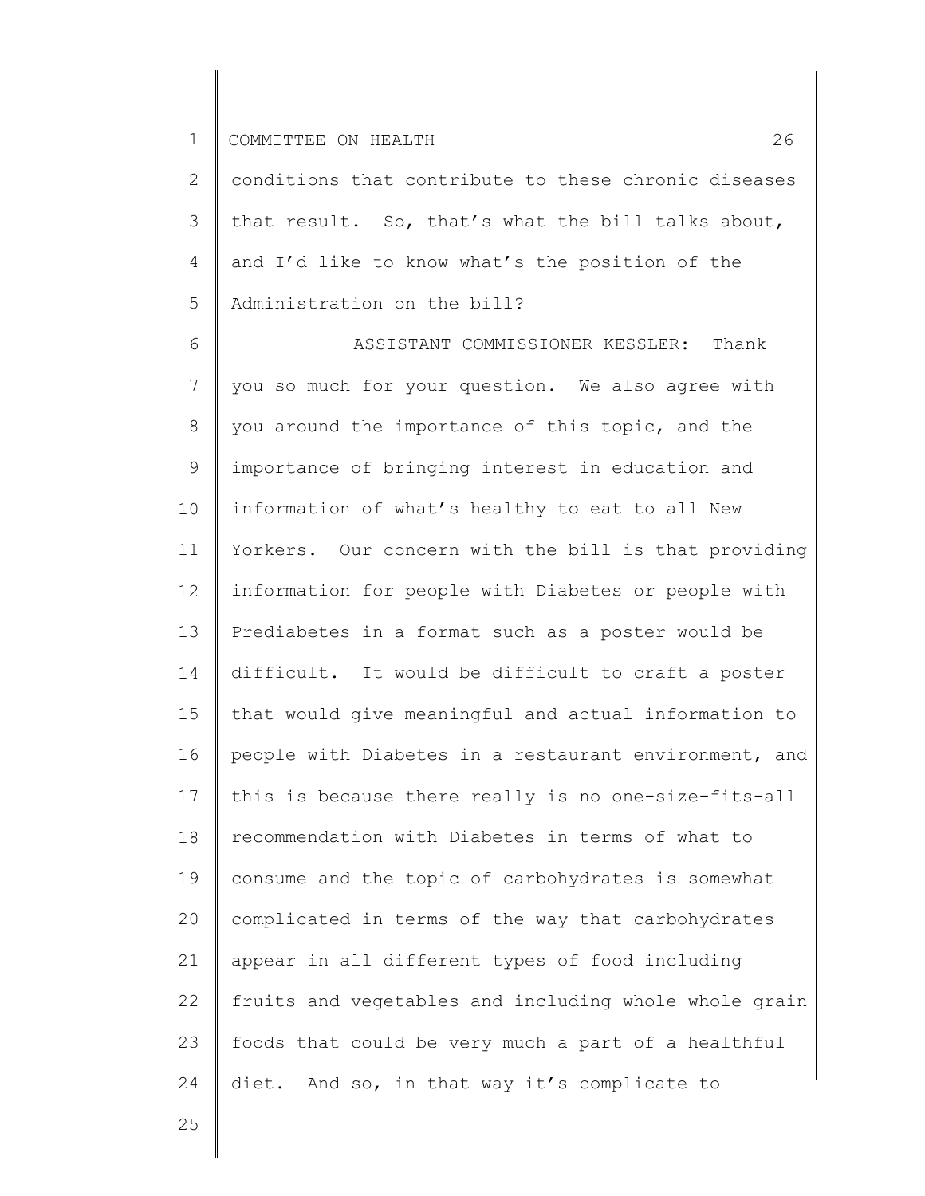conditions that contribute to these chronic diseases that result. So, that's what the bill talks about, and I'd like to know what's the position of the Administration on the bill?

ASSISTANT COMMISSIONER KESSLER: Thank you so much for your question. We also agree with you around the importance of this topic, and the importance of bringing interest in education and information of what's healthy to eat to all New Yorkers. Our concern with the bill is that providing information for people with Diabetes or people with Prediabetes in a format such as a poster would be difficult. It would be difficult to craft a poster that would give meaningful and actual information to people with Diabetes in a restaurant environment, and this is because there really is no one-size-fits-all recommendation with Diabetes in terms of what to consume and the topic of carbohydrates is somewhat complicated in terms of the way that carbohydrates appear in all different types of food including fruits and vegetables and including whole—whole grain foods that could be very much a part of a healthful diet. And so, in that way it's complicate to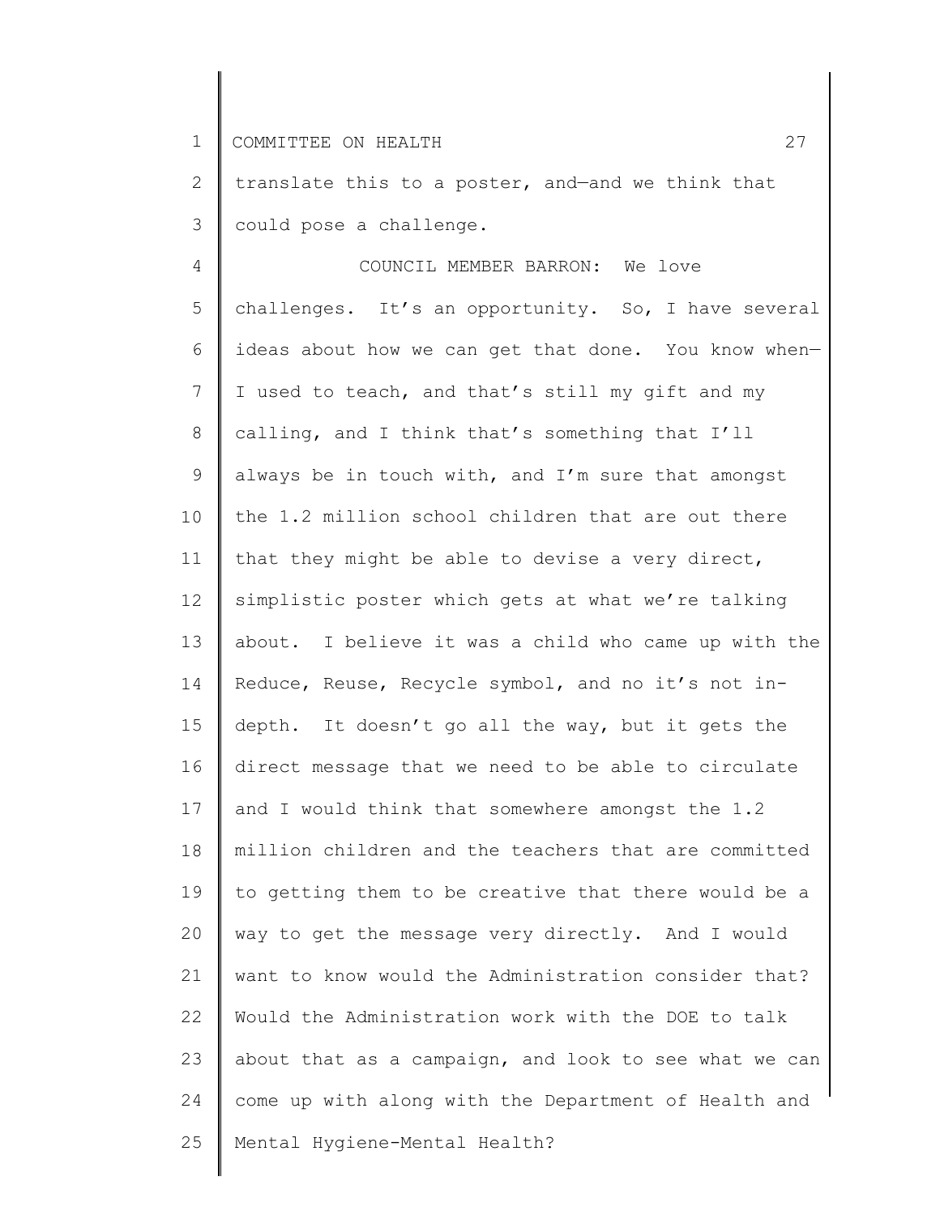translate this to a poster, and—and we think that could pose a challenge.

COUNCIL MEMBER BARRON: We love challenges. It's an opportunity. So, I have several ideas about how we can get that done. You know when—I used to teach, and that's still my gift and my calling, and I think that's something that I'll always be in touch with, and I'm sure that amongst the 1.2 million school children that are out there that they might be able to devise a very direct, simplistic poster which gets at what we're talking about. I believe it was a child who came up with the Reduce, Reuse, Recycle symbol, and no it's not in-depth. It doesn't go all the way, but it gets the direct message that we need to be able to circulate and I would think that somewhere amongst the 1.2 million children and the teachers that are committed to getting them to be creative that there would be a way to get the message very directly. And I would want to know would the Administration consider that? Would the Administration work with the DOE to talk about that as a campaign, and look to see what we can come up with along with the Department of Health and Mental Hygiene-Mental Health?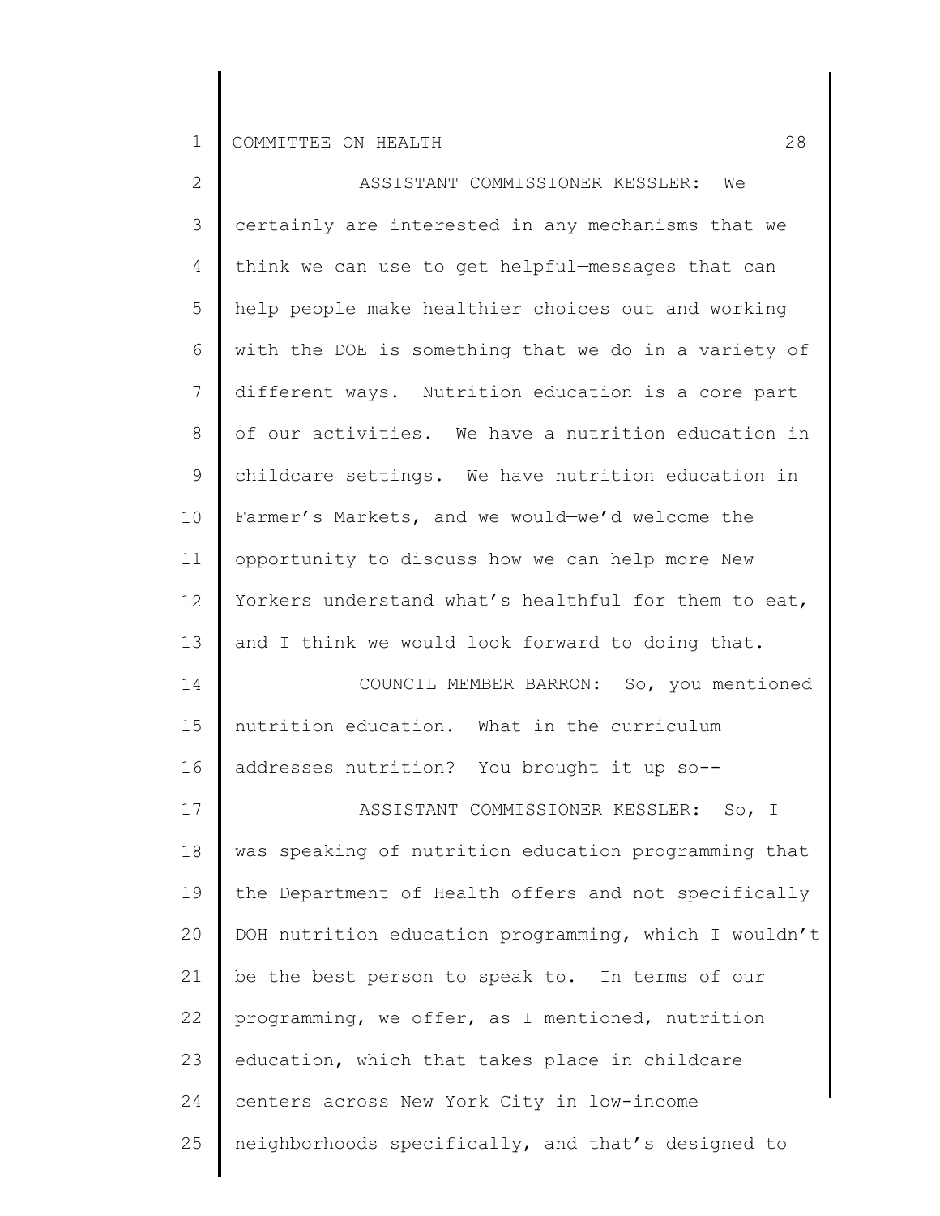ASSISTANT COMMISSIONER KESSLER: We certainly are interested in any mechanisms that we think we can use to get helpful—messages that can help people make healthier choices out and working with the DOE is something that we do in a variety of different ways. Nutrition education is a core part of our activities. We have a nutrition education in childcare settings. We have nutrition education in Farmer's Markets, and we would—we'd welcome the opportunity to discuss how we can help more New Yorkers understand what's healthful for them to eat, and I think we would look forward to doing that.

COUNCIL MEMBER BARRON: So, you mentioned nutrition education. What in the curriculum addresses nutrition? You brought it up so--

ASSISTANT COMMISSIONER KESSLER: So, I was speaking of nutrition education programming that the Department of Health offers and not specifically DOH nutrition education programming, which I wouldn't be the best person to speak to. In terms of our programming, we offer, as I mentioned, nutrition education, which that takes place in childcare centers across New York City in low-income neighborhoods specifically, and that's designed to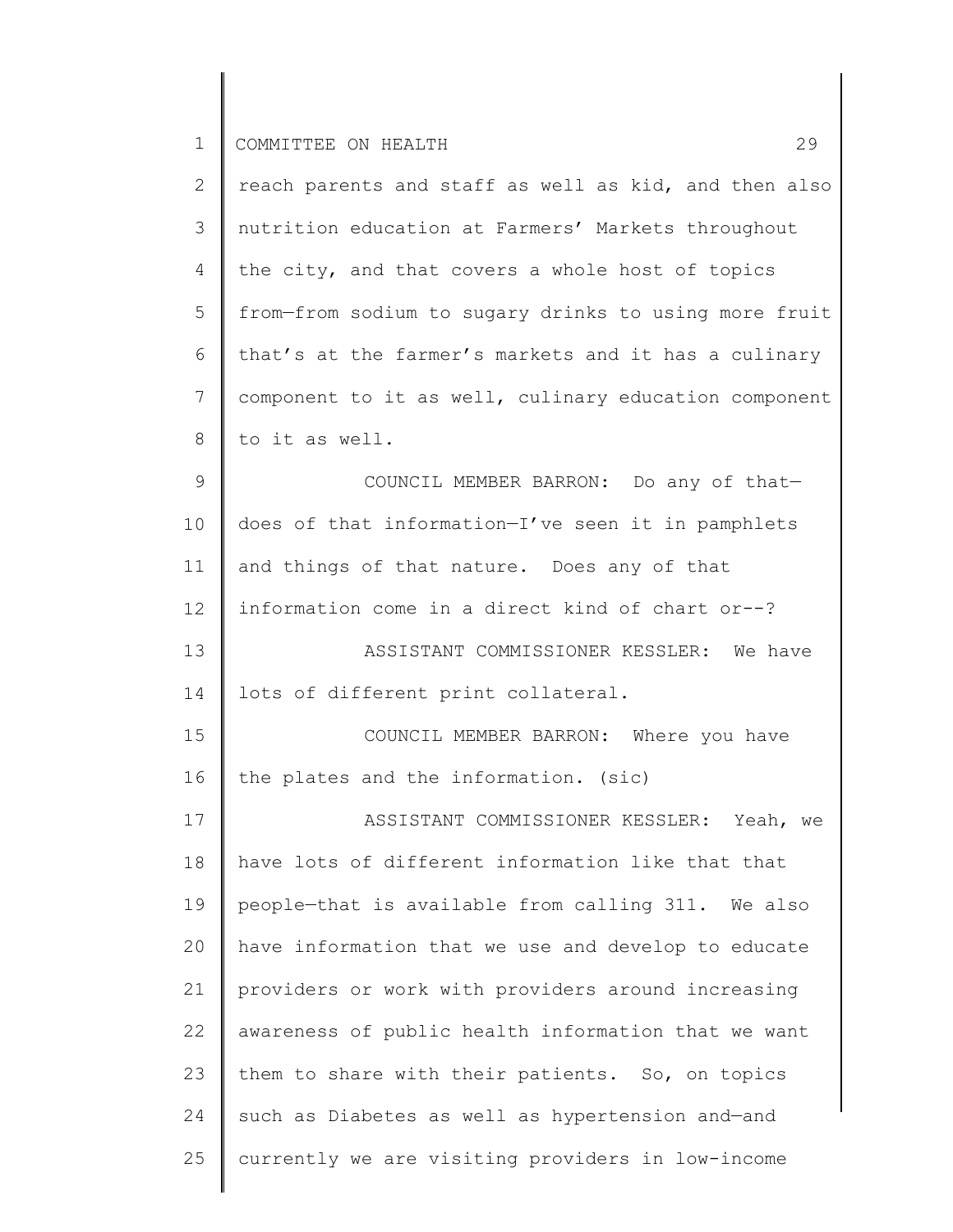reach parents and staff as well as kid, and then also nutrition education at Farmers' Markets throughout the city, and that covers a whole host of topics from—from sodium to sugary drinks to using more fruit that's at the farmer's markets and it has a culinary component to it as well, culinary education component to it as well.

COUNCIL MEMBER BARRON: Do any of that—does of that information—I've seen it in pamphlets and things of that nature. Does any of that information come in a direct kind of chart or--?

ASSISTANT COMMISSIONER KESSLER: We have lots of different print collateral.

COUNCIL MEMBER BARRON: Where you have the plates and the information. (sic)

ASSISTANT COMMISSIONER KESSLER: Yeah, we have lots of different information like that that people—that is available from calling 311. We also have information that we use and develop to educate providers or work with providers around increasing awareness of public health information that we want them to share with their patients. So, on topics such as Diabetes as well as hypertension and—and currently we are visiting providers in low-income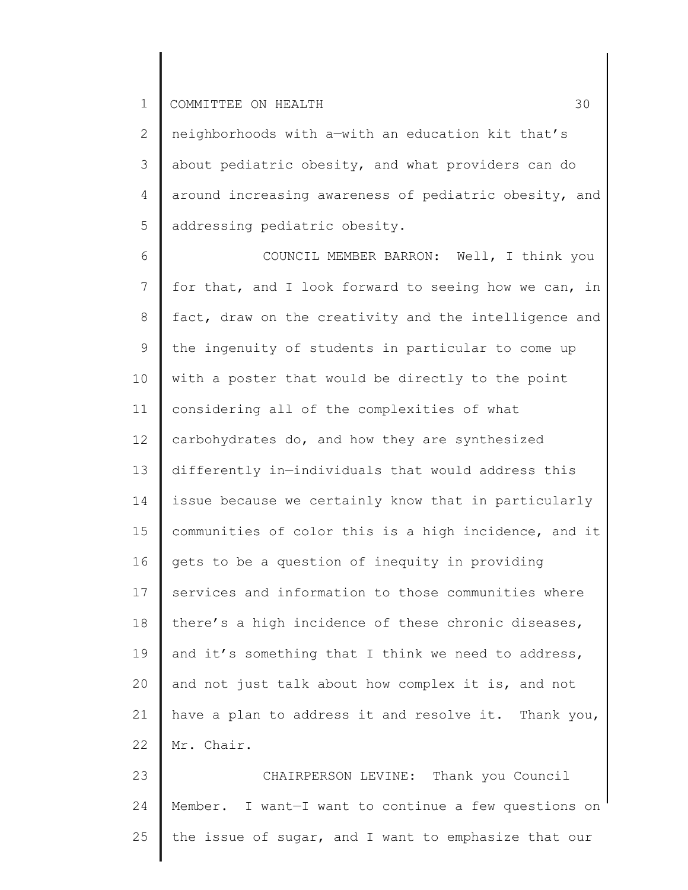neighborhoods with a—with an education kit that's about pediatric obesity, and what providers can do around increasing awareness of pediatric obesity, and addressing pediatric obesity.

COUNCIL MEMBER BARRON: Well, I think you for that, and I look forward to seeing how we can, in fact, draw on the creativity and the intelligence and the ingenuity of students in particular to come up with a poster that would be directly to the point considering all of the complexities of what carbohydrates do, and how they are synthesized differently in—individuals that would address this issue because we certainly know that in particularly communities of color this is a high incidence, and it gets to be a question of inequity in providing services and information to those communities where there's a high incidence of these chronic diseases, and it's something that I think we need to address, and not just talk about how complex it is, and not have a plan to address it and resolve it. Thank you, Mr. Chair.

CHAIRPERSON LEVINE: Thank you Council Member. I want—I want to continue a few questions on the issue of sugar, and I want to emphasize that our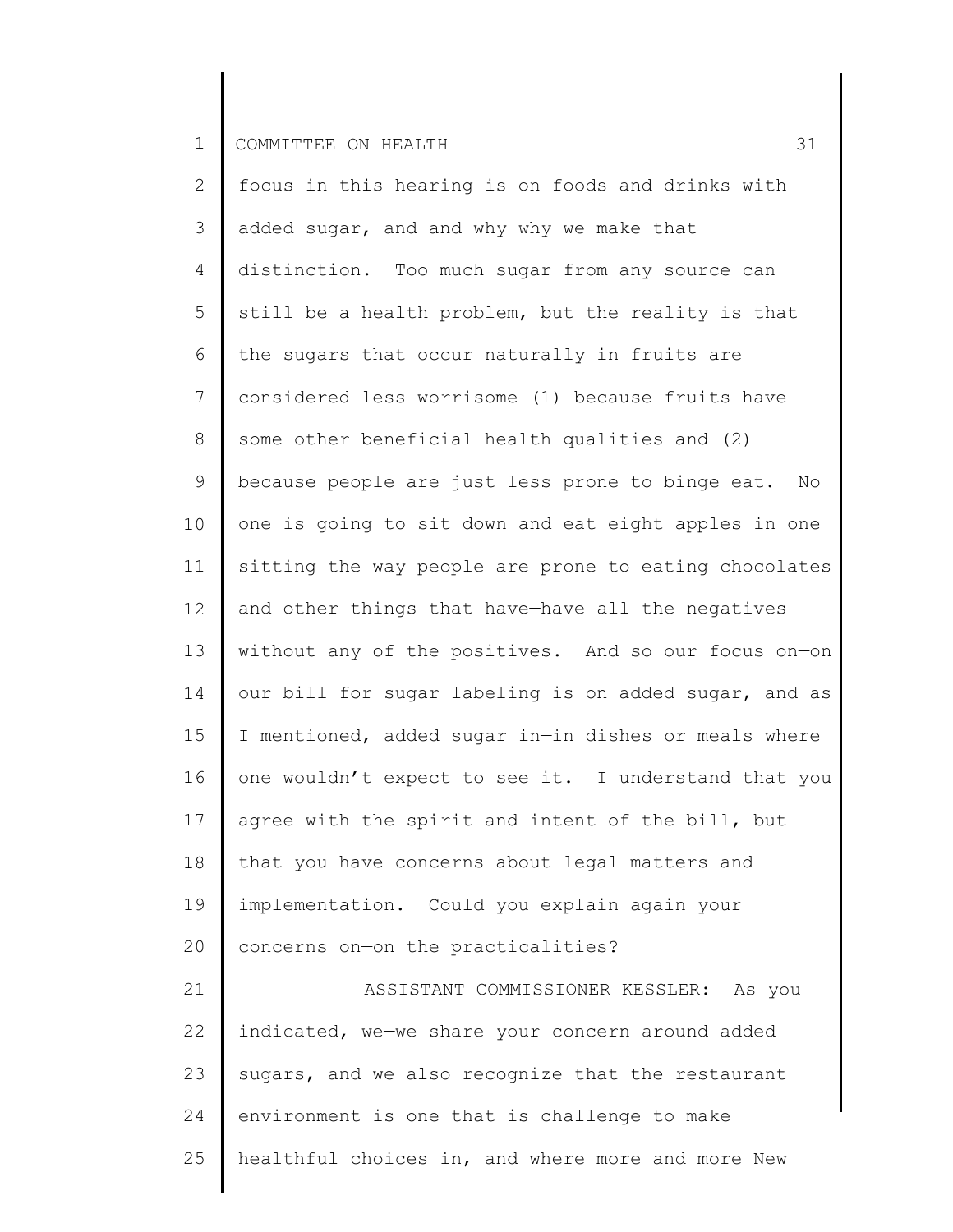focus in this hearing is on foods and drinks with added sugar, and—and why—why we make that distinction. Too much sugar from any source can still be a health problem, but the reality is that the sugars that occur naturally in fruits are considered less worrisome (1) because fruits have some other beneficial health qualities and (2) because people are just less prone to binge eat. No one is going to sit down and eat eight apples in one sitting the way people are prone to eating chocolates and other things that have—have all the negatives without any of the positives. And so our focus on—on our bill for sugar labeling is on added sugar, and as I mentioned, added sugar in—in dishes or meals where one wouldn't expect to see it. I understand that you agree with the spirit and intent of the bill, but that you have concerns about legal matters and implementation. Could you explain again your concerns on—on the practicalities?

ASSISTANT COMMISSIONER KESSLER: As you indicated, we—we share your concern around added sugars, and we also recognize that the restaurant environment is one that is challenge to make healthful choices in, and where more and more New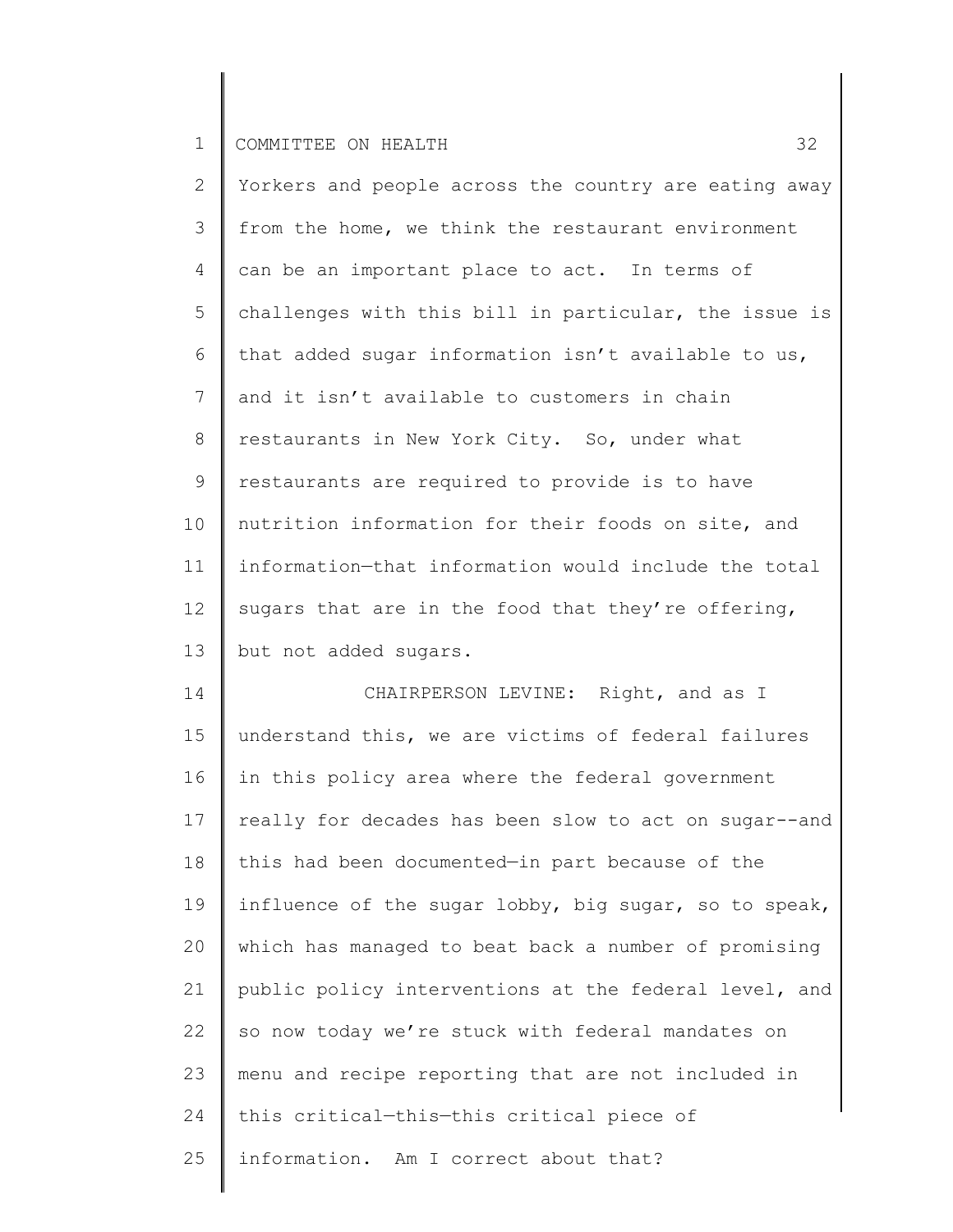Yorkers and people across the country are eating away from the home, we think the restaurant environment can be an important place to act. In terms of challenges with this bill in particular, the issue is that added sugar information isn't available to us, and it isn't available to customers in chain restaurants in New York City. So, under what restaurants are required to provide is to have nutrition information for their foods on site, and information—that information would include the total sugars that are in the food that they're offering, but not added sugars.

CHAIRPERSON LEVINE: Right, and as I understand this, we are victims of federal failures in this policy area where the federal government really for decades has been slow to act on sugar--and this had been documented—in part because of the influence of the sugar lobby, big sugar, so to speak, which has managed to beat back a number of promising public policy interventions at the federal level, and so now today we're stuck with federal mandates on menu and recipe reporting that are not included in this critical—this—this critical piece of information. Am I correct about that?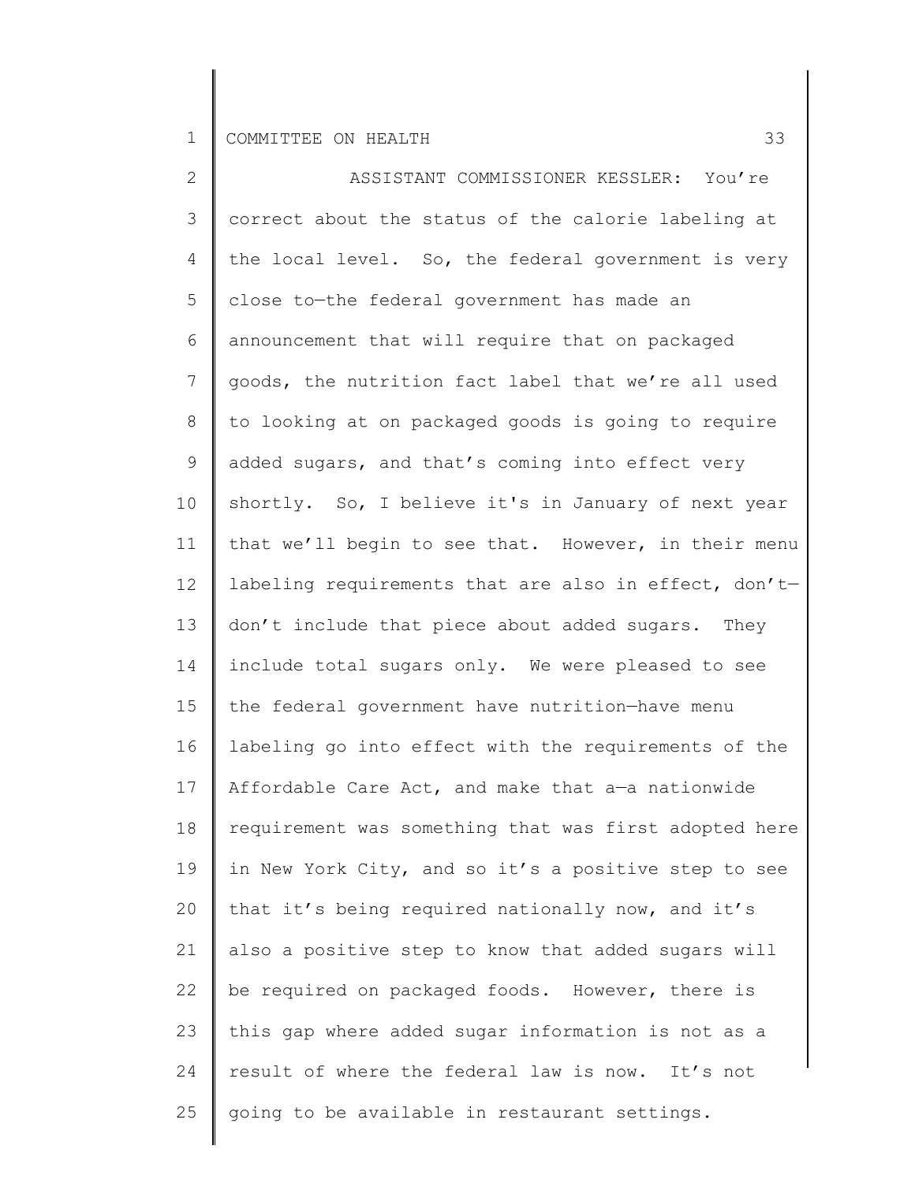ASSISTANT COMMISSIONER KESSLER: You're correct about the status of the calorie labeling at the local level. So, the federal government is very close to—the federal government has made an announcement that will require that on packaged goods, the nutrition fact label that we're all used to looking at on packaged goods is going to require added sugars, and that's coming into effect very shortly. So, I believe it's in January of next year that we'll begin to see that. However, in their menu labeling requirements that are also in effect, don't—don't include that piece about added sugars. They include total sugars only. We were pleased to see the federal government have nutrition—have menu labeling go into effect with the requirements of the Affordable Care Act, and make that a—a nationwide requirement was something that was first adopted here in New York City, and so it's a positive step to see that it's being required nationally now, and it's also a positive step to know that added sugars will be required on packaged foods. However, there is this gap where added sugar information is not as a result of where the federal law is now. It's not going to be available in restaurant settings.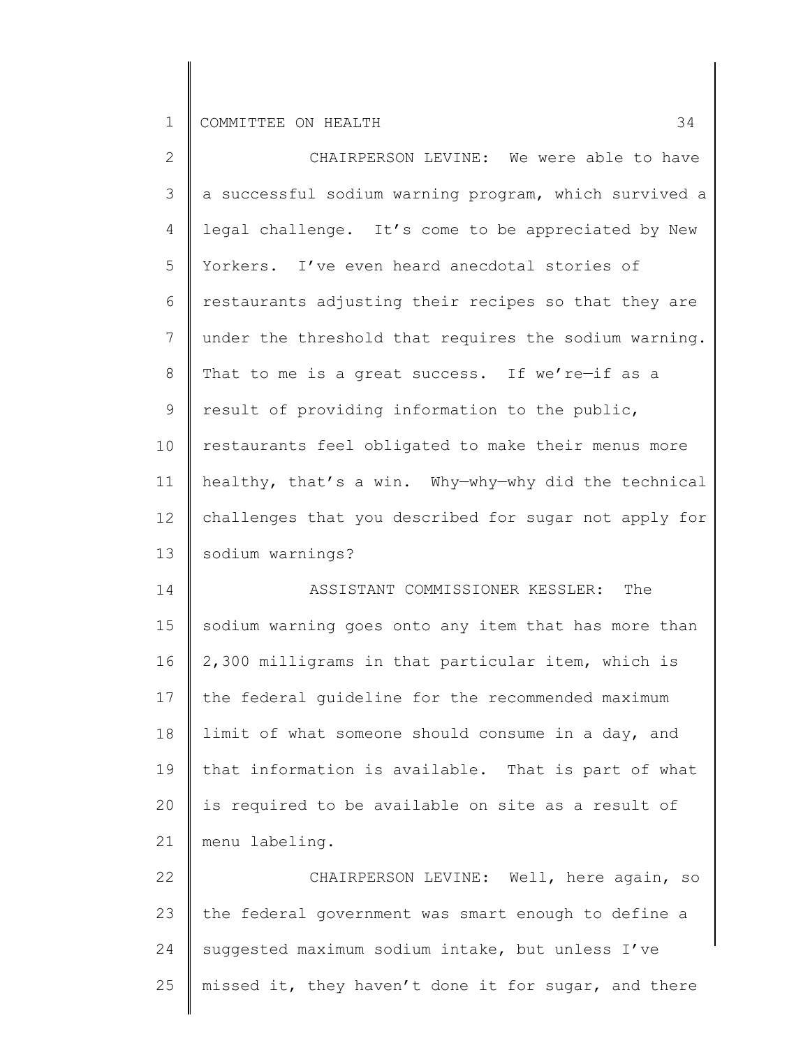CHAIRPERSON LEVINE: We were able to have a successful sodium warning program, which survived a legal challenge. It's come to be appreciated by New Yorkers. I've even heard anecdotal stories of restaurants adjusting their recipes so that they are under the threshold that requires the sodium warning. That to me is a great success. If we're—if as a result of providing information to the public, restaurants feel obligated to make their menus more healthy, that's a win. Why—why—why did the technical challenges that you described for sugar not apply for sodium warnings?

ASSISTANT COMMISSIONER KESSLER: The sodium warning goes onto any item that has more than 2,300 milligrams in that particular item, which is the federal guideline for the recommended maximum limit of what someone should consume in a day, and that information is available. That is part of what is required to be available on site as a result of menu labeling.

CHAIRPERSON LEVINE: Well, here again, so the federal government was smart enough to define a suggested maximum sodium intake, but unless I've missed it, they haven't done it for sugar, and there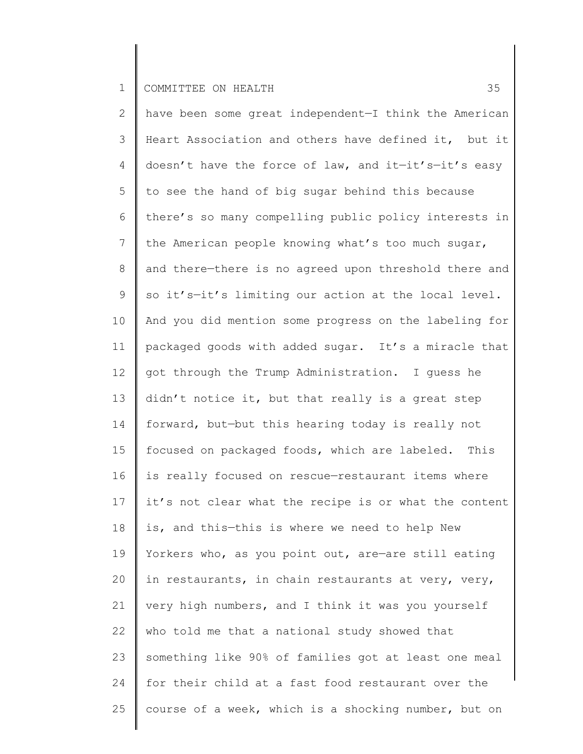have been some great independent—I think the American Heart Association and others have defined it, but it doesn't have the force of law, and it—it's—it's easy to see the hand of big sugar behind this because there's so many compelling public policy interests in the American people knowing what's too much sugar, and there—there is no agreed upon threshold there and so it's—it's limiting our action at the local level. And you did mention some progress on the labeling for packaged goods with added sugar. It's a miracle that got through the Trump Administration. I guess he didn't notice it, but that really is a great step forward, but—but this hearing today is really not focused on packaged foods, which are labeled. This is really focused on rescue—restaurant items where it's not clear what the recipe is or what the content is, and this—this is where we need to help New Yorkers who, as you point out, are—are still eating in restaurants, in chain restaurants at very, very, very high numbers, and I think it was you yourself who told me that a national study showed that something like 90% of families got at least one meal for their child at a fast food restaurant over the course of a week, which is a shocking number, but on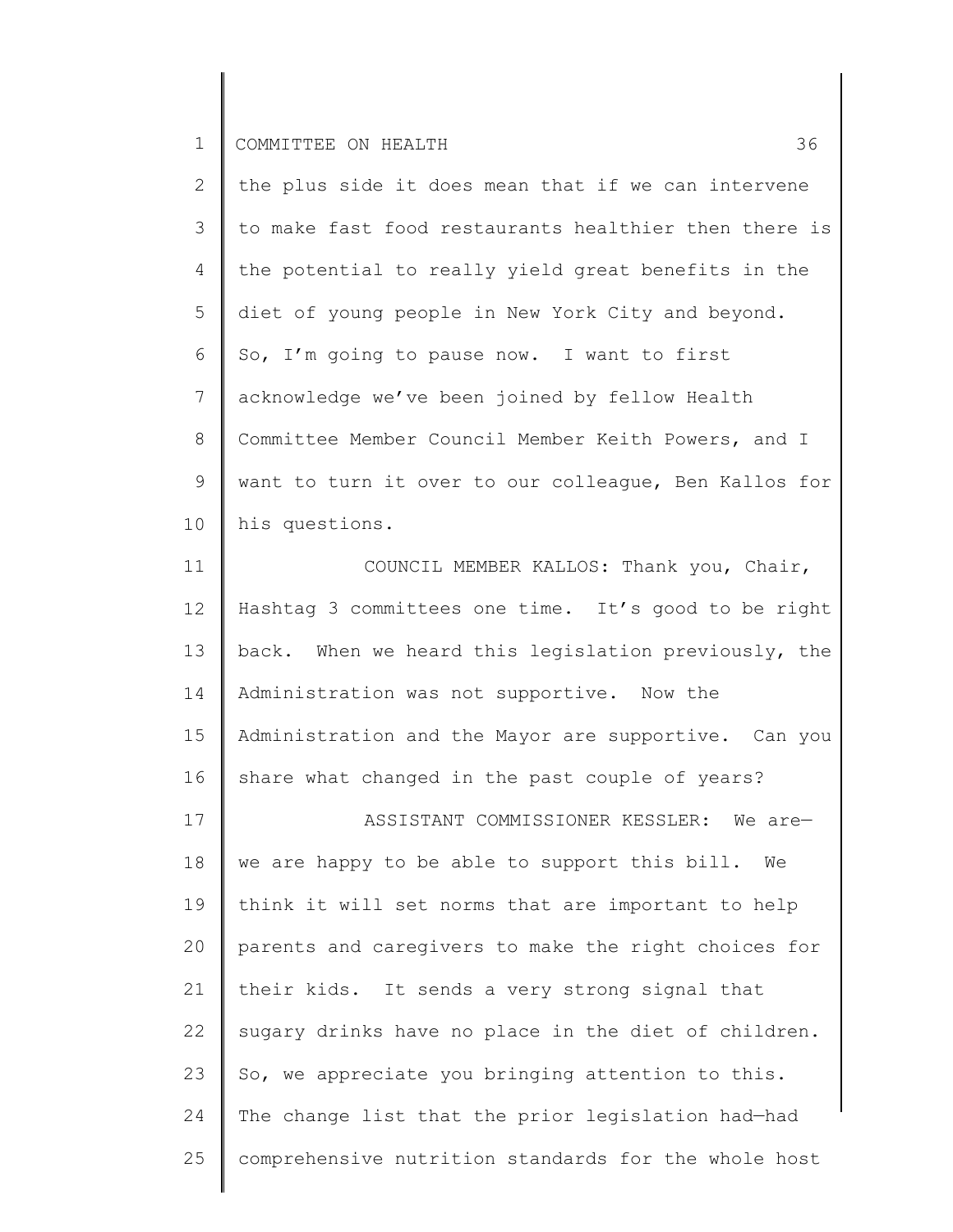the plus side it does mean that if we can intervene to make fast food restaurants healthier then there is the potential to really yield great benefits in the diet of young people in New York City and beyond. So, I'm going to pause now. I want to first acknowledge we've been joined by fellow Health Committee Member Council Member Keith Powers, and I want to turn it over to our colleague, Ben Kallos for his questions.

COUNCIL MEMBER KALLOS: Thank you, Chair, Hashtag 3 committees one time. It's good to be right back. When we heard this legislation previously, the Administration was not supportive. Now the Administration and the Mayor are supportive. Can you share what changed in the past couple of years?

ASSISTANT COMMISSIONER KESSLER: We are—we are happy to be able to support this bill. We think it will set norms that are important to help parents and caregivers to make the right choices for their kids. It sends a very strong signal that sugary drinks have no place in the diet of children. So, we appreciate you bringing attention to this. The change list that the prior legislation had—had comprehensive nutrition standards for the whole host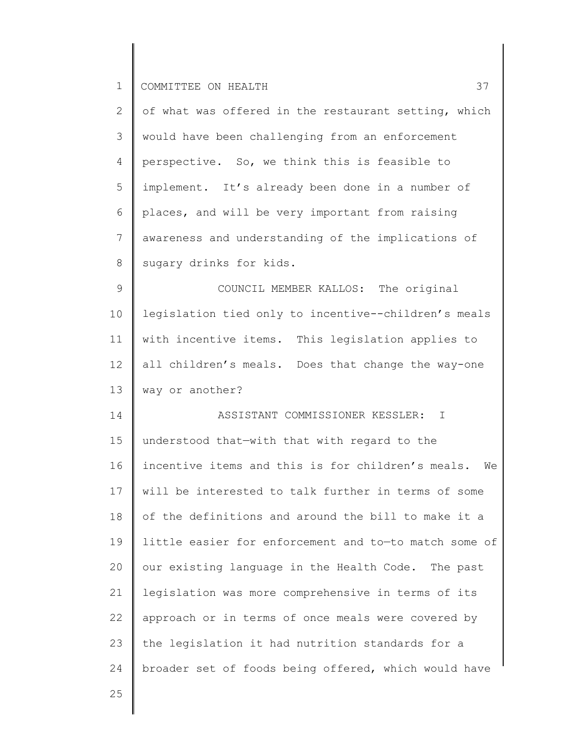of what was offered in the restaurant setting, which would have been challenging from an enforcement perspective. So, we think this is feasible to implement. It's already been done in a number of places, and will be very important from raising awareness and understanding of the implications of sugary drinks for kids.

COUNCIL MEMBER KALLOS: The original legislation tied only to incentive--children's meals with incentive items. This legislation applies to all children's meals. Does that change the way-one way or another?

ASSISTANT COMMISSIONER KESSLER: I understood that—with that with regard to the incentive items and this is for children's meals. We will be interested to talk further in terms of some of the definitions and around the bill to make it a little easier for enforcement and to—to match some of our existing language in the Health Code. The past legislation was more comprehensive in terms of its approach or in terms of once meals were covered by the legislation it had nutrition standards for a broader set of foods being offered, which would have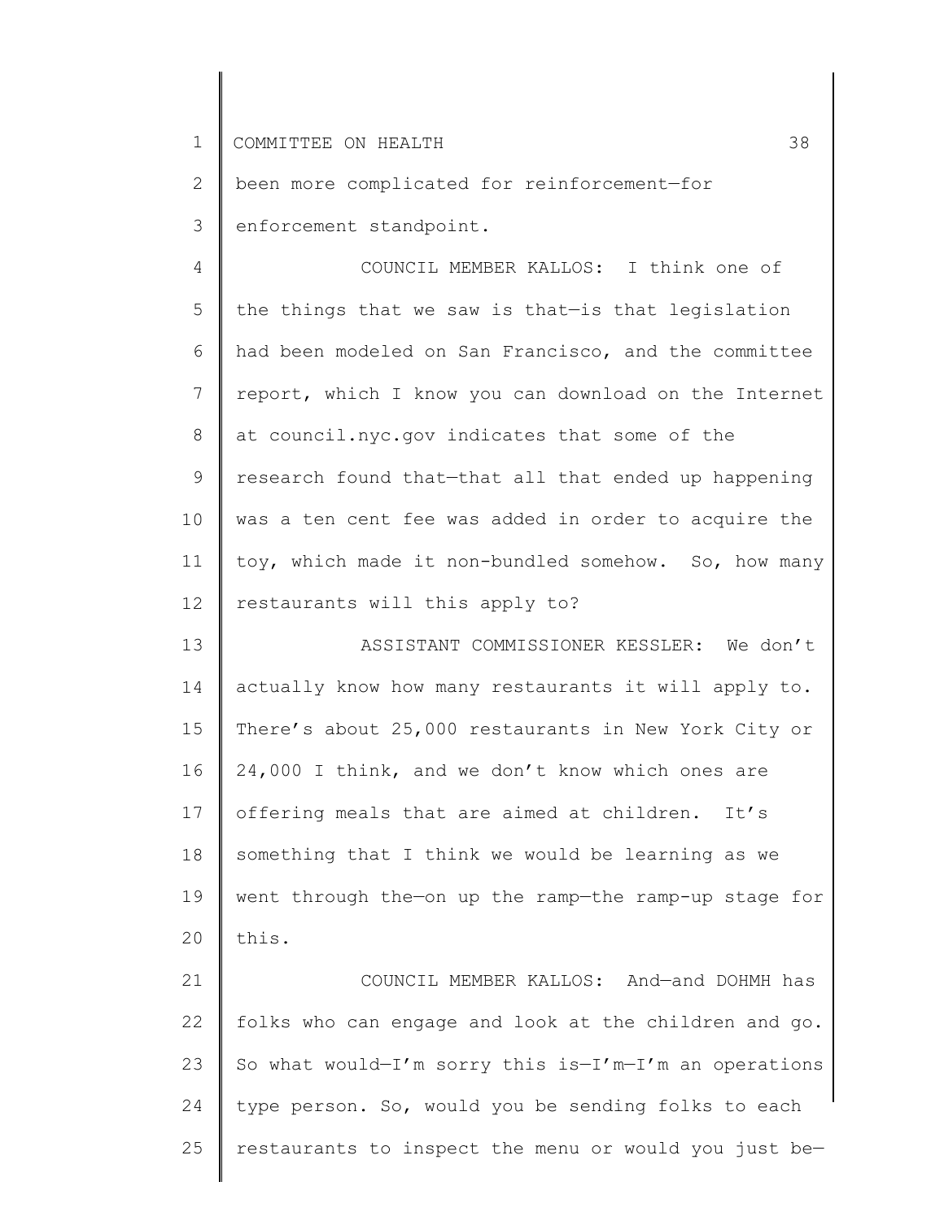been more complicated for reinforcement—for enforcement standpoint.

COUNCIL MEMBER KALLOS: I think one of the things that we saw is that—is that legislation had been modeled on San Francisco, and the committee report, which I know you can download on the Internet at council.nyc.gov indicates that some of the research found that—that all that ended up happening was a ten cent fee was added in order to acquire the toy, which made it non-bundled somehow. So, how many restaurants will this apply to?

ASSISTANT COMMISSIONER KESSLER: We don't actually know how many restaurants it will apply to. There's about 25,000 restaurants in New York City or 24,000 I think, and we don't know which ones are offering meals that are aimed at children. It's something that I think we would be learning as we went through the—on up the ramp—the ramp-up stage for this.

COUNCIL MEMBER KALLOS: And—and DOHMH has folks who can engage and look at the children and go. So what would—I'm sorry this is—I'm—I'm an operations type person. So, would you be sending folks to each restaurants to inspect the menu or would you just be—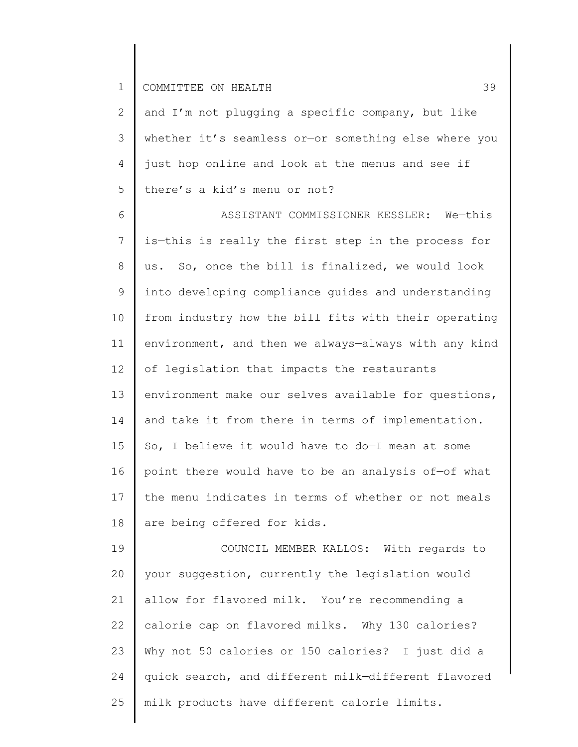and I'm not plugging a specific company, but like whether it's seamless or—or something else where you just hop online and look at the menus and see if there's a kid's menu or not?

ASSISTANT COMMISSIONER KESSLER: We—this is—this is really the first step in the process for us. So, once the bill is finalized, we would look into developing compliance guides and understanding from industry how the bill fits with their operating environment, and then we always—always with any kind of legislation that impacts the restaurants environment make our selves available for questions, and take it from there in terms of implementation. So, I believe it would have to do—I mean at some point there would have to be an analysis of—of what the menu indicates in terms of whether or not meals are being offered for kids.

COUNCIL MEMBER KALLOS: With regards to your suggestion, currently the legislation would allow for flavored milk. You're recommending a calorie cap on flavored milks. Why 130 calories? Why not 50 calories or 150 calories? I just did a quick search, and different milk—different flavored milk products have different calorie limits.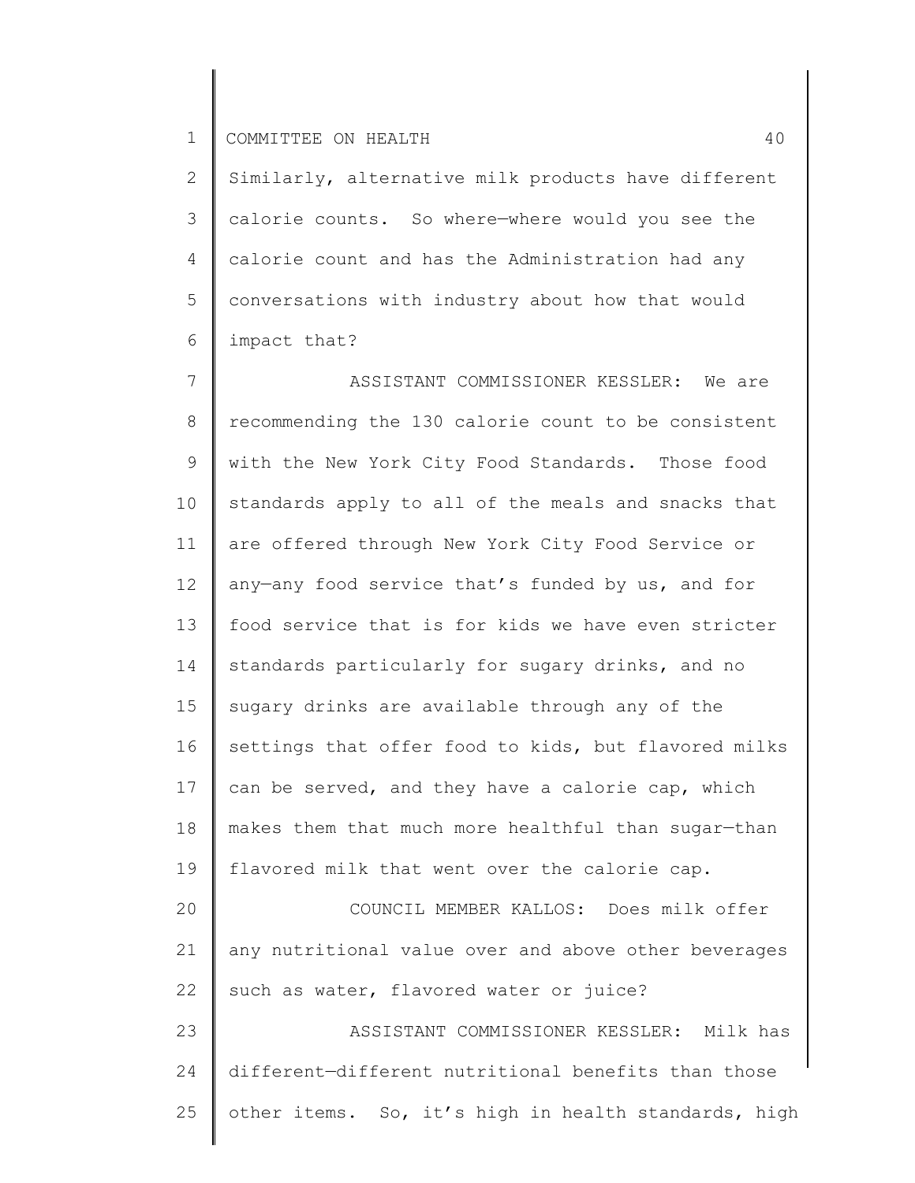Similarly, alternative milk products have different calorie counts. So where—where would you see the calorie count and has the Administration had any conversations with industry about how that would impact that?

ASSISTANT COMMISSIONER KESSLER: We are recommending the 130 calorie count to be consistent with the New York City Food Standards. Those food standards apply to all of the meals and snacks that are offered through New York City Food Service or any—any food service that's funded by us, and for food service that is for kids we have even stricter standards particularly for sugary drinks, and no sugary drinks are available through any of the settings that offer food to kids, but flavored milks can be served, and they have a calorie cap, which makes them that much more healthful than sugar—than flavored milk that went over the calorie cap.

COUNCIL MEMBER KALLOS: Does milk offer any nutritional value over and above other beverages such as water, flavored water or juice?

ASSISTANT COMMISSIONER KESSLER: Milk has different—different nutritional benefits than those other items. So, it's high in health standards, high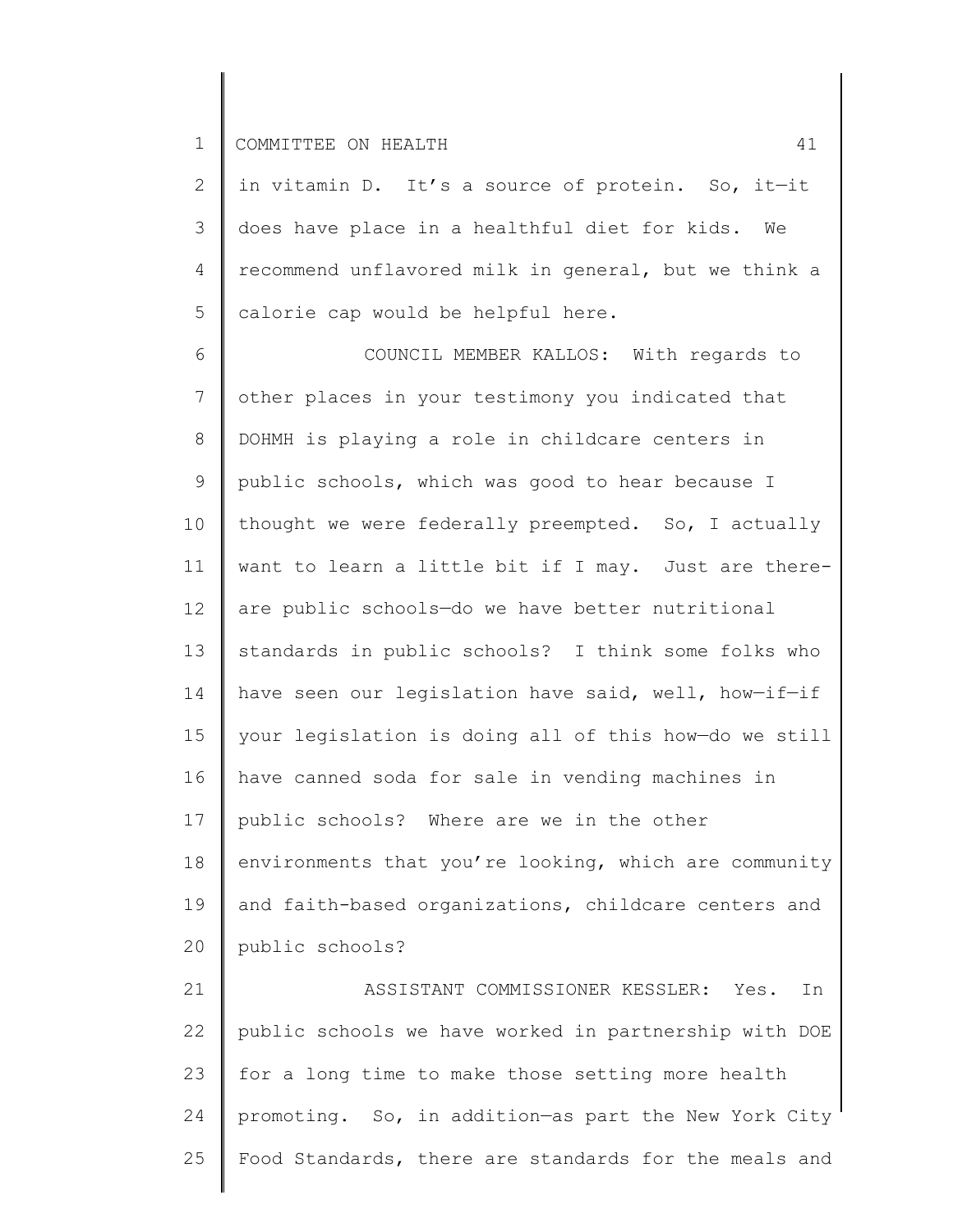in vitamin D. It's a source of protein. So, it—it does have place in a healthful diet for kids. We recommend unflavored milk in general, but we think a calorie cap would be helpful here.

COUNCIL MEMBER KALLOS: With regards to other places in your testimony you indicated that DOHMH is playing a role in childcare centers in public schools, which was good to hear because I thought we were federally preempted. So, I actually want to learn a little bit if I may. Just are there-are public schools—do we have better nutritional standards in public schools? I think some folks who have seen our legislation have said, well, how—if—if your legislation is doing all of this how—do we still have canned soda for sale in vending machines in public schools? Where are we in the other environments that you're looking, which are community and faith-based organizations, childcare centers and public schools?

ASSISTANT COMMISSIONER KESSLER: Yes. In public schools we have worked in partnership with DOE for a long time to make those setting more health promoting. So, in addition—as part the New York City Food Standards, there are standards for the meals and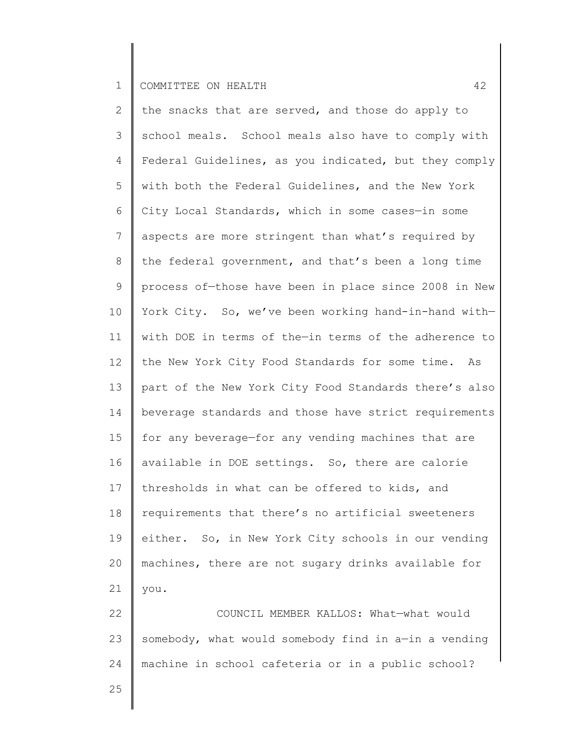the snacks that are served, and those do apply to school meals. School meals also have to comply with Federal Guidelines, as you indicated, but they comply with both the Federal Guidelines, and the New York City Local Standards, which in some cases—in some aspects are more stringent than what's required by the federal government, and that's been a long time process of—those have been in place since 2008 in New York City. So, we've been working hand-in-hand with—with DOE in terms of the—in terms of the adherence to the New York City Food Standards for some time. As part of the New York City Food Standards there's also beverage standards and those have strict requirements for any beverage—for any vending machines that are available in DOE settings. So, there are calorie thresholds in what can be offered to kids, and requirements that there's no artificial sweeteners either. So, in New York City schools in our vending machines, there are not sugary drinks available for you.

COUNCIL MEMBER KALLOS: What—what would somebody, what would somebody find in a—in a vending machine in school cafeteria or in a public school?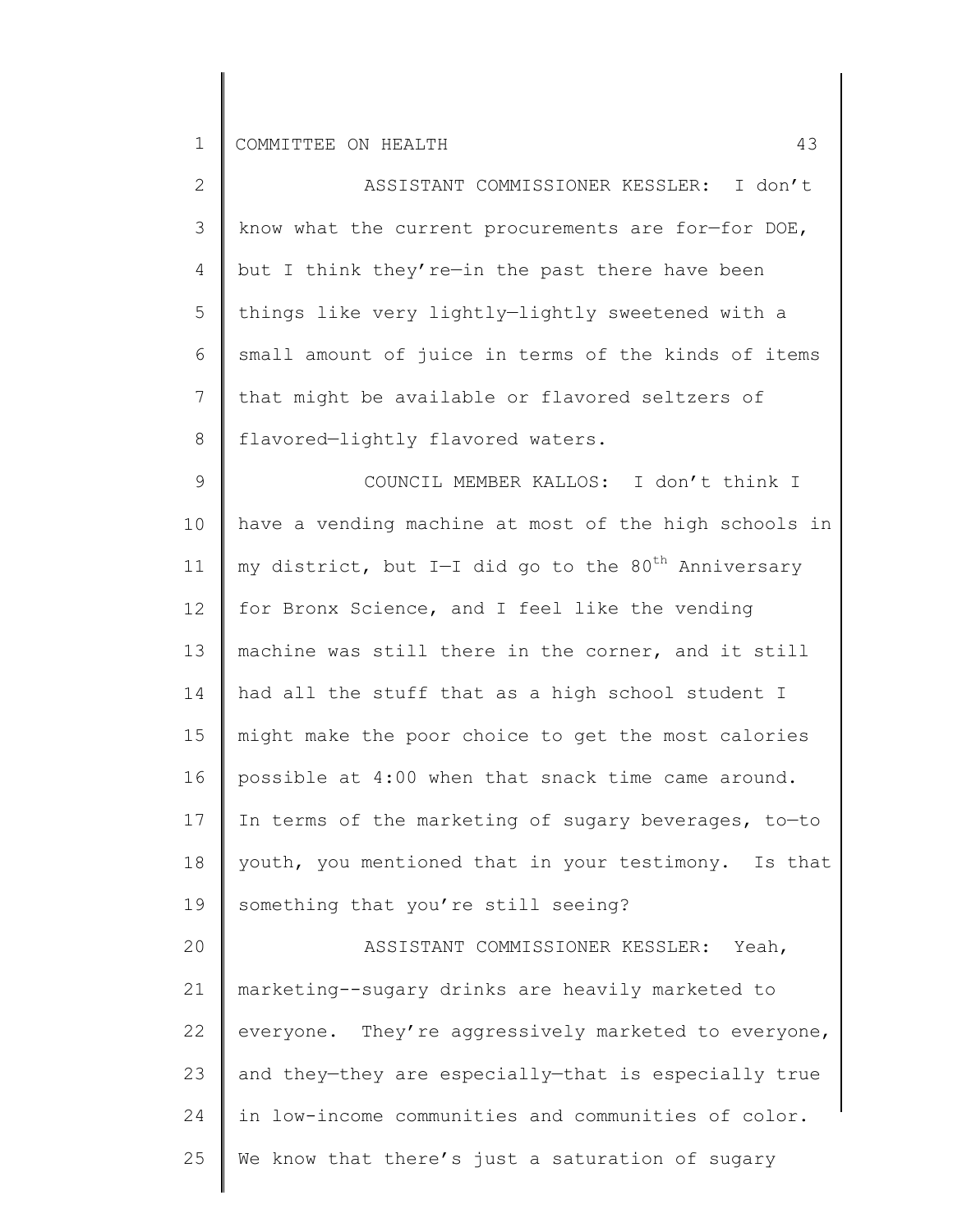ASSISTANT COMMISSIONER KESSLER: I don't know what the current procurements are for—for DOE, but I think they're—in the past there have been things like very lightly—lightly sweetened with a small amount of juice in terms of the kinds of items that might be available or flavored seltzers of flavored—lightly flavored waters.

COUNCIL MEMBER KALLOS: I don't think I have a vending machine at most of the high schools in my district, but I—I did go to the 80th Anniversary for Bronx Science, and I feel like the vending machine was still there in the corner, and it still had all the stuff that as a high school student I might make the poor choice to get the most calories possible at 4:00 when that snack time came around. In terms of the marketing of sugary beverages, to—to youth, you mentioned that in your testimony. Is that something that you're still seeing?

ASSISTANT COMMISSIONER KESSLER: Yeah, marketing--sugary drinks are heavily marketed to everyone. They're aggressively marketed to everyone, and they—they are especially—that is especially true in low-income communities and communities of color. We know that there's just a saturation of sugary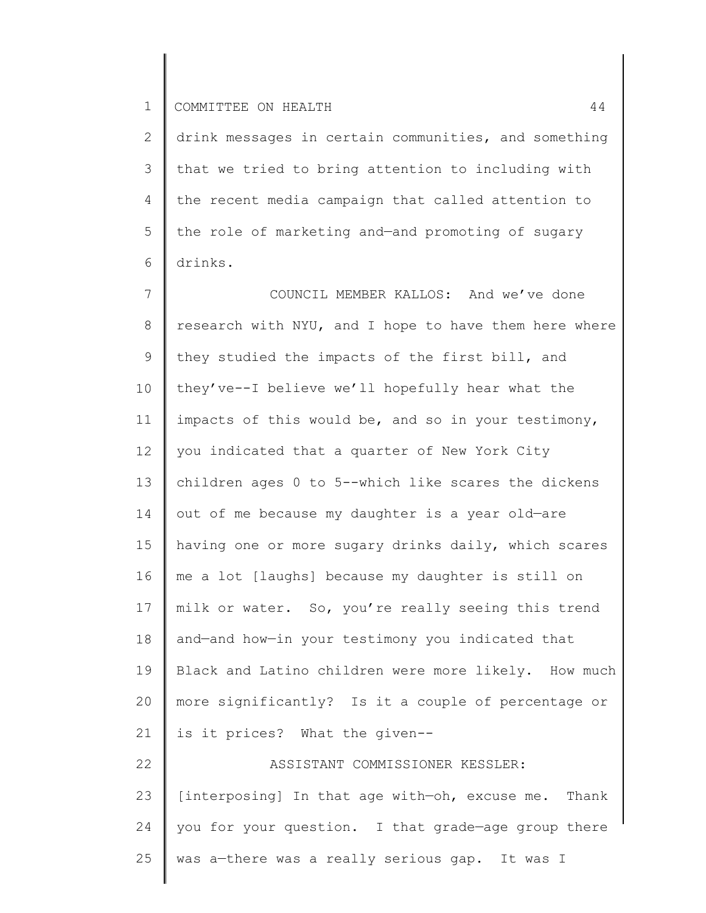drink messages in certain communities, and something that we tried to bring attention to including with the recent media campaign that called attention to the role of marketing and—and promoting of sugary drinks.

COUNCIL MEMBER KALLOS: And we've done research with NYU, and I hope to have them here where they studied the impacts of the first bill, and they've--I believe we'll hopefully hear what the impacts of this would be, and so in your testimony, you indicated that a quarter of New York City children ages 0 to 5--which like scares the dickens out of me because my daughter is a year old—are having one or more sugary drinks daily, which scares me a lot [laughs] because my daughter is still on milk or water. So, you're really seeing this trend and—and how—in your testimony you indicated that Black and Latino children were more likely. How much more significantly? Is it a couple of percentage or is it prices? What the given--

ASSISTANT COMMISSIONER KESSLER: [interposing] In that age with—oh, excuse me. Thank you for your question. I that grade—age group there was a—there was a really serious gap. It was I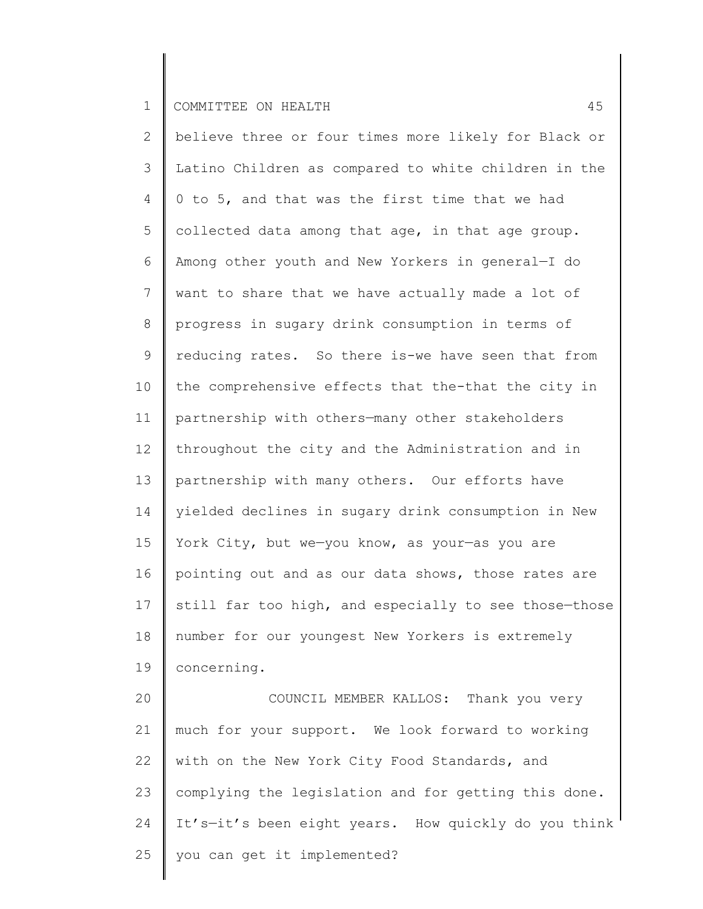believe three or four times more likely for Black or Latino Children as compared to white children in the 0 to 5, and that was the first time that we had collected data among that age, in that age group. Among other youth and New Yorkers in general—I do want to share that we have actually made a lot of progress in sugary drink consumption in terms of reducing rates. So there is-we have seen that from the comprehensive effects that the-that the city in partnership with others—many other stakeholders throughout the city and the Administration and in partnership with many others. Our efforts have yielded declines in sugary drink consumption in New York City, but we—you know, as your—as you are pointing out and as our data shows, those rates are still far too high, and especially to see those—those number for our youngest New Yorkers is extremely concerning.

COUNCIL MEMBER KALLOS: Thank you very much for your support. We look forward to working with on the New York City Food Standards, and complying the legislation and for getting this done. It's—it's been eight years. How quickly do you think you can get it implemented?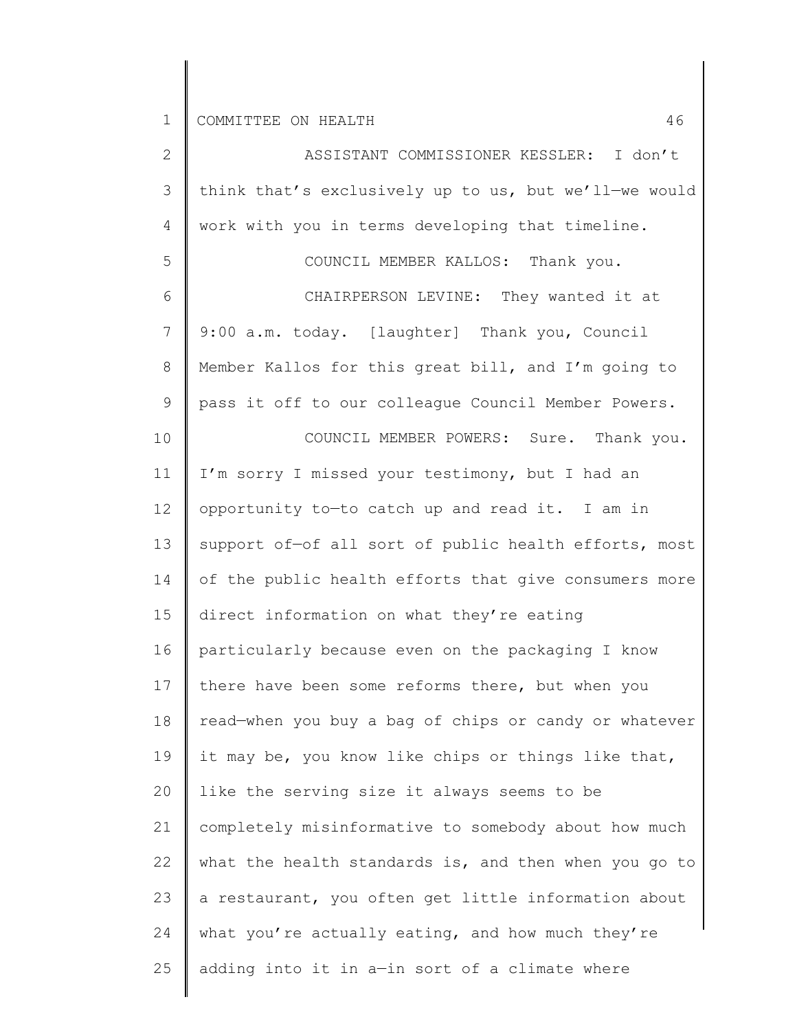ASSISTANT COMMISSIONER KESSLER: I don't think that's exclusively up to us, but we'll—we would work with you in terms developing that timeline.

COUNCIL MEMBER KALLOS: Thank you.

CHAIRPERSON LEVINE: They wanted it at 9:00 a.m. today. [laughter] Thank you, Council Member Kallos for this great bill, and I'm going to pass it off to our colleague Council Member Powers.

COUNCIL MEMBER POWERS: Sure. Thank you. I'm sorry I missed your testimony, but I had an opportunity to—to catch up and read it. I am in support of—of all sort of public health efforts, most of the public health efforts that give consumers more direct information on what they're eating particularly because even on the packaging I know there have been some reforms there, but when you read—when you buy a bag of chips or candy or whatever it may be, you know like chips or things like that, like the serving size it always seems to be completely misinformative to somebody about how much what the health standards is, and then when you go to a restaurant, you often get little information about what you're actually eating, and how much they're adding into it in a—in sort of a climate where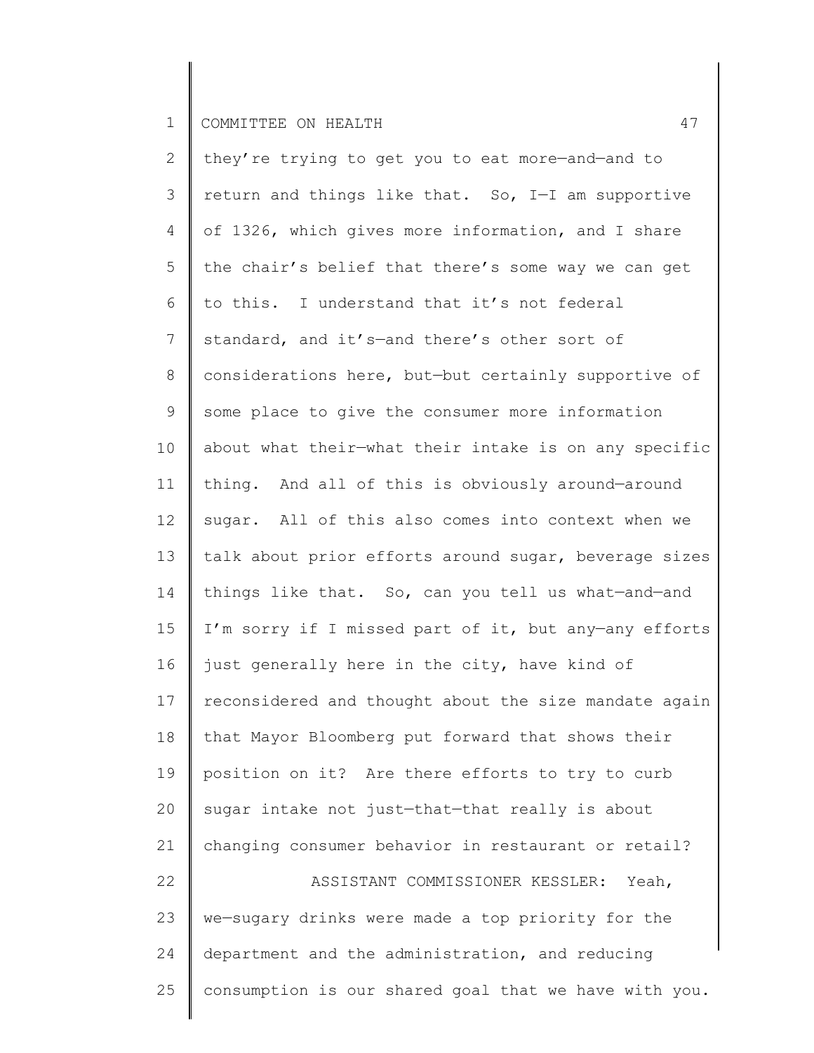they're trying to get you to eat more—and—and to return and things like that. So, I—I am supportive of 1326, which gives more information, and I share the chair's belief that there's some way we can get to this. I understand that it's not federal standard, and it's—and there's other sort of considerations here, but—but certainly supportive of some place to give the consumer more information about what their—what their intake is on any specific thing. And all of this is obviously around—around sugar. All of this also comes into context when we talk about prior efforts around sugar, beverage sizes things like that. So, can you tell us what—and—and I'm sorry if I missed part of it, but any—any efforts just generally here in the city, have kind of reconsidered and thought about the size mandate again that Mayor Bloomberg put forward that shows their position on it? Are there efforts to try to curb sugar intake not just—that—that really is about changing consumer behavior in restaurant or retail?

ASSISTANT COMMISSIONER KESSLER: Yeah, we—sugary drinks were made a top priority for the department and the administration, and reducing consumption is our shared goal that we have with you.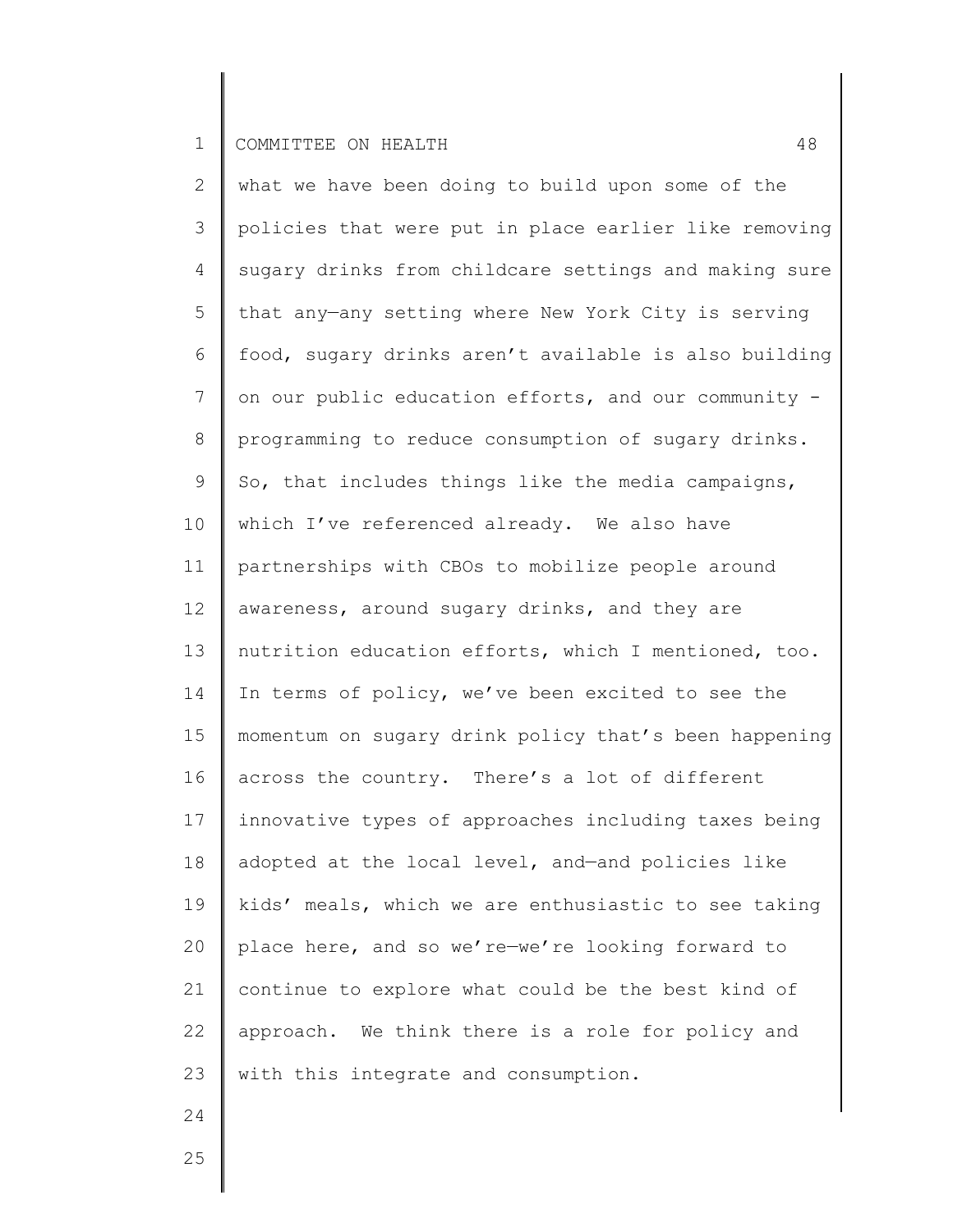what we have been doing to build upon some of the policies that were put in place earlier like removing sugary drinks from childcare settings and making sure that any—any setting where New York City is serving food, sugary drinks aren't available is also building on our public education efforts, and our community - programming to reduce consumption of sugary drinks. So, that includes things like the media campaigns, which I've referenced already. We also have partnerships with CBOs to mobilize people around awareness, around sugary drinks, and they are nutrition education efforts, which I mentioned, too. In terms of policy, we've been excited to see the momentum on sugary drink policy that's been happening across the country. There's a lot of different innovative types of approaches including taxes being adopted at the local level, and—and policies like kids' meals, which we are enthusiastic to see taking place here, and so we're—we're looking forward to continue to explore what could be the best kind of approach. We think there is a role for policy and with this integrate and consumption.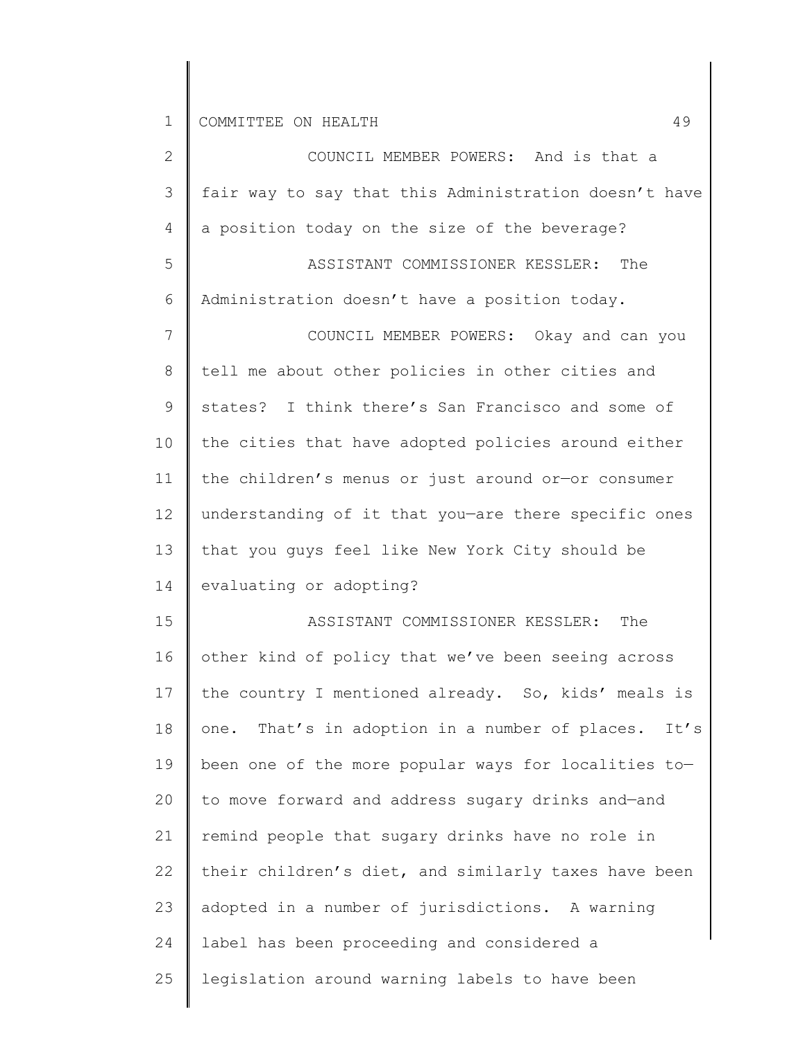COUNCIL MEMBER POWERS: And is that a fair way to say that this Administration doesn't have a position today on the size of the beverage?

ASSISTANT COMMISSIONER KESSLER: The Administration doesn't have a position today.

COUNCIL MEMBER POWERS: Okay and can you tell me about other policies in other cities and states? I think there's San Francisco and some of the cities that have adopted policies around either the children's menus or just around or—or consumer understanding of it that you—are there specific ones that you guys feel like New York City should be evaluating or adopting?

ASSISTANT COMMISSIONER KESSLER: The other kind of policy that we've been seeing across the country I mentioned already. So, kids' meals is one. That's in adoption in a number of places. It's been one of the more popular ways for localities to—to move forward and address sugary drinks and—and remind people that sugary drinks have no role in their children's diet, and similarly taxes have been adopted in a number of jurisdictions. A warning label has been proceeding and considered a legislation around warning labels to have been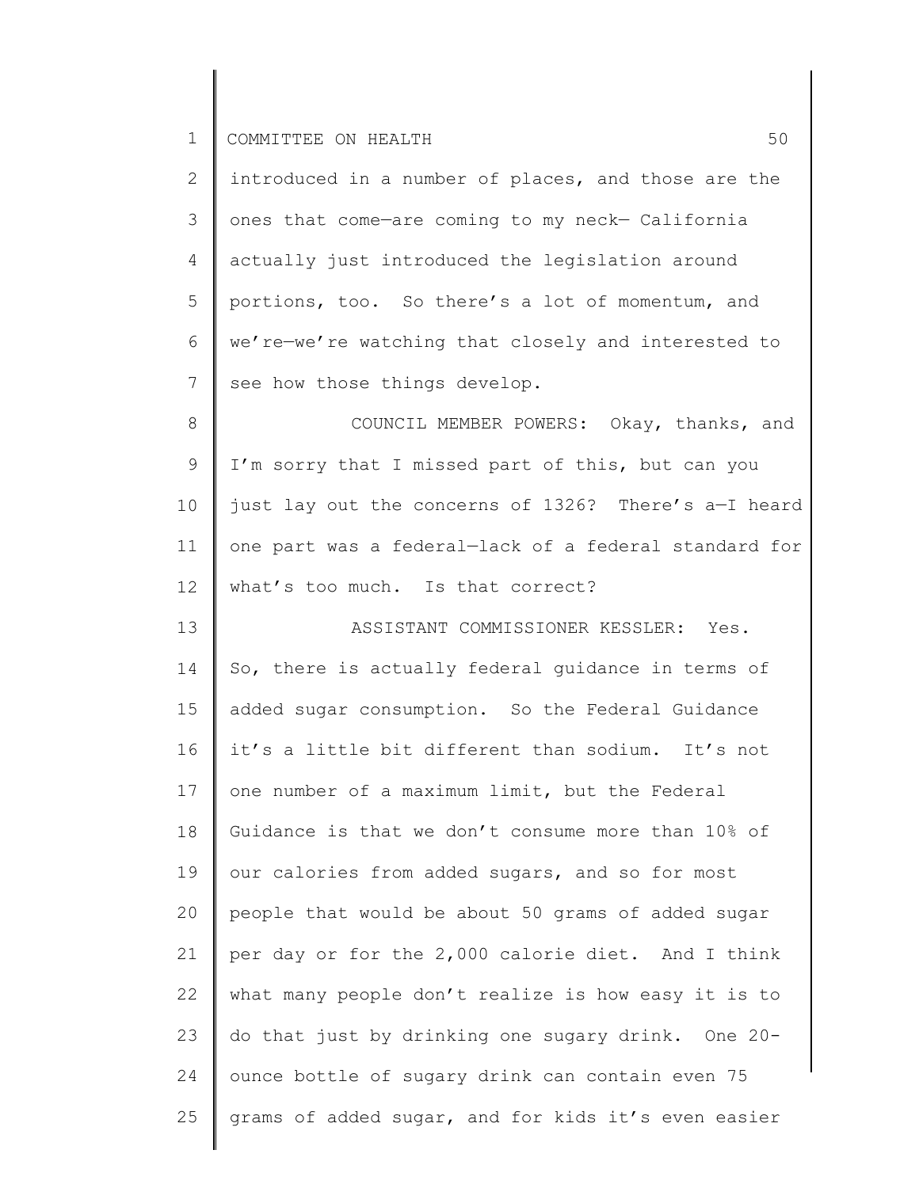introduced in a number of places, and those are the ones that come—are coming to my neck— California actually just introduced the legislation around portions, too. So there's a lot of momentum, and we're—we're watching that closely and interested to see how those things develop.

COUNCIL MEMBER POWERS: Okay, thanks, and I'm sorry that I missed part of this, but can you just lay out the concerns of 1326? There's a—I heard one part was a federal—lack of a federal standard for what's too much. Is that correct?

ASSISTANT COMMISSIONER KESSLER: Yes. So, there is actually federal guidance in terms of added sugar consumption. So the Federal Guidance it's a little bit different than sodium. It's not one number of a maximum limit, but the Federal Guidance is that we don't consume more than 10% of our calories from added sugars, and so for most people that would be about 50 grams of added sugar per day or for the 2,000 calorie diet. And I think what many people don't realize is how easy it is to do that just by drinking one sugary drink. One 20-ounce bottle of sugary drink can contain even 75 grams of added sugar, and for kids it's even easier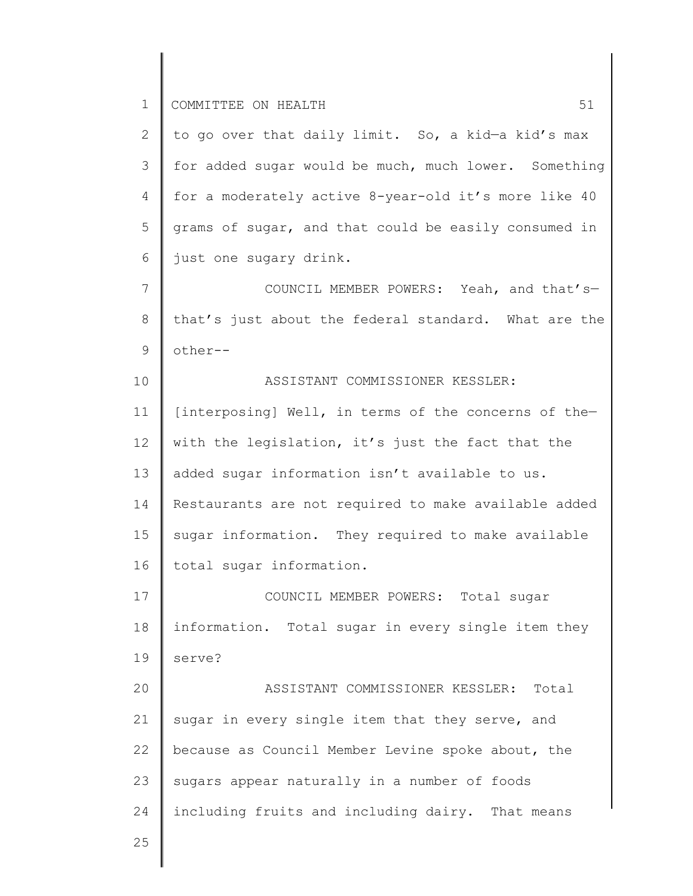to go over that daily limit. So, a kid—a kid's max for added sugar would be much, much lower. Something for a moderately active 8-year-old it's more like 40 grams of sugar, and that could be easily consumed in just one sugary drink.

COUNCIL MEMBER POWERS: Yeah, and that's—that's just about the federal standard. What are the other--

ASSISTANT COMMISSIONER KESSLER: [interposing] Well, in terms of the concerns of the—with the legislation, it's just the fact that the added sugar information isn't available to us. Restaurants are not required to make available added sugar information. They required to make available total sugar information.

COUNCIL MEMBER POWERS: Total sugar information. Total sugar in every single item they serve?

ASSISTANT COMMISSIONER KESSLER: Total sugar in every single item that they serve, and because as Council Member Levine spoke about, the sugars appear naturally in a number of foods including fruits and including dairy. That means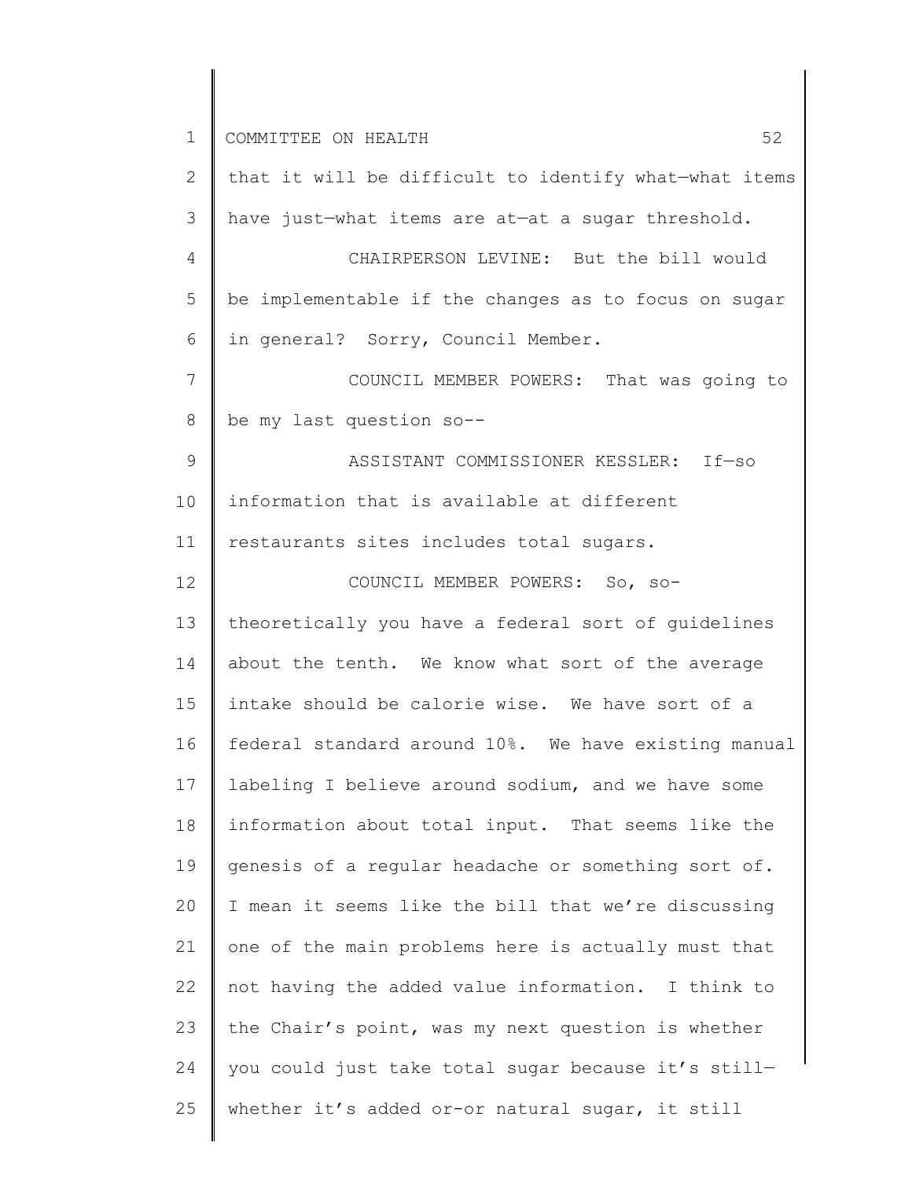that it will be difficult to identify what—what items have just—what items are at—at a sugar threshold.

CHAIRPERSON LEVINE: But the bill would be implementable if the changes as to focus on sugar in general? Sorry, Council Member.

COUNCIL MEMBER POWERS: That was going to be my last question so--

ASSISTANT COMMISSIONER KESSLER: If—so information that is available at different restaurants sites includes total sugars.

COUNCIL MEMBER POWERS: So, so-theoretically you have a federal sort of guidelines about the tenth. We know what sort of the average intake should be calorie wise. We have sort of a federal standard around 10%. We have existing manual labeling I believe around sodium, and we have some information about total input. That seems like the genesis of a regular headache or something sort of. I mean it seems like the bill that we're discussing one of the main problems here is actually must that not having the added value information. I think to the Chair's point, was my next question is whether you could just take total sugar because it's still—whether it's added or-or natural sugar, it still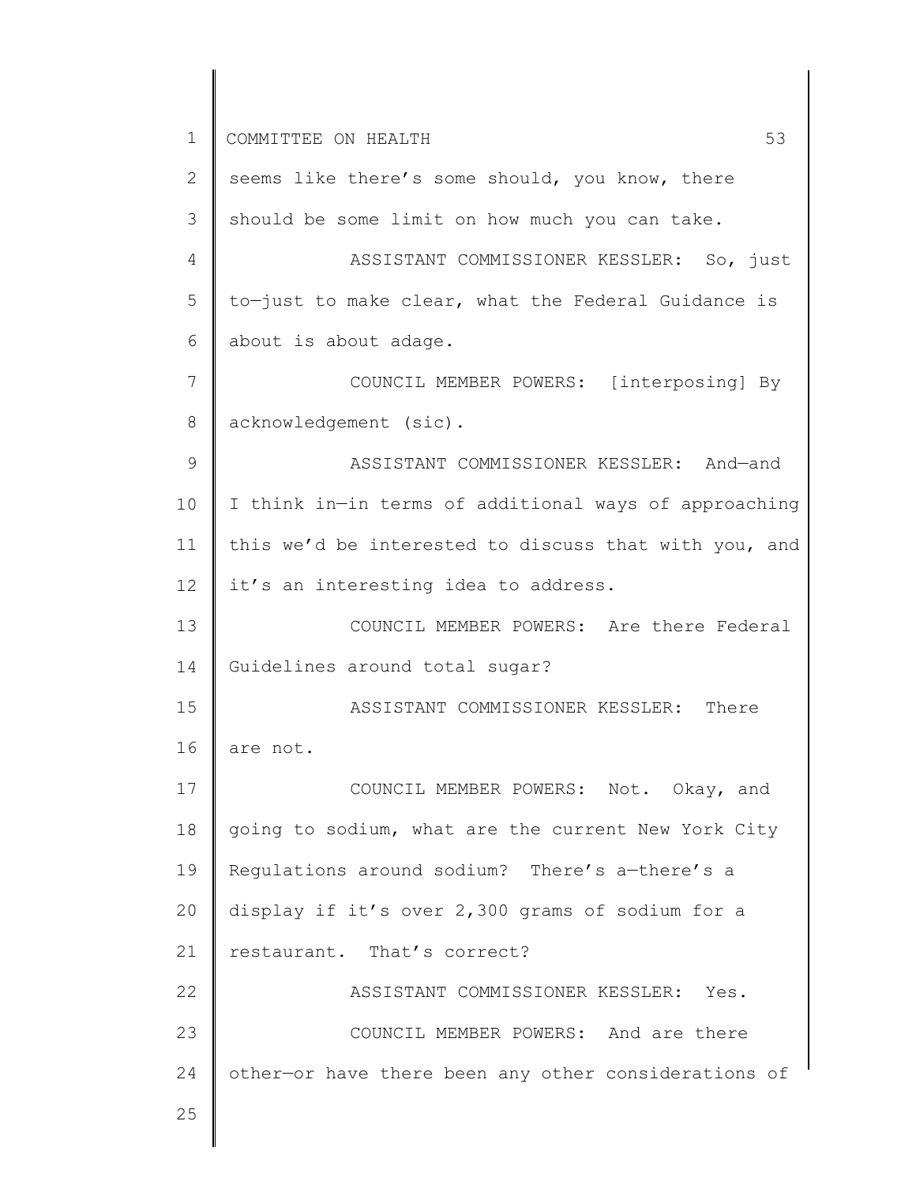seems like there's some should, you know, there should be some limit on how much you can take.

ASSISTANT COMMISSIONER KESSLER: So, just to—just to make clear, what the Federal Guidance is about is about adage.

COUNCIL MEMBER POWERS: [interposing] By acknowledgement (sic).

ASSISTANT COMMISSIONER KESSLER: And—and I think in—in terms of additional ways of approaching this we'd be interested to discuss that with you, and it's an interesting idea to address.

COUNCIL MEMBER POWERS: Are there Federal Guidelines around total sugar?

ASSISTANT COMMISSIONER KESSLER: There are not.

COUNCIL MEMBER POWERS: Not. Okay, and going to sodium, what are the current New York City Regulations around sodium? There's a—there's a display if it's over 2,300 grams of sodium for a restaurant. That's correct?

ASSISTANT COMMISSIONER KESSLER: Yes.

COUNCIL MEMBER POWERS: And are there other—or have there been any other considerations of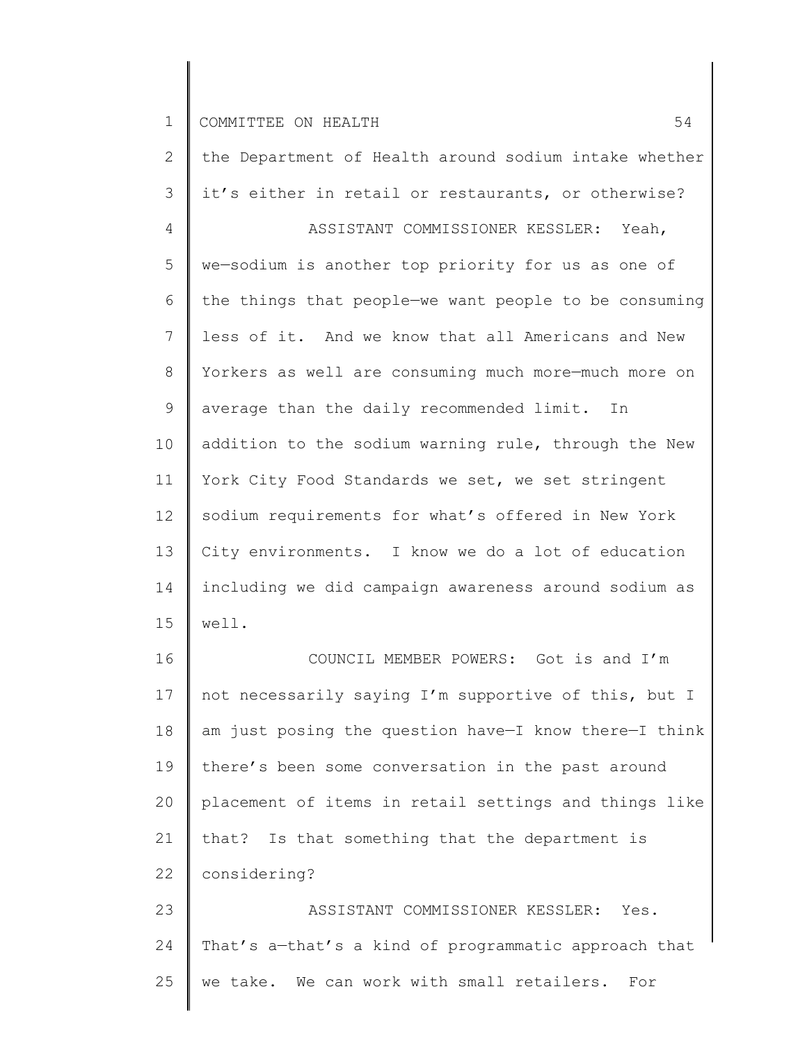the Department of Health around sodium intake whether it's either in retail or restaurants, or otherwise?

ASSISTANT COMMISSIONER KESSLER: Yeah, we—sodium is another top priority for us as one of the things that people—we want people to be consuming less of it. And we know that all Americans and New Yorkers as well are consuming much more—much more on average than the daily recommended limit. In addition to the sodium warning rule, through the New York City Food Standards we set, we set stringent sodium requirements for what's offered in New York City environments. I know we do a lot of education including we did campaign awareness around sodium as well.

COUNCIL MEMBER POWERS: Got is and I'm not necessarily saying I'm supportive of this, but I am just posing the question have—I know there—I think there's been some conversation in the past around placement of items in retail settings and things like that? Is that something that the department is considering?

ASSISTANT COMMISSIONER KESSLER: Yes. That's a—that's a kind of programmatic approach that we take. We can work with small retailers. For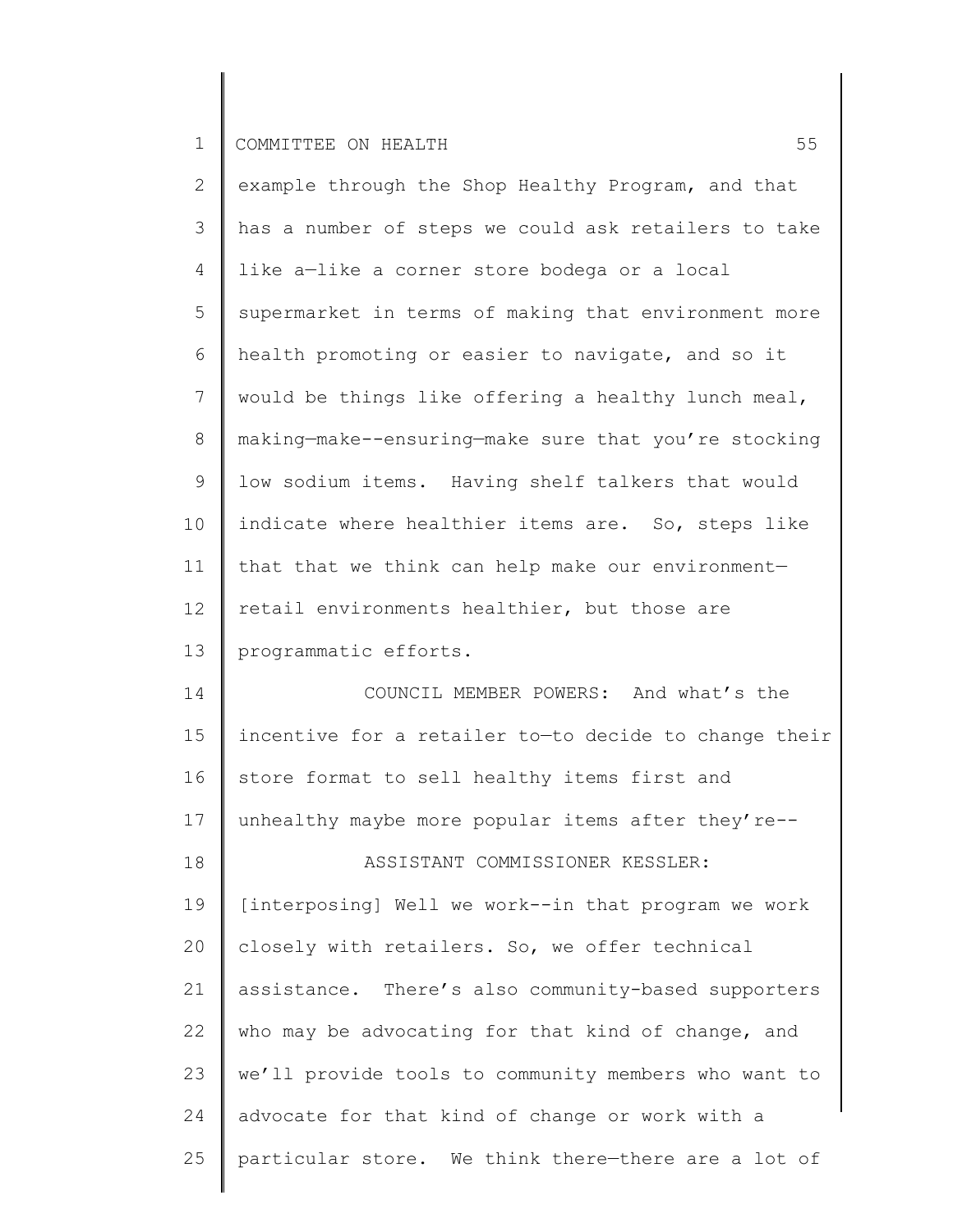example through the Shop Healthy Program, and that has a number of steps we could ask retailers to take like a—like a corner store bodega or a local supermarket in terms of making that environment more health promoting or easier to navigate, and so it would be things like offering a healthy lunch meal, making—make--ensuring—make sure that you're stocking low sodium items. Having shelf talkers that would indicate where healthier items are. So, steps like that that we think can help make our environment—retail environments healthier, but those are programmatic efforts.

COUNCIL MEMBER POWERS: And what's the incentive for a retailer to—to decide to change their store format to sell healthy items first and unhealthy maybe more popular items after they're--

ASSISTANT COMMISSIONER KESSLER: [interposing] Well we work--in that program we work closely with retailers. So, we offer technical assistance. There's also community-based supporters who may be advocating for that kind of change, and we'll provide tools to community members who want to advocate for that kind of change or work with a particular store. We think there—there are a lot of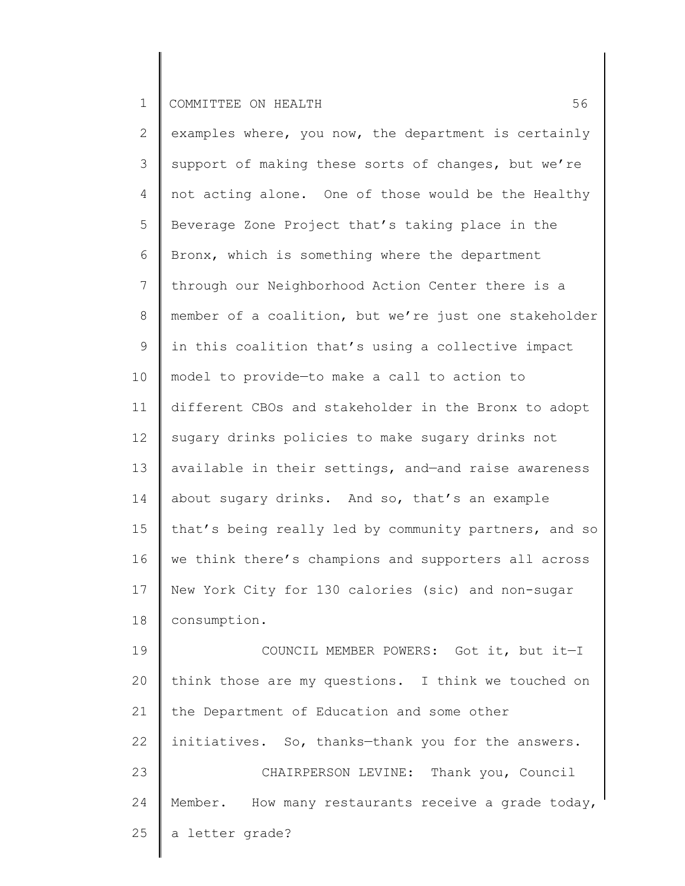examples where, you now, the department is certainly support of making these sorts of changes, but we're not acting alone. One of those would be the Healthy Beverage Zone Project that's taking place in the Bronx, which is something where the department through our Neighborhood Action Center there is a member of a coalition, but we're just one stakeholder in this coalition that's using a collective impact model to provide—to make a call to action to different CBOs and stakeholder in the Bronx to adopt sugary drinks policies to make sugary drinks not available in their settings, and—and raise awareness about sugary drinks. And so, that's an example that's being really led by community partners, and so we think there's champions and supporters all across New York City for 130 calories (sic) and non-sugar consumption.

COUNCIL MEMBER POWERS: Got it, but it—I think those are my questions. I think we touched on the Department of Education and some other initiatives. So, thanks—thank you for the answers.

CHAIRPERSON LEVINE: Thank you, Council Member. How many restaurants receive a grade today, a letter grade?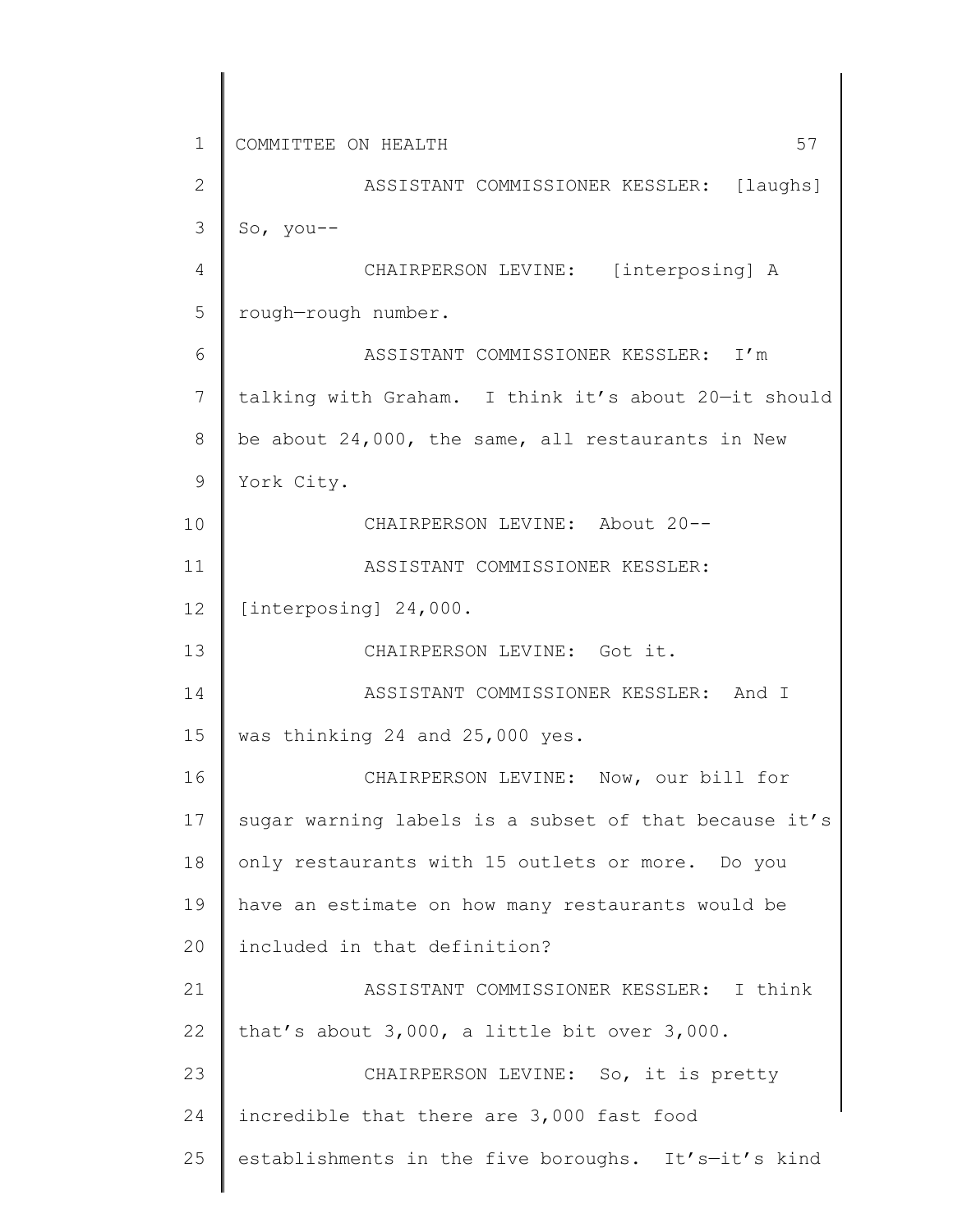ASSISTANT COMMISSIONER KESSLER: [laughs] So, you--

CHAIRPERSON LEVINE: [interposing] A rough—rough number.

ASSISTANT COMMISSIONER KESSLER: I'm talking with Graham. I think it's about 20—it should be about 24,000, the same, all restaurants in New York City.

CHAIRPERSON LEVINE: About 20--

ASSISTANT COMMISSIONER KESSLER: [interposing] 24,000.

CHAIRPERSON LEVINE: Got it.

ASSISTANT COMMISSIONER KESSLER: And I was thinking 24 and 25,000 yes.

CHAIRPERSON LEVINE: Now, our bill for sugar warning labels is a subset of that because it's only restaurants with 15 outlets or more. Do you have an estimate on how many restaurants would be included in that definition?

ASSISTANT COMMISSIONER KESSLER: I think that's about 3,000, a little bit over 3,000.

CHAIRPERSON LEVINE: So, it is pretty incredible that there are 3,000 fast food establishments in the five boroughs. It's—it's kind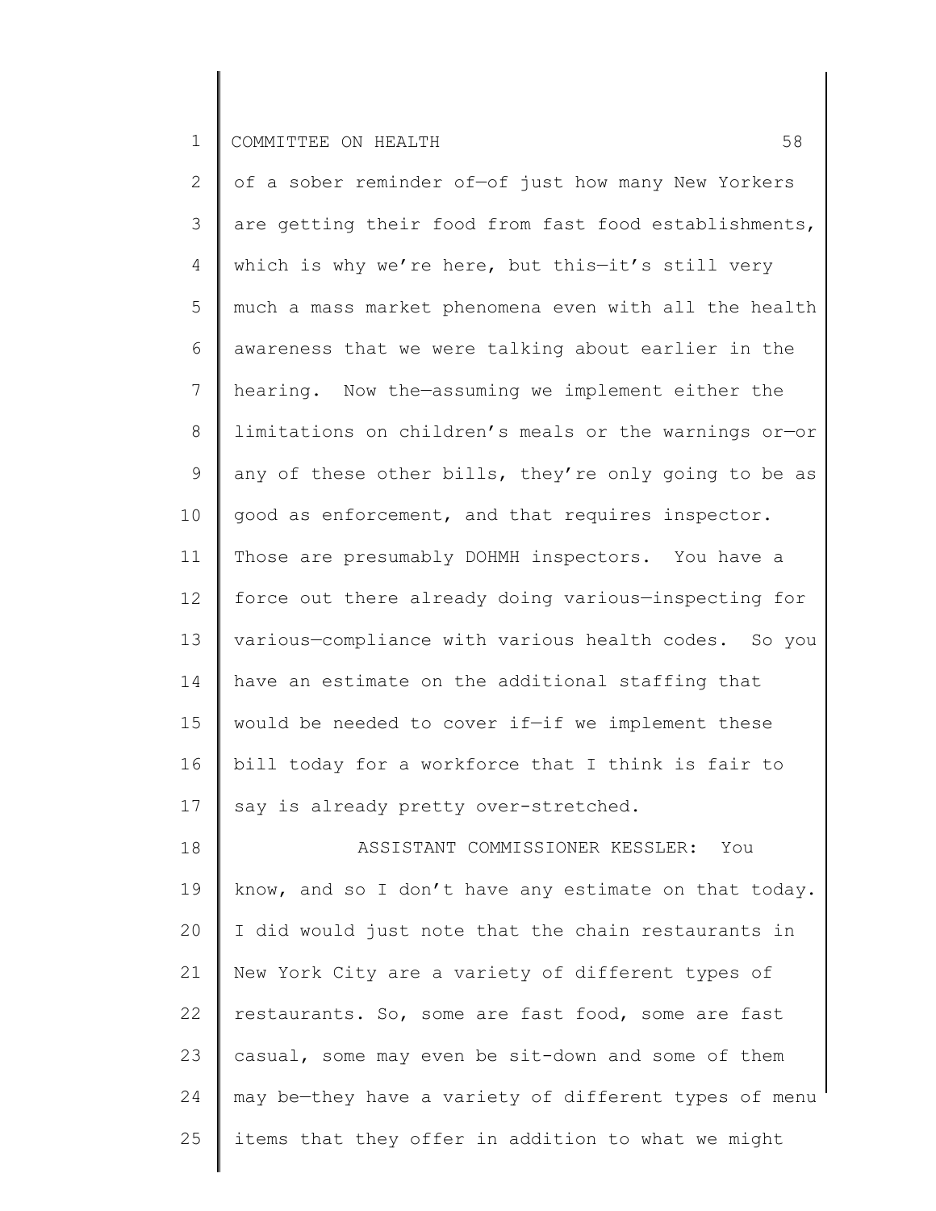of a sober reminder of—of just how many New Yorkers are getting their food from fast food establishments, which is why we're here, but this—it's still very much a mass market phenomena even with all the health awareness that we were talking about earlier in the hearing. Now the—assuming we implement either the limitations on children's meals or the warnings or—or any of these other bills, they're only going to be as good as enforcement, and that requires inspector. Those are presumably DOHMH inspectors. You have a force out there already doing various—inspecting for various—compliance with various health codes. So you have an estimate on the additional staffing that would be needed to cover if—if we implement these bill today for a workforce that I think is fair to say is already pretty over-stretched.

ASSISTANT COMMISSIONER KESSLER: You know, and so I don't have any estimate on that today. I did would just note that the chain restaurants in New York City are a variety of different types of restaurants. So, some are fast food, some are fast casual, some may even be sit-down and some of them may be—they have a variety of different types of menu items that they offer in addition to what we might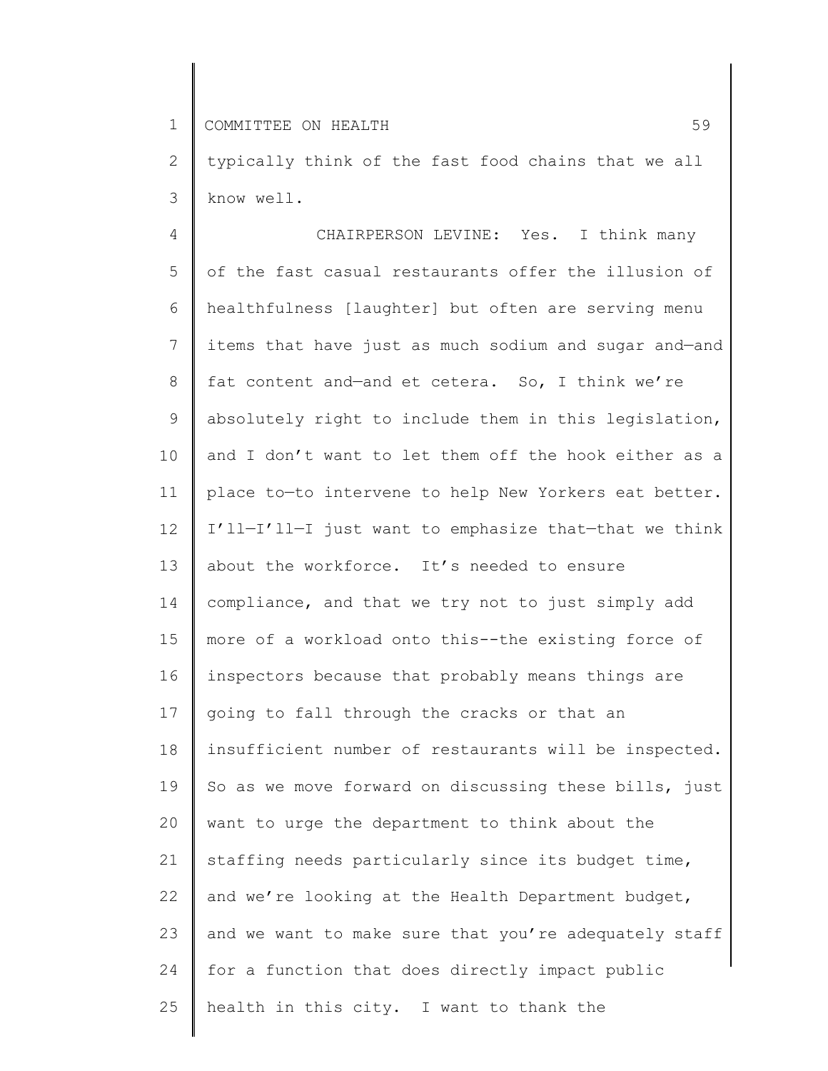typically think of the fast food chains that we all know well.

CHAIRPERSON LEVINE: Yes. I think many of the fast casual restaurants offer the illusion of healthfulness [laughter] but often are serving menu items that have just as much sodium and sugar and—and fat content and—and et cetera. So, I think we're absolutely right to include them in this legislation, and I don't want to let them off the hook either as a place to—to intervene to help New Yorkers eat better. I'll—I'll—I just want to emphasize that—that we think about the workforce. It's needed to ensure compliance, and that we try not to just simply add more of a workload onto this--the existing force of inspectors because that probably means things are going to fall through the cracks or that an insufficient number of restaurants will be inspected. So as we move forward on discussing these bills, just want to urge the department to think about the staffing needs particularly since its budget time, and we're looking at the Health Department budget, and we want to make sure that you're adequately staff for a function that does directly impact public health in this city. I want to thank the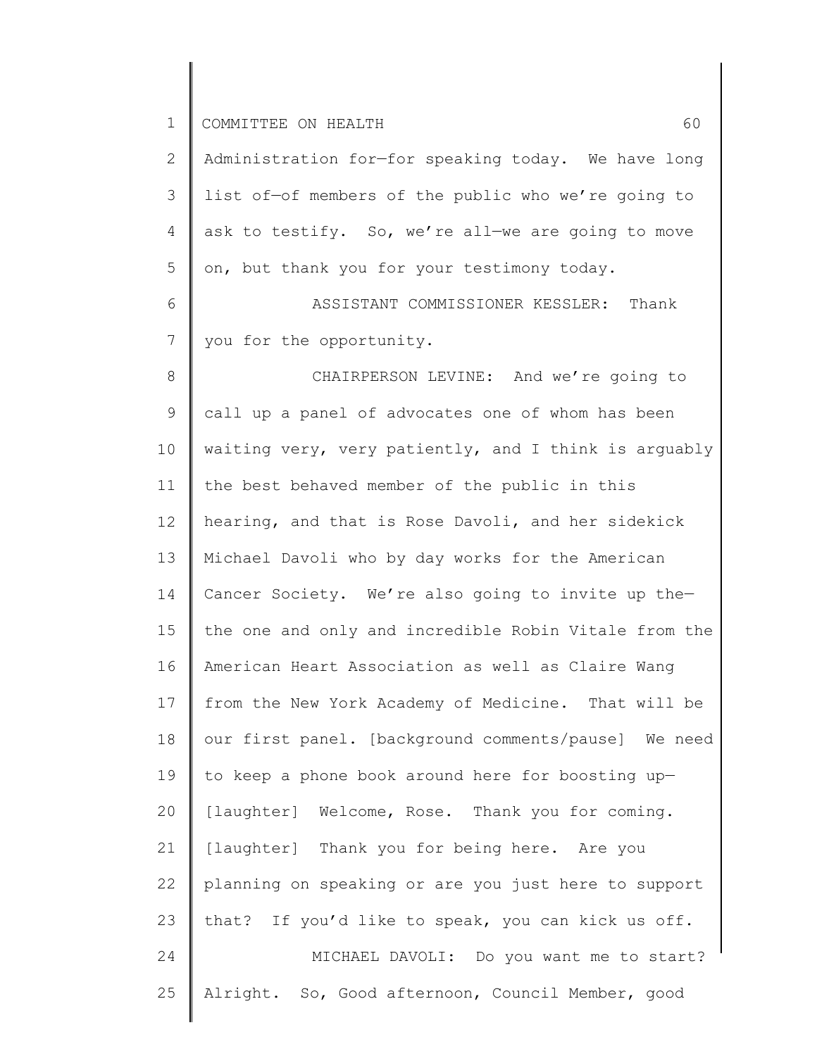Administration for—for speaking today. We have long list of—of members of the public who we're going to ask to testify. So, we're all—we are going to move on, but thank you for your testimony today.

ASSISTANT COMMISSIONER KESSLER: Thank you for the opportunity.

CHAIRPERSON LEVINE: And we're going to call up a panel of advocates one of whom has been waiting very, very patiently, and I think is arguably the best behaved member of the public in this hearing, and that is Rose Davoli, and her sidekick Michael Davoli who by day works for the American Cancer Society. We're also going to invite up the—the one and only and incredible Robin Vitale from the American Heart Association as well as Claire Wang from the New York Academy of Medicine. That will be our first panel. [background comments/pause] We need to keep a phone book around here for boosting up—[laughter] Welcome, Rose. Thank you for coming. [laughter] Thank you for being here. Are you planning on speaking or are you just here to support that? If you'd like to speak, you can kick us off.

MICHAEL DAVOLI: Do you want me to start? Alright. So, Good afternoon, Council Member, good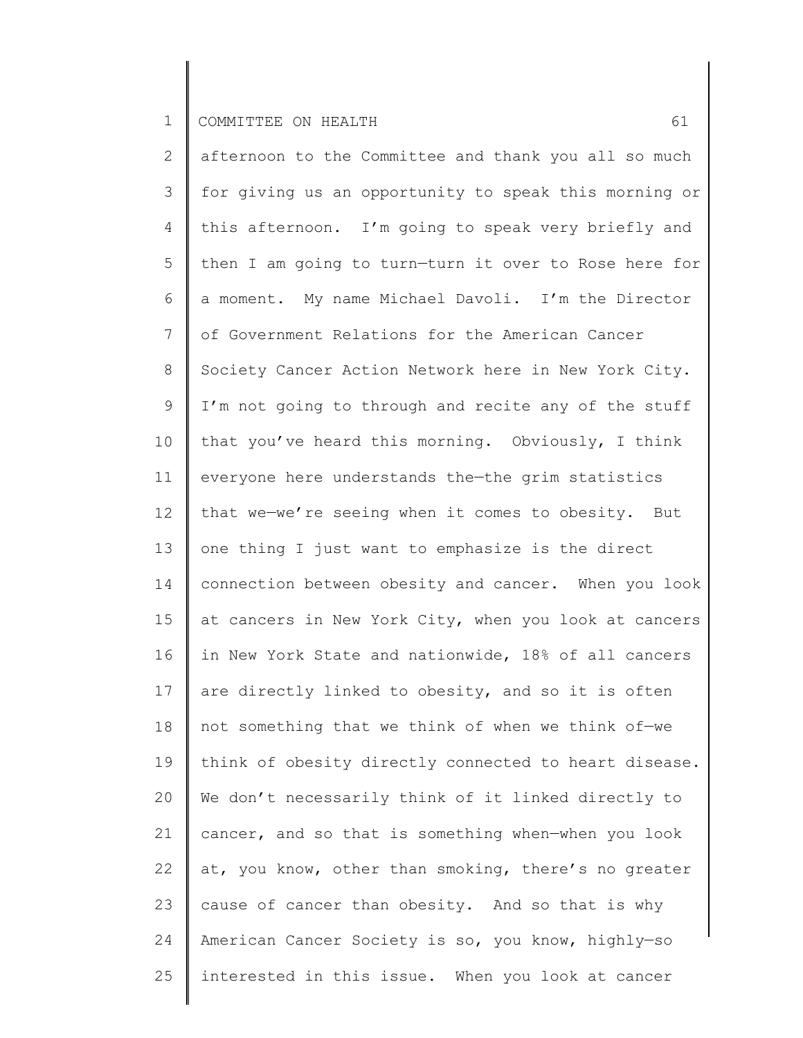afternoon to the Committee and thank you all so much for giving us an opportunity to speak this morning or this afternoon. I'm going to speak very briefly and then I am going to turn—turn it over to Rose here for a moment. My name Michael Davoli. I'm the Director of Government Relations for the American Cancer Society Cancer Action Network here in New York City. I'm not going to through and recite any of the stuff that you've heard this morning. Obviously, I think everyone here understands the—the grim statistics that we—we're seeing when it comes to obesity. But one thing I just want to emphasize is the direct connection between obesity and cancer. When you look at cancers in New York City, when you look at cancers in New York State and nationwide, 18% of all cancers are directly linked to obesity, and so it is often not something that we think of when we think of—we think of obesity directly connected to heart disease. We don't necessarily think of it linked directly to cancer, and so that is something when—when you look at, you know, other than smoking, there's no greater cause of cancer than obesity. And so that is why American Cancer Society is so, you know, highly—so interested in this issue. When you look at cancer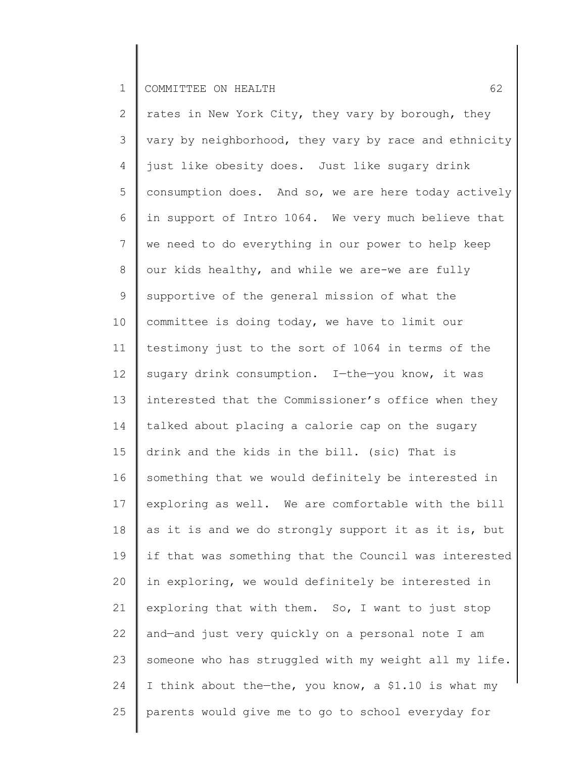rates in New York City, they vary by borough, they vary by neighborhood, they vary by race and ethnicity just like obesity does. Just like sugary drink consumption does. And so, we are here today actively in support of Intro 1064. We very much believe that we need to do everything in our power to help keep our kids healthy, and while we are—we are fully supportive of the general mission of what the committee is doing today, we have to limit our testimony just to the sort of 1064 in terms of the sugary drink consumption. I—the—you know, it was interested that the Commissioner's office when they talked about placing a calorie cap on the sugary drink and the kids in the bill. (sic) That is something that we would definitely be interested in exploring as well. We are comfortable with the bill as it is and we do strongly support it as it is, but if that was something that the Council was interested in exploring, we would definitely be interested in exploring that with them. So, I want to just stop and—and just very quickly on a personal note I am someone who has struggled with my weight all my life. I think about the—the, you know, a $1.10 is what my parents would give me to go to school everyday for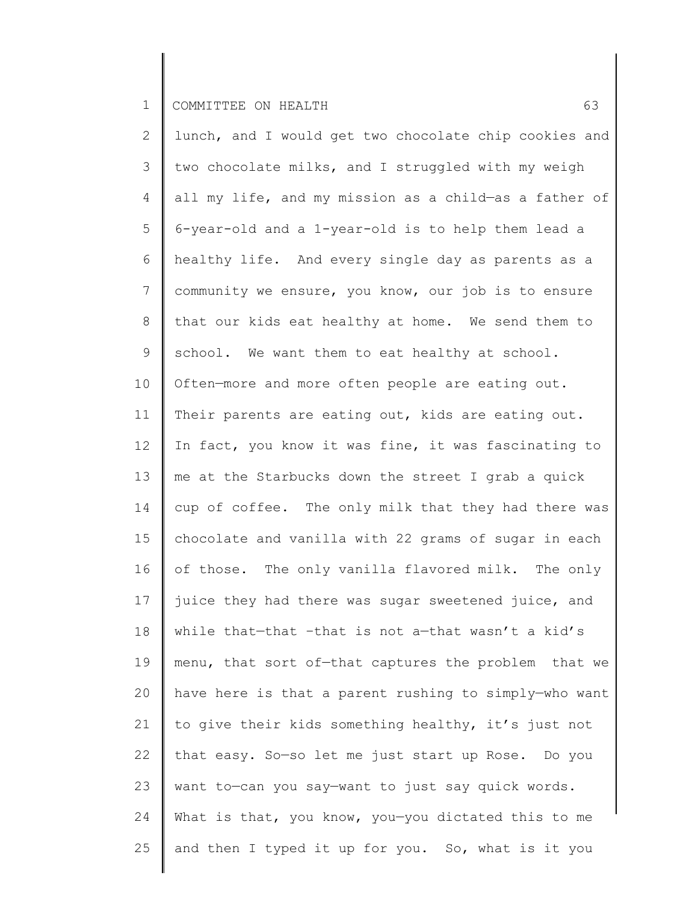lunch, and I would get two chocolate chip cookies and two chocolate milks, and I struggled with my weigh all my life, and my mission as a child—as a father of 6-year-old and a 1-year-old is to help them lead a healthy life. And every single day as parents as a community we ensure, you know, our job is to ensure that our kids eat healthy at home. We send them to school. We want them to eat healthy at school. Often—more and more often people are eating out. Their parents are eating out, kids are eating out. In fact, you know it was fine, it was fascinating to me at the Starbucks down the street I grab a quick cup of coffee. The only milk that they had there was chocolate and vanilla with 22 grams of sugar in each of those. The only vanilla flavored milk. The only juice they had there was sugar sweetened juice, and while that—that -that is not a—that wasn't a kid's menu, that sort of—that captures the problem that we have here is that a parent rushing to simply—who want to give their kids something healthy, it's just not that easy. So—so let me just start up Rose. Do you want to—can you say—want to just say quick words. What is that, you know, you—you dictated this to me and then I typed it up for you. So, what is it you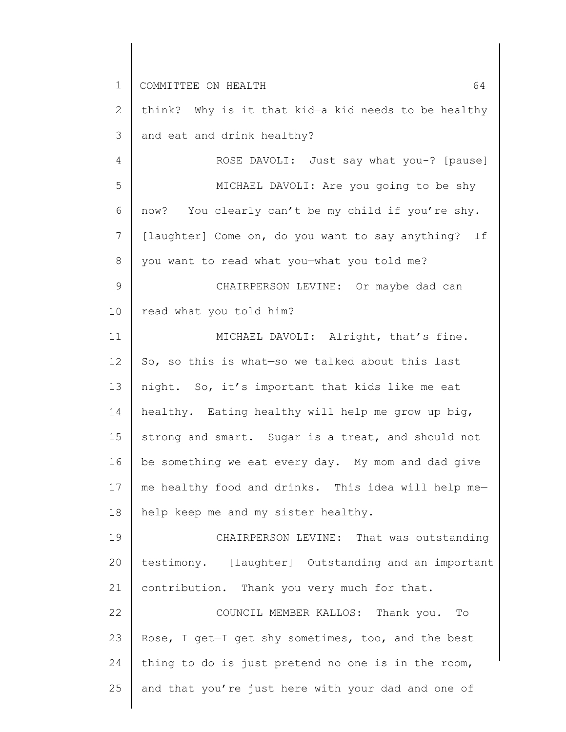think? Why is it that kid—a kid needs to be healthy and eat and drink healthy?

ROSE DAVOLI: Just say what you-? [pause]

MICHAEL DAVOLI: Are you going to be shy now? You clearly can't be my child if you're shy. [laughter] Come on, do you want to say anything? If you want to read what you—what you told me?

CHAIRPERSON LEVINE: Or maybe dad can read what you told him?

MICHAEL DAVOLI: Alright, that's fine. So, so this is what—so we talked about this last night. So, it's important that kids like me eat healthy. Eating healthy will help me grow up big, strong and smart. Sugar is a treat, and should not be something we eat every day. My mom and dad give me healthy food and drinks. This idea will help me—help keep me and my sister healthy.

CHAIRPERSON LEVINE: That was outstanding testimony. [laughter] Outstanding and an important contribution. Thank you very much for that.

COUNCIL MEMBER KALLOS: Thank you. To Rose, I get—I get shy sometimes, too, and the best thing to do is just pretend no one is in the room, and that you're just here with your dad and one of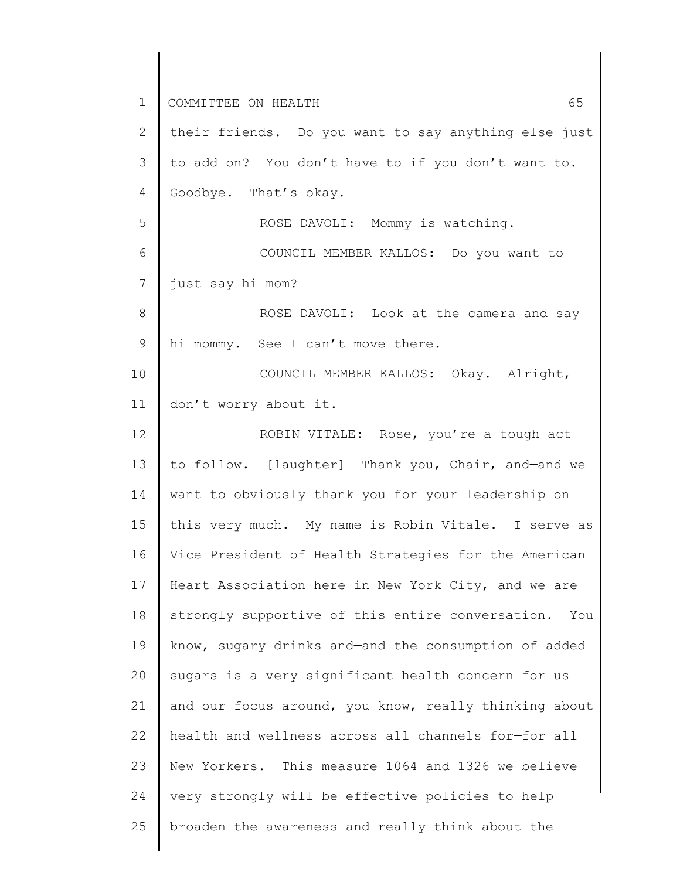their friends. Do you want to say anything else just to add on? You don't have to if you don't want to. Goodbye. That's okay.

ROSE DAVOLI: Mommy is watching.

COUNCIL MEMBER KALLOS: Do you want to just say hi mom?

ROSE DAVOLI: Look at the camera and say hi mommy. See I can't move there.

COUNCIL MEMBER KALLOS: Okay. Alright, don't worry about it.

ROBIN VITALE: Rose, you're a tough act to follow. [laughter] Thank you, Chair, and—and we want to obviously thank you for your leadership on this very much. My name is Robin Vitale. I serve as Vice President of Health Strategies for the American Heart Association here in New York City, and we are strongly supportive of this entire conversation. You know, sugary drinks and—and the consumption of added sugars is a very significant health concern for us and our focus around, you know, really thinking about health and wellness across all channels for—for all New Yorkers. This measure 1064 and 1326 we believe very strongly will be effective policies to help broaden the awareness and really think about the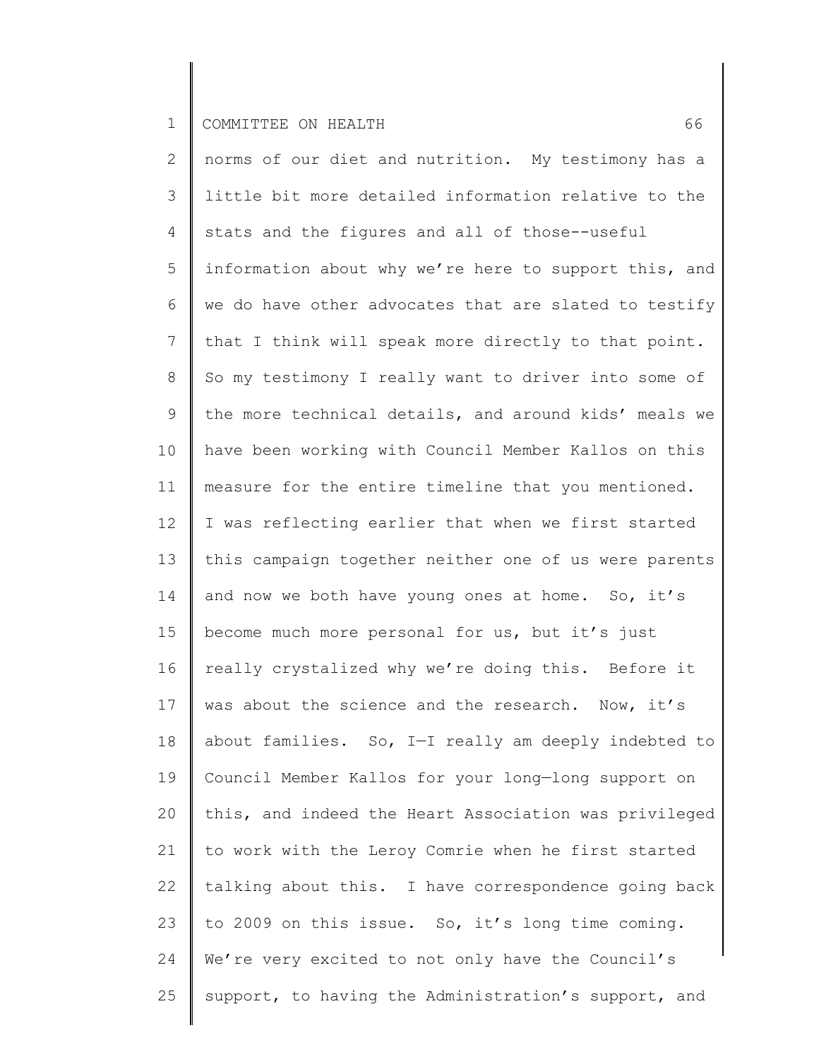norms of our diet and nutrition. My testimony has a little bit more detailed information relative to the stats and the figures and all of those--useful information about why we're here to support this, and we do have other advocates that are slated to testify that I think will speak more directly to that point. So my testimony I really want to driver into some of the more technical details, and around kids' meals we have been working with Council Member Kallos on this measure for the entire timeline that you mentioned. I was reflecting earlier that when we first started this campaign together neither one of us were parents and now we both have young ones at home. So, it's become much more personal for us, but it's just really crystalized why we're doing this. Before it was about the science and the research. Now, it's about families. So, I—I really am deeply indebted to Council Member Kallos for your long—long support on this, and indeed the Heart Association was privileged to work with the Leroy Comrie when he first started talking about this. I have correspondence going back to 2009 on this issue. So, it's long time coming. We're very excited to not only have the Council's support, to having the Administration's support, and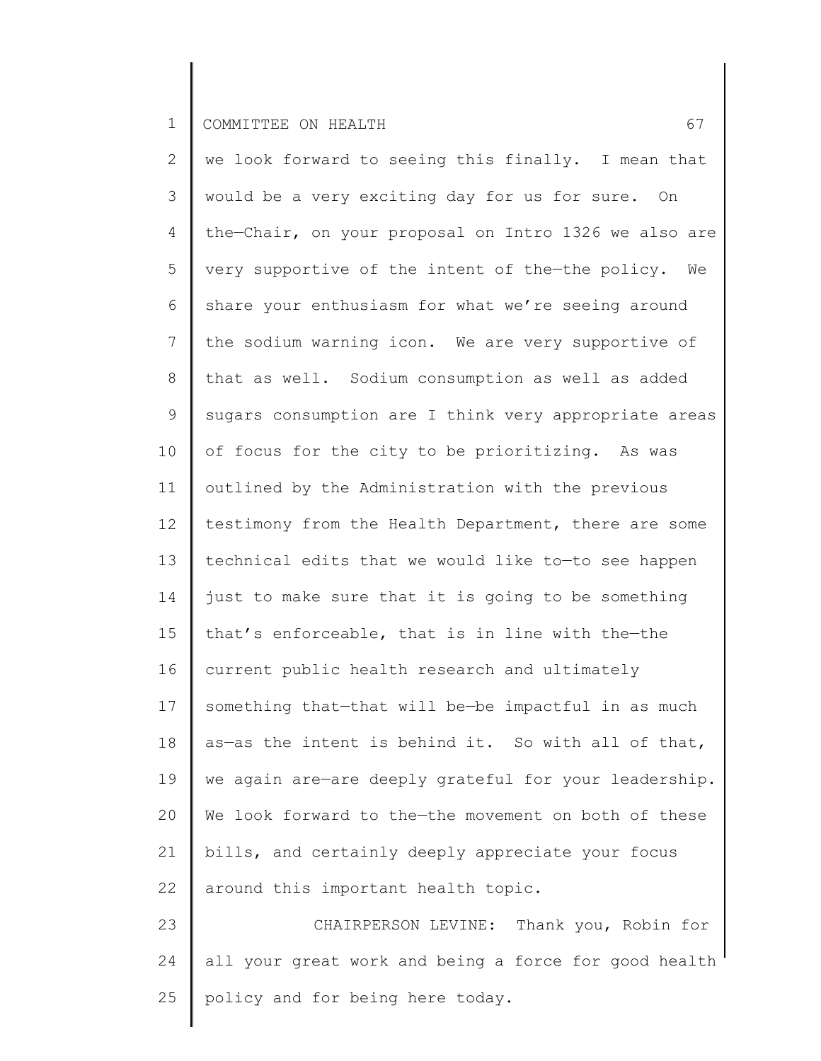we look forward to seeing this finally. I mean that would be a very exciting day for us for sure. On the—Chair, on your proposal on Intro 1326 we also are very supportive of the intent of the—the policy. We share your enthusiasm for what we're seeing around the sodium warning icon. We are very supportive of that as well. Sodium consumption as well as added sugars consumption are I think very appropriate areas of focus for the city to be prioritizing. As was outlined by the Administration with the previous testimony from the Health Department, there are some technical edits that we would like to—to see happen just to make sure that it is going to be something that's enforceable, that is in line with the—the current public health research and ultimately something that—that will be—be impactful in as much as—as the intent is behind it. So with all of that, we again are—are deeply grateful for your leadership. We look forward to the—the movement on both of these bills, and certainly deeply appreciate your focus around this important health topic.

CHAIRPERSON LEVINE: Thank you, Robin for all your great work and being a force for good health policy and for being here today.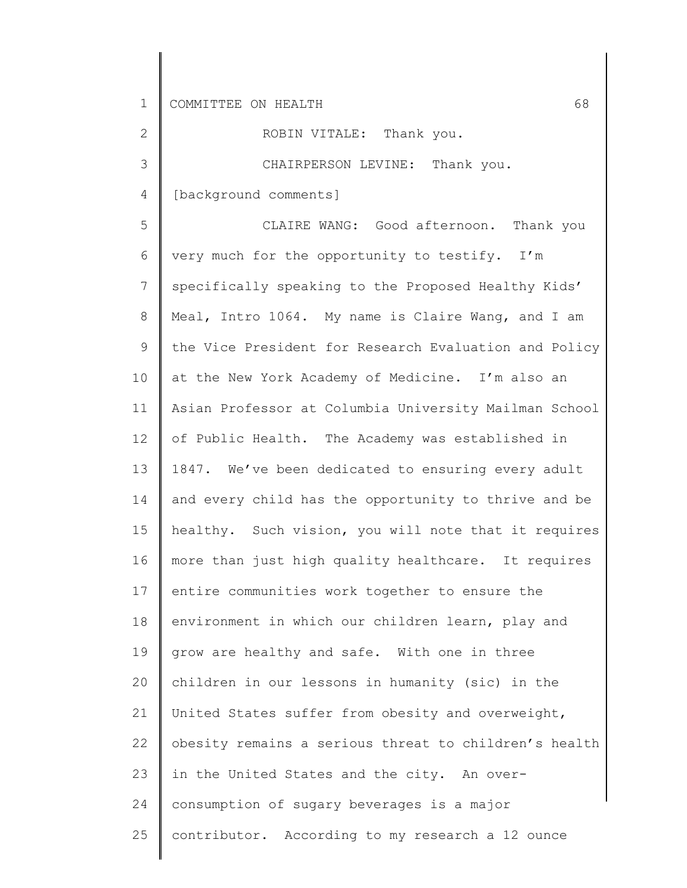ROBIN VITALE: Thank you.

CHAIRPERSON LEVINE: Thank you.

[background comments]

CLAIRE WANG: Good afternoon. Thank you very much for the opportunity to testify. I'm specifically speaking to the Proposed Healthy Kids' Meal, Intro 1064. My name is Claire Wang, and I am the Vice President for Research Evaluation and Policy at the New York Academy of Medicine. I'm also an Asian Professor at Columbia University Mailman School of Public Health. The Academy was established in 1847. We've been dedicated to ensuring every adult and every child has the opportunity to thrive and be healthy. Such vision, you will note that it requires more than just high quality healthcare. It requires entire communities work together to ensure the environment in which our children learn, play and grow are healthy and safe. With one in three children in our lessons in humanity (sic) in the United States suffer from obesity and overweight, obesity remains a serious threat to children's health in the United States and the city. An over-consumption of sugary beverages is a major contributor. According to my research a 12 ounce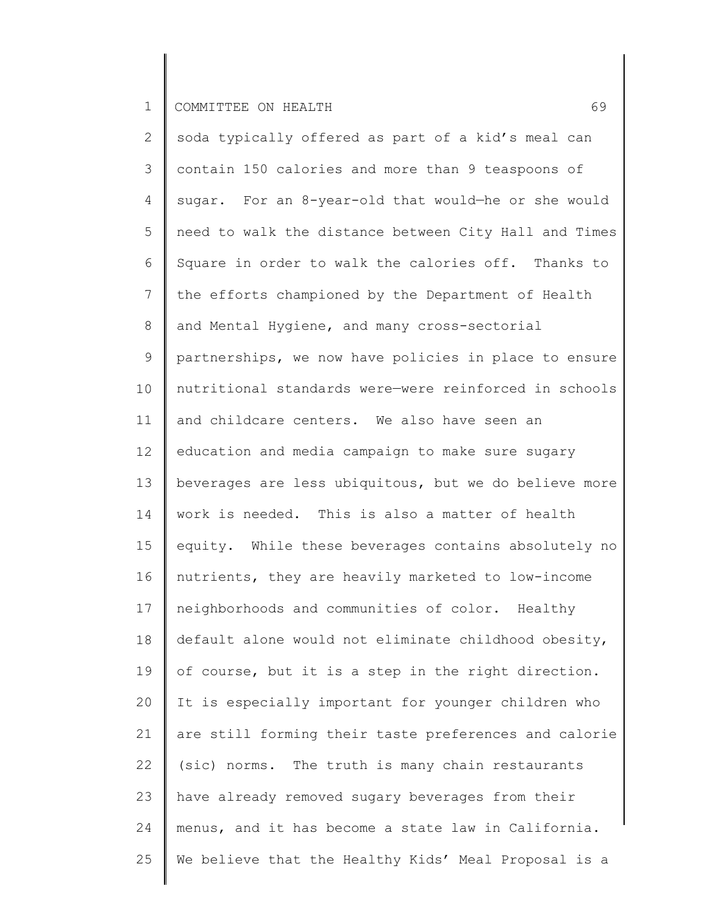soda typically offered as part of a kid's meal can contain 150 calories and more than 9 teaspoons of sugar. For an 8-year-old that would—he or she would need to walk the distance between City Hall and Times Square in order to walk the calories off. Thanks to the efforts championed by the Department of Health and Mental Hygiene, and many cross-sectorial partnerships, we now have policies in place to ensure nutritional standards were—were reinforced in schools and childcare centers. We also have seen an education and media campaign to make sure sugary beverages are less ubiquitous, but we do believe more work is needed. This is also a matter of health equity. While these beverages contains absolutely no nutrients, they are heavily marketed to low-income neighborhoods and communities of color. Healthy default alone would not eliminate childhood obesity, of course, but it is a step in the right direction. It is especially important for younger children who are still forming their taste preferences and calorie (sic) norms. The truth is many chain restaurants have already removed sugary beverages from their menus, and it has become a state law in California. We believe that the Healthy Kids' Meal Proposal is a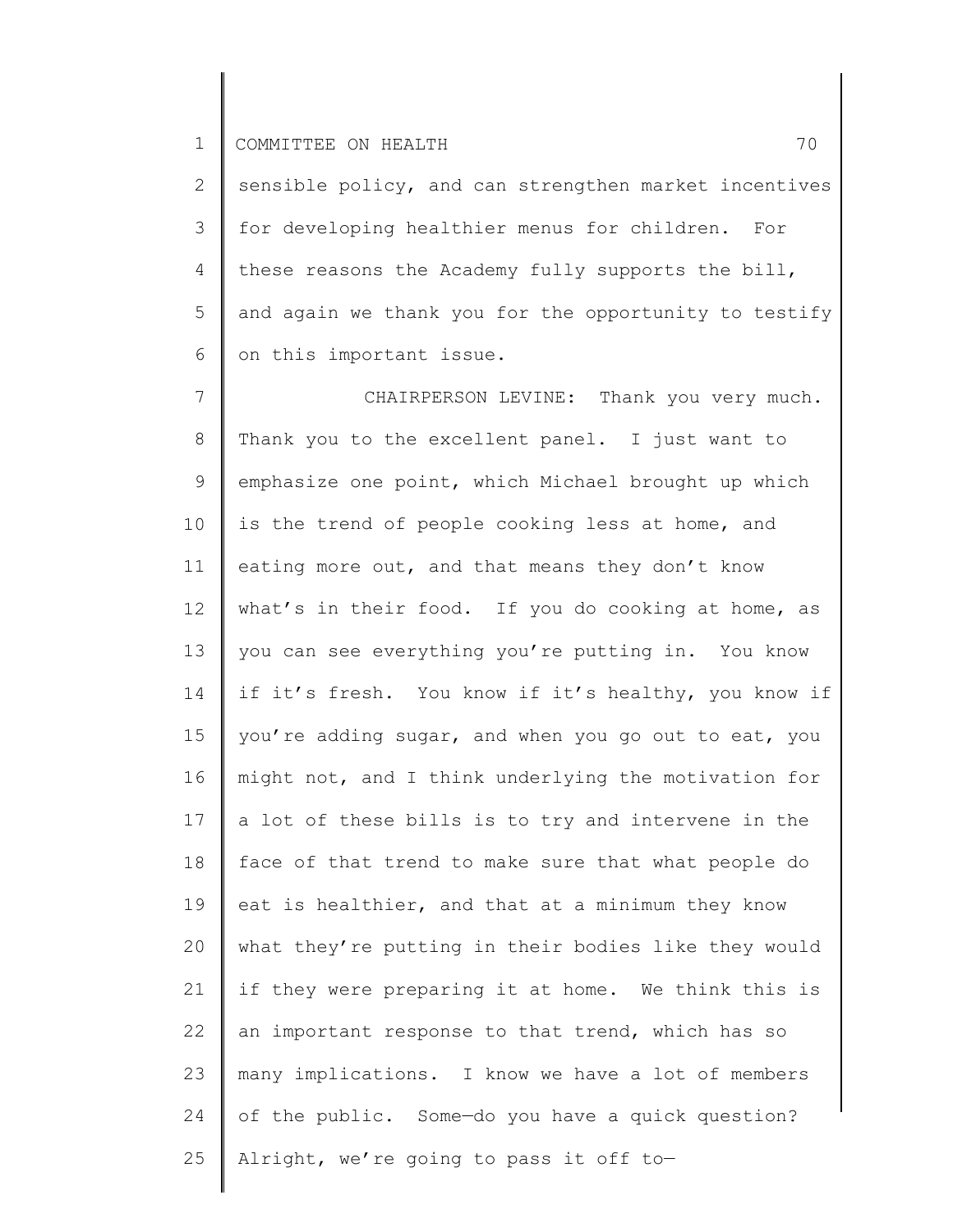sensible policy, and can strengthen market incentives for developing healthier menus for children. For these reasons the Academy fully supports the bill, and again we thank you for the opportunity to testify on this important issue.

CHAIRPERSON LEVINE: Thank you very much. Thank you to the excellent panel. I just want to emphasize one point, which Michael brought up which is the trend of people cooking less at home, and eating more out, and that means they don't know what's in their food. If you do cooking at home, as you can see everything you're putting in. You know if it's fresh. You know if it's healthy, you know if you're adding sugar, and when you go out to eat, you might not, and I think underlying the motivation for a lot of these bills is to try and intervene in the face of that trend to make sure that what people do eat is healthier, and that at a minimum they know what they're putting in their bodies like they would if they were preparing it at home. We think this is an important response to that trend, which has so many implications. I know we have a lot of members of the public. Some—do you have a quick question? Alright, we're going to pass it off to—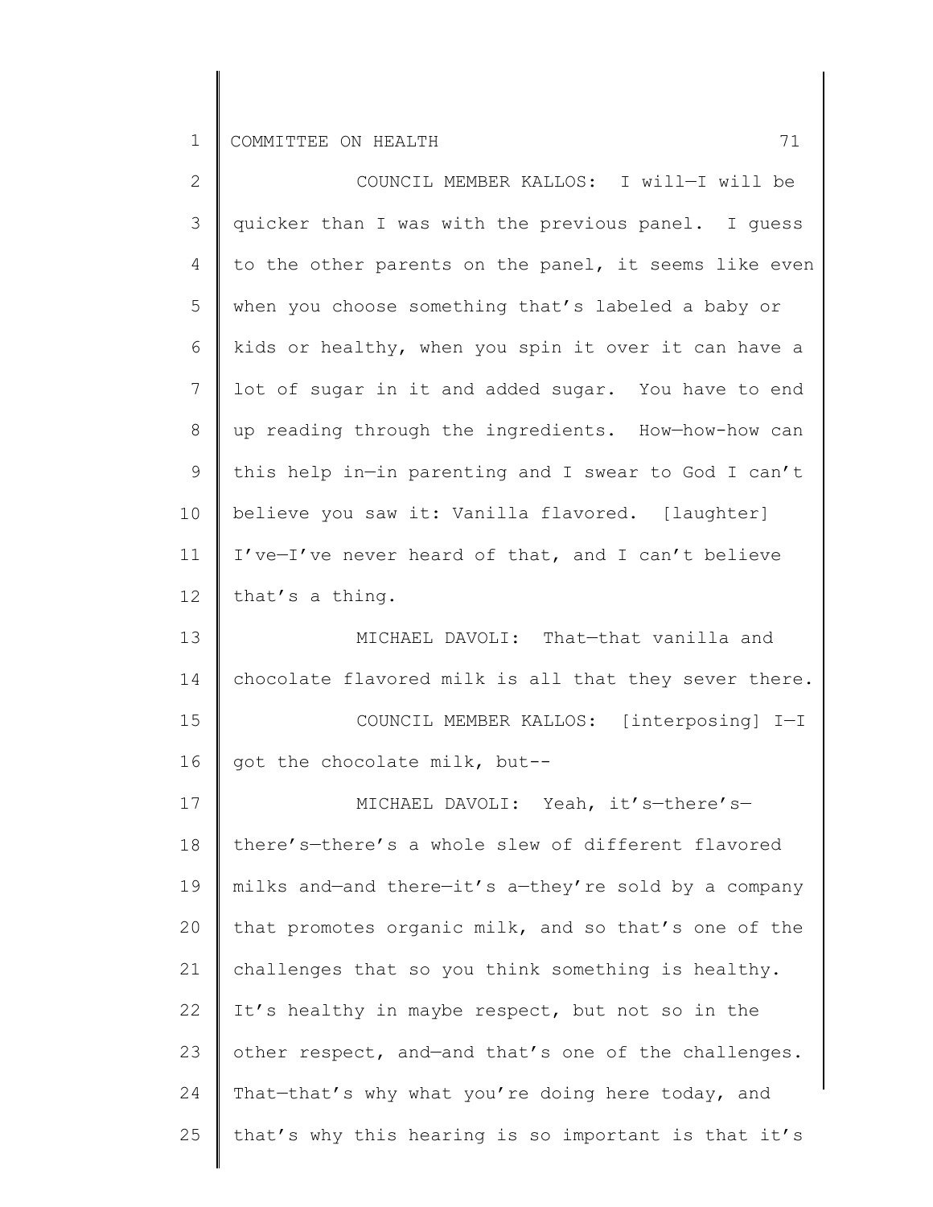COUNCIL MEMBER KALLOS: I will—I will be quicker than I was with the previous panel. I guess to the other parents on the panel, it seems like even when you choose something that's labeled a baby or kids or healthy, when you spin it over it can have a lot of sugar in it and added sugar. You have to end up reading through the ingredients. How—how-how can this help in—in parenting and I swear to God I can't believe you saw it: Vanilla flavored. [laughter] I've—I've never heard of that, and I can't believe that's a thing.

MICHAEL DAVOLI: That—that vanilla and chocolate flavored milk is all that they sever there.

COUNCIL MEMBER KALLOS: [interposing] I—I got the chocolate milk, but--

MICHAEL DAVOLI: Yeah, it's—there's—there's—there's a whole slew of different flavored milks and—and there—it's a—they're sold by a company that promotes organic milk, and so that's one of the challenges that so you think something is healthy. It's healthy in maybe respect, but not so in the other respect, and—and that's one of the challenges. That—that's why what you're doing here today, and that's why this hearing is so important is that it's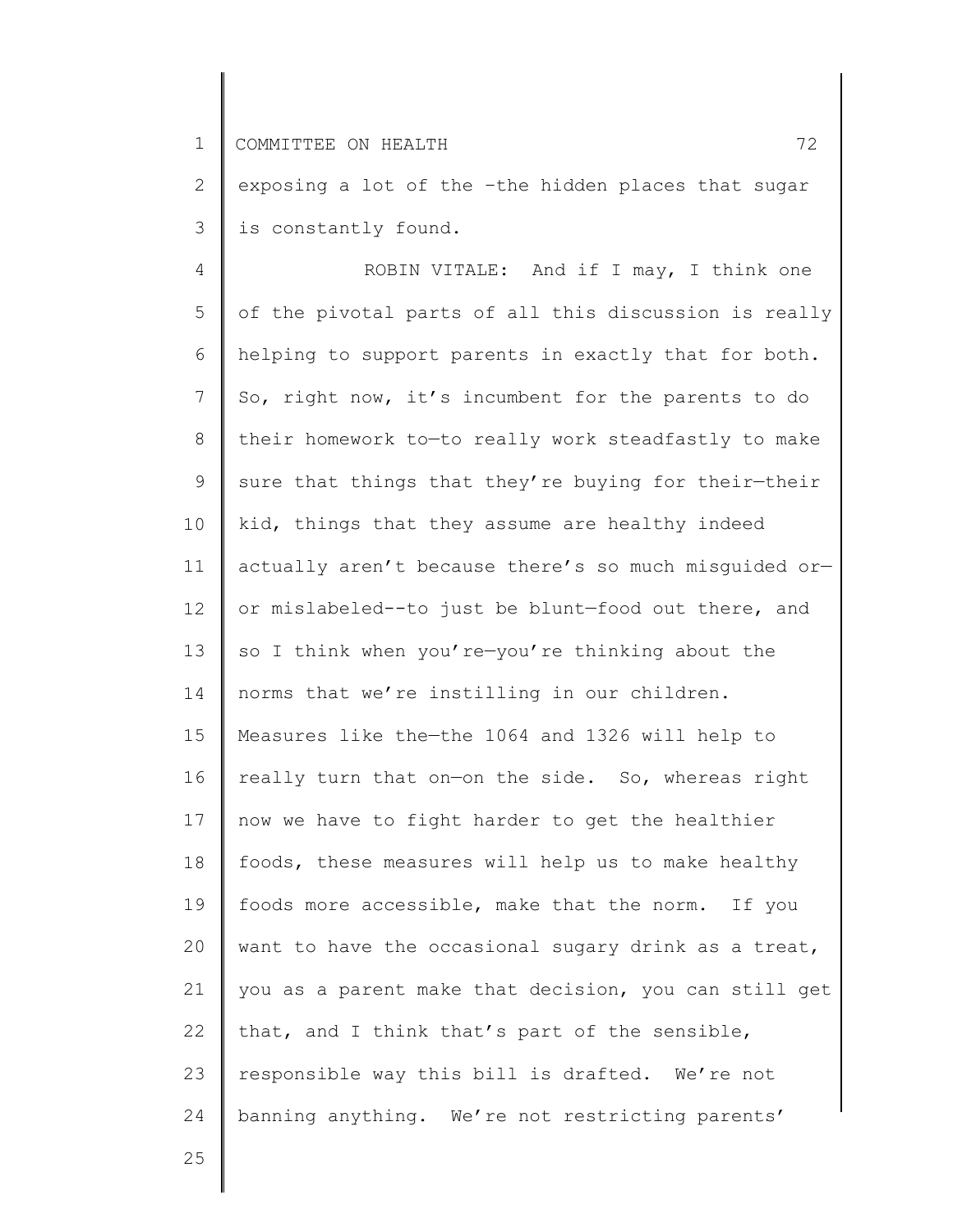exposing a lot of the –the hidden places that sugar is constantly found.

ROBIN VITALE: And if I may, I think one of the pivotal parts of all this discussion is really helping to support parents in exactly that for both. So, right now, it's incumbent for the parents to do their homework to—to really work steadfastly to make sure that things that they're buying for their—their kid, things that they assume are healthy indeed actually aren't because there's so much misguided or—or mislabeled--to just be blunt—food out there, and so I think when you're—you're thinking about the norms that we're instilling in our children. Measures like the—the 1064 and 1326 will help to really turn that on—on the side. So, whereas right now we have to fight harder to get the healthier foods, these measures will help us to make healthy foods more accessible, make that the norm. If you want to have the occasional sugary drink as a treat, you as a parent make that decision, you can still get that, and I think that's part of the sensible, responsible way this bill is drafted. We're not banning anything. We're not restricting parents'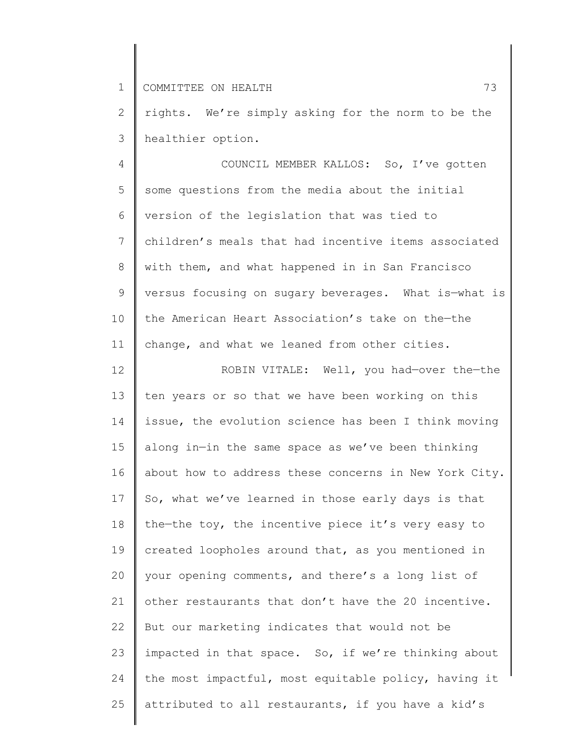rights. We're simply asking for the norm to be the healthier option.

COUNCIL MEMBER KALLOS: So, I've gotten some questions from the media about the initial version of the legislation that was tied to children's meals that had incentive items associated with them, and what happened in in San Francisco versus focusing on sugary beverages. What is—what is the American Heart Association's take on the—the change, and what we leaned from other cities.

ROBIN VITALE: Well, you had—over the—the ten years or so that we have been working on this issue, the evolution science has been I think moving along in—in the same space as we've been thinking about how to address these concerns in New York City. So, what we've learned in those early days is that the—the toy, the incentive piece it's very easy to created loopholes around that, as you mentioned in your opening comments, and there's a long list of other restaurants that don't have the 20 incentive. But our marketing indicates that would not be impacted in that space. So, if we're thinking about the most impactful, most equitable policy, having it attributed to all restaurants, if you have a kid's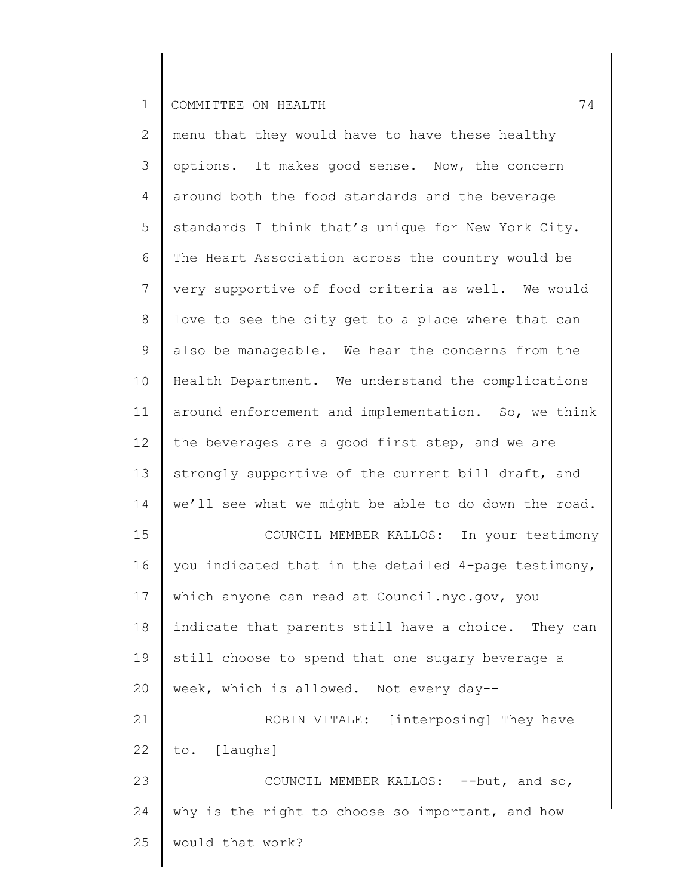menu that they would have to have these healthy options. It makes good sense. Now, the concern around both the food standards and the beverage standards I think that's unique for New York City. The Heart Association across the country would be very supportive of food criteria as well. We would love to see the city get to a place where that can also be manageable. We hear the concerns from the Health Department. We understand the complications around enforcement and implementation. So, we think the beverages are a good first step, and we are strongly supportive of the current bill draft, and we'll see what we might be able to do down the road.

COUNCIL MEMBER KALLOS: In your testimony you indicated that in the detailed 4-page testimony, which anyone can read at Council.nyc.gov, you indicate that parents still have a choice. They can still choose to spend that one sugary beverage a week, which is allowed. Not every day--

ROBIN VITALE: [interposing] They have to. [laughs]

COUNCIL MEMBER KALLOS: --but, and so, why is the right to choose so important, and how would that work?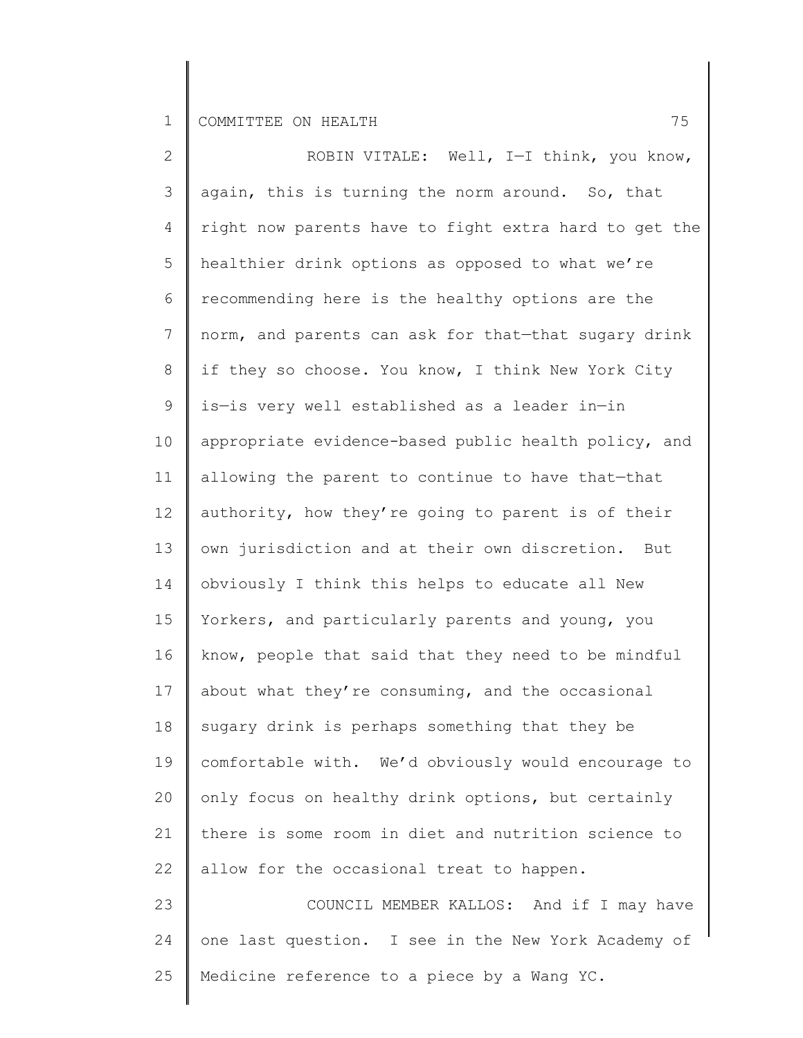ROBIN VITALE: Well, I—I think, you know, again, this is turning the norm around. So, that right now parents have to fight extra hard to get the healthier drink options as opposed to what we're recommending here is the healthy options are the norm, and parents can ask for that—that sugary drink if they so choose. You know, I think New York City is—is very well established as a leader in—in appropriate evidence-based public health policy, and allowing the parent to continue to have that—that authority, how they're going to parent is of their own jurisdiction and at their own discretion. But obviously I think this helps to educate all New Yorkers, and particularly parents and young, you know, people that said that they need to be mindful about what they're consuming, and the occasional sugary drink is perhaps something that they be comfortable with. We'd obviously would encourage to only focus on healthy drink options, but certainly there is some room in diet and nutrition science to allow for the occasional treat to happen.

COUNCIL MEMBER KALLOS: And if I may have one last question. I see in the New York Academy of Medicine reference to a piece by a Wang YC.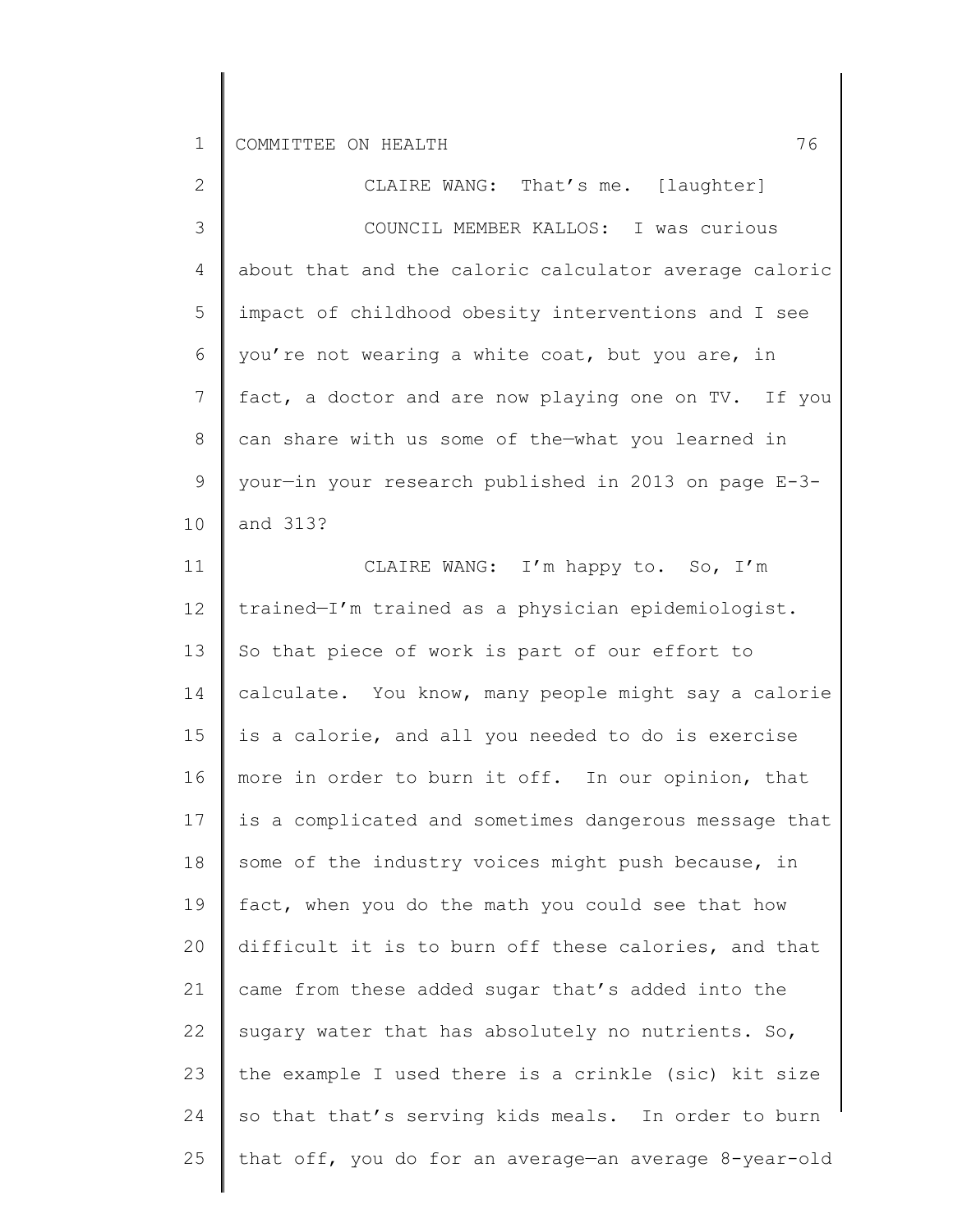CLAIRE WANG: That's me. [laughter]

COUNCIL MEMBER KALLOS: I was curious about that and the caloric calculator average caloric impact of childhood obesity interventions and I see you're not wearing a white coat, but you are, in fact, a doctor and are now playing one on TV. If you can share with us some of the—what you learned in your—in your research published in 2013 on page E-3-and 313?

CLAIRE WANG: I'm happy to. So, I'm trained—I'm trained as a physician epidemiologist. So that piece of work is part of our effort to calculate. You know, many people might say a calorie is a calorie, and all you needed to do is exercise more in order to burn it off. In our opinion, that is a complicated and sometimes dangerous message that some of the industry voices might push because, in fact, when you do the math you could see that how difficult it is to burn off these calories, and that came from these added sugar that's added into the sugary water that has absolutely no nutrients. So, the example I used there is a crinkle (sic) kit size so that that's serving kids meals. In order to burn that off, you do for an average—an average 8-year-old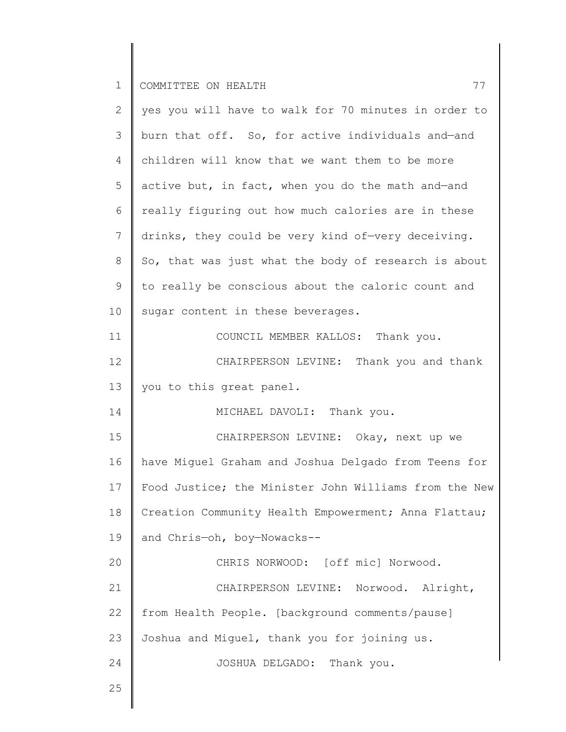yes you will have to walk for 70 minutes in order to burn that off. So, for active individuals and—and children will know that we want them to be more active but, in fact, when you do the math and—and really figuring out how much calories are in these drinks, they could be very kind of—very deceiving. So, that was just what the body of research is about to really be conscious about the caloric count and sugar content in these beverages.

COUNCIL MEMBER KALLOS: Thank you.

CHAIRPERSON LEVINE: Thank you and thank you to this great panel.

MICHAEL DAVOLI: Thank you.

CHAIRPERSON LEVINE: Okay, next up we have Miguel Graham and Joshua Delgado from Teens for Food Justice; the Minister John Williams from the New Creation Community Health Empowerment; Anna Flattau; and Chris—oh, boy—Nowacks--

CHRIS NORWOOD: [off mic] Norwood.

CHAIRPERSON LEVINE: Norwood. Alright, from Health People. [background comments/pause] Joshua and Miguel, thank you for joining us.

JOSHUA DELGADO: Thank you.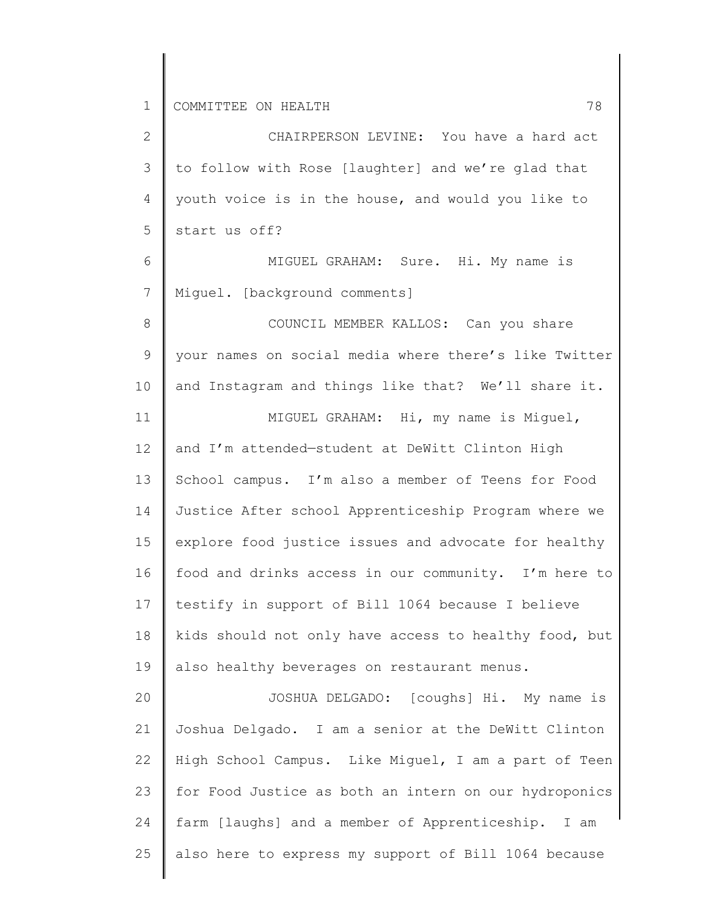CHAIRPERSON LEVINE: You have a hard act to follow with Rose [laughter] and we're glad that youth voice is in the house, and would you like to start us off?

MIGUEL GRAHAM: Sure. Hi. My name is Miguel. [background comments]

COUNCIL MEMBER KALLOS: Can you share your names on social media where there's like Twitter and Instagram and things like that? We'll share it.

MIGUEL GRAHAM: Hi, my name is Miguel, and I'm attended—student at DeWitt Clinton High School campus. I'm also a member of Teens for Food Justice After school Apprenticeship Program where we explore food justice issues and advocate for healthy food and drinks access in our community. I'm here to testify in support of Bill 1064 because I believe kids should not only have access to healthy food, but also healthy beverages on restaurant menus.

JOSHUA DELGADO: [coughs] Hi. My name is Joshua Delgado. I am a senior at the DeWitt Clinton High School Campus. Like Miguel, I am a part of Teen for Food Justice as both an intern on our hydroponics farm [laughs] and a member of Apprenticeship. I am also here to express my support of Bill 1064 because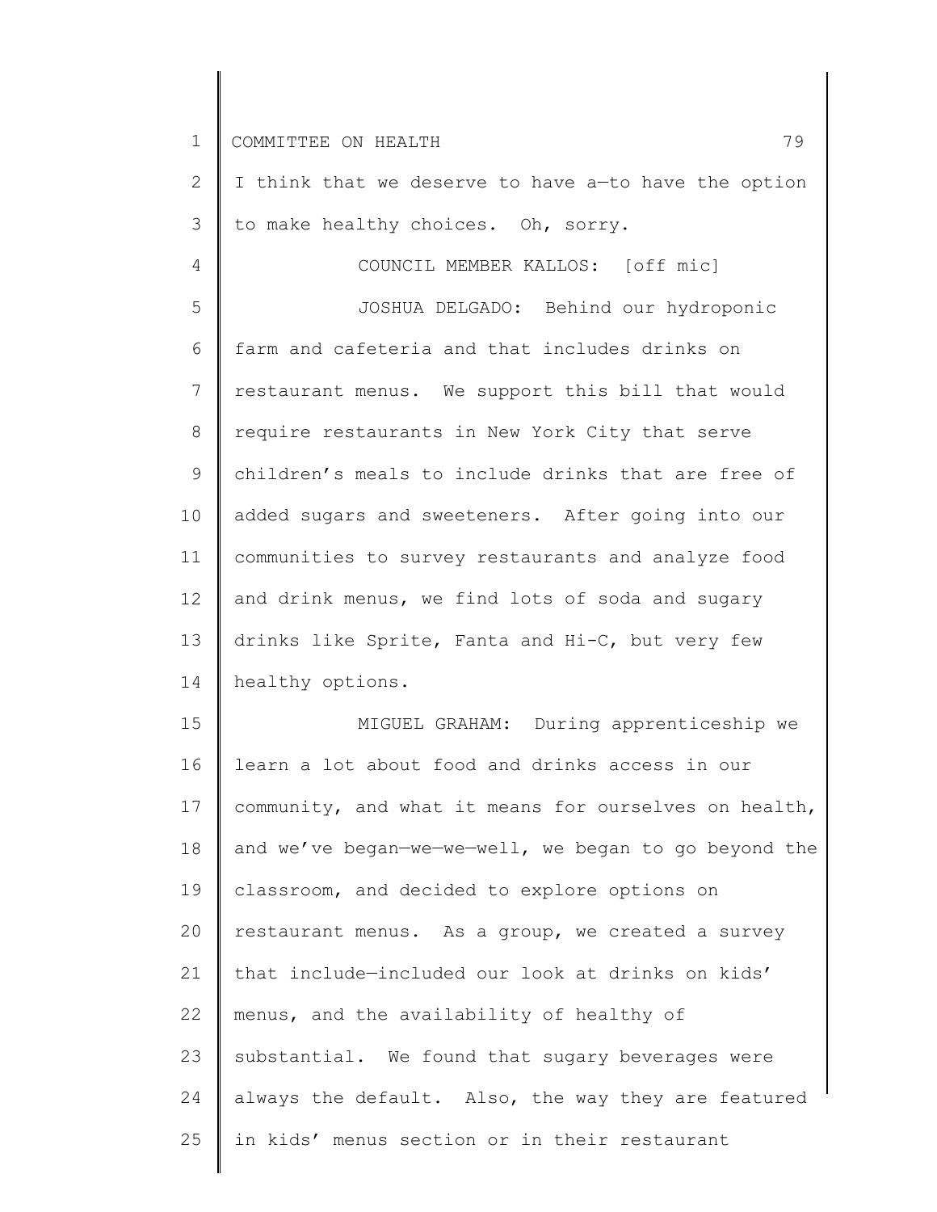I think that we deserve to have a—to have the option to make healthy choices. Oh, sorry.

COUNCIL MEMBER KALLOS: [off mic]

JOSHUA DELGADO: Behind our hydroponic farm and cafeteria and that includes drinks on restaurant menus. We support this bill that would require restaurants in New York City that serve children's meals to include drinks that are free of added sugars and sweeteners. After going into our communities to survey restaurants and analyze food and drink menus, we find lots of soda and sugary drinks like Sprite, Fanta and Hi-C, but very few healthy options.

MIGUEL GRAHAM: During apprenticeship we learn a lot about food and drinks access in our community, and what it means for ourselves on health, and we've began—we—we—well, we began to go beyond the classroom, and decided to explore options on restaurant menus. As a group, we created a survey that include—included our look at drinks on kids' menus, and the availability of healthy of substantial. We found that sugary beverages were always the default. Also, the way they are featured in kids' menus section or in their restaurant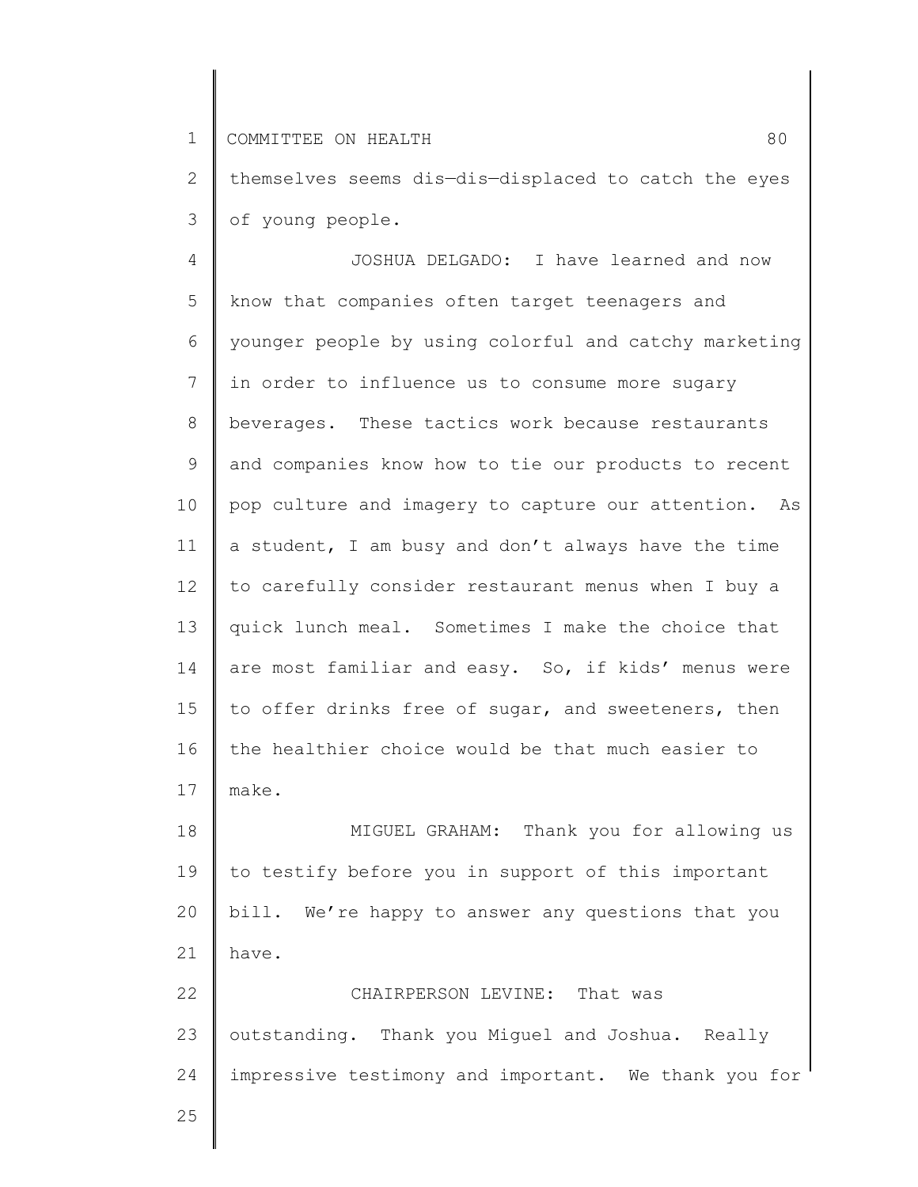themselves seems dis—dis—displaced to catch the eyes of young people.

JOSHUA DELGADO: I have learned and now know that companies often target teenagers and younger people by using colorful and catchy marketing in order to influence us to consume more sugary beverages. These tactics work because restaurants and companies know how to tie our products to recent pop culture and imagery to capture our attention. As a student, I am busy and don't always have the time to carefully consider restaurant menus when I buy a quick lunch meal. Sometimes I make the choice that are most familiar and easy. So, if kids' menus were to offer drinks free of sugar, and sweeteners, then the healthier choice would be that much easier to make.

MIGUEL GRAHAM: Thank you for allowing us to testify before you in support of this important bill. We're happy to answer any questions that you have.

CHAIRPERSON LEVINE: That was outstanding. Thank you Miguel and Joshua. Really impressive testimony and important. We thank you for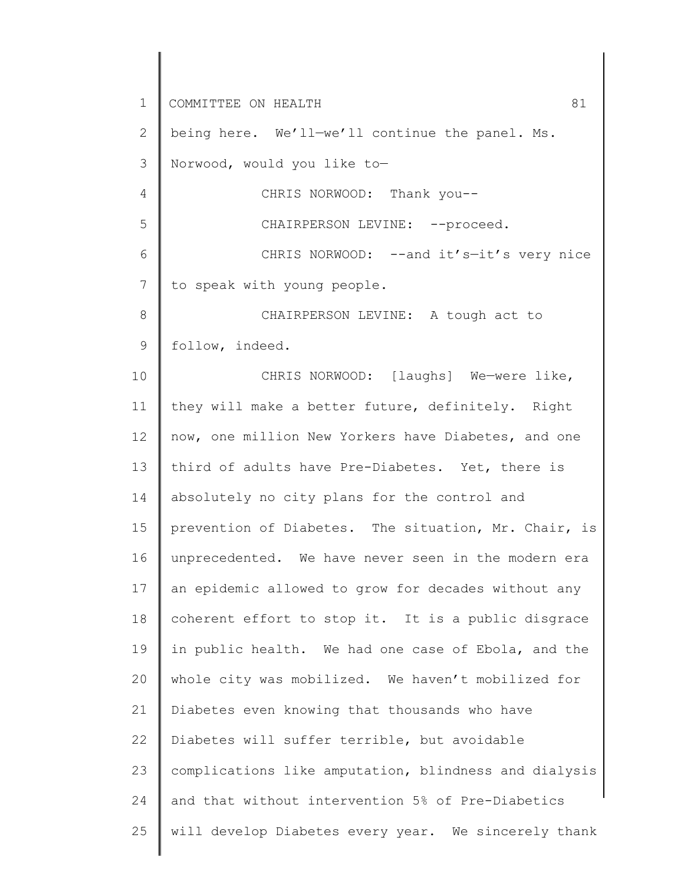being here. We'll—we'll continue the panel. Ms. Norwood, would you like to—

CHRIS NORWOOD: Thank you--

CHAIRPERSON LEVINE: --proceed.

CHRIS NORWOOD: --and it's—it's very nice to speak with young people.

CHAIRPERSON LEVINE: A tough act to follow, indeed.

CHRIS NORWOOD: [laughs] We—were like, they will make a better future, definitely. Right now, one million New Yorkers have Diabetes, and one third of adults have Pre-Diabetes. Yet, there is absolutely no city plans for the control and prevention of Diabetes. The situation, Mr. Chair, is unprecedented. We have never seen in the modern era an epidemic allowed to grow for decades without any coherent effort to stop it. It is a public disgrace in public health. We had one case of Ebola, and the whole city was mobilized. We haven't mobilized for Diabetes even knowing that thousands who have Diabetes will suffer terrible, but avoidable complications like amputation, blindness and dialysis and that without intervention 5% of Pre-Diabetics will develop Diabetes every year. We sincerely thank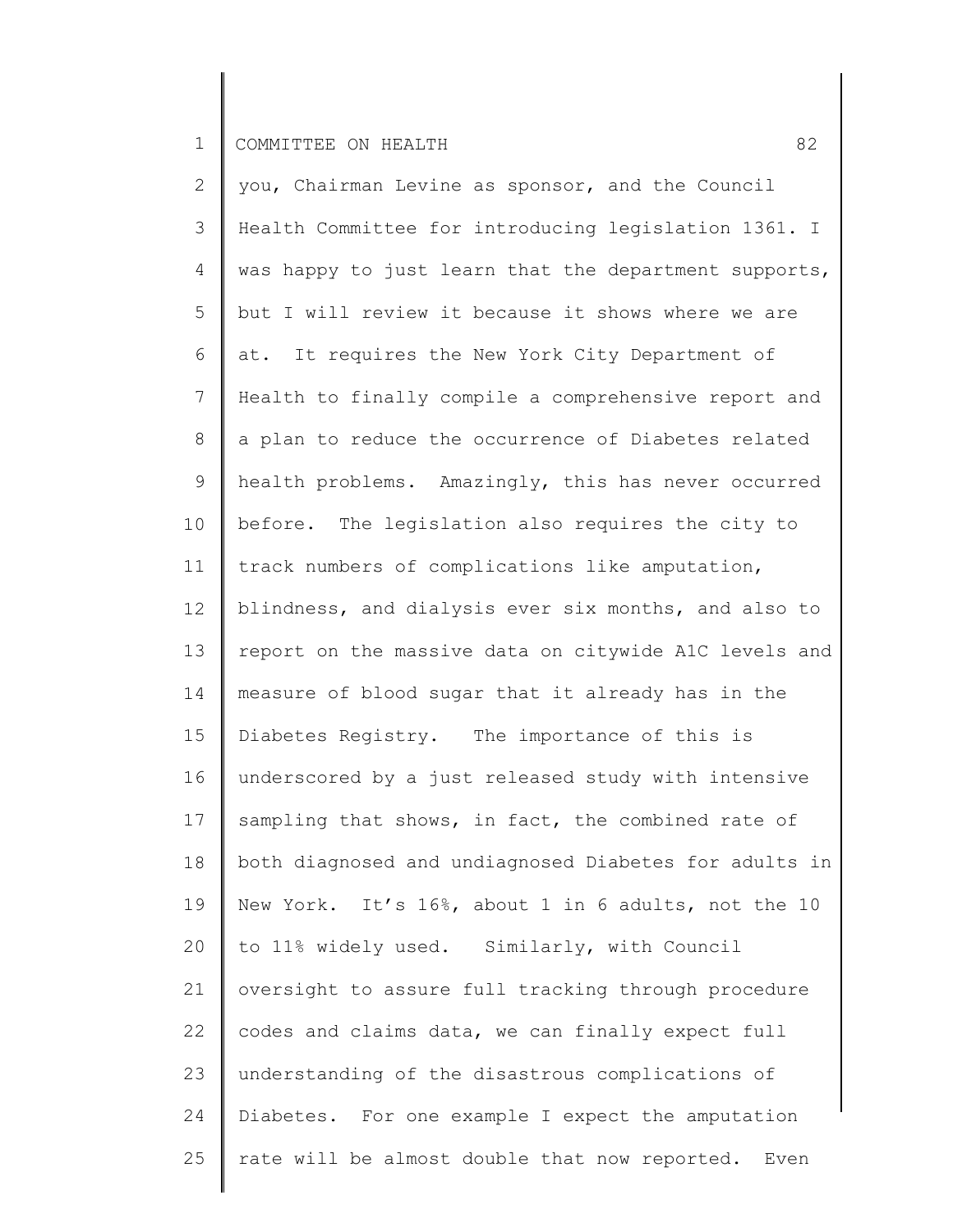you, Chairman Levine as sponsor, and the Council Health Committee for introducing legislation 1361. I was happy to just learn that the department supports, but I will review it because it shows where we are at. It requires the New York City Department of Health to finally compile a comprehensive report and a plan to reduce the occurrence of Diabetes related health problems. Amazingly, this has never occurred before. The legislation also requires the city to track numbers of complications like amputation, blindness, and dialysis ever six months, and also to report on the massive data on citywide A1C levels and measure of blood sugar that it already has in the Diabetes Registry. The importance of this is underscored by a just released study with intensive sampling that shows, in fact, the combined rate of both diagnosed and undiagnosed Diabetes for adults in New York. It's 16%, about 1 in 6 adults, not the 10 to 11% widely used. Similarly, with Council oversight to assure full tracking through procedure codes and claims data, we can finally expect full understanding of the disastrous complications of Diabetes. For one example I expect the amputation rate will be almost double that now reported. Even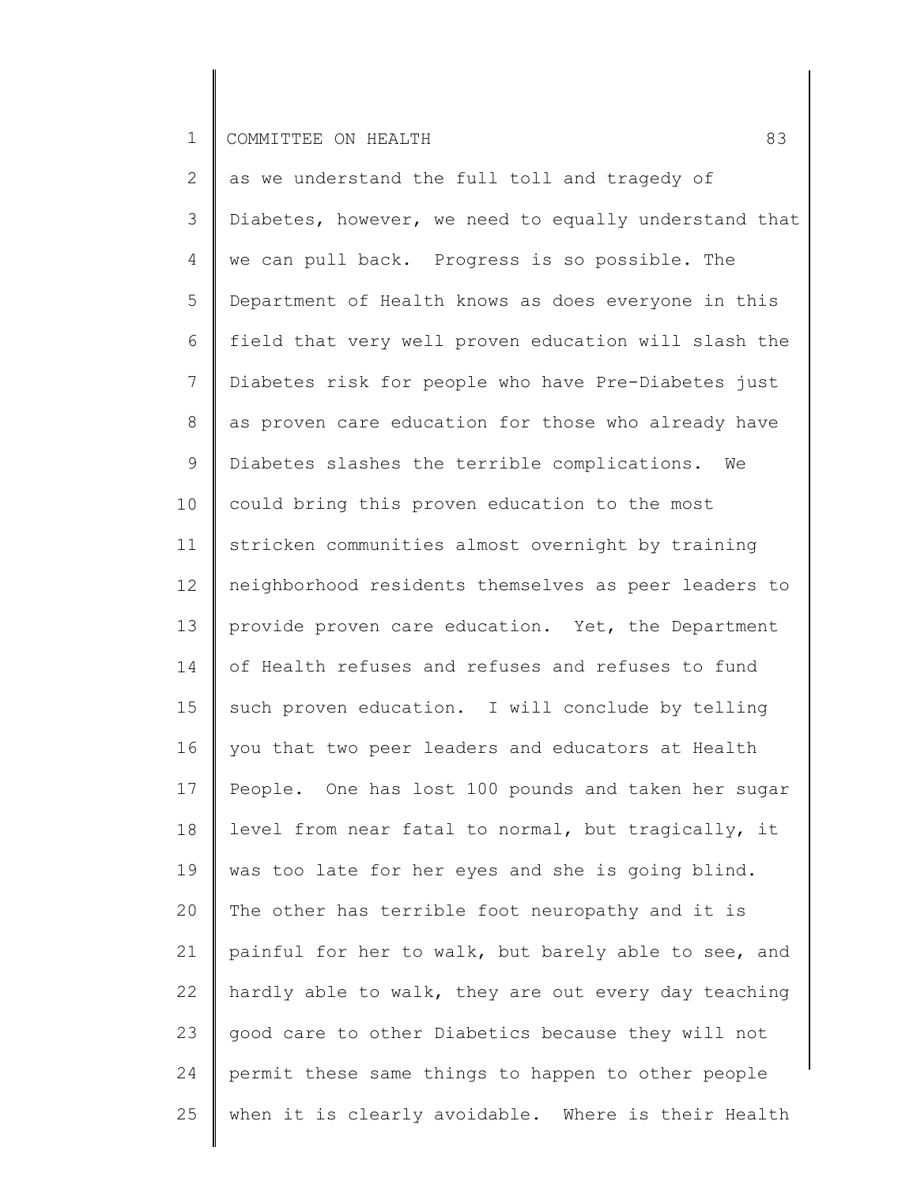as we understand the full toll and tragedy of Diabetes, however, we need to equally understand that we can pull back. Progress is so possible. The Department of Health knows as does everyone in this field that very well proven education will slash the Diabetes risk for people who have Pre-Diabetes just as proven care education for those who already have Diabetes slashes the terrible complications. We could bring this proven education to the most stricken communities almost overnight by training neighborhood residents themselves as peer leaders to provide proven care education. Yet, the Department of Health refuses and refuses and refuses to fund such proven education. I will conclude by telling you that two peer leaders and educators at Health People. One has lost 100 pounds and taken her sugar level from near fatal to normal, but tragically, it was too late for her eyes and she is going blind. The other has terrible foot neuropathy and it is painful for her to walk, but barely able to see, and hardly able to walk, they are out every day teaching good care to other Diabetics because they will not permit these same things to happen to other people when it is clearly avoidable. Where is their Health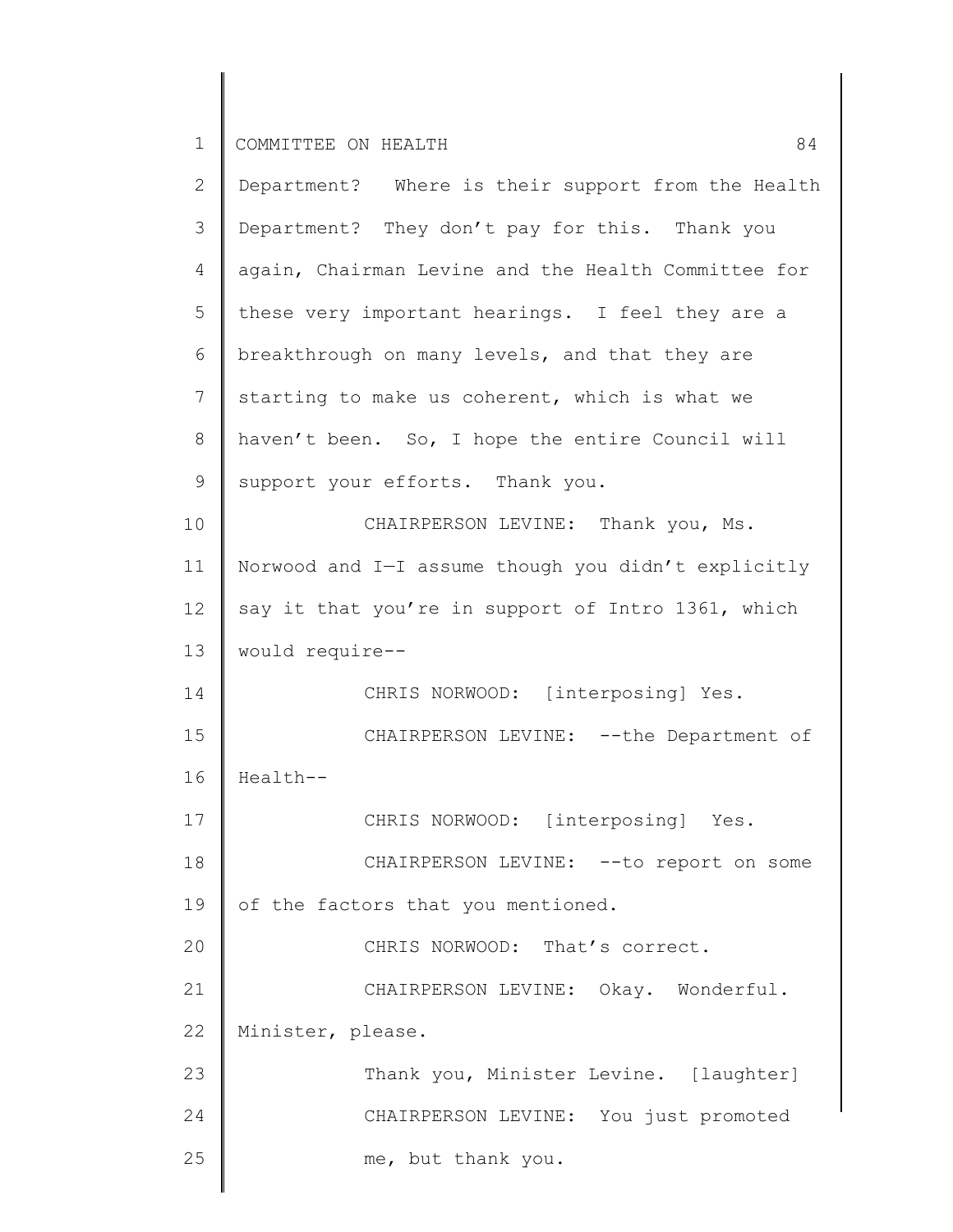Department? Where is their support from the Health Department? They don't pay for this. Thank you again, Chairman Levine and the Health Committee for these very important hearings. I feel they are a breakthrough on many levels, and that they are starting to make us coherent, which is what we haven't been. So, I hope the entire Council will support your efforts. Thank you.

CHAIRPERSON LEVINE: Thank you, Ms. Norwood and I—I assume though you didn't explicitly say it that you're in support of Intro 1361, which would require--

CHRIS NORWOOD: [interposing] Yes.

CHAIRPERSON LEVINE: --the Department of Health--

CHRIS NORWOOD: [interposing] Yes.

CHAIRPERSON LEVINE: --to report on some of the factors that you mentioned.

CHRIS NORWOOD: That's correct.

CHAIRPERSON LEVINE: Okay. Wonderful. Minister, please.

Thank you, Minister Levine. [laughter]

CHAIRPERSON LEVINE: You just promoted me, but thank you.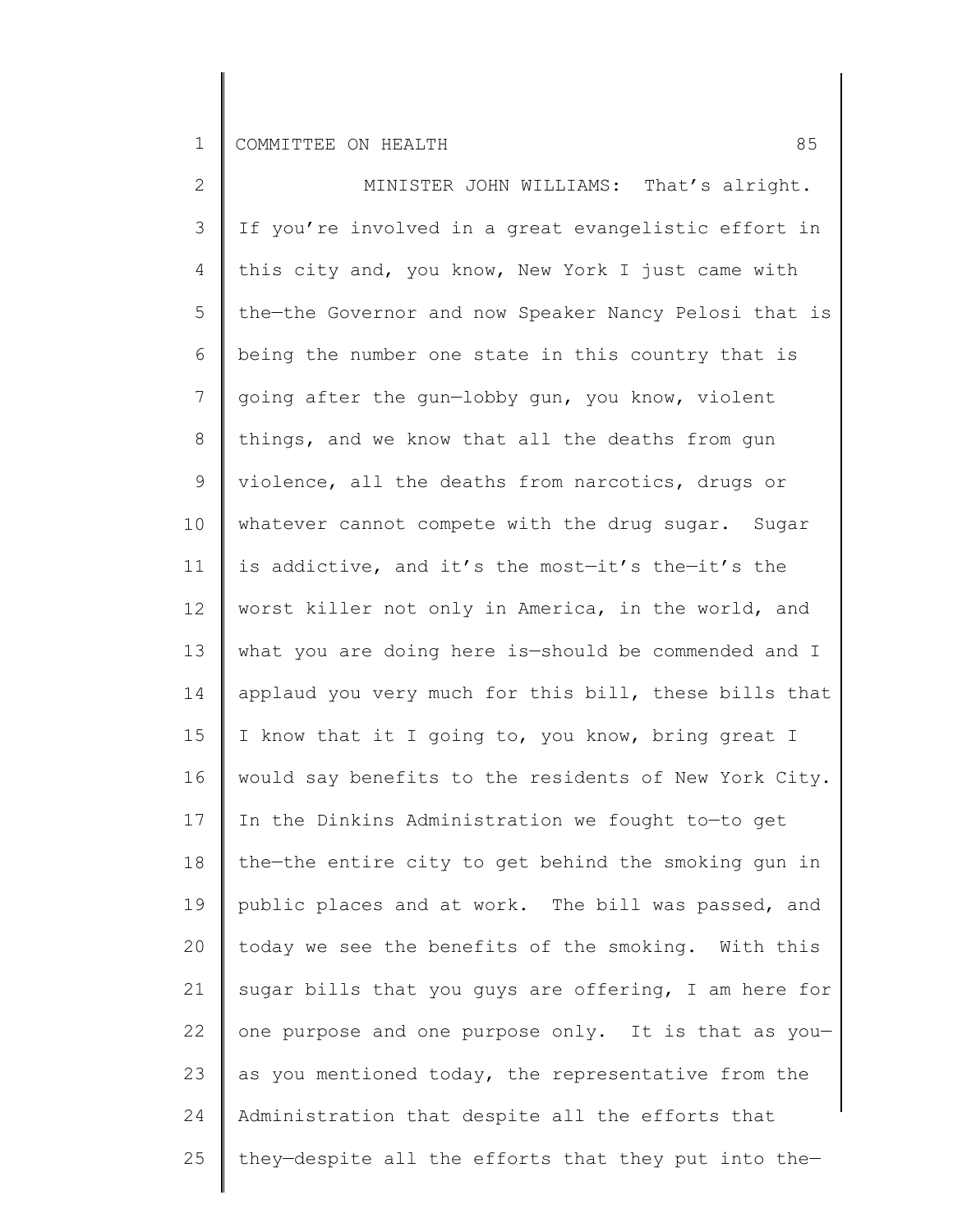MINISTER JOHN WILLIAMS: That's alright. If you're involved in a great evangelistic effort in this city and, you know, New York I just came with the—the Governor and now Speaker Nancy Pelosi that is being the number one state in this country that is going after the gun—lobby gun, you know, violent things, and we know that all the deaths from gun violence, all the deaths from narcotics, drugs or whatever cannot compete with the drug sugar. Sugar is addictive, and it's the most—it's the—it's the worst killer not only in America, in the world, and what you are doing here is—should be commended and I applaud you very much for this bill, these bills that I know that it I going to, you know, bring great I would say benefits to the residents of New York City. In the Dinkins Administration we fought to—to get the—the entire city to get behind the smoking gun in public places and at work. The bill was passed, and today we see the benefits of the smoking. With this sugar bills that you guys are offering, I am here for one purpose and one purpose only. It is that as you—as you mentioned today, the representative from the Administration that despite all the efforts that they—despite all the efforts that they put into the—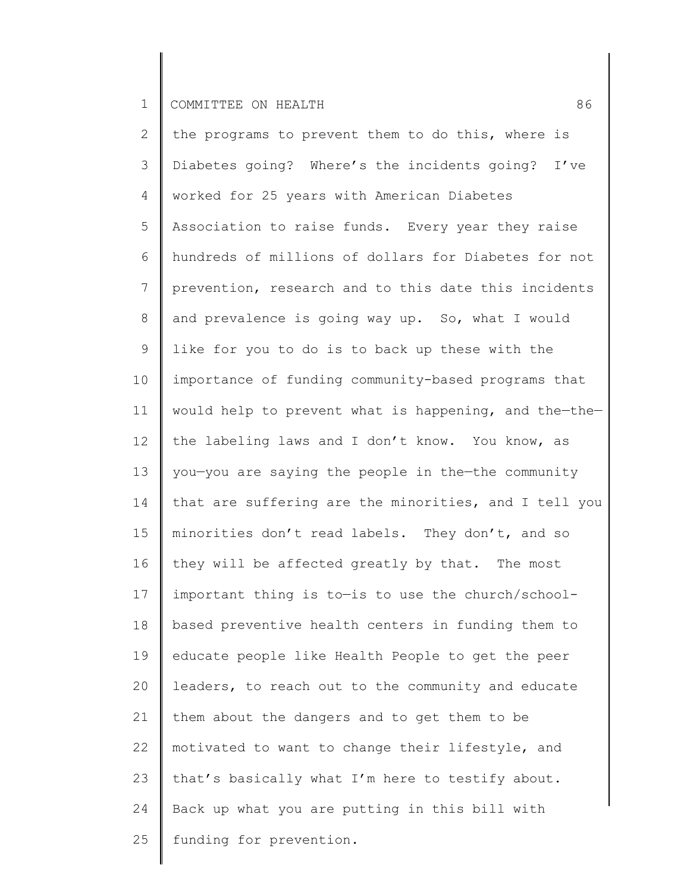the programs to prevent them to do this, where is Diabetes going? Where's the incidents going? I've worked for 25 years with American Diabetes Association to raise funds. Every year they raise hundreds of millions of dollars for Diabetes for not prevention, research and to this date this incidents and prevalence is going way up. So, what I would like for you to do is to back up these with the importance of funding community-based programs that would help to prevent what is happening, and the—the—the labeling laws and I don't know. You know, as you—you are saying the people in the—the community that are suffering are the minorities, and I tell you minorities don't read labels. They don't, and so they will be affected greatly by that. The most important thing is to—is to use the church/school-based preventive health centers in funding them to educate people like Health People to get the peer leaders, to reach out to the community and educate them about the dangers and to get them to be motivated to want to change their lifestyle, and that's basically what I'm here to testify about. Back up what you are putting in this bill with funding for prevention.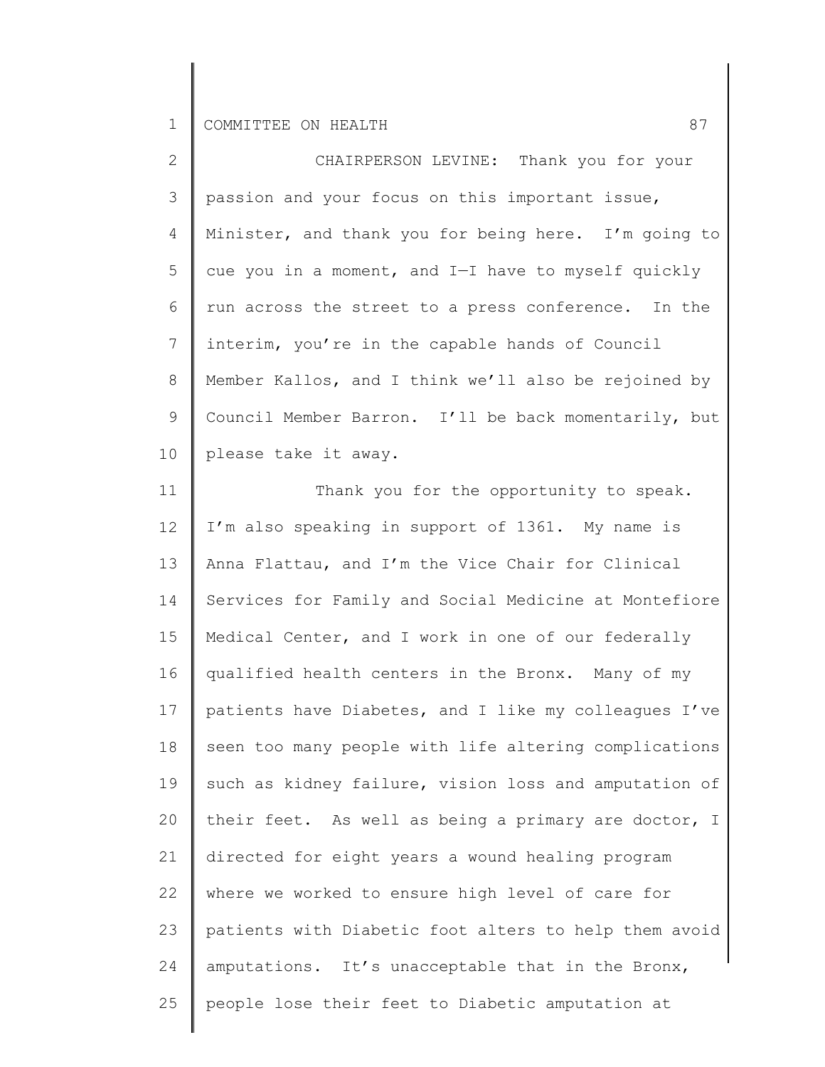CHAIRPERSON LEVINE: Thank you for your passion and your focus on this important issue, Minister, and thank you for being here. I'm going to cue you in a moment, and I—I have to myself quickly run across the street to a press conference. In the interim, you're in the capable hands of Council Member Kallos, and I think we'll also be rejoined by Council Member Barron. I'll be back momentarily, but please take it away.

Thank you for the opportunity to speak. I'm also speaking in support of 1361. My name is Anna Flattau, and I'm the Vice Chair for Clinical Services for Family and Social Medicine at Montefiore Medical Center, and I work in one of our federally qualified health centers in the Bronx. Many of my patients have Diabetes, and I like my colleagues I've seen too many people with life altering complications such as kidney failure, vision loss and amputation of their feet. As well as being a primary are doctor, I directed for eight years a wound healing program where we worked to ensure high level of care for patients with Diabetic foot alters to help them avoid amputations. It's unacceptable that in the Bronx, people lose their feet to Diabetic amputation at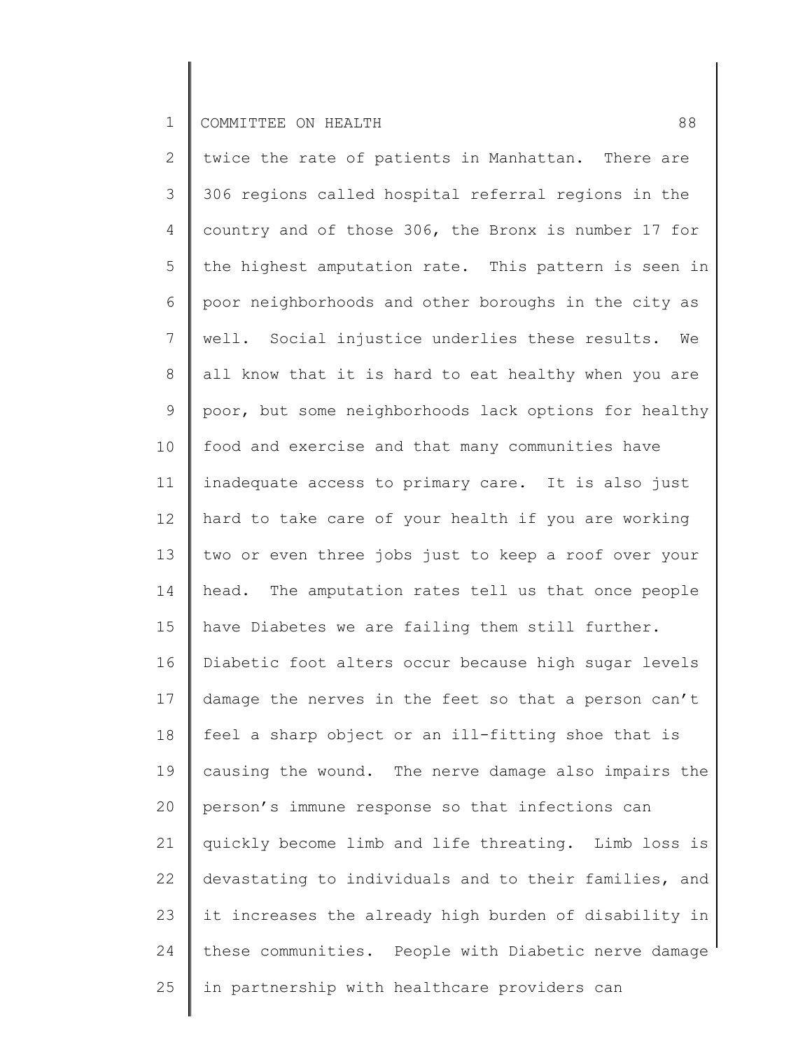twice the rate of patients in Manhattan. There are 306 regions called hospital referral regions in the country and of those 306, the Bronx is number 17 for the highest amputation rate. This pattern is seen in poor neighborhoods and other boroughs in the city as well. Social injustice underlies these results. We all know that it is hard to eat healthy when you are poor, but some neighborhoods lack options for healthy food and exercise and that many communities have inadequate access to primary care. It is also just hard to take care of your health if you are working two or even three jobs just to keep a roof over your head. The amputation rates tell us that once people have Diabetes we are failing them still further. Diabetic foot alters occur because high sugar levels damage the nerves in the feet so that a person can't feel a sharp object or an ill-fitting shoe that is causing the wound. The nerve damage also impairs the person's immune response so that infections can quickly become limb and life threating. Limb loss is devastating to individuals and to their families, and it increases the already high burden of disability in these communities. People with Diabetic nerve damage in partnership with healthcare providers can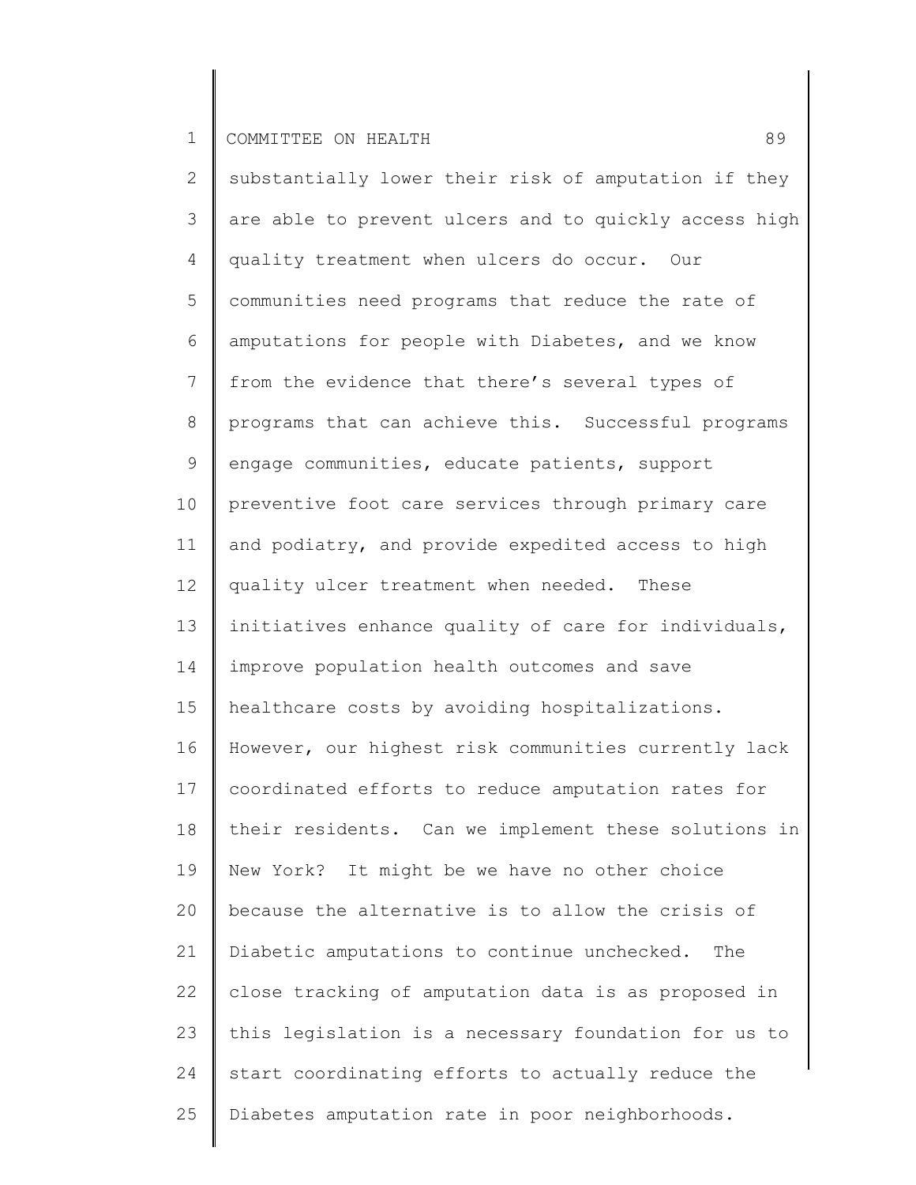substantially lower their risk of amputation if they are able to prevent ulcers and to quickly access high quality treatment when ulcers do occur. Our communities need programs that reduce the rate of amputations for people with Diabetes, and we know from the evidence that there's several types of programs that can achieve this. Successful programs engage communities, educate patients, support preventive foot care services through primary care and podiatry, and provide expedited access to high quality ulcer treatment when needed. These initiatives enhance quality of care for individuals, improve population health outcomes and save healthcare costs by avoiding hospitalizations. However, our highest risk communities currently lack coordinated efforts to reduce amputation rates for their residents. Can we implement these solutions in New York? It might be we have no other choice because the alternative is to allow the crisis of Diabetic amputations to continue unchecked. The close tracking of amputation data is as proposed in this legislation is a necessary foundation for us to start coordinating efforts to actually reduce the Diabetes amputation rate in poor neighborhoods.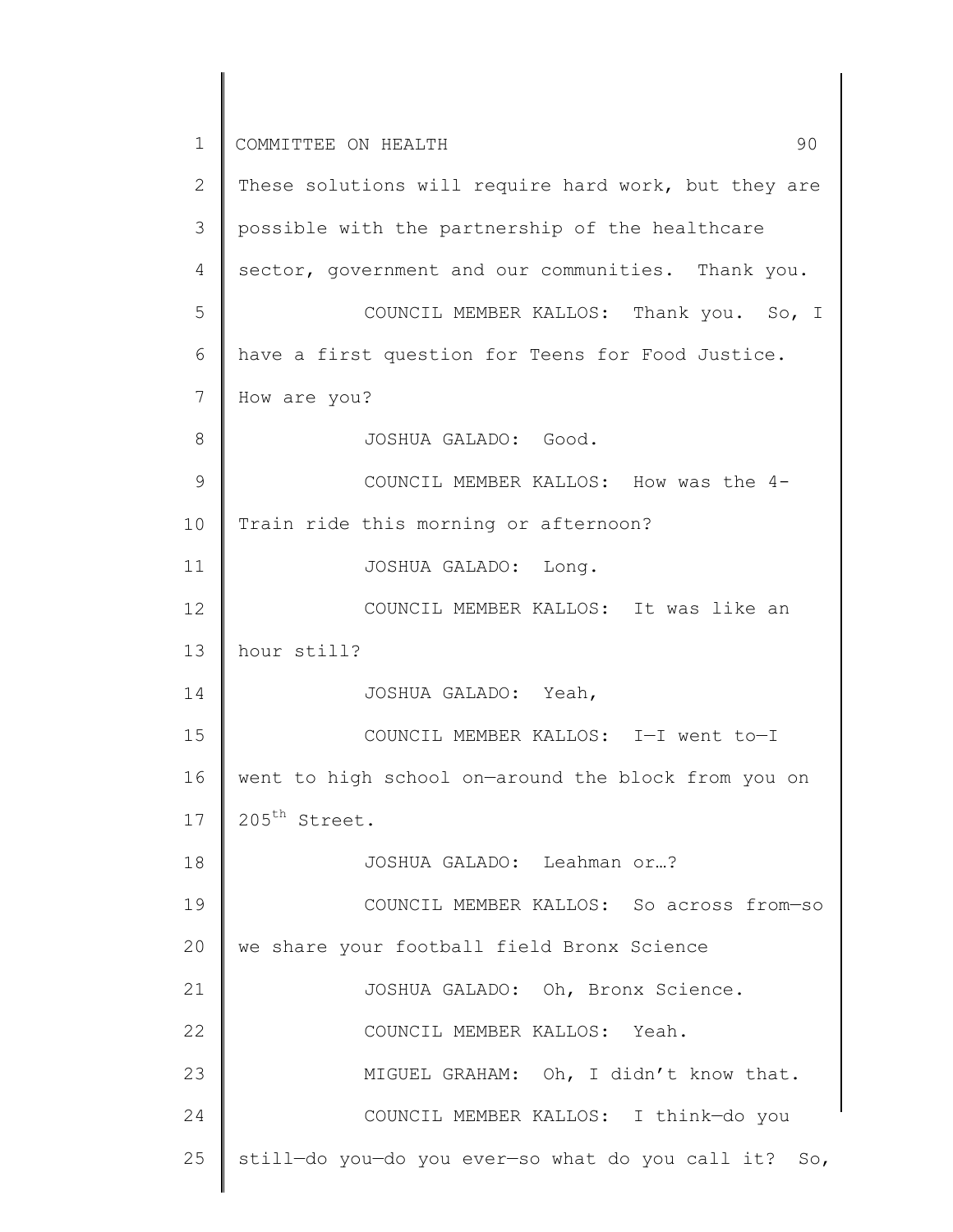These solutions will require hard work, but they are possible with the partnership of the healthcare sector, government and our communities. Thank you.

COUNCIL MEMBER KALLOS: Thank you. So, I have a first question for Teens for Food Justice. How are you?

JOSHUA GALADO: Good.

COUNCIL MEMBER KALLOS: How was the 4-Train ride this morning or afternoon?

JOSHUA GALADO: Long.

COUNCIL MEMBER KALLOS: It was like an hour still?

JOSHUA GALADO: Yeah,

COUNCIL MEMBER KALLOS: I—I went to—I went to high school on—around the block from you on 205th Street.

JOSHUA GALADO: Leahman or…?

COUNCIL MEMBER KALLOS: So across from—so we share your football field Bronx Science

JOSHUA GALADO: Oh, Bronx Science.

COUNCIL MEMBER KALLOS: Yeah.

MIGUEL GRAHAM: Oh, I didn't know that.

COUNCIL MEMBER KALLOS: I think—do you still—do you—do you ever—so what do you call it? So,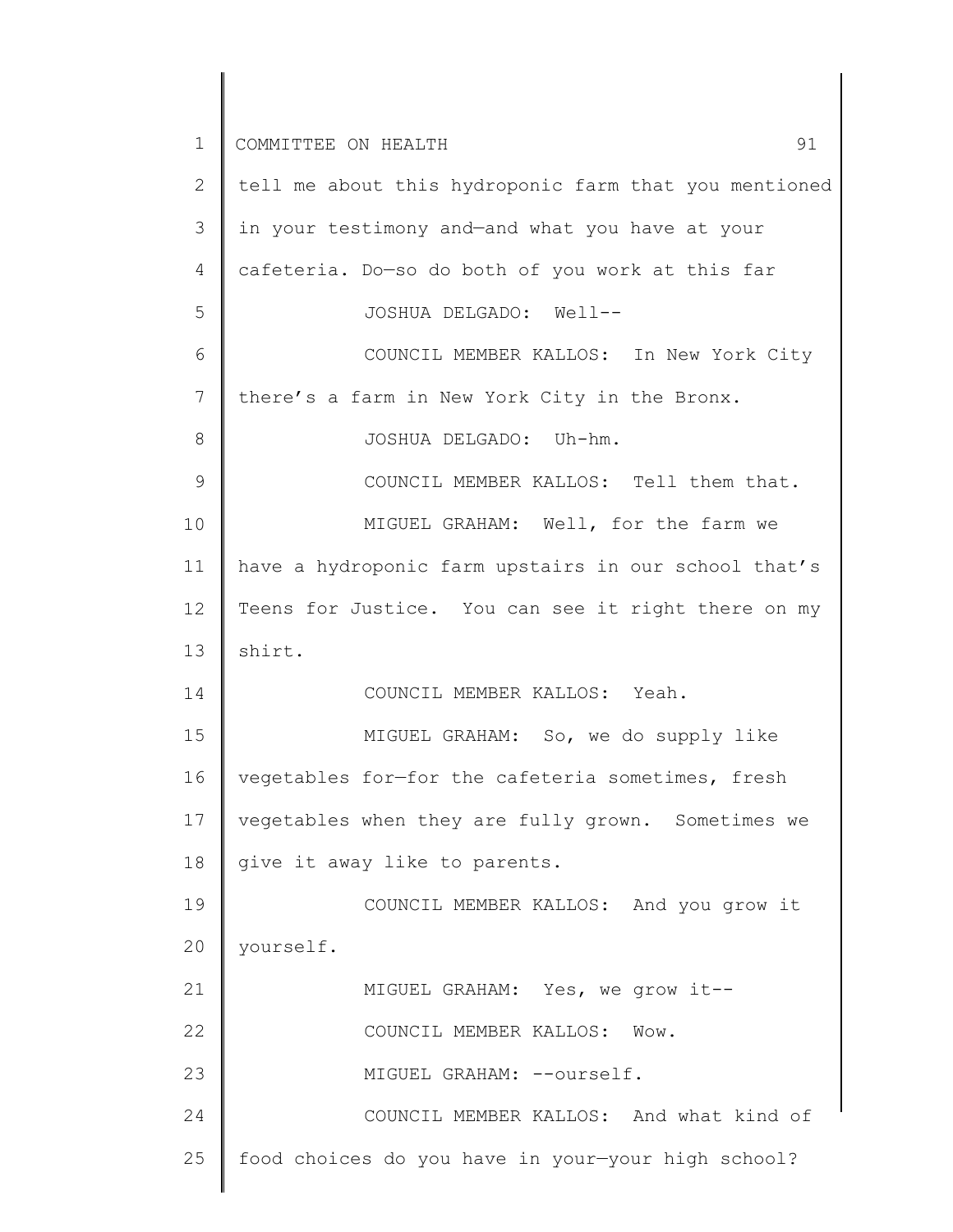tell me about this hydroponic farm that you mentioned in your testimony and—and what you have at your cafeteria. Do—so do both of you work at this far

JOSHUA DELGADO: Well--

COUNCIL MEMBER KALLOS: In New York City there's a farm in New York City in the Bronx.

JOSHUA DELGADO: Uh-hm.

COUNCIL MEMBER KALLOS: Tell them that.

MIGUEL GRAHAM: Well, for the farm we have a hydroponic farm upstairs in our school that's Teens for Justice. You can see it right there on my shirt.

COUNCIL MEMBER KALLOS: Yeah.

MIGUEL GRAHAM: So, we do supply like vegetables for—for the cafeteria sometimes, fresh vegetables when they are fully grown. Sometimes we give it away like to parents.

COUNCIL MEMBER KALLOS: And you grow it yourself.

MIGUEL GRAHAM: Yes, we grow it--

COUNCIL MEMBER KALLOS: Wow.

MIGUEL GRAHAM: --ourself.

COUNCIL MEMBER KALLOS: And what kind of food choices do you have in your—your high school?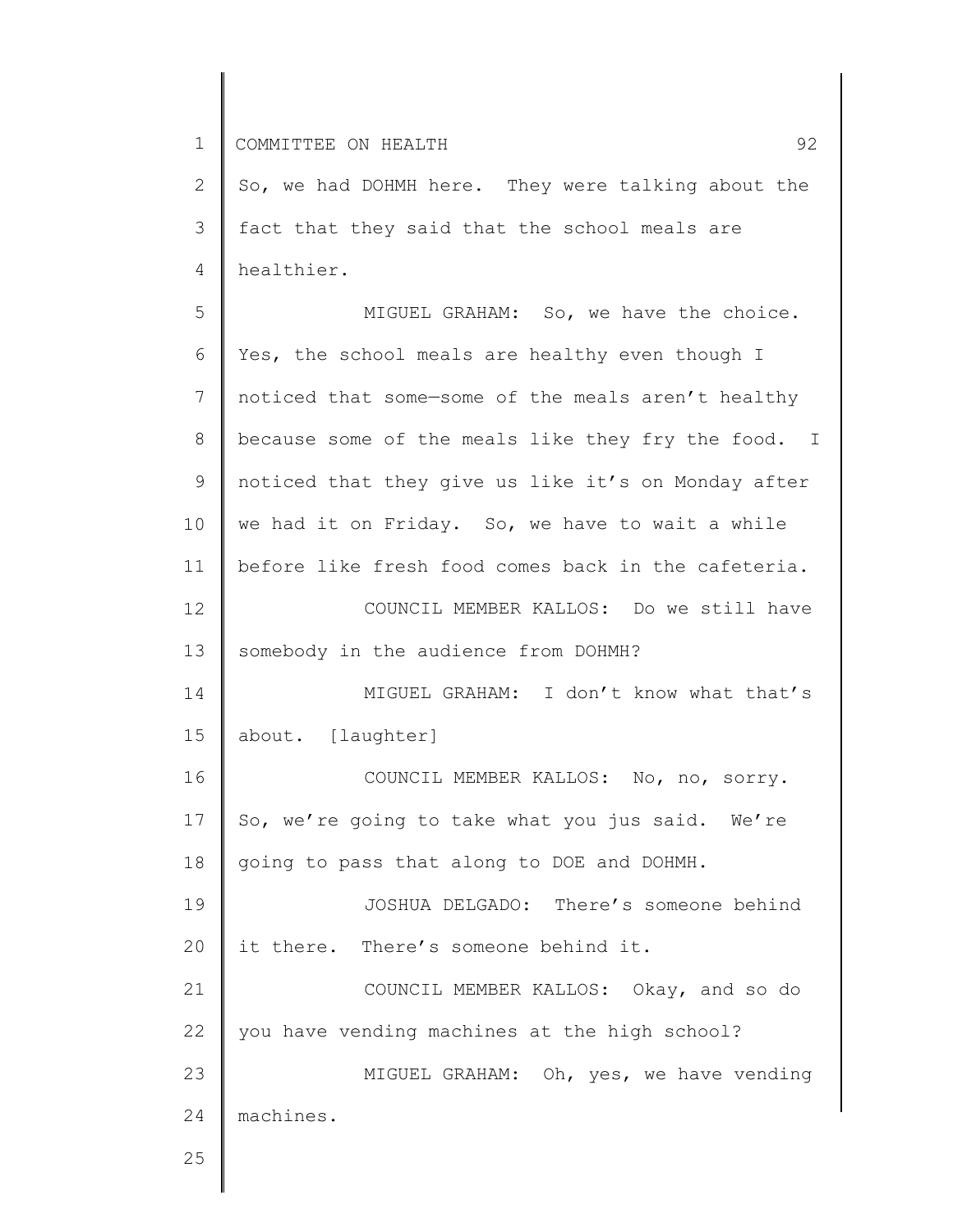So, we had DOHMH here. They were talking about the fact that they said that the school meals are healthier.

MIGUEL GRAHAM: So, we have the choice. Yes, the school meals are healthy even though I noticed that some—some of the meals aren't healthy because some of the meals like they fry the food. I noticed that they give us like it's on Monday after we had it on Friday. So, we have to wait a while before like fresh food comes back in the cafeteria.

COUNCIL MEMBER KALLOS: Do we still have somebody in the audience from DOHMH?

MIGUEL GRAHAM: I don't know what that's about. [laughter]

COUNCIL MEMBER KALLOS: No, no, sorry. So, we're going to take what you jus said. We're going to pass that along to DOE and DOHMH.

JOSHUA DELGADO: There's someone behind it there. There's someone behind it.

COUNCIL MEMBER KALLOS: Okay, and so do you have vending machines at the high school?

MIGUEL GRAHAM: Oh, yes, we have vending machines.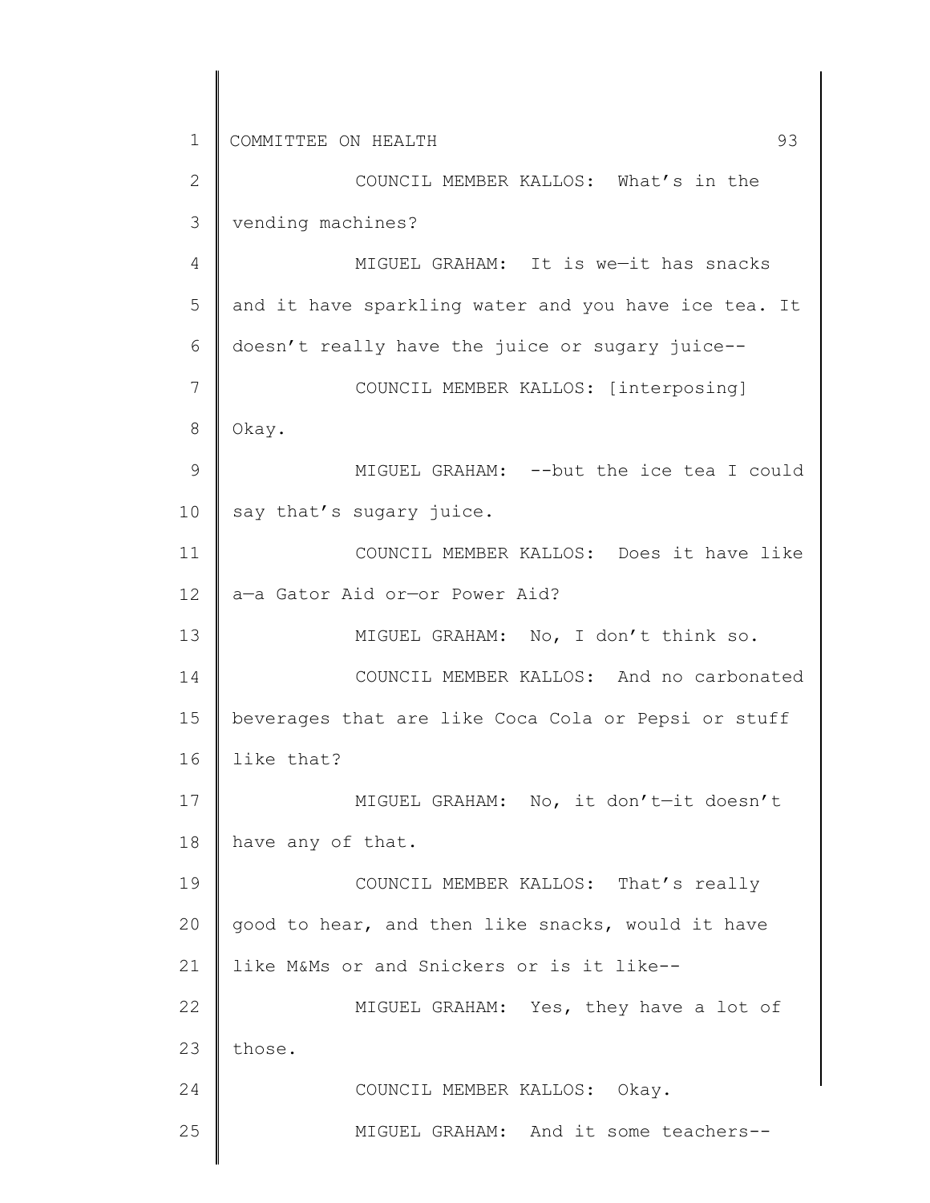COUNCIL MEMBER KALLOS: What's in the vending machines?

MIGUEL GRAHAM: It is we—it has snacks and it have sparkling water and you have ice tea. It doesn't really have the juice or sugary juice--

COUNCIL MEMBER KALLOS: [interposing] Okay.

MIGUEL GRAHAM: --but the ice tea I could say that's sugary juice.

COUNCIL MEMBER KALLOS: Does it have like a—a Gator Aid or—or Power Aid?

MIGUEL GRAHAM: No, I don't think so.

COUNCIL MEMBER KALLOS: And no carbonated beverages that are like Coca Cola or Pepsi or stuff like that?

MIGUEL GRAHAM: No, it don't—it doesn't have any of that.

COUNCIL MEMBER KALLOS: That's really good to hear, and then like snacks, would it have like M&Ms or and Snickers or is it like--

MIGUEL GRAHAM: Yes, they have a lot of those.

COUNCIL MEMBER KALLOS: Okay.

MIGUEL GRAHAM: And it some teachers--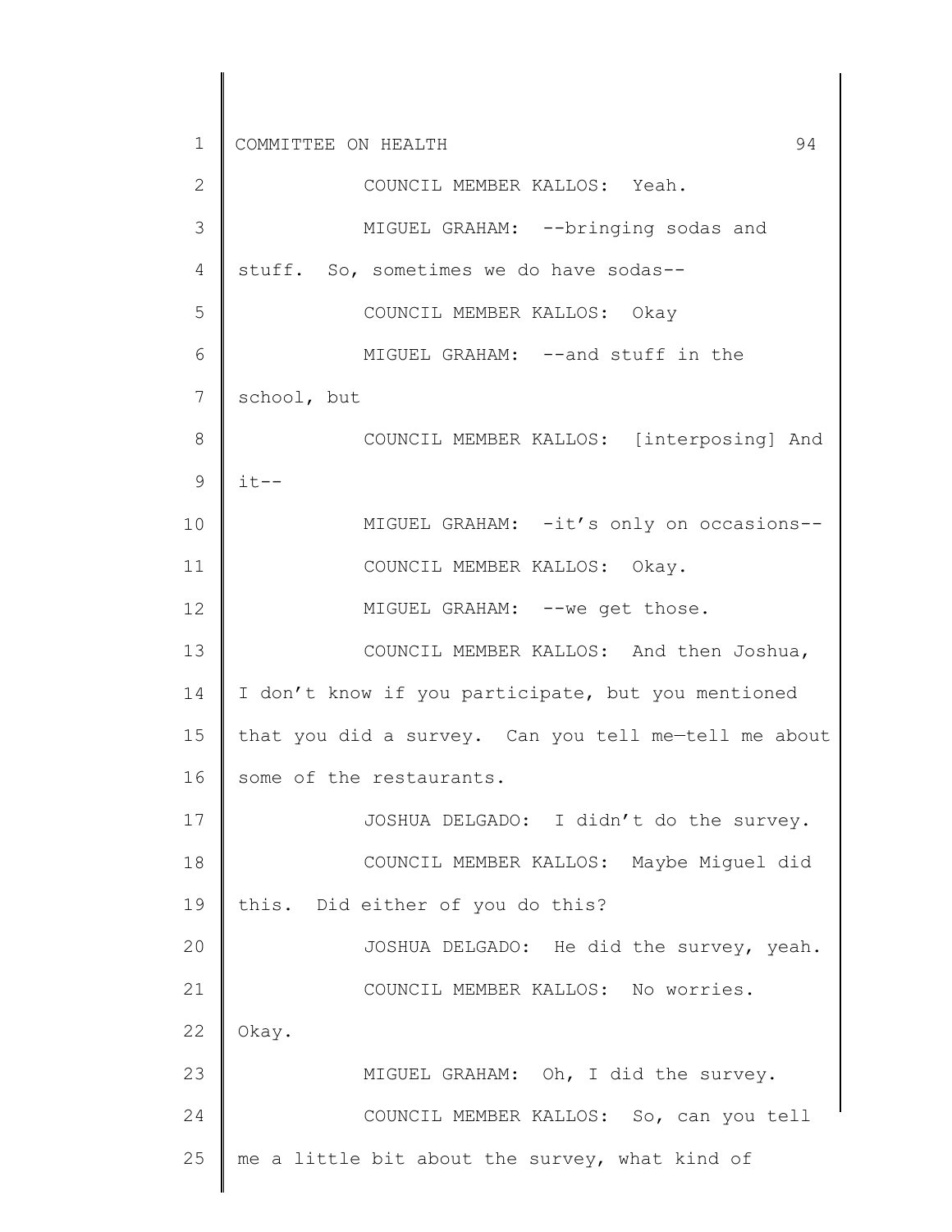COUNCIL MEMBER KALLOS: Yeah.

MIGUEL GRAHAM: --bringing sodas and stuff. So, sometimes we do have sodas--

COUNCIL MEMBER KALLOS: Okay

MIGUEL GRAHAM: --and stuff in the school, but

COUNCIL MEMBER KALLOS: [interposing] And it--

MIGUEL GRAHAM: -it's only on occasions--

COUNCIL MEMBER KALLOS: Okay.

MIGUEL GRAHAM: --we get those.

COUNCIL MEMBER KALLOS: And then Joshua, I don't know if you participate, but you mentioned that you did a survey. Can you tell me—tell me about some of the restaurants.

JOSHUA DELGADO: I didn't do the survey.

COUNCIL MEMBER KALLOS: Maybe Miguel did this. Did either of you do this?

JOSHUA DELGADO: He did the survey, yeah.

COUNCIL MEMBER KALLOS: No worries. Okay.

MIGUEL GRAHAM: Oh, I did the survey.

COUNCIL MEMBER KALLOS: So, can you tell me a little bit about the survey, what kind of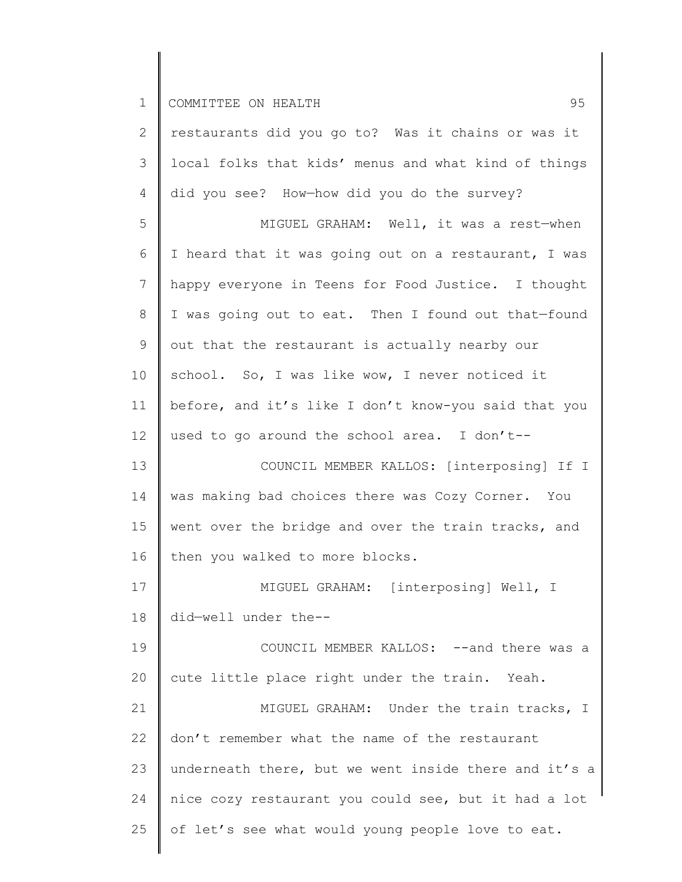restaurants did you go to? Was it chains or was it local folks that kids' menus and what kind of things did you see? How—how did you do the survey?

MIGUEL GRAHAM: Well, it was a rest—when I heard that it was going out on a restaurant, I was happy everyone in Teens for Food Justice. I thought I was going out to eat. Then I found out that—found out that the restaurant is actually nearby our school. So, I was like wow, I never noticed it before, and it's like I don't know-you said that you used to go around the school area. I don't--

COUNCIL MEMBER KALLOS: [interposing] If I was making bad choices there was Cozy Corner. You went over the bridge and over the train tracks, and then you walked to more blocks.

MIGUEL GRAHAM: [interposing] Well, I did—well under the--

COUNCIL MEMBER KALLOS: --and there was a cute little place right under the train. Yeah.

MIGUEL GRAHAM: Under the train tracks, I don't remember what the name of the restaurant underneath there, but we went inside there and it's a nice cozy restaurant you could see, but it had a lot of let's see what would young people love to eat.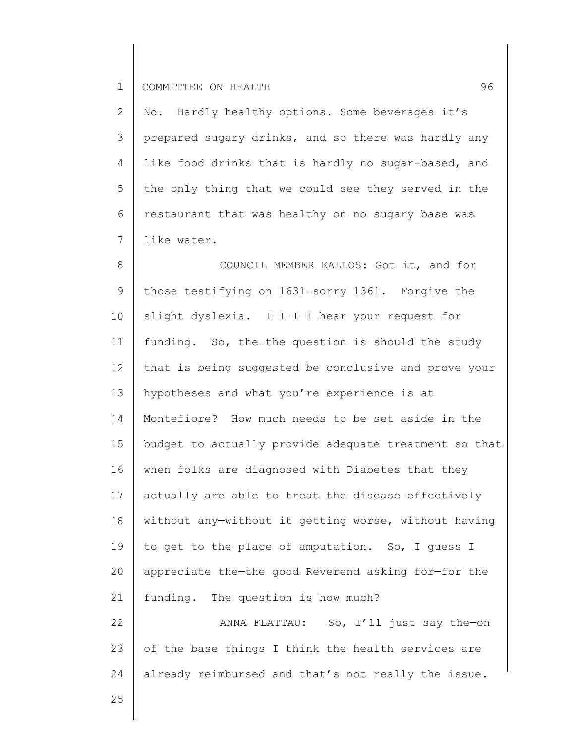No. Hardly healthy options. Some beverages it's prepared sugary drinks, and so there was hardly any like food—drinks that is hardly no sugar-based, and the only thing that we could see they served in the restaurant that was healthy on no sugary base was like water.

COUNCIL MEMBER KALLOS: Got it, and for those testifying on 1631—sorry 1361. Forgive the slight dyslexia. I—I—I—I hear your request for funding. So, the—the question is should the study that is being suggested be conclusive and prove your hypotheses and what you're experience is at Montefiore? How much needs to be set aside in the budget to actually provide adequate treatment so that when folks are diagnosed with Diabetes that they actually are able to treat the disease effectively without any—without it getting worse, without having to get to the place of amputation. So, I guess I appreciate the—the good Reverend asking for—for the funding. The question is how much?

ANNA FLATTAU: So, I'll just say the—on of the base things I think the health services are already reimbursed and that's not really the issue.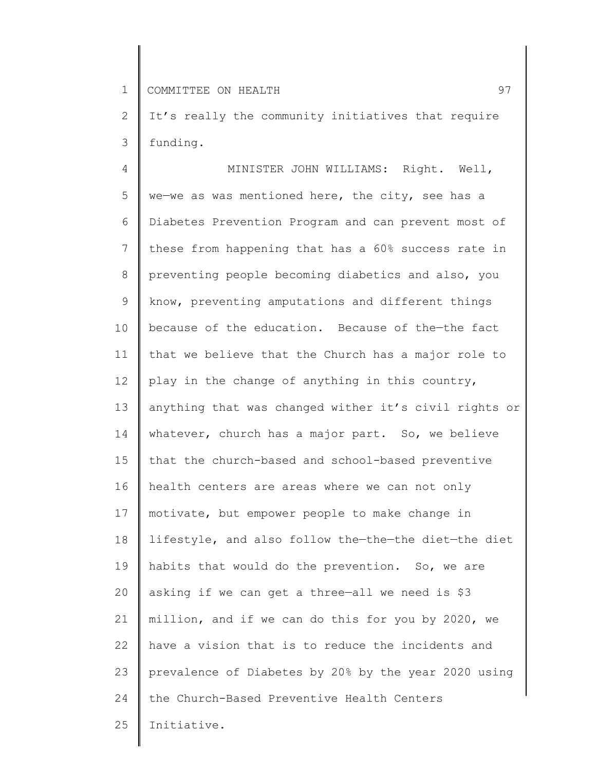It's really the community initiatives that require funding.

MINISTER JOHN WILLIAMS: Right. Well, we—we as was mentioned here, the city, see has a Diabetes Prevention Program and can prevent most of these from happening that has a 60% success rate in preventing people becoming diabetics and also, you know, preventing amputations and different things because of the education. Because of the—the fact that we believe that the Church has a major role to play in the change of anything in this country, anything that was changed wither it's civil rights or whatever, church has a major part. So, we believe that the church-based and school-based preventive health centers are areas where we can not only motivate, but empower people to make change in lifestyle, and also follow the—the—the diet—the diet habits that would do the prevention. So, we are asking if we can get a three—all we need is $3 million, and if we can do this for you by 2020, we have a vision that is to reduce the incidents and prevalence of Diabetes by 20% by the year 2020 using the Church-Based Preventive Health Centers Initiative.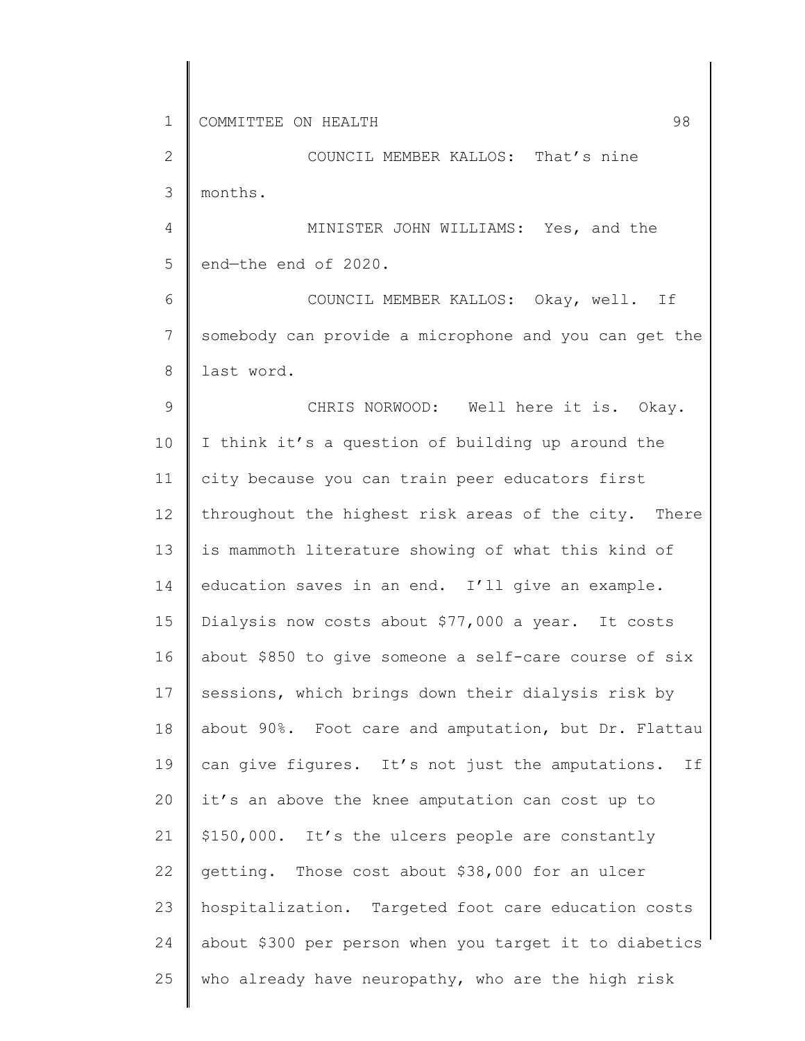COUNCIL MEMBER KALLOS: That's nine months.

MINISTER JOHN WILLIAMS: Yes, and the end—the end of 2020.

COUNCIL MEMBER KALLOS: Okay, well. If somebody can provide a microphone and you can get the last word.

CHRIS NORWOOD: Well here it is. Okay. I think it's a question of building up around the city because you can train peer educators first throughout the highest risk areas of the city. There is mammoth literature showing of what this kind of education saves in an end. I'll give an example. Dialysis now costs about $77,000 a year. It costs about $850 to give someone a self-care course of six sessions, which brings down their dialysis risk by about 90%. Foot care and amputation, but Dr. Flattau can give figures. It's not just the amputations. If it's an above the knee amputation can cost up to $150,000. It's the ulcers people are constantly getting. Those cost about $38,000 for an ulcer hospitalization. Targeted foot care education costs about $300 per person when you target it to diabetics who already have neuropathy, who are the high risk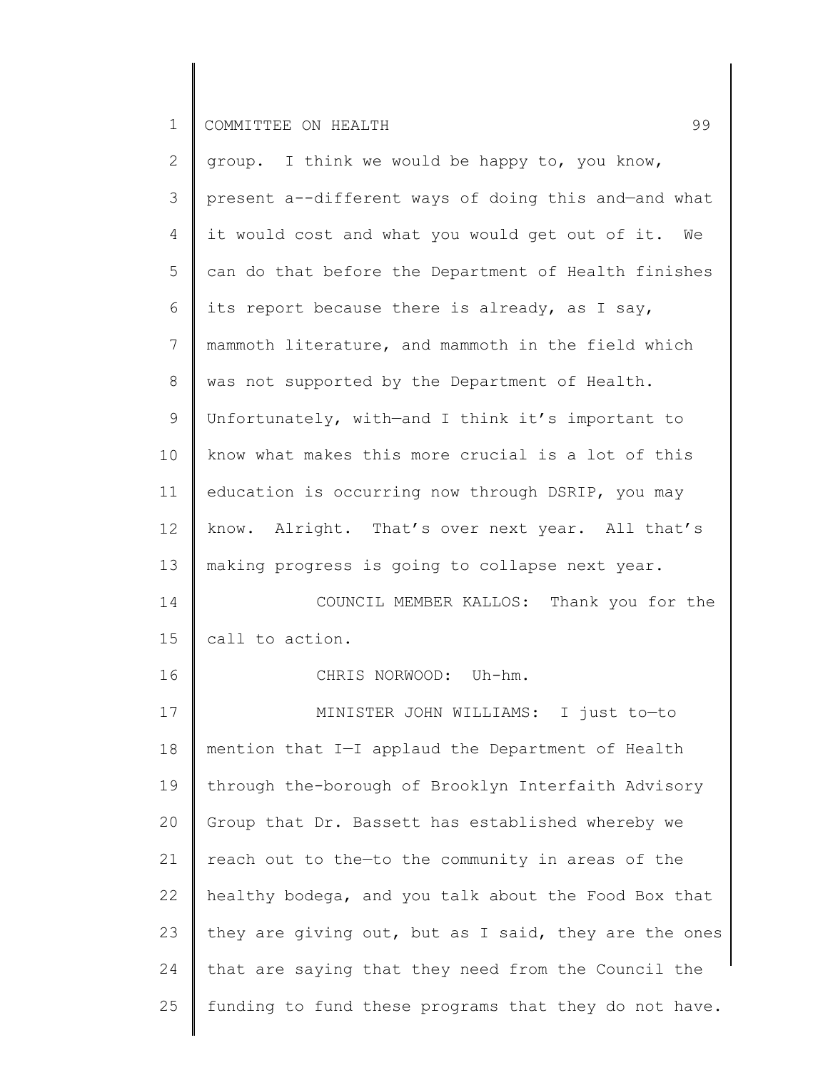group. I think we would be happy to, you know, present a--different ways of doing this and—and what it would cost and what you would get out of it. We can do that before the Department of Health finishes its report because there is already, as I say, mammoth literature, and mammoth in the field which was not supported by the Department of Health. Unfortunately, with—and I think it's important to know what makes this more crucial is a lot of this education is occurring now through DSRIP, you may know. Alright. That's over next year. All that's making progress is going to collapse next year.

COUNCIL MEMBER KALLOS: Thank you for the call to action.

CHRIS NORWOOD: Uh-hm.

MINISTER JOHN WILLIAMS: I just to—to mention that I—I applaud the Department of Health through the-borough of Brooklyn Interfaith Advisory Group that Dr. Bassett has established whereby we reach out to the—to the community in areas of the healthy bodega, and you talk about the Food Box that they are giving out, but as I said, they are the ones that are saying that they need from the Council the funding to fund these programs that they do not have.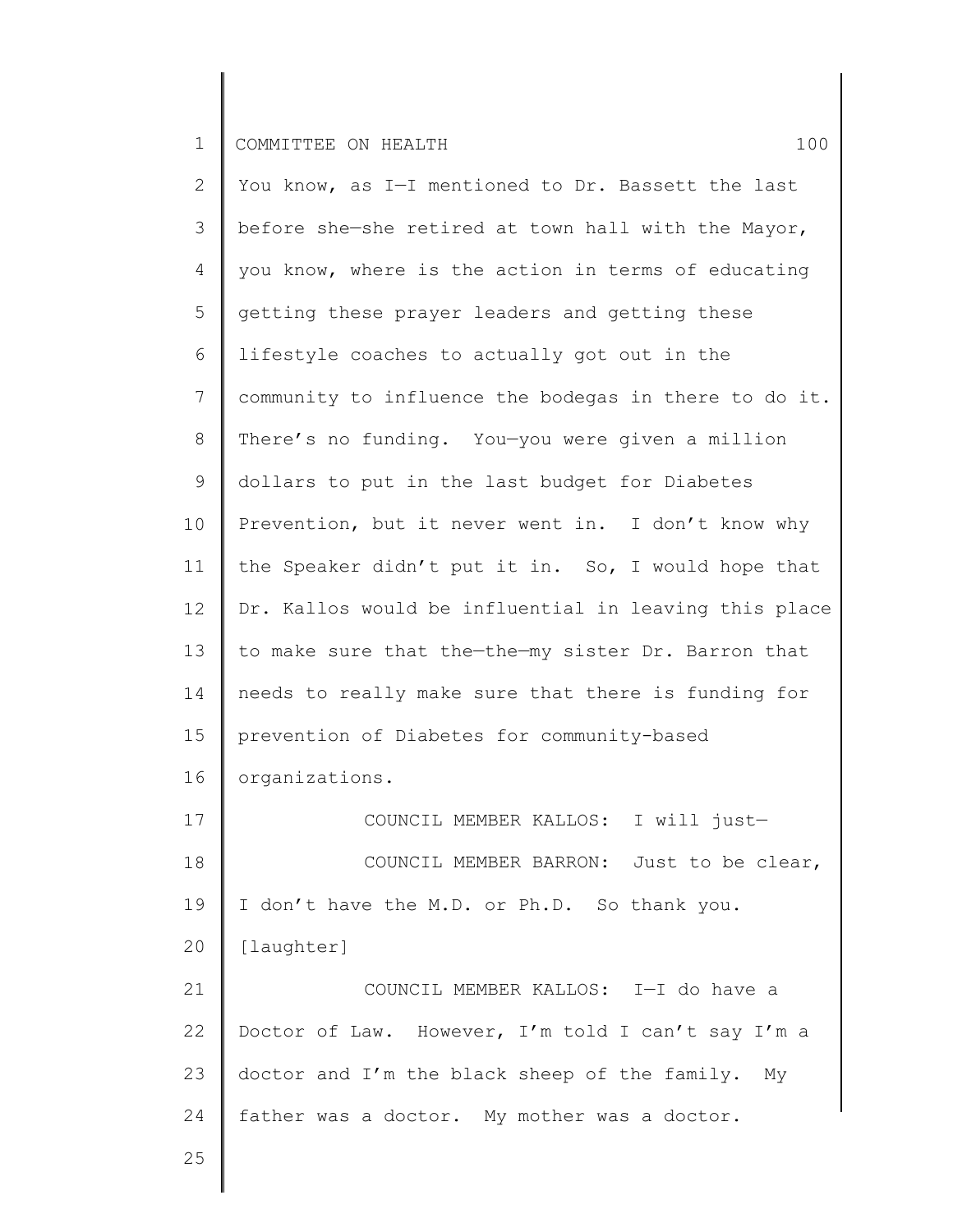You know, as I—I mentioned to Dr. Bassett the last before she—she retired at town hall with the Mayor, you know, where is the action in terms of educating getting these prayer leaders and getting these lifestyle coaches to actually got out in the community to influence the bodegas in there to do it. There's no funding. You—you were given a million dollars to put in the last budget for Diabetes Prevention, but it never went in. I don't know why the Speaker didn't put it in. So, I would hope that Dr. Kallos would be influential in leaving this place to make sure that the—the—my sister Dr. Barron that needs to really make sure that there is funding for prevention of Diabetes for community-based organizations.

COUNCIL MEMBER KALLOS: I will just—

COUNCIL MEMBER BARRON: Just to be clear, I don't have the M.D. or Ph.D. So thank you. [laughter]

COUNCIL MEMBER KALLOS: I—I do have a Doctor of Law. However, I'm told I can't say I'm a doctor and I'm the black sheep of the family. My father was a doctor. My mother was a doctor.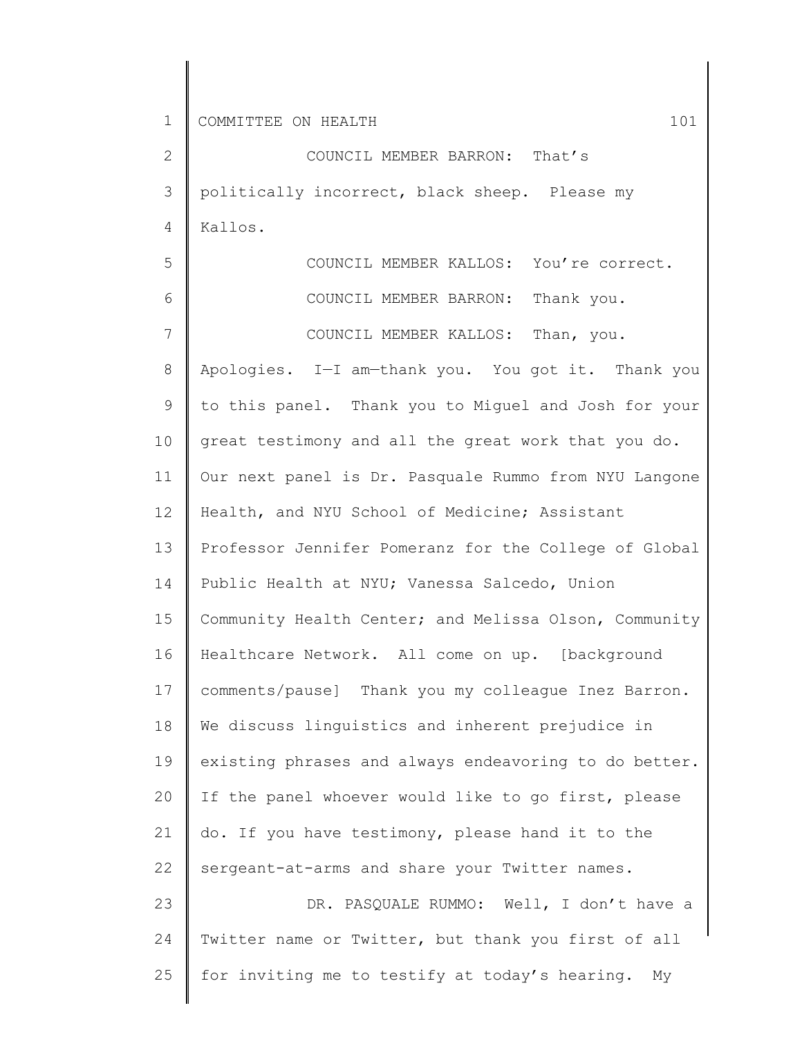COUNCIL MEMBER BARRON: That's politically incorrect, black sheep. Please my Kallos.

COUNCIL MEMBER KALLOS: You're correct.

COUNCIL MEMBER BARRON: Thank you.

COUNCIL MEMBER KALLOS: Than, you. Apologies. I—I am—thank you. You got it. Thank you to this panel. Thank you to Miguel and Josh for your great testimony and all the great work that you do. Our next panel is Dr. Pasquale Rummo from NYU Langone Health, and NYU School of Medicine; Assistant Professor Jennifer Pomeranz for the College of Global Public Health at NYU; Vanessa Salcedo, Union Community Health Center; and Melissa Olson, Community Healthcare Network. All come on up. [background comments/pause] Thank you my colleague Inez Barron. We discuss linguistics and inherent prejudice in existing phrases and always endeavoring to do better. If the panel whoever would like to go first, please do. If you have testimony, please hand it to the sergeant-at-arms and share your Twitter names.

DR. PASQUALE RUMMO: Well, I don't have a Twitter name or Twitter, but thank you first of all for inviting me to testify at today's hearing. My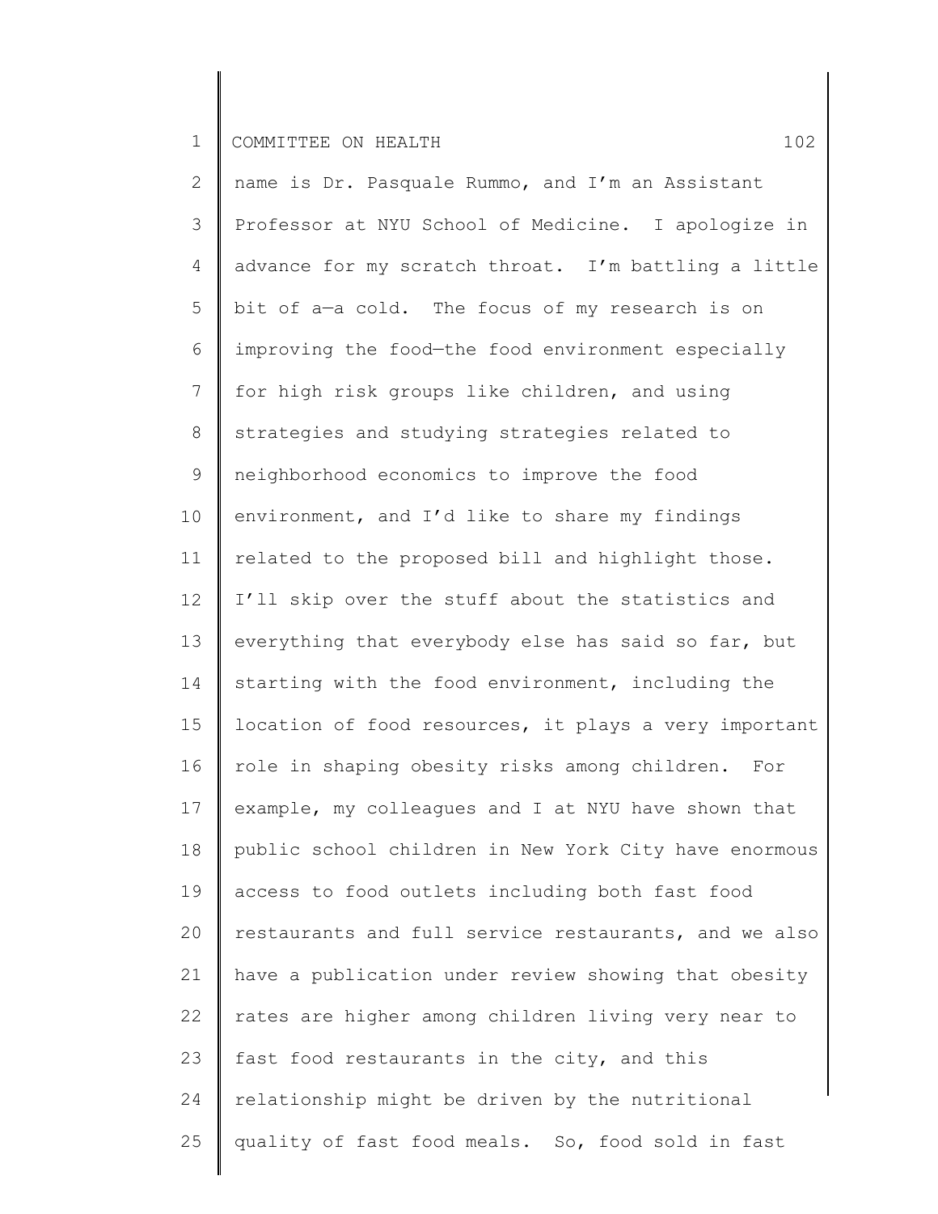name is Dr. Pasquale Rummo, and I'm an Assistant Professor at NYU School of Medicine. I apologize in advance for my scratch throat. I'm battling a little bit of a—a cold. The focus of my research is on improving the food—the food environment especially for high risk groups like children, and using strategies and studying strategies related to neighborhood economics to improve the food environment, and I'd like to share my findings related to the proposed bill and highlight those. I'll skip over the stuff about the statistics and everything that everybody else has said so far, but starting with the food environment, including the location of food resources, it plays a very important role in shaping obesity risks among children. For example, my colleagues and I at NYU have shown that public school children in New York City have enormous access to food outlets including both fast food restaurants and full service restaurants, and we also have a publication under review showing that obesity rates are higher among children living very near to fast food restaurants in the city, and this relationship might be driven by the nutritional quality of fast food meals. So, food sold in fast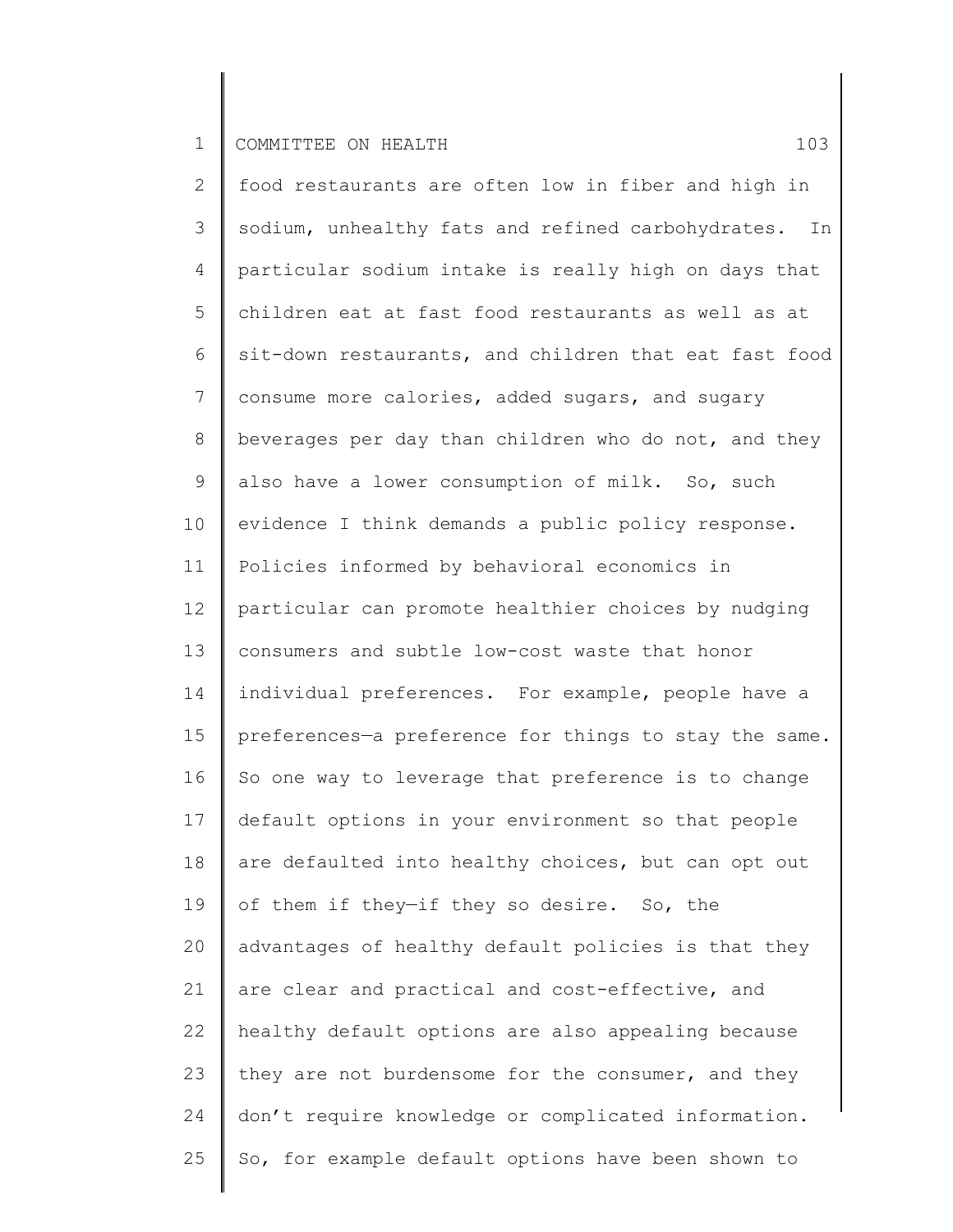food restaurants are often low in fiber and high in sodium, unhealthy fats and refined carbohydrates. In particular sodium intake is really high on days that children eat at fast food restaurants as well as at sit-down restaurants, and children that eat fast food consume more calories, added sugars, and sugary beverages per day than children who do not, and they also have a lower consumption of milk. So, such evidence I think demands a public policy response. Policies informed by behavioral economics in particular can promote healthier choices by nudging consumers and subtle low-cost waste that honor individual preferences. For example, people have a preferences—a preference for things to stay the same. So one way to leverage that preference is to change default options in your environment so that people are defaulted into healthy choices, but can opt out of them if they—if they so desire. So, the advantages of healthy default policies is that they are clear and practical and cost-effective, and healthy default options are also appealing because they are not burdensome for the consumer, and they don't require knowledge or complicated information. So, for example default options have been shown to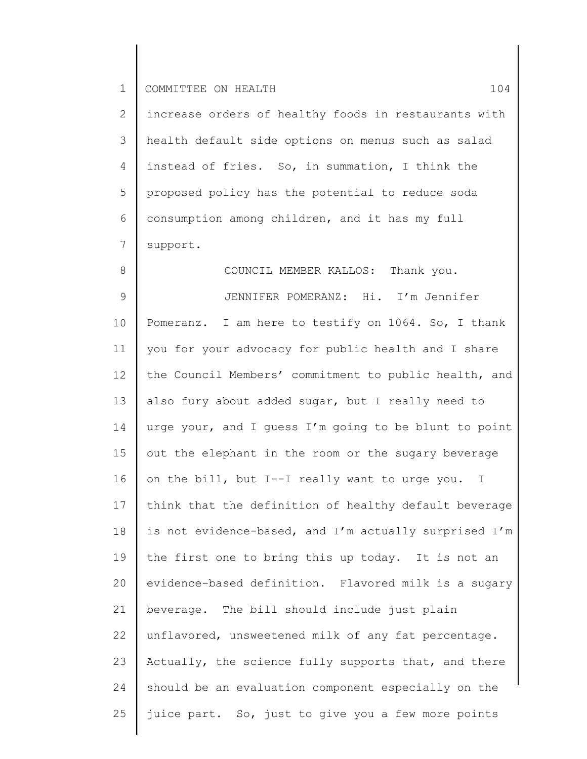increase orders of healthy foods in restaurants with health default side options on menus such as salad instead of fries. So, in summation, I think the proposed policy has the potential to reduce soda consumption among children, and it has my full support.

COUNCIL MEMBER KALLOS: Thank you.

JENNIFER POMERANZ: Hi. I'm Jennifer Pomeranz. I am here to testify on 1064. So, I thank you for your advocacy for public health and I share the Council Members' commitment to public health, and also fury about added sugar, but I really need to urge your, and I guess I'm going to be blunt to point out the elephant in the room or the sugary beverage on the bill, but I--I really want to urge you. I think that the definition of healthy default beverage is not evidence-based, and I'm actually surprised I'm the first one to bring this up today. It is not an evidence-based definition. Flavored milk is a sugary beverage. The bill should include just plain unflavored, unsweetened milk of any fat percentage. Actually, the science fully supports that, and there should be an evaluation component especially on the juice part. So, just to give you a few more points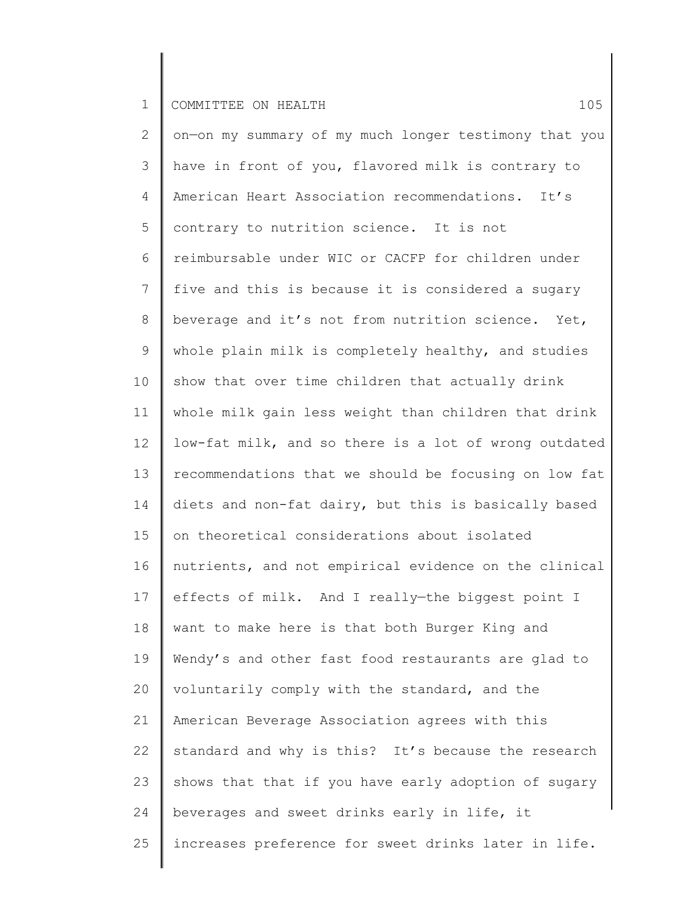on—on my summary of my much longer testimony that you have in front of you, flavored milk is contrary to American Heart Association recommendations. It's contrary to nutrition science. It is not reimbursable under WIC or CACFP for children under five and this is because it is considered a sugary beverage and it's not from nutrition science. Yet, whole plain milk is completely healthy, and studies show that over time children that actually drink whole milk gain less weight than children that drink low-fat milk, and so there is a lot of wrong outdated recommendations that we should be focusing on low fat diets and non-fat dairy, but this is basically based on theoretical considerations about isolated nutrients, and not empirical evidence on the clinical effects of milk. And I really—the biggest point I want to make here is that both Burger King and Wendy's and other fast food restaurants are glad to voluntarily comply with the standard, and the American Beverage Association agrees with this standard and why is this? It's because the research shows that that if you have early adoption of sugary beverages and sweet drinks early in life, it increases preference for sweet drinks later in life.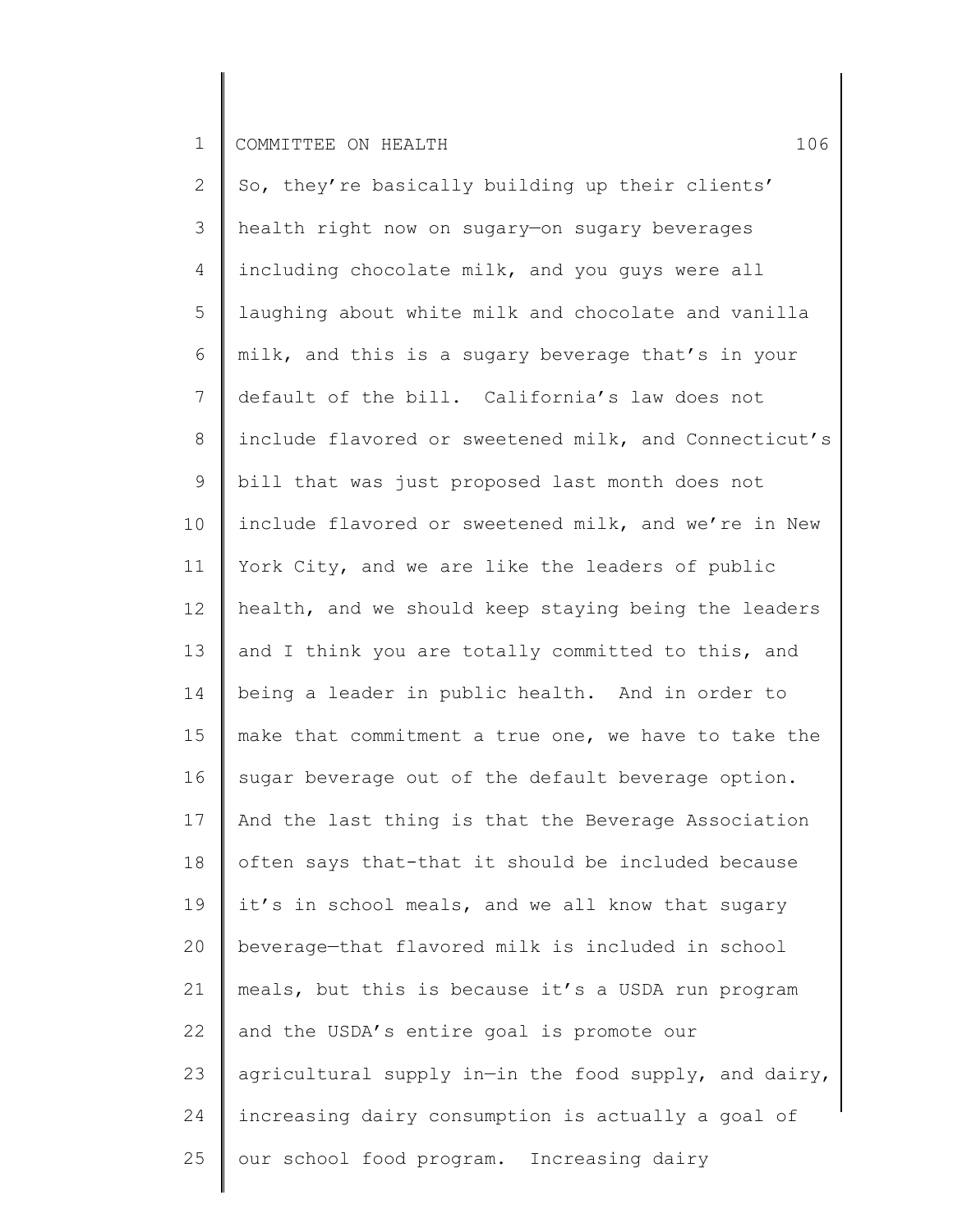So, they're basically building up their clients' health right now on sugary—on sugary beverages including chocolate milk, and you guys were all laughing about white milk and chocolate and vanilla milk, and this is a sugary beverage that's in your default of the bill. California's law does not include flavored or sweetened milk, and Connecticut's bill that was just proposed last month does not include flavored or sweetened milk, and we're in New York City, and we are like the leaders of public health, and we should keep staying being the leaders and I think you are totally committed to this, and being a leader in public health. And in order to make that commitment a true one, we have to take the sugar beverage out of the default beverage option. And the last thing is that the Beverage Association often says that-that it should be included because it's in school meals, and we all know that sugary beverage—that flavored milk is included in school meals, but this is because it's a USDA run program and the USDA's entire goal is promote our agricultural supply in—in the food supply, and dairy, increasing dairy consumption is actually a goal of our school food program. Increasing dairy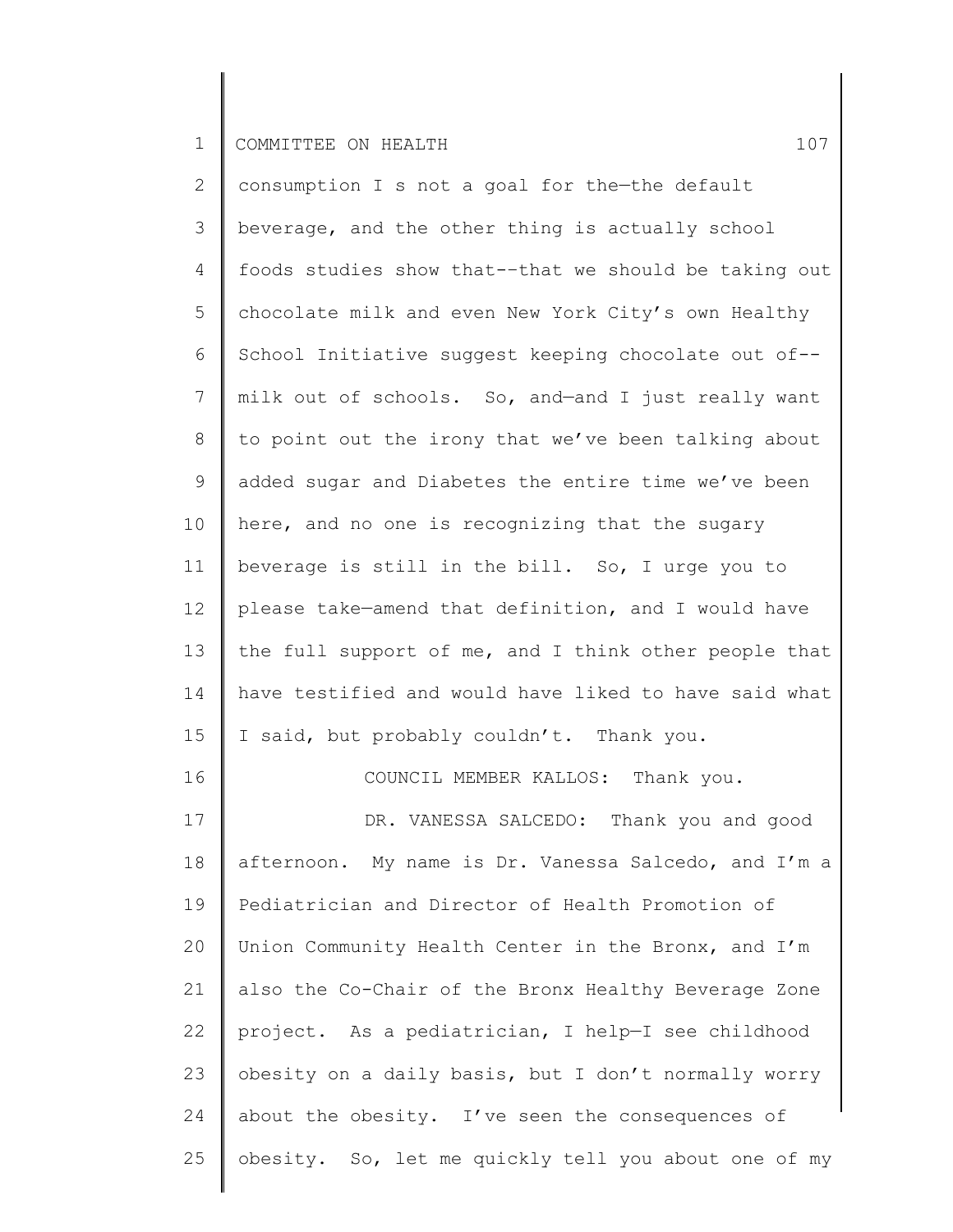consumption I s not a goal for the—the default beverage, and the other thing is actually school foods studies show that--that we should be taking out chocolate milk and even New York City's own Healthy School Initiative suggest keeping chocolate out of--milk out of schools. So, and—and I just really want to point out the irony that we've been talking about added sugar and Diabetes the entire time we've been here, and no one is recognizing that the sugary beverage is still in the bill. So, I urge you to please take—amend that definition, and I would have the full support of me, and I think other people that have testified and would have liked to have said what I said, but probably couldn't. Thank you.

COUNCIL MEMBER KALLOS: Thank you.

DR. VANESSA SALCEDO: Thank you and good afternoon. My name is Dr. Vanessa Salcedo, and I'm a Pediatrician and Director of Health Promotion of Union Community Health Center in the Bronx, and I'm also the Co-Chair of the Bronx Healthy Beverage Zone project. As a pediatrician, I help—I see childhood obesity on a daily basis, but I don't normally worry about the obesity. I've seen the consequences of obesity. So, let me quickly tell you about one of my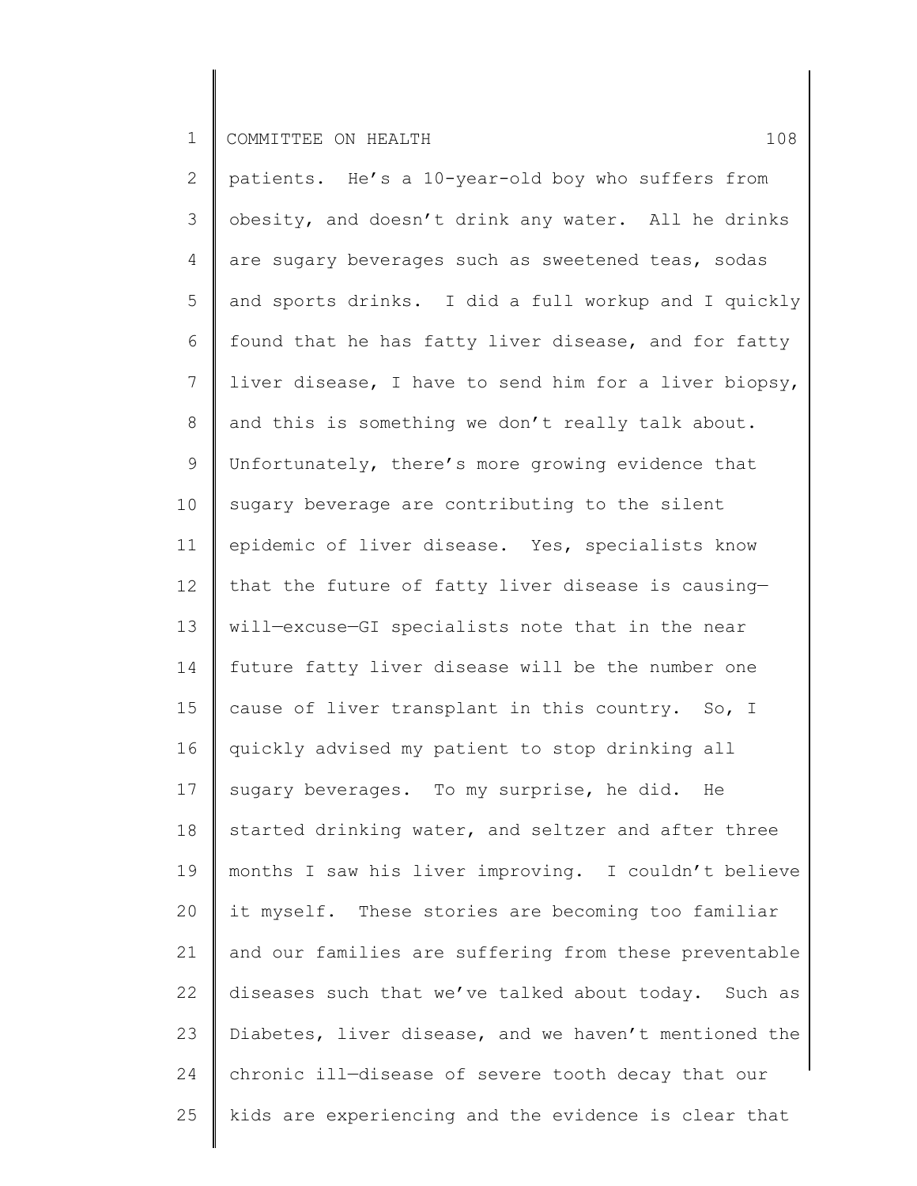patients. He's a 10-year-old boy who suffers from obesity, and doesn't drink any water. All he drinks are sugary beverages such as sweetened teas, sodas and sports drinks. I did a full workup and I quickly found that he has fatty liver disease, and for fatty liver disease, I have to send him for a liver biopsy, and this is something we don't really talk about. Unfortunately, there's more growing evidence that sugary beverage are contributing to the silent epidemic of liver disease. Yes, specialists know that the future of fatty liver disease is causing—will—excuse—GI specialists note that in the near future fatty liver disease will be the number one cause of liver transplant in this country. So, I quickly advised my patient to stop drinking all sugary beverages. To my surprise, he did. He started drinking water, and seltzer and after three months I saw his liver improving. I couldn't believe it myself. These stories are becoming too familiar and our families are suffering from these preventable diseases such that we've talked about today. Such as Diabetes, liver disease, and we haven't mentioned the chronic ill—disease of severe tooth decay that our kids are experiencing and the evidence is clear that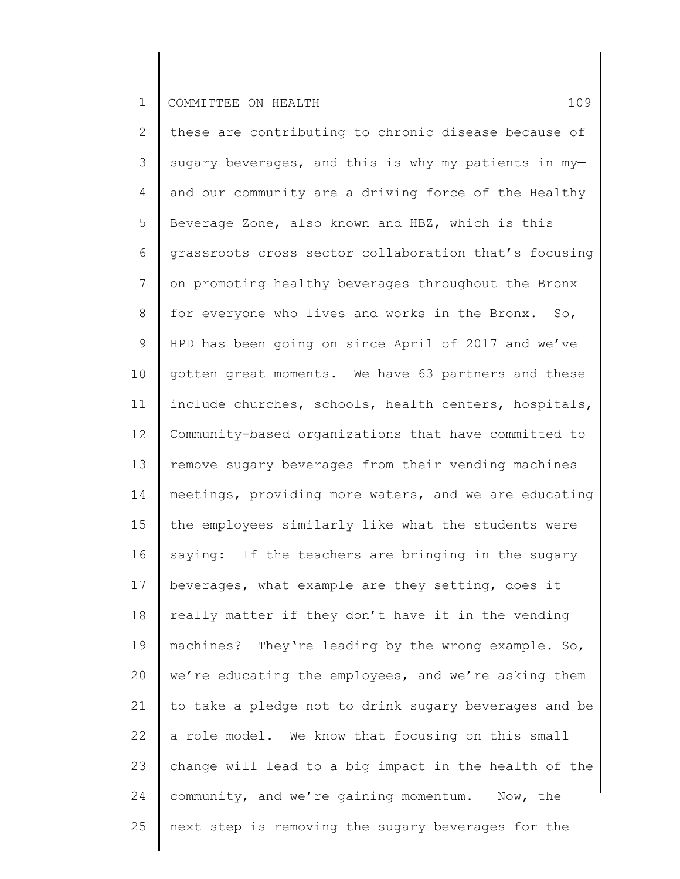these are contributing to chronic disease because of sugary beverages, and this is why my patients in my— and our community are a driving force of the Healthy Beverage Zone, also known and HBZ, which is this grassroots cross sector collaboration that's focusing on promoting healthy beverages throughout the Bronx for everyone who lives and works in the Bronx. So, HPD has been going on since April of 2017 and we've gotten great moments. We have 63 partners and these include churches, schools, health centers, hospitals, Community-based organizations that have committed to remove sugary beverages from their vending machines meetings, providing more waters, and we are educating the employees similarly like what the students were saying: If the teachers are bringing in the sugary beverages, what example are they setting, does it really matter if they don't have it in the vending machines? They're leading by the wrong example. So, we're educating the employees, and we're asking them to take a pledge not to drink sugary beverages and be a role model. We know that focusing on this small change will lead to a big impact in the health of the community, and we're gaining momentum. Now, the next step is removing the sugary beverages for the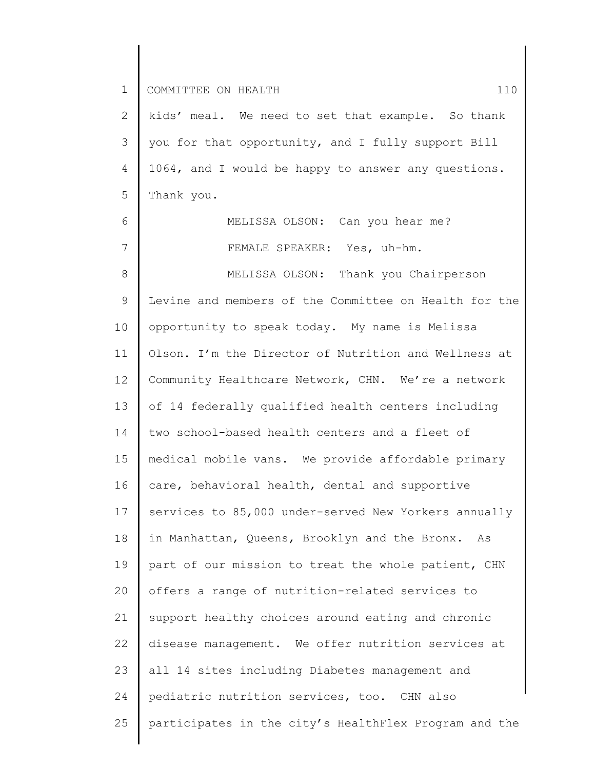kids' meal. We need to set that example. So thank you for that opportunity, and I fully support Bill 1064, and I would be happy to answer any questions. Thank you.

MELISSA OLSON: Can you hear me?

FEMALE SPEAKER: Yes, uh-hm.

MELISSA OLSON: Thank you Chairperson Levine and members of the Committee on Health for the opportunity to speak today. My name is Melissa Olson. I'm the Director of Nutrition and Wellness at Community Healthcare Network, CHN. We're a network of 14 federally qualified health centers including two school-based health centers and a fleet of medical mobile vans. We provide affordable primary care, behavioral health, dental and supportive services to 85,000 under-served New Yorkers annually in Manhattan, Queens, Brooklyn and the Bronx. As part of our mission to treat the whole patient, CHN offers a range of nutrition-related services to support healthy choices around eating and chronic disease management. We offer nutrition services at all 14 sites including Diabetes management and pediatric nutrition services, too. CHN also participates in the city's HealthFlex Program and the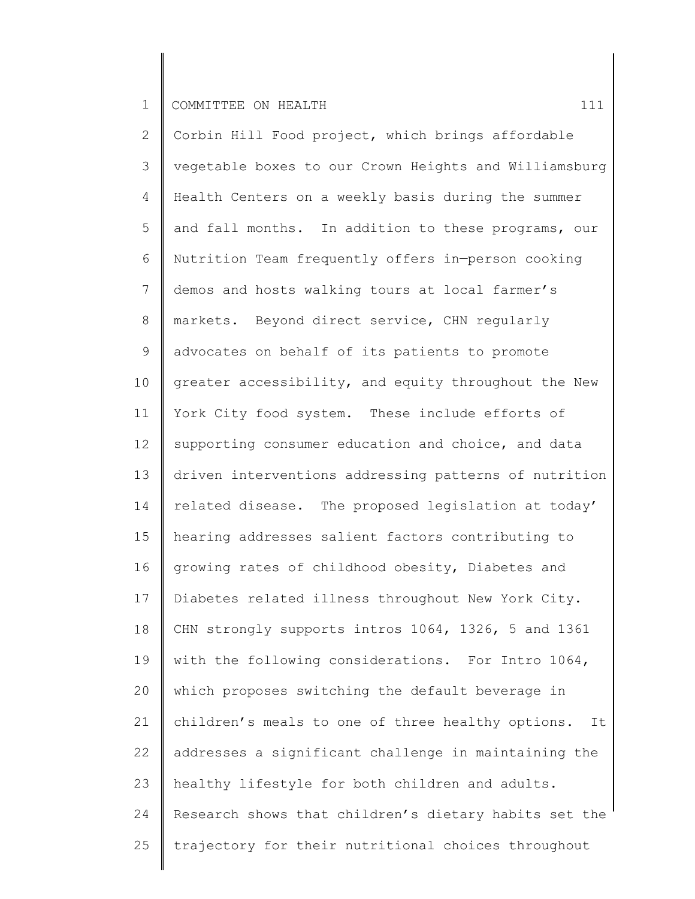Corbin Hill Food project, which brings affordable vegetable boxes to our Crown Heights and Williamsburg Health Centers on a weekly basis during the summer and fall months. In addition to these programs, our Nutrition Team frequently offers in—person cooking demos and hosts walking tours at local farmer's markets. Beyond direct service, CHN regularly advocates on behalf of its patients to promote greater accessibility, and equity throughout the New York City food system. These include efforts of supporting consumer education and choice, and data driven interventions addressing patterns of nutrition related disease. The proposed legislation at today' hearing addresses salient factors contributing to growing rates of childhood obesity, Diabetes and Diabetes related illness throughout New York City. CHN strongly supports intros 1064, 1326, 5 and 1361 with the following considerations. For Intro 1064, which proposes switching the default beverage in children's meals to one of three healthy options. It addresses a significant challenge in maintaining the healthy lifestyle for both children and adults. Research shows that children's dietary habits set the trajectory for their nutritional choices throughout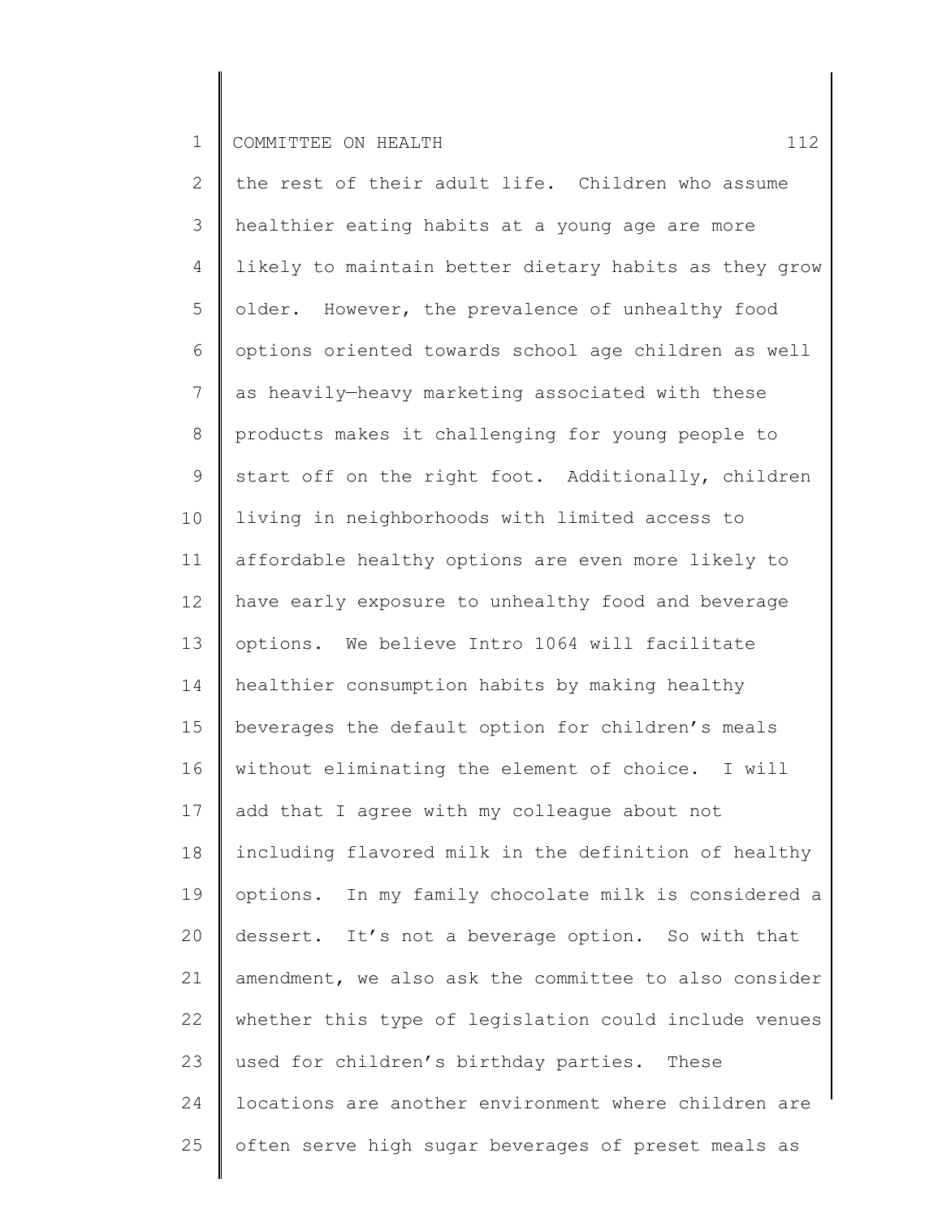the rest of their adult life. Children who assume healthier eating habits at a young age are more likely to maintain better dietary habits as they grow older. However, the prevalence of unhealthy food options oriented towards school age children as well as heavily—heavy marketing associated with these products makes it challenging for young people to start off on the right foot. Additionally, children living in neighborhoods with limited access to affordable healthy options are even more likely to have early exposure to unhealthy food and beverage options. We believe Intro 1064 will facilitate healthier consumption habits by making healthy beverages the default option for children's meals without eliminating the element of choice. I will add that I agree with my colleague about not including flavored milk in the definition of healthy options. In my family chocolate milk is considered a dessert. It's not a beverage option. So with that amendment, we also ask the committee to also consider whether this type of legislation could include venues used for children's birthday parties. These locations are another environment where children are often serve high sugar beverages of preset meals as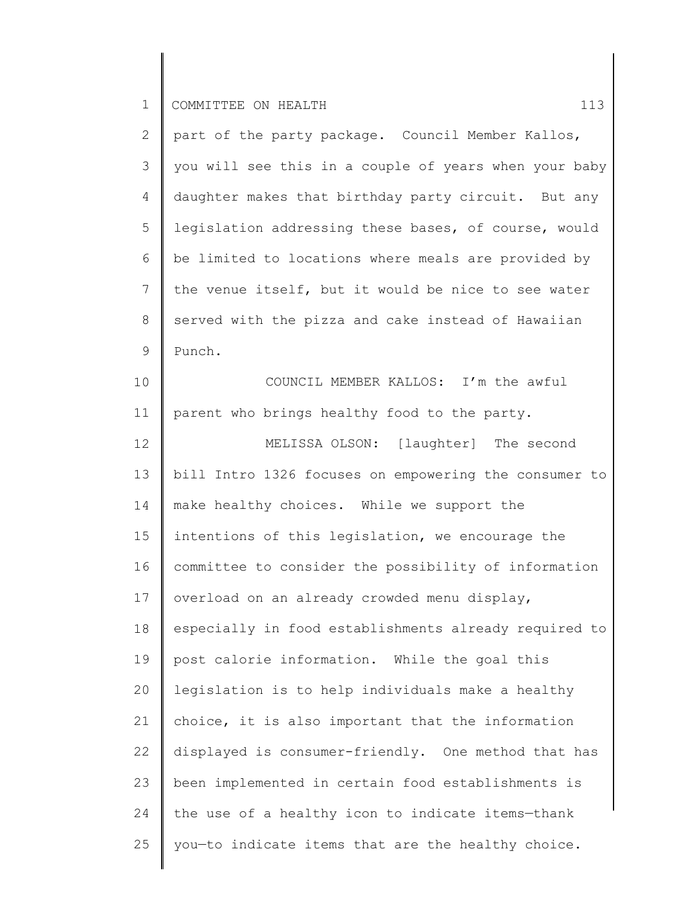part of the party package. Council Member Kallos, you will see this in a couple of years when your baby daughter makes that birthday party circuit. But any legislation addressing these bases, of course, would be limited to locations where meals are provided by the venue itself, but it would be nice to see water served with the pizza and cake instead of Hawaiian Punch.

COUNCIL MEMBER KALLOS: I'm the awful parent who brings healthy food to the party.

MELISSA OLSON: [laughter] The second bill Intro 1326 focuses on empowering the consumer to make healthy choices. While we support the intentions of this legislation, we encourage the committee to consider the possibility of information overload on an already crowded menu display, especially in food establishments already required to post calorie information. While the goal this legislation is to help individuals make a healthy choice, it is also important that the information displayed is consumer-friendly. One method that has been implemented in certain food establishments is the use of a healthy icon to indicate items—thank you—to indicate items that are the healthy choice.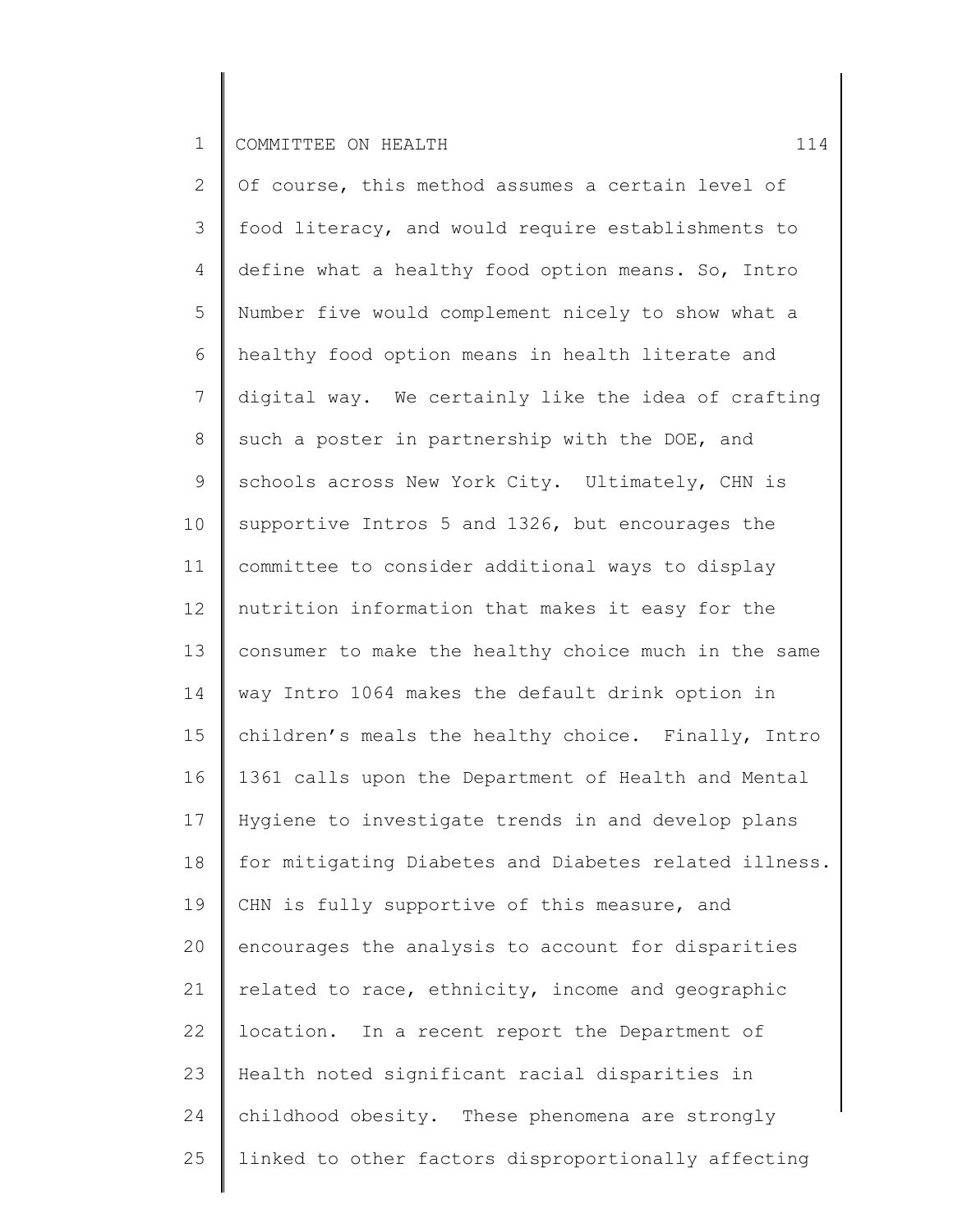Of course, this method assumes a certain level of food literacy, and would require establishments to define what a healthy food option means. So, Intro Number five would complement nicely to show what a healthy food option means in health literate and digital way. We certainly like the idea of crafting such a poster in partnership with the DOE, and schools across New York City. Ultimately, CHN is supportive Intros 5 and 1326, but encourages the committee to consider additional ways to display nutrition information that makes it easy for the consumer to make the healthy choice much in the same way Intro 1064 makes the default drink option in children's meals the healthy choice. Finally, Intro 1361 calls upon the Department of Health and Mental Hygiene to investigate trends in and develop plans for mitigating Diabetes and Diabetes related illness. CHN is fully supportive of this measure, and encourages the analysis to account for disparities related to race, ethnicity, income and geographic location. In a recent report the Department of Health noted significant racial disparities in childhood obesity. These phenomena are strongly linked to other factors disproportionally affecting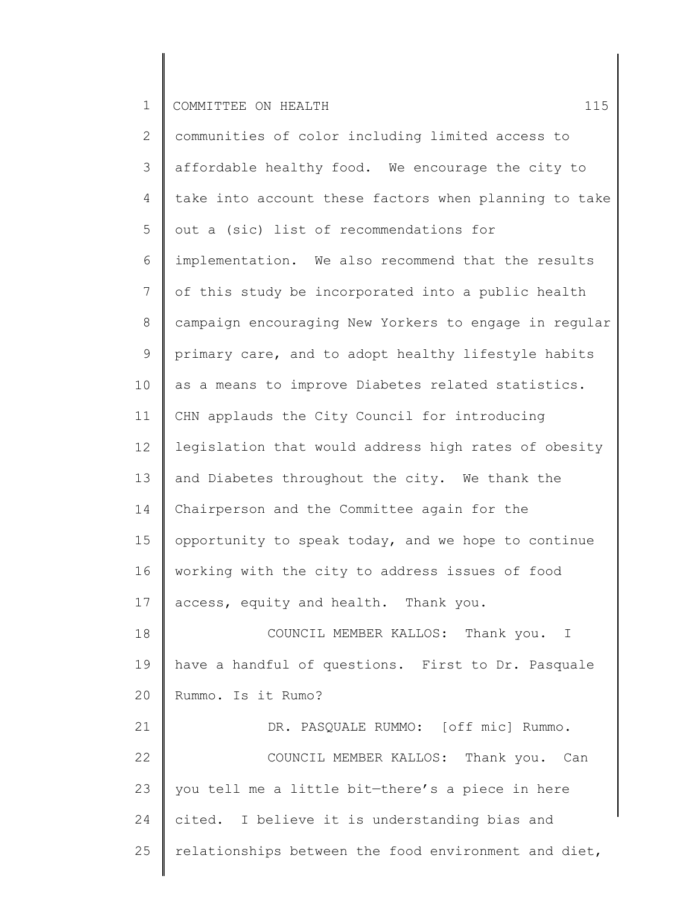communities of color including limited access to affordable healthy food. We encourage the city to take into account these factors when planning to take out a (sic) list of recommendations for implementation. We also recommend that the results of this study be incorporated into a public health campaign encouraging New Yorkers to engage in regular primary care, and to adopt healthy lifestyle habits as a means to improve Diabetes related statistics. CHN applauds the City Council for introducing legislation that would address high rates of obesity and Diabetes throughout the city. We thank the Chairperson and the Committee again for the opportunity to speak today, and we hope to continue working with the city to address issues of food access, equity and health. Thank you.

COUNCIL MEMBER KALLOS: Thank you. I have a handful of questions. First to Dr. Pasquale Rummo. Is it Rumo?

DR. PASQUALE RUMMO: [off mic] Rummo.

COUNCIL MEMBER KALLOS: Thank you. Can you tell me a little bit—there's a piece in here cited. I believe it is understanding bias and relationships between the food environment and diet,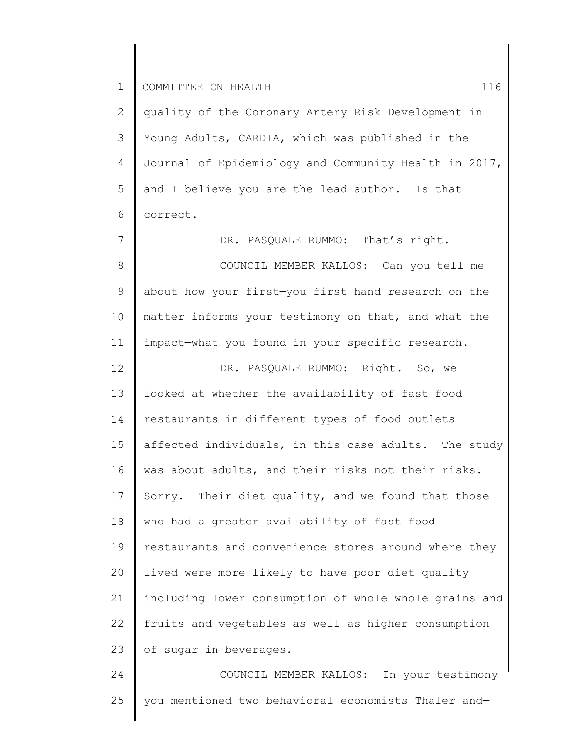quality of the Coronary Artery Risk Development in Young Adults, CARDIA, which was published in the Journal of Epidemiology and Community Health in 2017, and I believe you are the lead author. Is that correct.

DR. PASQUALE RUMMO: That's right.

COUNCIL MEMBER KALLOS: Can you tell me about how your first—you first hand research on the matter informs your testimony on that, and what the impact—what you found in your specific research.

DR. PASQUALE RUMMO: Right. So, we looked at whether the availability of fast food restaurants in different types of food outlets affected individuals, in this case adults. The study was about adults, and their risks—not their risks. Sorry. Their diet quality, and we found that those who had a greater availability of fast food restaurants and convenience stores around where they lived were more likely to have poor diet quality including lower consumption of whole—whole grains and fruits and vegetables as well as higher consumption of sugar in beverages.

COUNCIL MEMBER KALLOS: In your testimony you mentioned two behavioral economists Thaler and—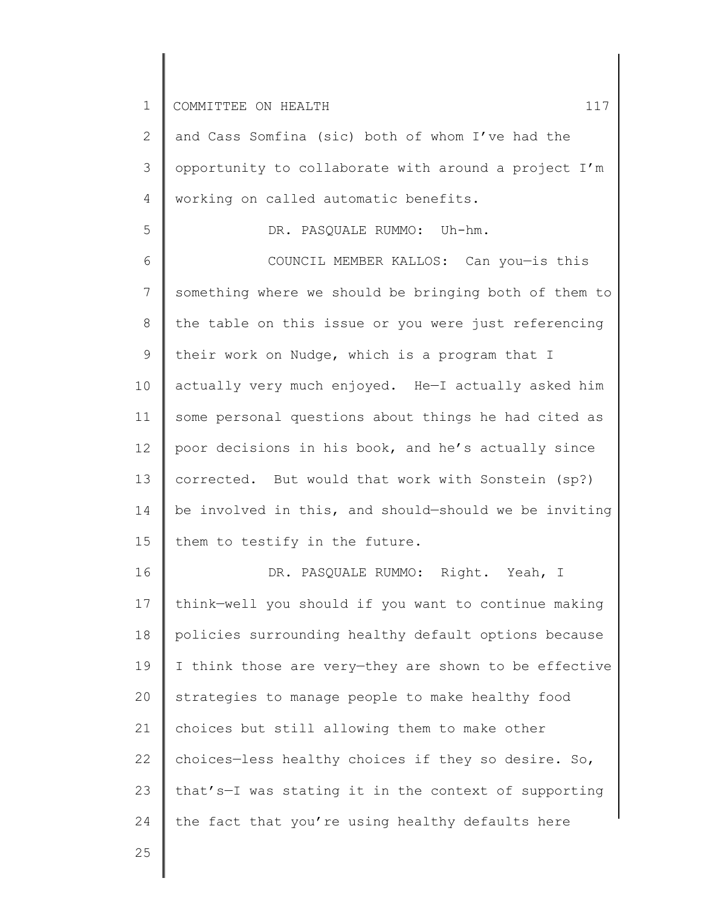and Cass Somfina (sic) both of whom I've had the opportunity to collaborate with around a project I'm working on called automatic benefits.

DR. PASQUALE RUMMO: Uh-hm.

COUNCIL MEMBER KALLOS: Can you—is this something where we should be bringing both of them to the table on this issue or you were just referencing their work on Nudge, which is a program that I actually very much enjoyed. He—I actually asked him some personal questions about things he had cited as poor decisions in his book, and he's actually since corrected. But would that work with Sonstein (sp?) be involved in this, and should—should we be inviting them to testify in the future.

DR. PASQUALE RUMMO: Right. Yeah, I think—well you should if you want to continue making policies surrounding healthy default options because I think those are very—they are shown to be effective strategies to manage people to make healthy food choices but still allowing them to make other choices—less healthy choices if they so desire. So, that's—I was stating it in the context of supporting the fact that you're using healthy defaults here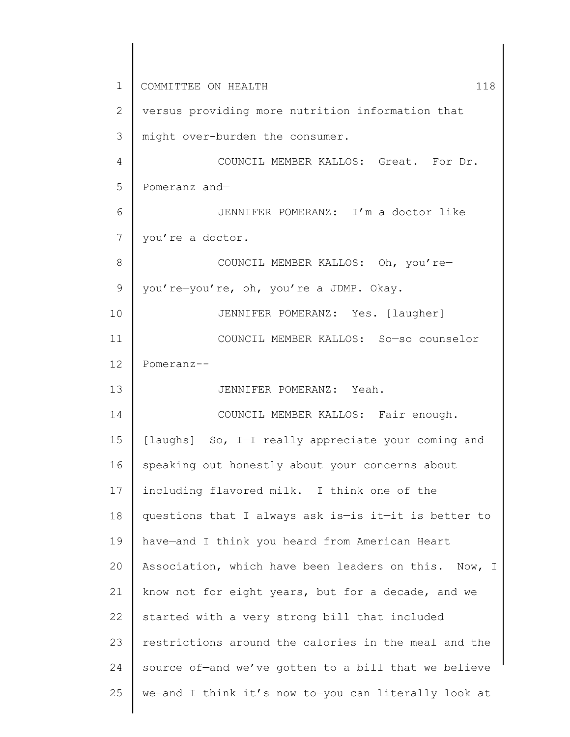versus providing more nutrition information that might over-burden the consumer.

COUNCIL MEMBER KALLOS: Great. For Dr. Pomeranz and—

JENNIFER POMERANZ: I'm a doctor like you're a doctor.

COUNCIL MEMBER KALLOS: Oh, you're—you're—you're, oh, you're a JDMP. Okay.

JENNIFER POMERANZ: Yes. [laughter]

COUNCIL MEMBER KALLOS: So—so counselor Pomeranz--

JENNIFER POMERANZ: Yeah.

COUNCIL MEMBER KALLOS: Fair enough. [laughs] So, I—I really appreciate your coming and speaking out honestly about your concerns about including flavored milk. I think one of the questions that I always ask is—is it—it is better to have—and I think you heard from American Heart Association, which have been leaders on this. Now, I know not for eight years, but for a decade, and we started with a very strong bill that included restrictions around the calories in the meal and the source of—and we've gotten to a bill that we believe we—and I think it's now to—you can literally look at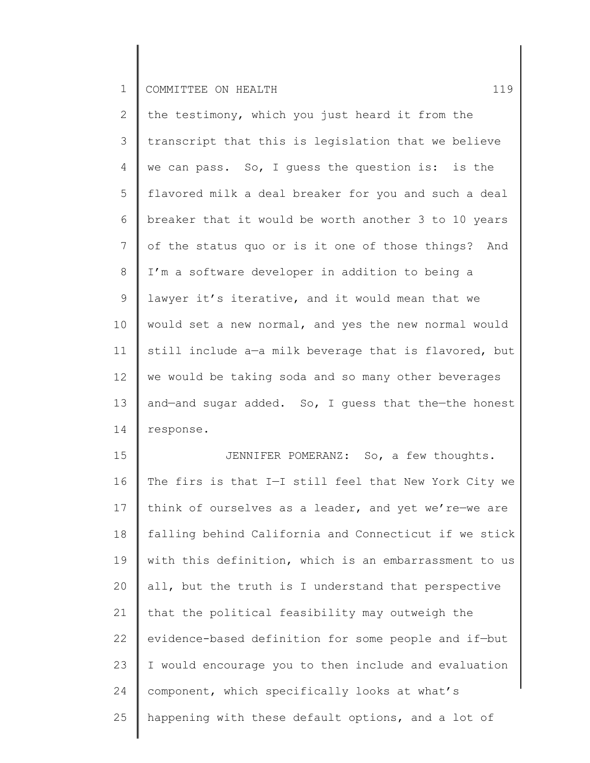the testimony, which you just heard it from the transcript that this is legislation that we believe we can pass. So, I guess the question is: is the flavored milk a deal breaker for you and such a deal breaker that it would be worth another 3 to 10 years of the status quo or is it one of those things? And I'm a software developer in addition to being a lawyer it's iterative, and it would mean that we would set a new normal, and yes the new normal would still include a—a milk beverage that is flavored, but we would be taking soda and so many other beverages and—and sugar added. So, I guess that the—the honest response.

JENNIFER POMERANZ: So, a few thoughts. The firs is that I—I still feel that New York City we think of ourselves as a leader, and yet we're—we are falling behind California and Connecticut if we stick with this definition, which is an embarrassment to us all, but the truth is I understand that perspective that the political feasibility may outweigh the evidence-based definition for some people and if—but I would encourage you to then include and evaluation component, which specifically looks at what's happening with these default options, and a lot of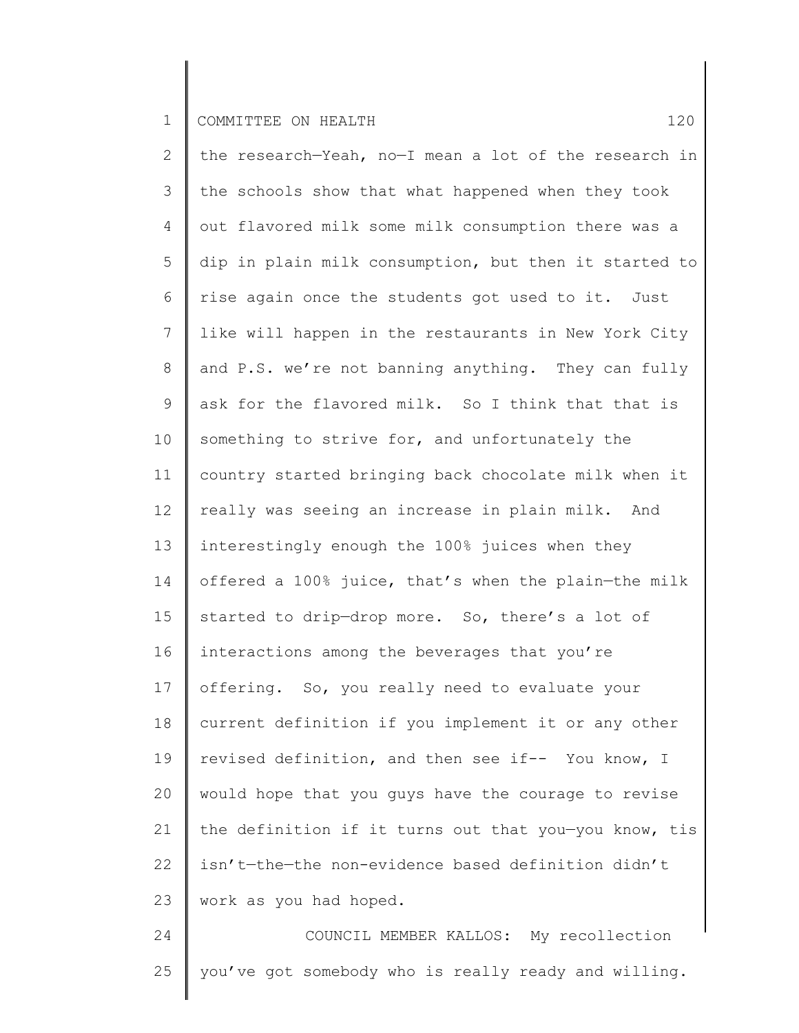the research—Yeah, no—I mean a lot of the research in the schools show that what happened when they took out flavored milk some milk consumption there was a dip in plain milk consumption, but then it started to rise again once the students got used to it. Just like will happen in the restaurants in New York City and P.S. we're not banning anything. They can fully ask for the flavored milk. So I think that that is something to strive for, and unfortunately the country started bringing back chocolate milk when it really was seeing an increase in plain milk. And interestingly enough the 100% juices when they offered a 100% juice, that's when the plain—the milk started to drip—drop more. So, there's a lot of interactions among the beverages that you're offering. So, you really need to evaluate your current definition if you implement it or any other revised definition, and then see if-- You know, I would hope that you guys have the courage to revise the definition if it turns out that you—you know, tis isn't—the—the non-evidence based definition didn't work as you had hoped.

COUNCIL MEMBER KALLOS: My recollection you've got somebody who is really ready and willing.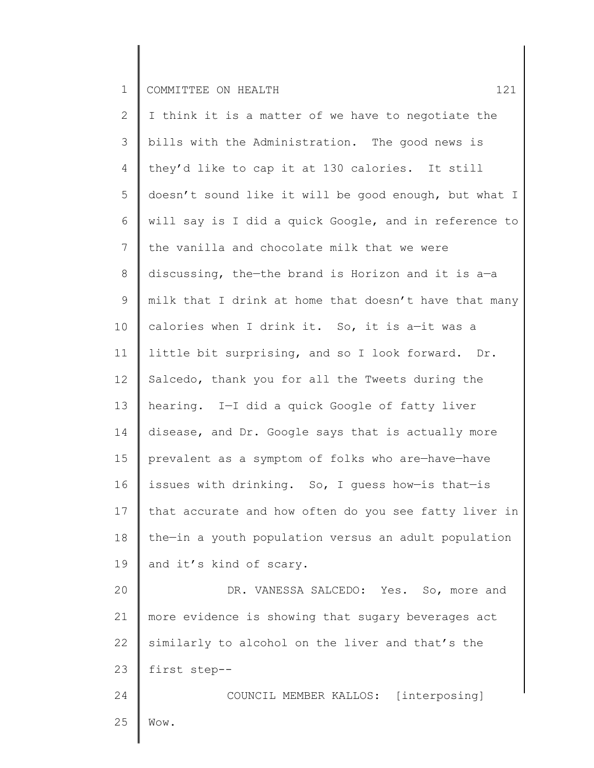I think it is a matter of we have to negotiate the bills with the Administration. The good news is they'd like to cap it at 130 calories. It still doesn't sound like it will be good enough, but what I will say is I did a quick Google, and in reference to the vanilla and chocolate milk that we were discussing, the—the brand is Horizon and it is a—a milk that I drink at home that doesn't have that many calories when I drink it. So, it is a—it was a little bit surprising, and so I look forward. Dr. Salcedo, thank you for all the Tweets during the hearing. I—I did a quick Google of fatty liver disease, and Dr. Google says that is actually more prevalent as a symptom of folks who are—have—have issues with drinking. So, I guess how—is that—is that accurate and how often do you see fatty liver in the—in a youth population versus an adult population and it's kind of scary.

DR. VANESSA SALCEDO: Yes. So, more and more evidence is showing that sugary beverages act similarly to alcohol on the liver and that's the first step--

COUNCIL MEMBER KALLOS: [interposing] Wow.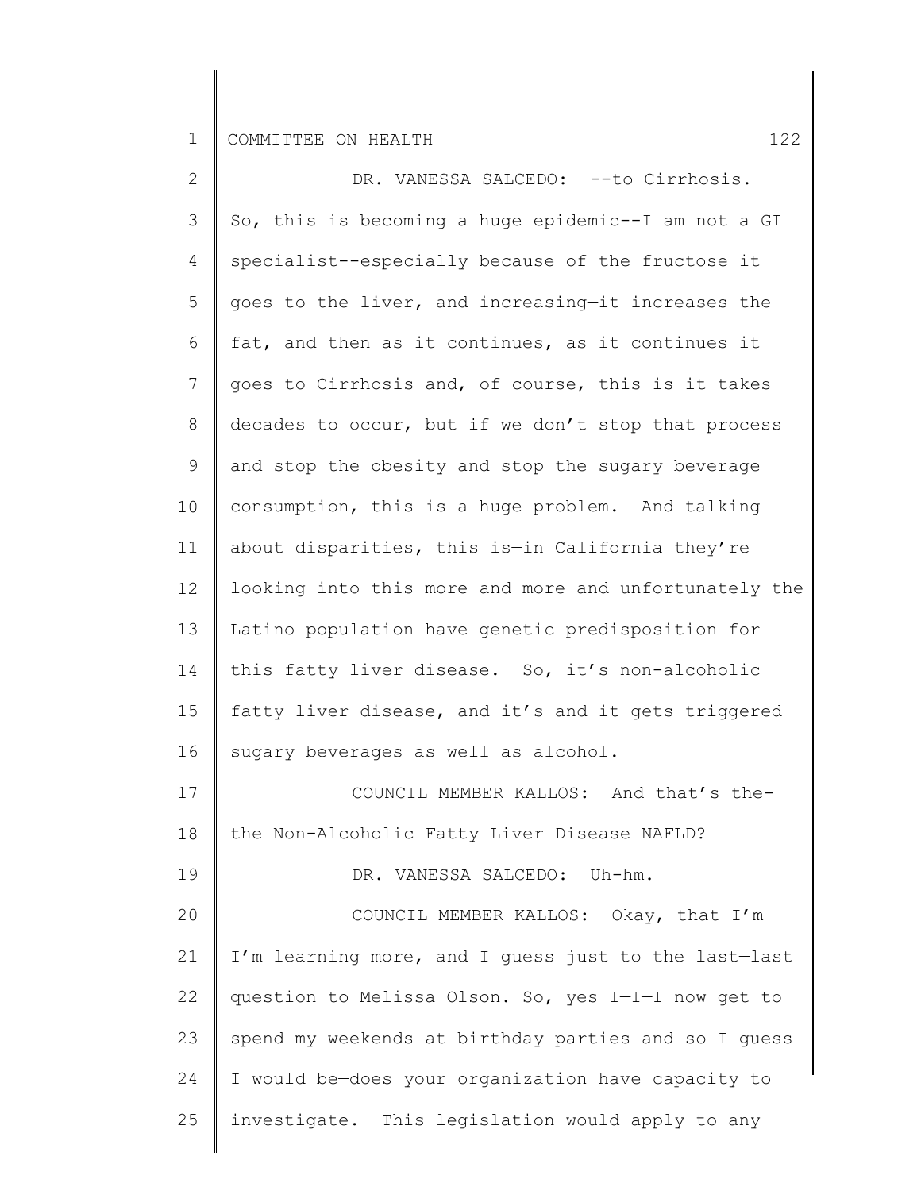DR. VANESSA SALCEDO: --to Cirrhosis. So, this is becoming a huge epidemic--I am not a GI specialist--especially because of the fructose it goes to the liver, and increasing—it increases the fat, and then as it continues, as it continues it goes to Cirrhosis and, of course, this is—it takes decades to occur, but if we don't stop that process and stop the obesity and stop the sugary beverage consumption, this is a huge problem. And talking about disparities, this is—in California they're looking into this more and more and unfortunately the Latino population have genetic predisposition for this fatty liver disease. So, it's non-alcoholic fatty liver disease, and it's—and it gets triggered sugary beverages as well as alcohol.

COUNCIL MEMBER KALLOS: And that's the-the Non-Alcoholic Fatty Liver Disease NAFLD?

DR. VANESSA SALCEDO: Uh-hm.

COUNCIL MEMBER KALLOS: Okay, that I'm—I'm learning more, and I guess just to the last—last question to Melissa Olson. So, yes I—I—I now get to spend my weekends at birthday parties and so I guess I would be—does your organization have capacity to investigate. This legislation would apply to any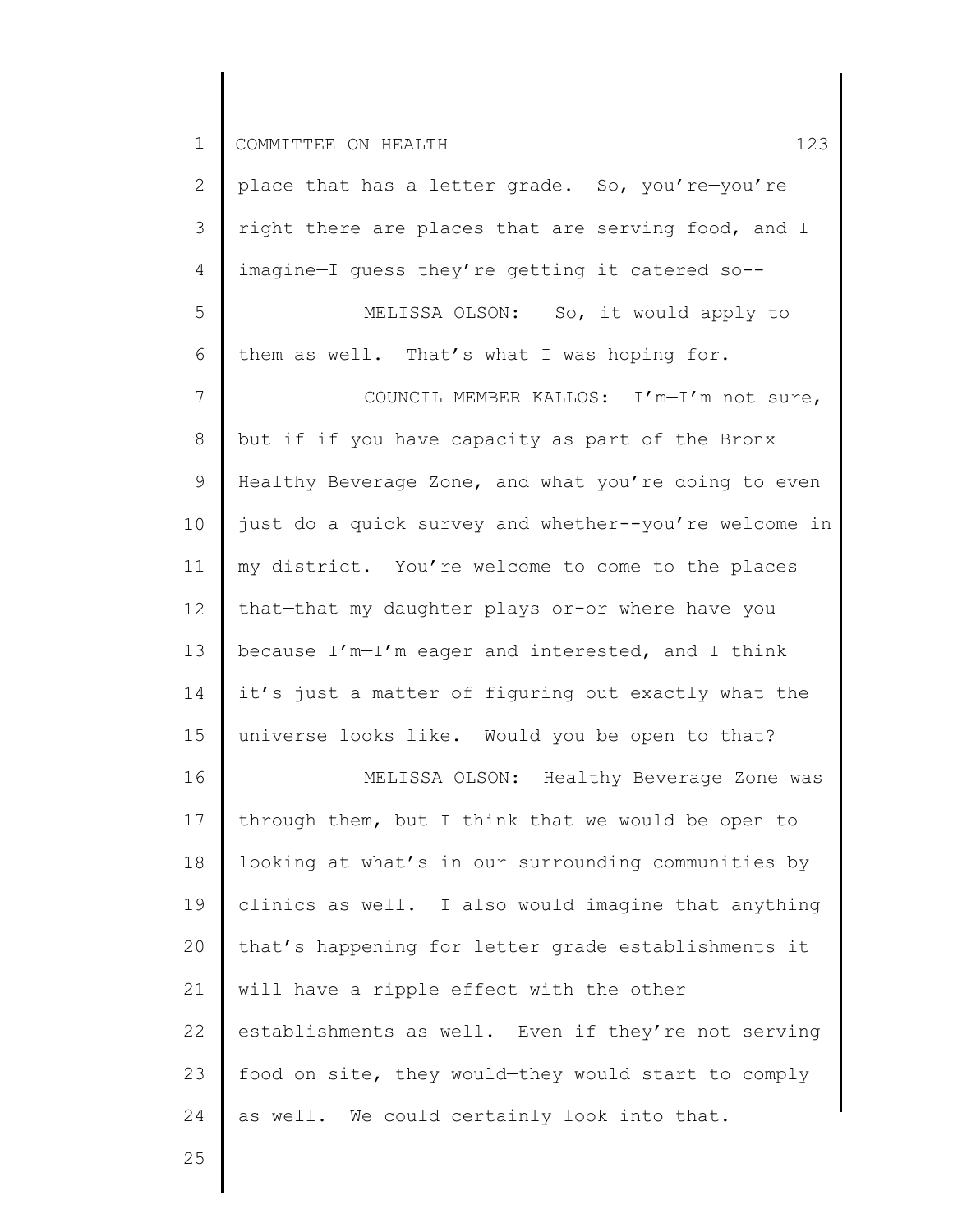place that has a letter grade. So, you're—you're right there are places that are serving food, and I imagine—I guess they're getting it catered so--

MELISSA OLSON: So, it would apply to them as well. That's what I was hoping for.

COUNCIL MEMBER KALLOS: I'm—I'm not sure, but if—if you have capacity as part of the Bronx Healthy Beverage Zone, and what you're doing to even just do a quick survey and whether--you're welcome in my district. You're welcome to come to the places that—that my daughter plays or-or where have you because I'm—I'm eager and interested, and I think it's just a matter of figuring out exactly what the universe looks like. Would you be open to that?

MELISSA OLSON: Healthy Beverage Zone was through them, but I think that we would be open to looking at what's in our surrounding communities by clinics as well. I also would imagine that anything that's happening for letter grade establishments it will have a ripple effect with the other establishments as well. Even if they're not serving food on site, they would—they would start to comply as well. We could certainly look into that.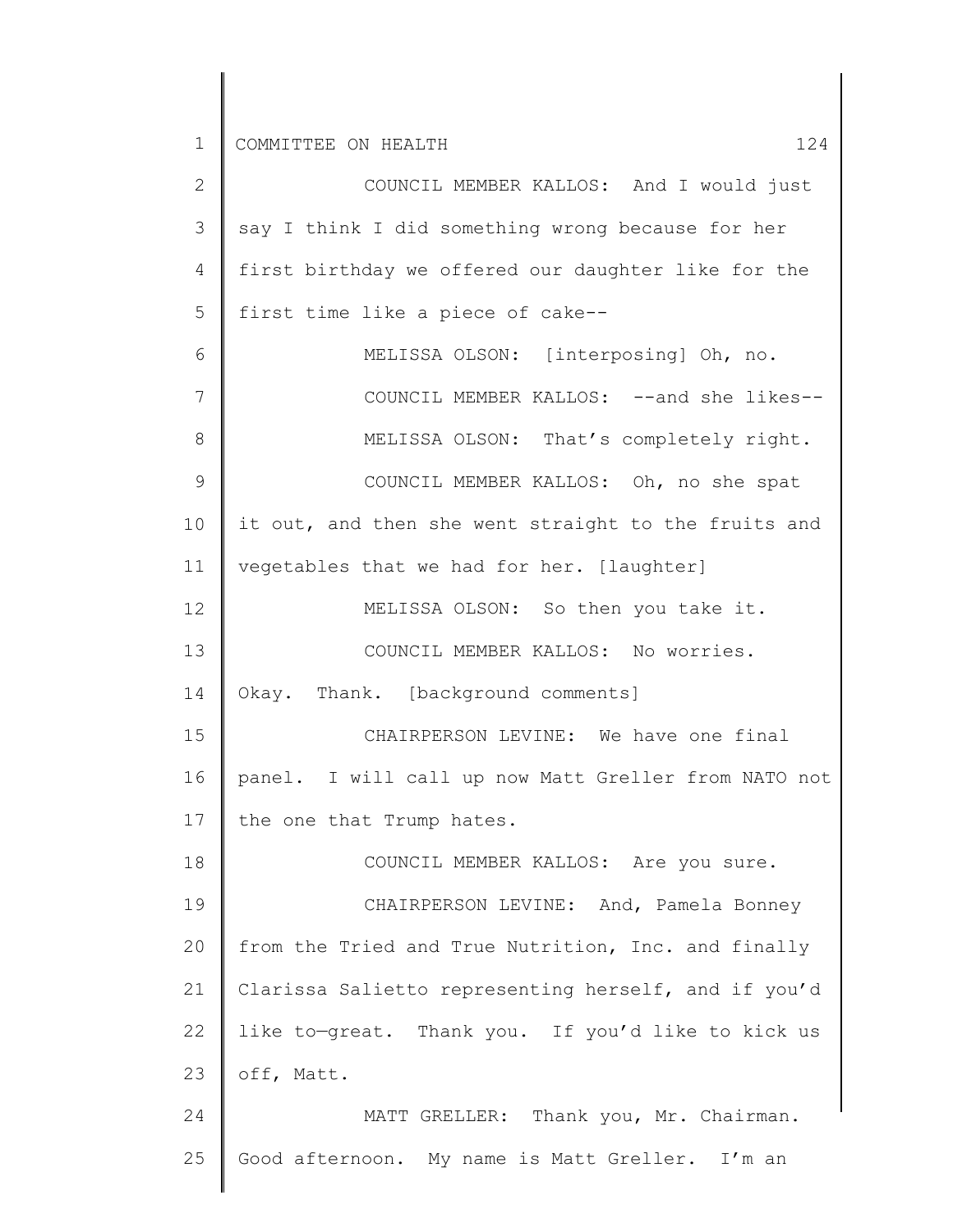COUNCIL MEMBER KALLOS: And I would just say I think I did something wrong because for her first birthday we offered our daughter like for the first time like a piece of cake--

MELISSA OLSON: [interposing] Oh, no.

COUNCIL MEMBER KALLOS: --and she likes--

MELISSA OLSON: That's completely right.

COUNCIL MEMBER KALLOS: Oh, no she spat it out, and then she went straight to the fruits and vegetables that we had for her. [laughter]

MELISSA OLSON: So then you take it.

COUNCIL MEMBER KALLOS: No worries. Okay. Thank. [background comments]

CHAIRPERSON LEVINE: We have one final panel. I will call up now Matt Greller from NATO not the one that Trump hates.

COUNCIL MEMBER KALLOS: Are you sure.

CHAIRPERSON LEVINE: And, Pamela Bonney from the Tried and True Nutrition, Inc. and finally Clarissa Salietto representing herself, and if you'd like to—great. Thank you. If you'd like to kick us off, Matt.

MATT GRELLER: Thank you, Mr. Chairman. Good afternoon. My name is Matt Greller. I'm an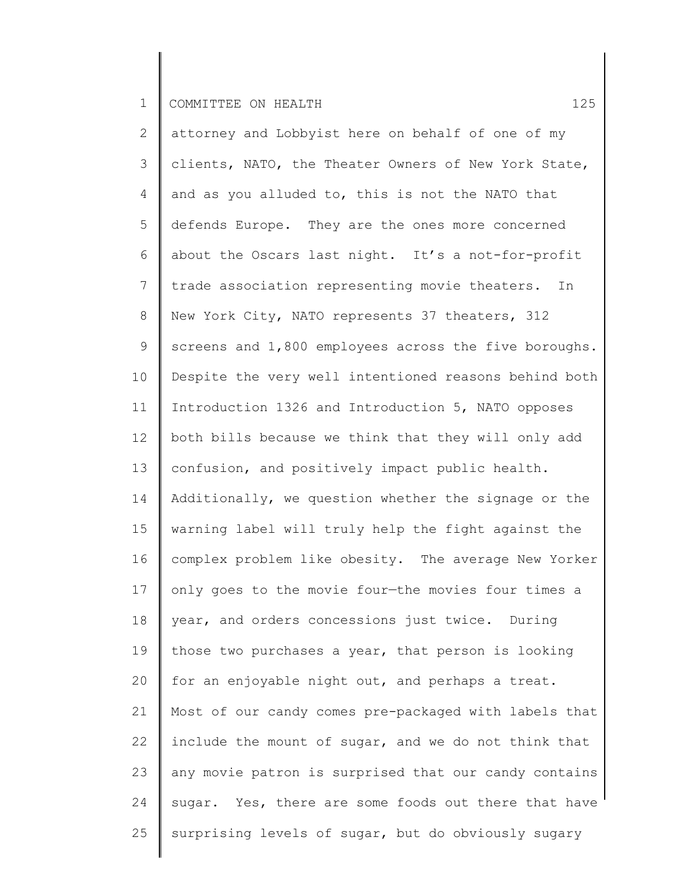attorney and Lobbyist here on behalf of one of my clients, NATO, the Theater Owners of New York State, and as you alluded to, this is not the NATO that defends Europe. They are the ones more concerned about the Oscars last night. It's a not-for-profit trade association representing movie theaters. In New York City, NATO represents 37 theaters, 312 screens and 1,800 employees across the five boroughs. Despite the very well intentioned reasons behind both Introduction 1326 and Introduction 5, NATO opposes both bills because we think that they will only add confusion, and positively impact public health. Additionally, we question whether the signage or the warning label will truly help the fight against the complex problem like obesity. The average New Yorker only goes to the movie four—the movies four times a year, and orders concessions just twice. During those two purchases a year, that person is looking for an enjoyable night out, and perhaps a treat. Most of our candy comes pre-packaged with labels that include the mount of sugar, and we do not think that any movie patron is surprised that our candy contains sugar. Yes, there are some foods out there that have surprising levels of sugar, but do obviously sugary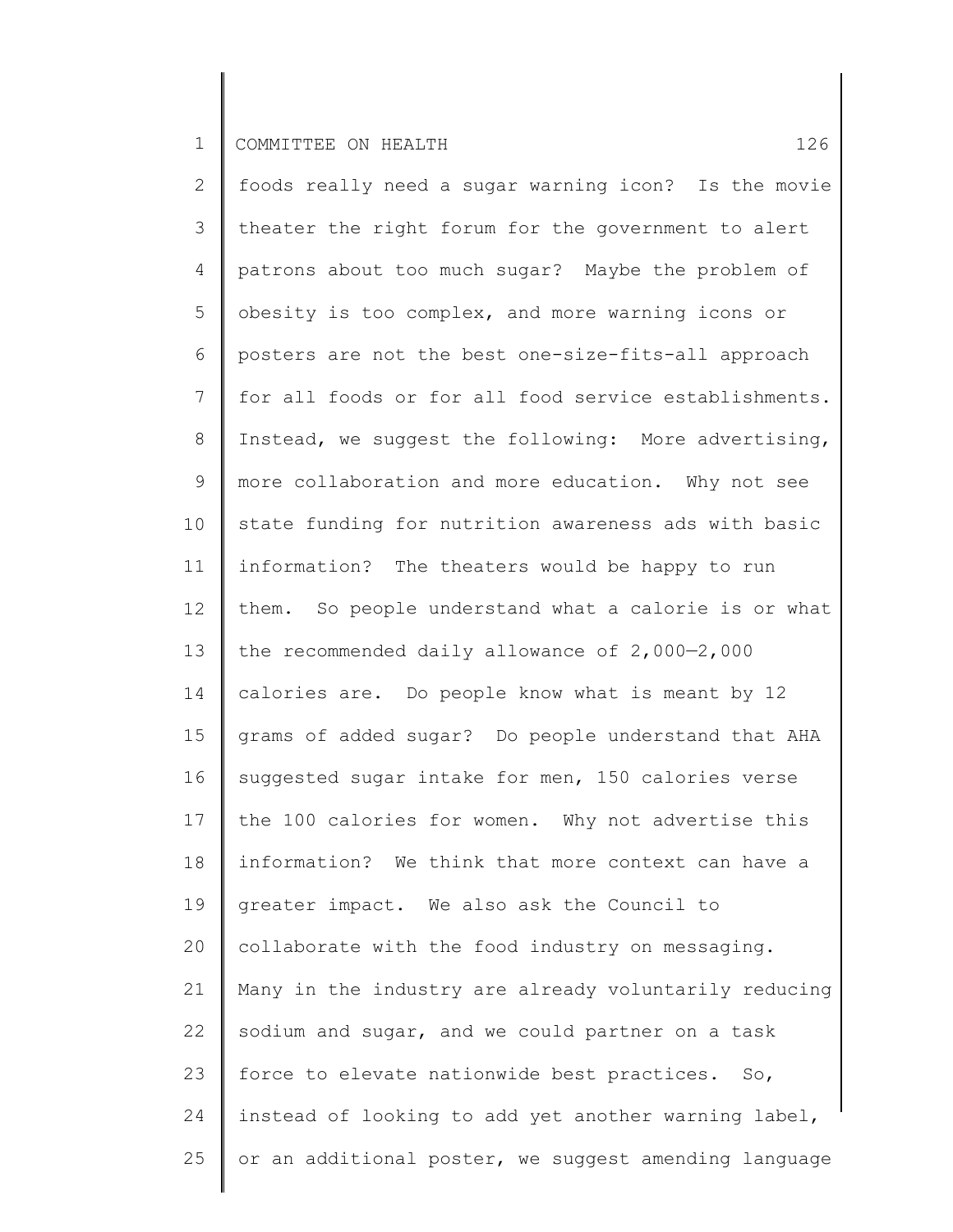foods really need a sugar warning icon? Is the movie theater the right forum for the government to alert patrons about too much sugar? Maybe the problem of obesity is too complex, and more warning icons or posters are not the best one-size-fits-all approach for all foods or for all food service establishments. Instead, we suggest the following: More advertising, more collaboration and more education. Why not see state funding for nutrition awareness ads with basic information? The theaters would be happy to run them. So people understand what a calorie is or what the recommended daily allowance of 2,000—2,000 calories are. Do people know what is meant by 12 grams of added sugar? Do people understand that AHA suggested sugar intake for men, 150 calories verse the 100 calories for women. Why not advertise this information? We think that more context can have a greater impact. We also ask the Council to collaborate with the food industry on messaging. Many in the industry are already voluntarily reducing sodium and sugar, and we could partner on a task force to elevate nationwide best practices. So, instead of looking to add yet another warning label, or an additional poster, we suggest amending language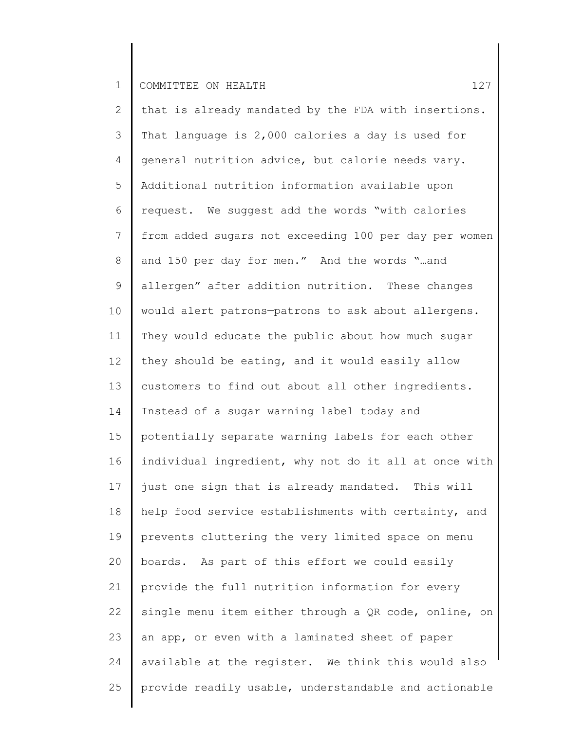that is already mandated by the FDA with insertions. That language is 2,000 calories a day is used for general nutrition advice, but calorie needs vary. Additional nutrition information available upon request. We suggest add the words "with calories from added sugars not exceeding 100 per day per women and 150 per day for men." And the words "…and allergen" after addition nutrition. These changes would alert patrons—patrons to ask about allergens. They would educate the public about how much sugar they should be eating, and it would easily allow customers to find out about all other ingredients. Instead of a sugar warning label today and potentially separate warning labels for each other individual ingredient, why not do it all at once with just one sign that is already mandated. This will help food service establishments with certainty, and prevents cluttering the very limited space on menu boards. As part of this effort we could easily provide the full nutrition information for every single menu item either through a QR code, online, on an app, or even with a laminated sheet of paper available at the register. We think this would also provide readily usable, understandable and actionable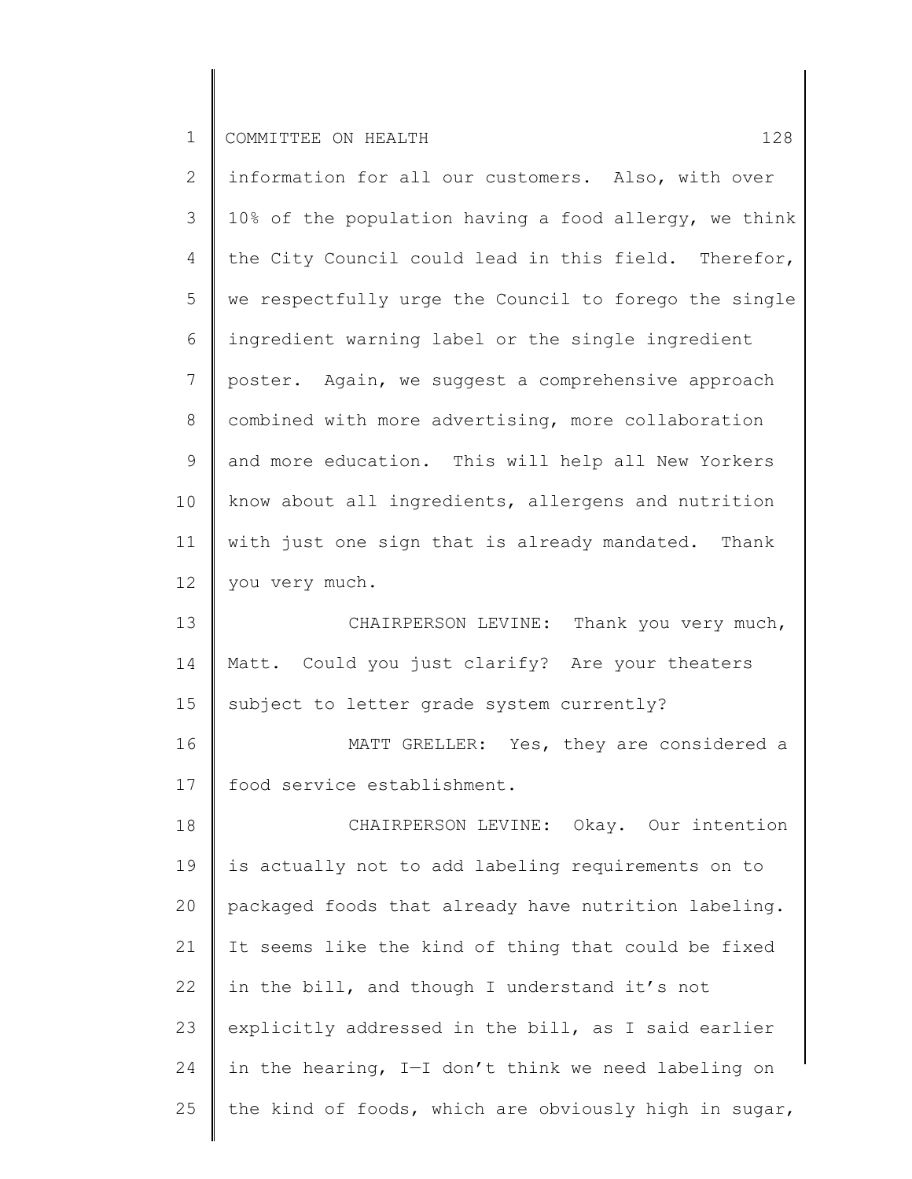information for all our customers. Also, with over 10% of the population having a food allergy, we think the City Council could lead in this field. Therefor, we respectfully urge the Council to forego the single ingredient warning label or the single ingredient poster. Again, we suggest a comprehensive approach combined with more advertising, more collaboration and more education. This will help all New Yorkers know about all ingredients, allergens and nutrition with just one sign that is already mandated. Thank you very much.

CHAIRPERSON LEVINE: Thank you very much, Matt. Could you just clarify? Are your theaters subject to letter grade system currently?

MATT GRELLER: Yes, they are considered a food service establishment.

CHAIRPERSON LEVINE: Okay. Our intention is actually not to add labeling requirements on to packaged foods that already have nutrition labeling. It seems like the kind of thing that could be fixed in the bill, and though I understand it's not explicitly addressed in the bill, as I said earlier in the hearing, I—I don't think we need labeling on the kind of foods, which are obviously high in sugar,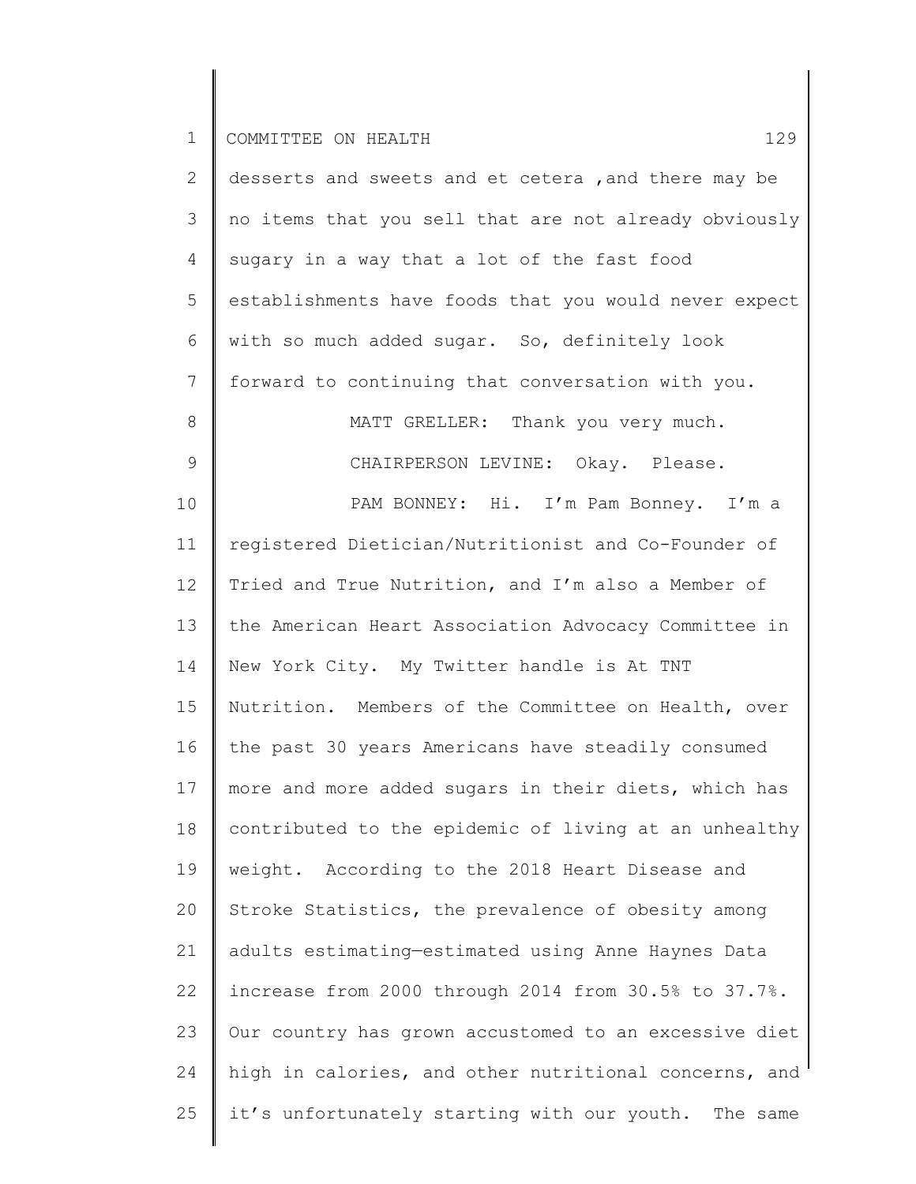desserts and sweets and et cetera ,and there may be no items that you sell that are not already obviously sugary in a way that a lot of the fast food establishments have foods that you would never expect with so much added sugar. So, definitely look forward to continuing that conversation with you.

MATT GRELLER: Thank you very much.

CHAIRPERSON LEVINE: Okay. Please.

PAM BONNEY: Hi. I'm Pam Bonney. I'm a registered Dietician/Nutritionist and Co-Founder of Tried and True Nutrition, and I'm also a Member of the American Heart Association Advocacy Committee in New York City. My Twitter handle is At TNT Nutrition. Members of the Committee on Health, over the past 30 years Americans have steadily consumed more and more added sugars in their diets, which has contributed to the epidemic of living at an unhealthy weight. According to the 2018 Heart Disease and Stroke Statistics, the prevalence of obesity among adults estimating—estimated using Anne Haynes Data increase from 2000 through 2014 from 30.5% to 37.7%. Our country has grown accustomed to an excessive diet high in calories, and other nutritional concerns, and it's unfortunately starting with our youth. The same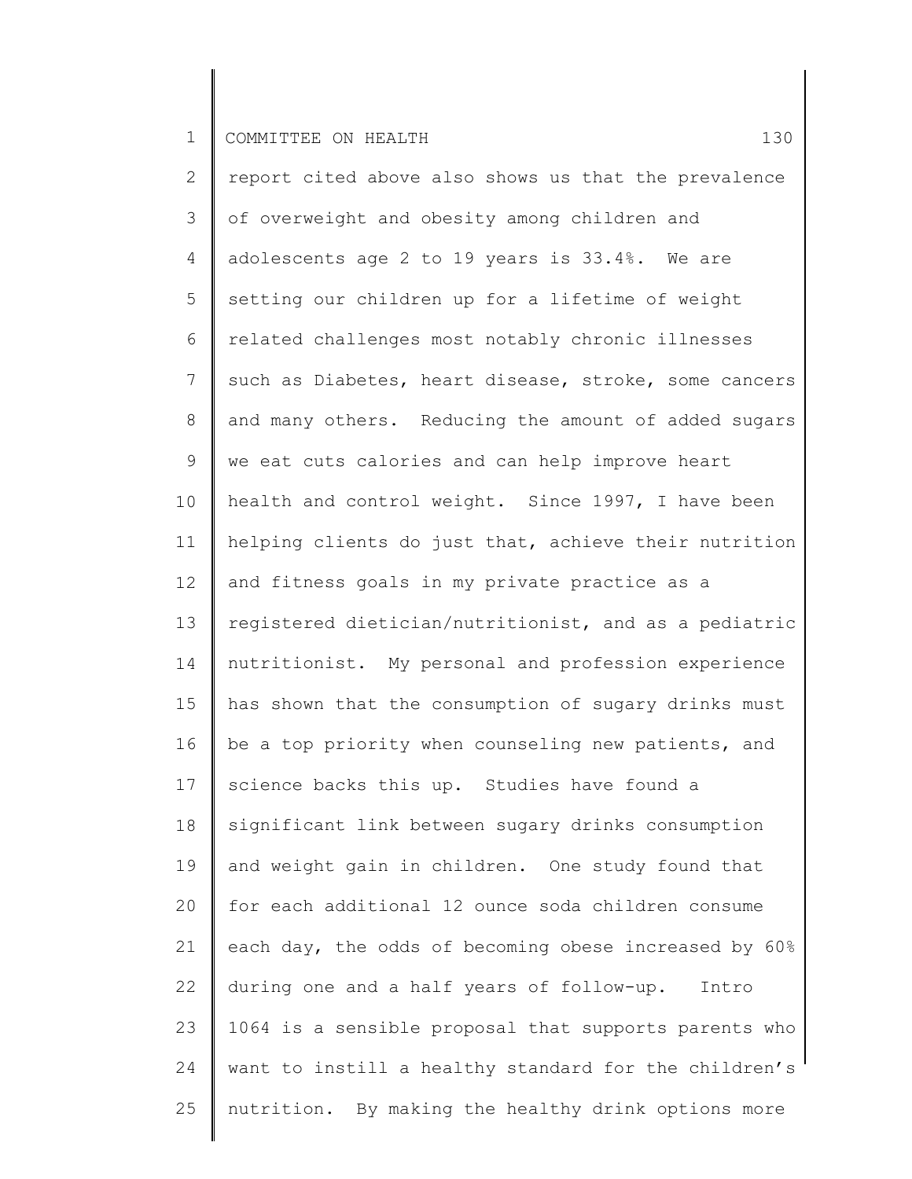report cited above also shows us that the prevalence of overweight and obesity among children and adolescents age 2 to 19 years is 33.4%. We are setting our children up for a lifetime of weight related challenges most notably chronic illnesses such as Diabetes, heart disease, stroke, some cancers and many others. Reducing the amount of added sugars we eat cuts calories and can help improve heart health and control weight. Since 1997, I have been helping clients do just that, achieve their nutrition and fitness goals in my private practice as a registered dietician/nutritionist, and as a pediatric nutritionist. My personal and profession experience has shown that the consumption of sugary drinks must be a top priority when counseling new patients, and science backs this up. Studies have found a significant link between sugary drinks consumption and weight gain in children. One study found that for each additional 12 ounce soda children consume each day, the odds of becoming obese increased by 60% during one and a half years of follow-up. Intro 1064 is a sensible proposal that supports parents who want to instill a healthy standard for the children's nutrition. By making the healthy drink options more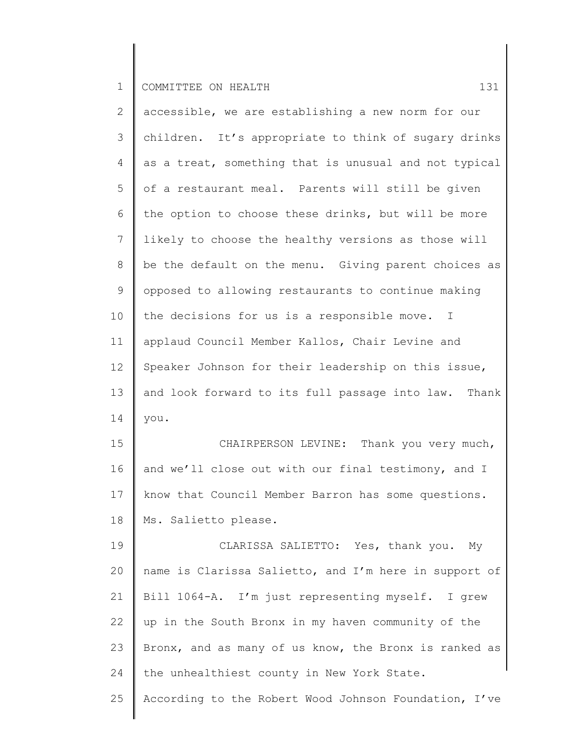accessible, we are establishing a new norm for our children. It's appropriate to think of sugary drinks as a treat, something that is unusual and not typical of a restaurant meal. Parents will still be given the option to choose these drinks, but will be more likely to choose the healthy versions as those will be the default on the menu. Giving parent choices as opposed to allowing restaurants to continue making the decisions for us is a responsible move. I applaud Council Member Kallos, Chair Levine and Speaker Johnson for their leadership on this issue, and look forward to its full passage into law. Thank you.

CHAIRPERSON LEVINE: Thank you very much, and we'll close out with our final testimony, and I know that Council Member Barron has some questions. Ms. Salietto please.

CLARISSA SALIETTO: Yes, thank you. My name is Clarissa Salietto, and I'm here in support of Bill 1064-A. I'm just representing myself. I grew up in the South Bronx in my haven community of the Bronx, and as many of us know, the Bronx is ranked as the unhealthiest county in New York State. According to the Robert Wood Johnson Foundation, I've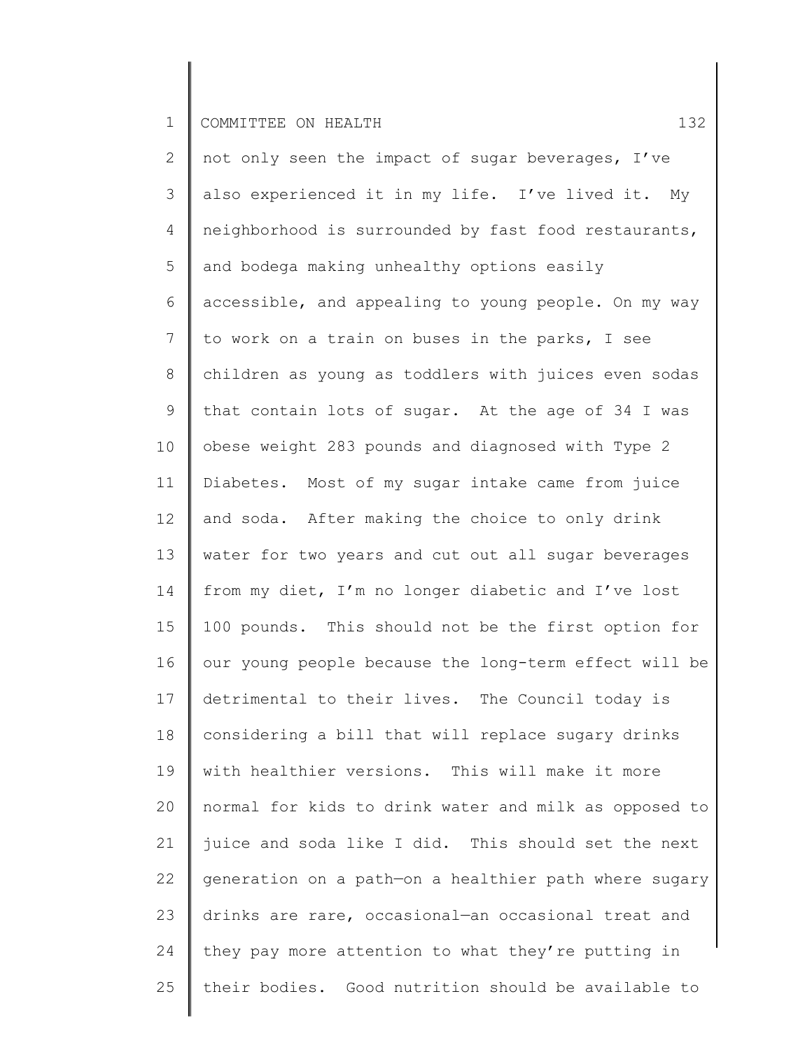not only seen the impact of sugar beverages, I've also experienced it in my life. I've lived it. My neighborhood is surrounded by fast food restaurants, and bodega making unhealthy options easily accessible, and appealing to young people. On my way to work on a train on buses in the parks, I see children as young as toddlers with juices even sodas that contain lots of sugar. At the age of 34 I was obese weight 283 pounds and diagnosed with Type 2 Diabetes. Most of my sugar intake came from juice and soda. After making the choice to only drink water for two years and cut out all sugar beverages from my diet, I'm no longer diabetic and I've lost 100 pounds. This should not be the first option for our young people because the long-term effect will be detrimental to their lives. The Council today is considering a bill that will replace sugary drinks with healthier versions. This will make it more normal for kids to drink water and milk as opposed to juice and soda like I did. This should set the next generation on a path—on a healthier path where sugary drinks are rare, occasional—an occasional treat and they pay more attention to what they're putting in their bodies. Good nutrition should be available to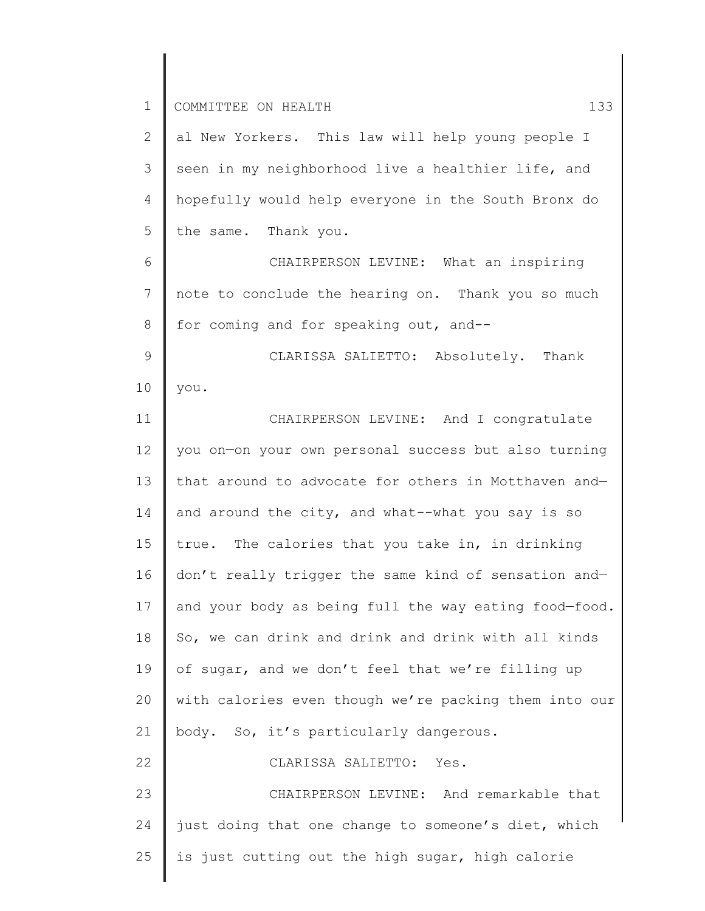al New Yorkers. This law will help young people I seen in my neighborhood live a healthier life, and hopefully would help everyone in the South Bronx do the same. Thank you.

CHAIRPERSON LEVINE: What an inspiring note to conclude the hearing on. Thank you so much for coming and for speaking out, and--

CLARISSA SALIETTO: Absolutely. Thank you.

CHAIRPERSON LEVINE: And I congratulate you on—on your own personal success but also turning that around to advocate for others in Motthaven and—and around the city, and what--what you say is so true. The calories that you take in, in drinking don't really trigger the same kind of sensation and—and your body as being full the way eating food—food. So, we can drink and drink and drink with all kinds of sugar, and we don't feel that we're filling up with calories even though we're packing them into our body. So, it's particularly dangerous.

CLARISSA SALIETTO: Yes.

CHAIRPERSON LEVINE: And remarkable that just doing that one change to someone's diet, which is just cutting out the high sugar, high calorie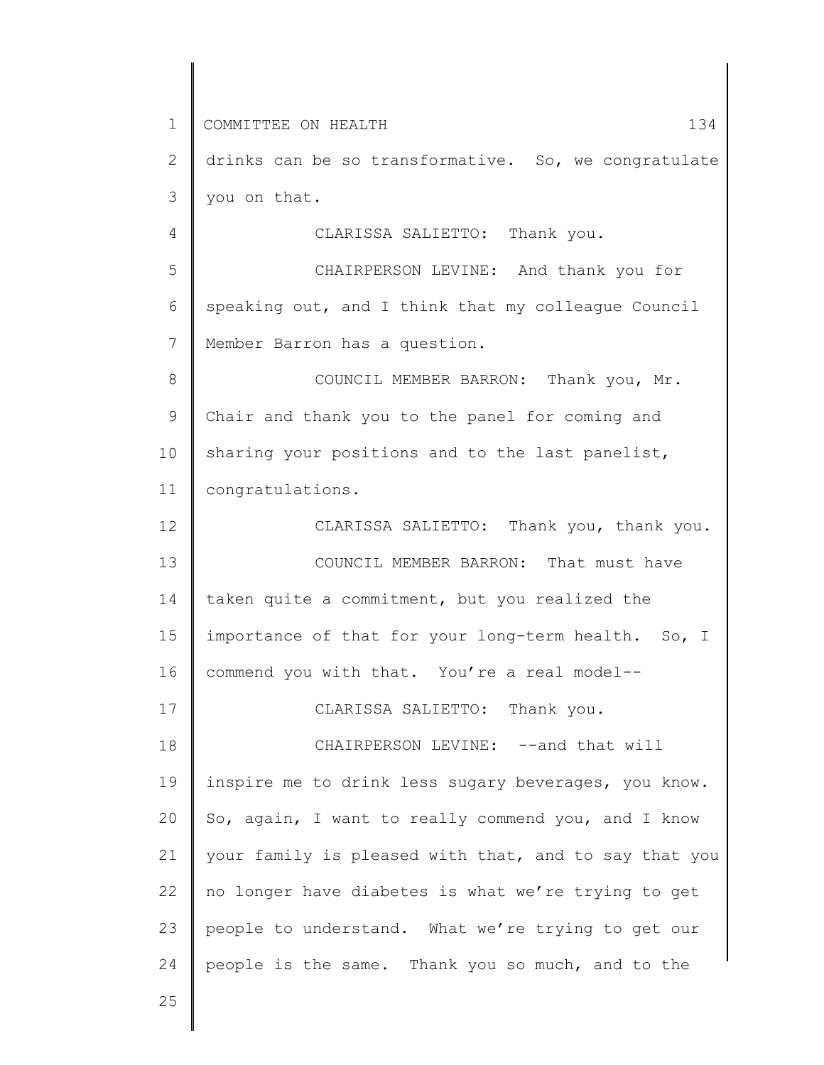drinks can be so transformative. So, we congratulate you on that.

CLARISSA SALIETTO: Thank you.

CHAIRPERSON LEVINE: And thank you for speaking out, and I think that my colleague Council Member Barron has a question.

COUNCIL MEMBER BARRON: Thank you, Mr. Chair and thank you to the panel for coming and sharing your positions and to the last panelist, congratulations.

CLARISSA SALIETTO: Thank you, thank you.

COUNCIL MEMBER BARRON: That must have taken quite a commitment, but you realized the importance of that for your long-term health. So, I commend you with that. You're a real model--

CLARISSA SALIETTO: Thank you.

CHAIRPERSON LEVINE: --and that will inspire me to drink less sugary beverages, you know. So, again, I want to really commend you, and I know your family is pleased with that, and to say that you no longer have diabetes is what we're trying to get people to understand. What we're trying to get our people is the same. Thank you so much, and to the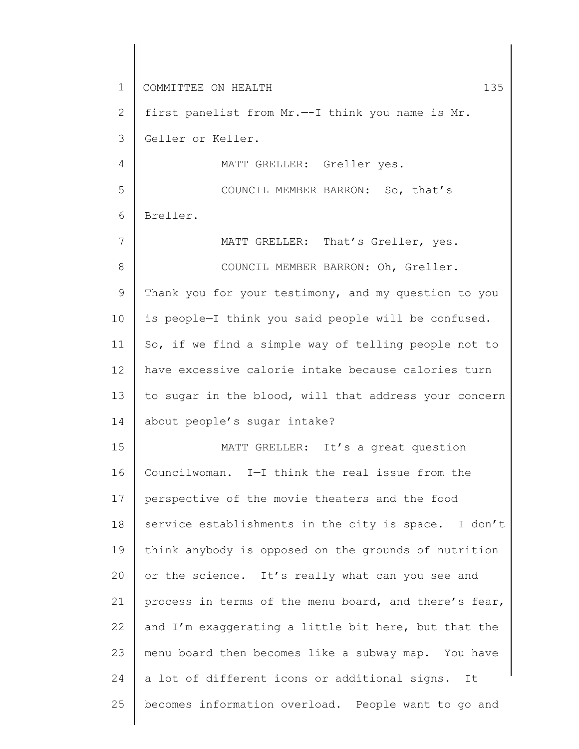first panelist from Mr.—-I think you name is Mr. Geller or Keller.

MATT GRELLER: Greller yes.

COUNCIL MEMBER BARRON: So, that's Breller.

MATT GRELLER: That's Greller, yes.

COUNCIL MEMBER BARRON: Oh, Greller. Thank you for your testimony, and my question to you is people—I think you said people will be confused. So, if we find a simple way of telling people not to have excessive calorie intake because calories turn to sugar in the blood, will that address your concern about people's sugar intake?

MATT GRELLER: It's a great question Councilwoman. I—I think the real issue from the perspective of the movie theaters and the food service establishments in the city is space. I don't think anybody is opposed on the grounds of nutrition or the science. It's really what can you see and process in terms of the menu board, and there's fear, and I'm exaggerating a little bit here, but that the menu board then becomes like a subway map. You have a lot of different icons or additional signs. It becomes information overload. People want to go and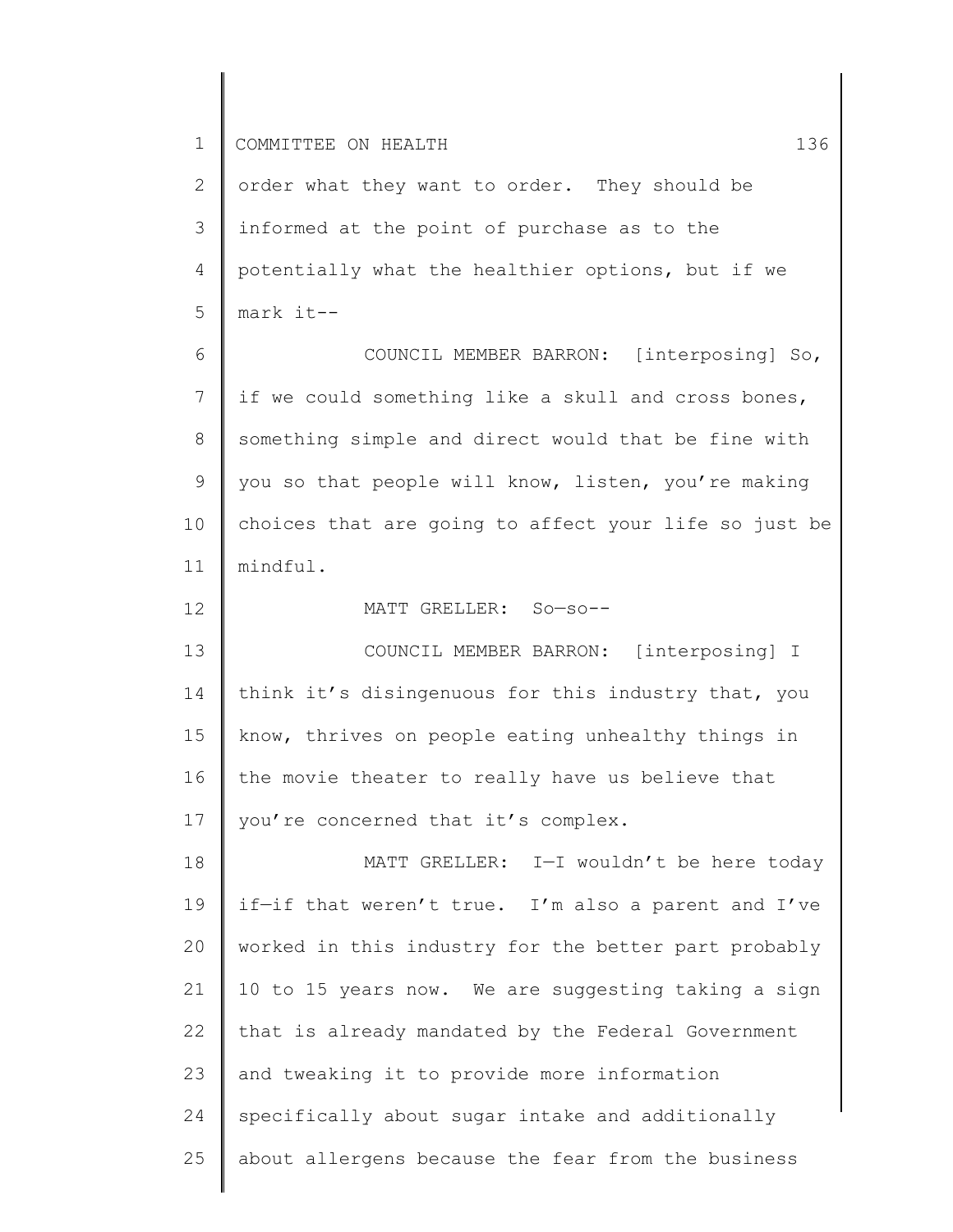order what they want to order. They should be informed at the point of purchase as to the potentially what the healthier options, but if we mark it--

COUNCIL MEMBER BARRON: [interposing] So, if we could something like a skull and cross bones, something simple and direct would that be fine with you so that people will know, listen, you're making choices that are going to affect your life so just be mindful.

MATT GRELLER: So—so--

COUNCIL MEMBER BARRON: [interposing] I think it's disingenuous for this industry that, you know, thrives on people eating unhealthy things in the movie theater to really have us believe that you're concerned that it's complex.

MATT GRELLER: I—I wouldn't be here today if—if that weren't true. I'm also a parent and I've worked in this industry for the better part probably 10 to 15 years now. We are suggesting taking a sign that is already mandated by the Federal Government and tweaking it to provide more information specifically about sugar intake and additionally about allergens because the fear from the business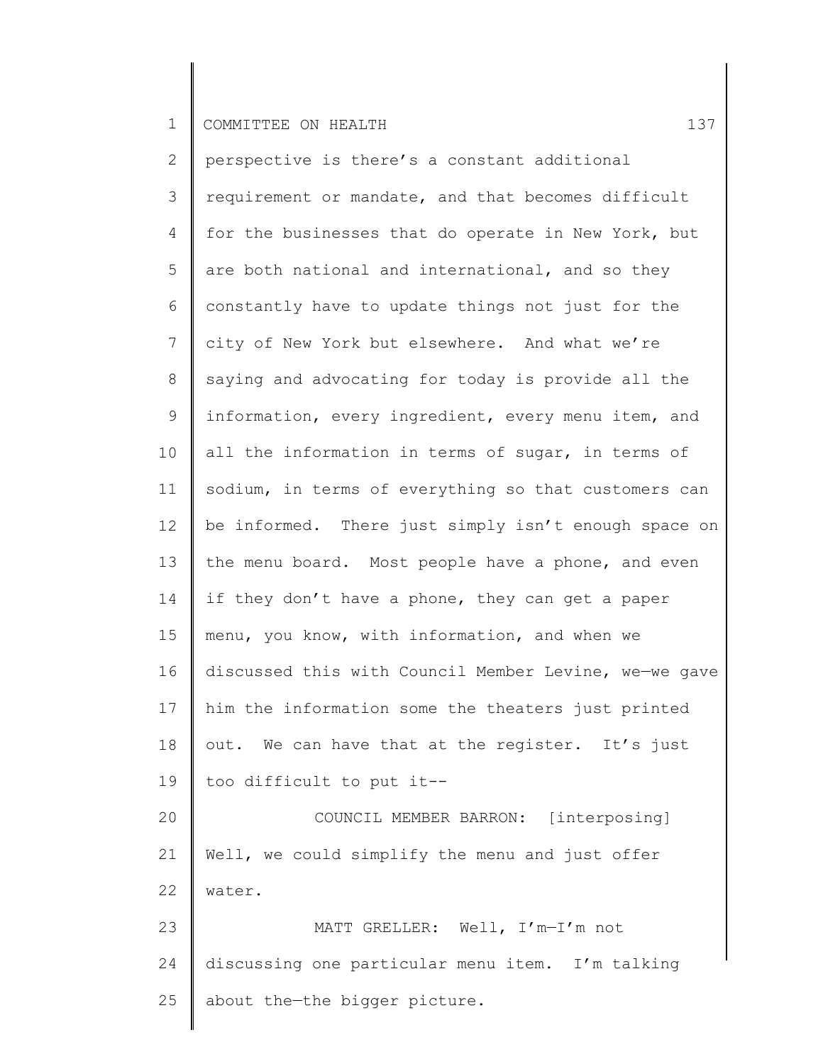perspective is there's a constant additional requirement or mandate, and that becomes difficult for the businesses that do operate in New York, but are both national and international, and so they constantly have to update things not just for the city of New York but elsewhere. And what we're saying and advocating for today is provide all the information, every ingredient, every menu item, and all the information in terms of sugar, in terms of sodium, in terms of everything so that customers can be informed. There just simply isn't enough space on the menu board. Most people have a phone, and even if they don't have a phone, they can get a paper menu, you know, with information, and when we discussed this with Council Member Levine, we—we gave him the information some the theaters just printed out. We can have that at the register. It's just too difficult to put it--

COUNCIL MEMBER BARRON: [interposing] Well, we could simplify the menu and just offer water.

MATT GRELLER: Well, I'm—I'm not discussing one particular menu item. I'm talking about the—the bigger picture.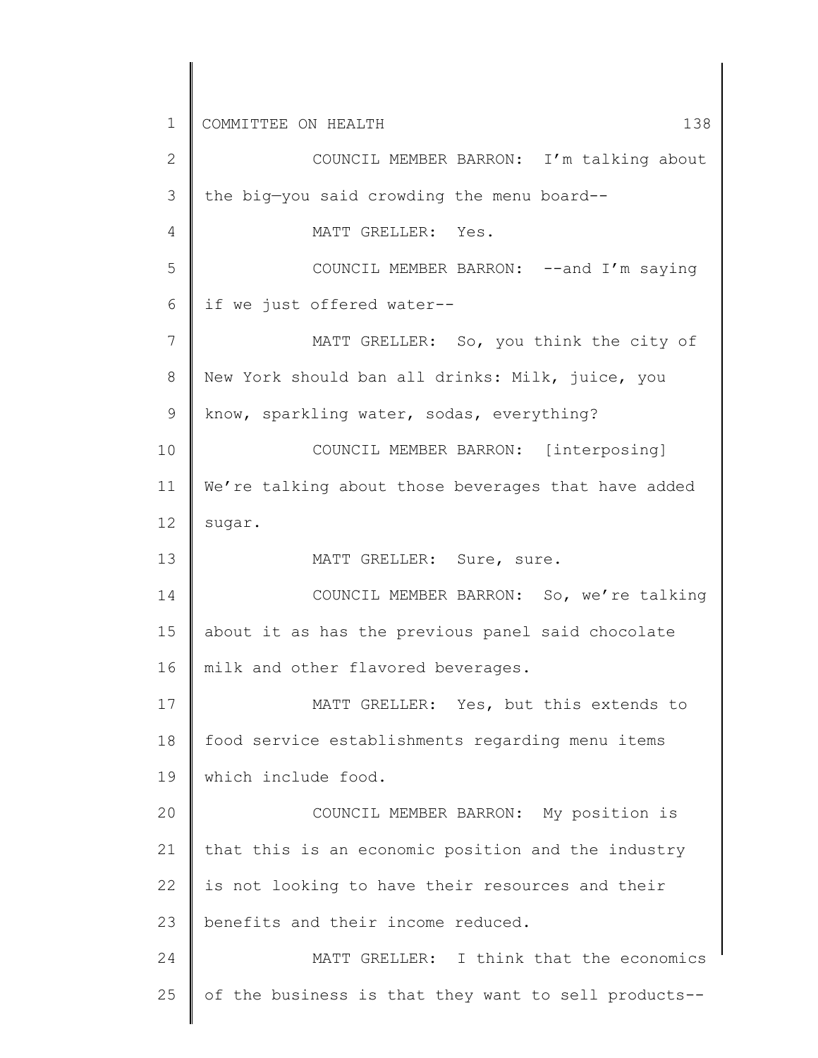COUNCIL MEMBER BARRON: I'm talking about the big—you said crowding the menu board--

MATT GRELLER: Yes.

COUNCIL MEMBER BARRON: --and I'm saying if we just offered water--

MATT GRELLER: So, you think the city of New York should ban all drinks: Milk, juice, you know, sparkling water, sodas, everything?

COUNCIL MEMBER BARRON: [interposing] We're talking about those beverages that have added sugar.

MATT GRELLER: Sure, sure.

COUNCIL MEMBER BARRON: So, we're talking about it as has the previous panel said chocolate milk and other flavored beverages.

MATT GRELLER: Yes, but this extends to food service establishments regarding menu items which include food.

COUNCIL MEMBER BARRON: My position is that this is an economic position and the industry is not looking to have their resources and their benefits and their income reduced.

MATT GRELLER: I think that the economics of the business is that they want to sell products--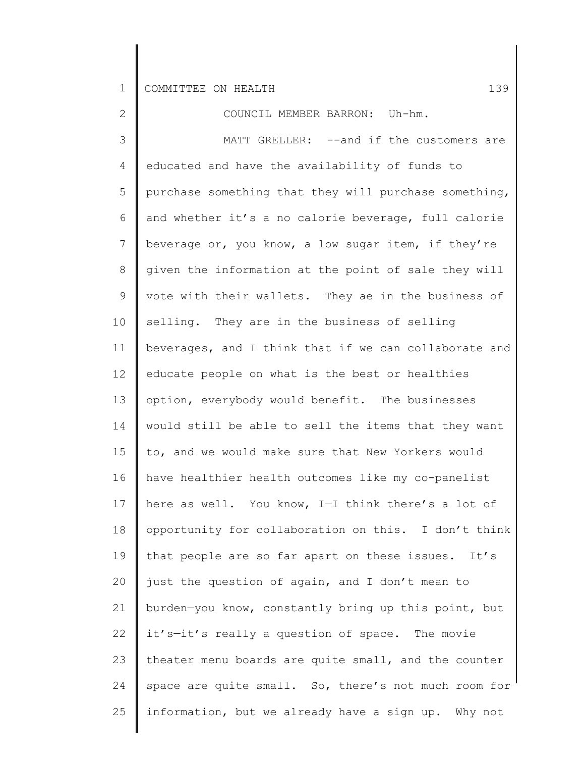COUNCIL MEMBER BARRON: Uh-hm.

MATT GRELLER: --and if the customers are educated and have the availability of funds to purchase something that they will purchase something, and whether it's a no calorie beverage, full calorie beverage or, you know, a low sugar item, if they're given the information at the point of sale they will vote with their wallets. They ae in the business of selling. They are in the business of selling beverages, and I think that if we can collaborate and educate people on what is the best or healthies option, everybody would benefit. The businesses would still be able to sell the items that they want to, and we would make sure that New Yorkers would have healthier health outcomes like my co-panelist here as well. You know, I—I think there's a lot of opportunity for collaboration on this. I don't think that people are so far apart on these issues. It's just the question of again, and I don't mean to burden—you know, constantly bring up this point, but it's—it's really a question of space. The movie theater menu boards are quite small, and the counter space are quite small. So, there's not much room for information, but we already have a sign up. Why not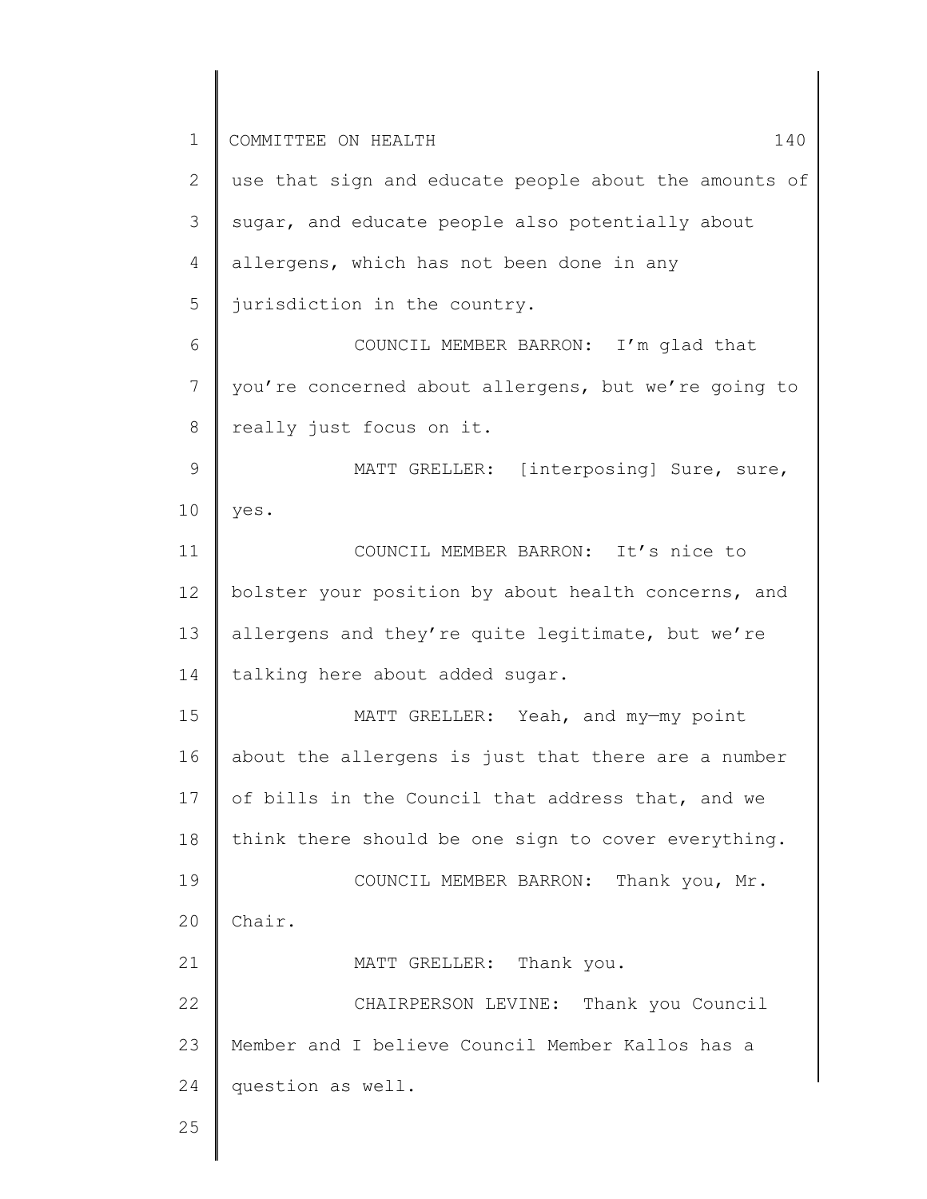use that sign and educate people about the amounts of sugar, and educate people also potentially about allergens, which has not been done in any jurisdiction in the country.

COUNCIL MEMBER BARRON: I'm glad that you're concerned about allergens, but we're going to really just focus on it.

MATT GRELLER: [interposing] Sure, sure, yes.

COUNCIL MEMBER BARRON: It's nice to bolster your position by about health concerns, and allergens and they're quite legitimate, but we're talking here about added sugar.

MATT GRELLER: Yeah, and my—my point about the allergens is just that there are a number of bills in the Council that address that, and we think there should be one sign to cover everything.

COUNCIL MEMBER BARRON: Thank you, Mr. Chair.

MATT GRELLER: Thank you.

CHAIRPERSON LEVINE: Thank you Council Member and I believe Council Member Kallos has a question as well.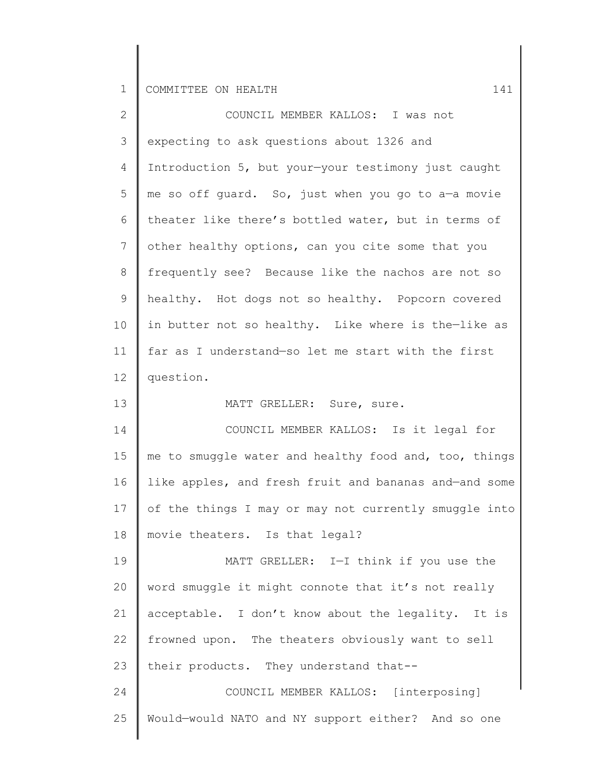COUNCIL MEMBER KALLOS: I was not expecting to ask questions about 1326 and Introduction 5, but your—your testimony just caught me so off guard. So, just when you go to a—a movie theater like there's bottled water, but in terms of other healthy options, can you cite some that you frequently see? Because like the nachos are not so healthy. Hot dogs not so healthy. Popcorn covered in butter not so healthy. Like where is the—like as far as I understand—so let me start with the first question.

MATT GRELLER: Sure, sure.

COUNCIL MEMBER KALLOS: Is it legal for me to smuggle water and healthy food and, too, things like apples, and fresh fruit and bananas and—and some of the things I may or may not currently smuggle into movie theaters. Is that legal?

MATT GRELLER: I—I think if you use the word smuggle it might connote that it's not really acceptable. I don't know about the legality. It is frowned upon. The theaters obviously want to sell their products. They understand that--

COUNCIL MEMBER KALLOS: [interposing] Would—would NATO and NY support either? And so one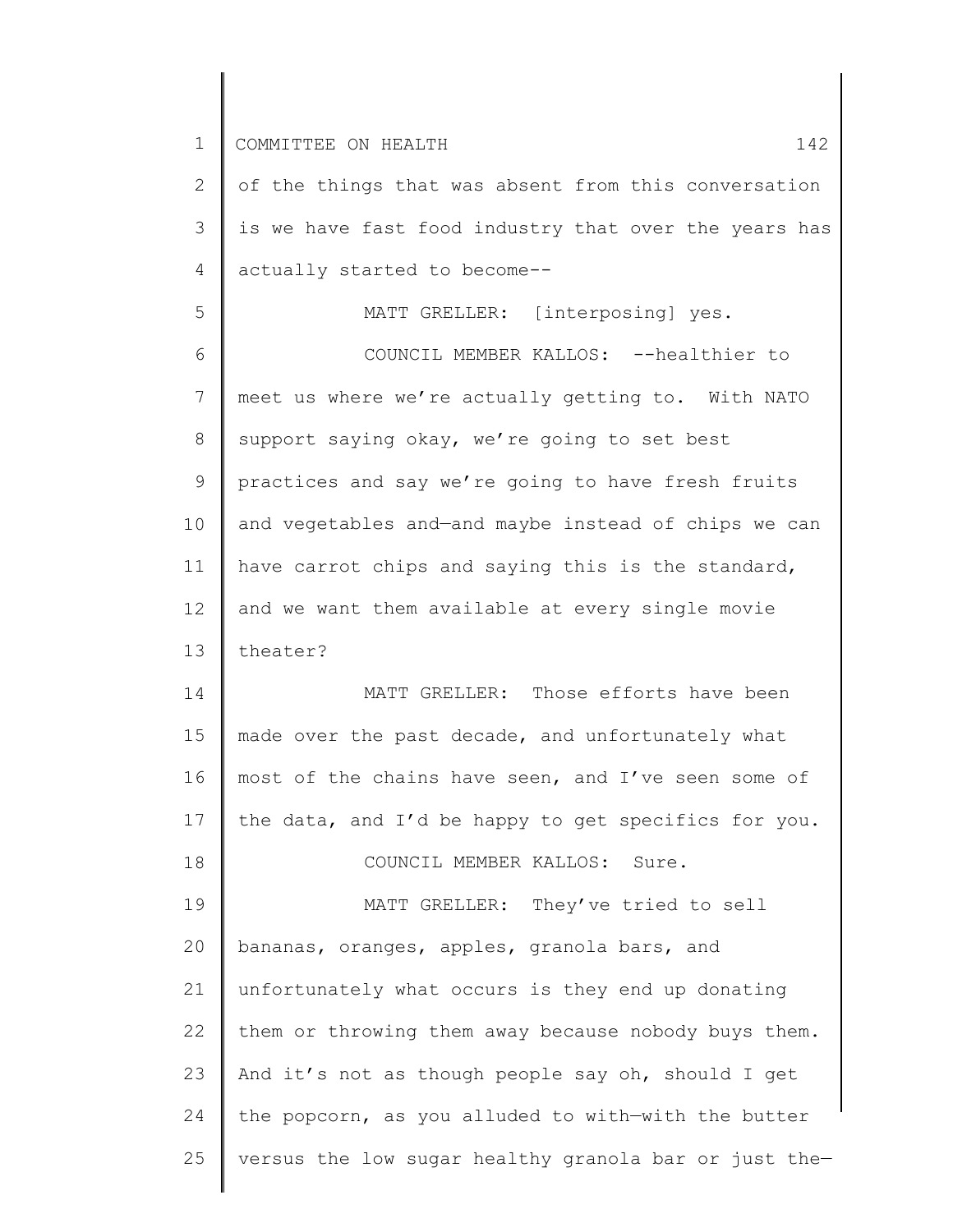of the things that was absent from this conversation is we have fast food industry that over the years has actually started to become--

MATT GRELLER: [interposing] yes.

COUNCIL MEMBER KALLOS: --healthier to meet us where we're actually getting to. With NATO support saying okay, we're going to set best practices and say we're going to have fresh fruits and vegetables and—and maybe instead of chips we can have carrot chips and saying this is the standard, and we want them available at every single movie theater?

MATT GRELLER: Those efforts have been made over the past decade, and unfortunately what most of the chains have seen, and I've seen some of the data, and I'd be happy to get specifics for you.

COUNCIL MEMBER KALLOS: Sure.

MATT GRELLER: They've tried to sell bananas, oranges, apples, granola bars, and unfortunately what occurs is they end up donating them or throwing them away because nobody buys them. And it's not as though people say oh, should I get the popcorn, as you alluded to with—with the butter versus the low sugar healthy granola bar or just the—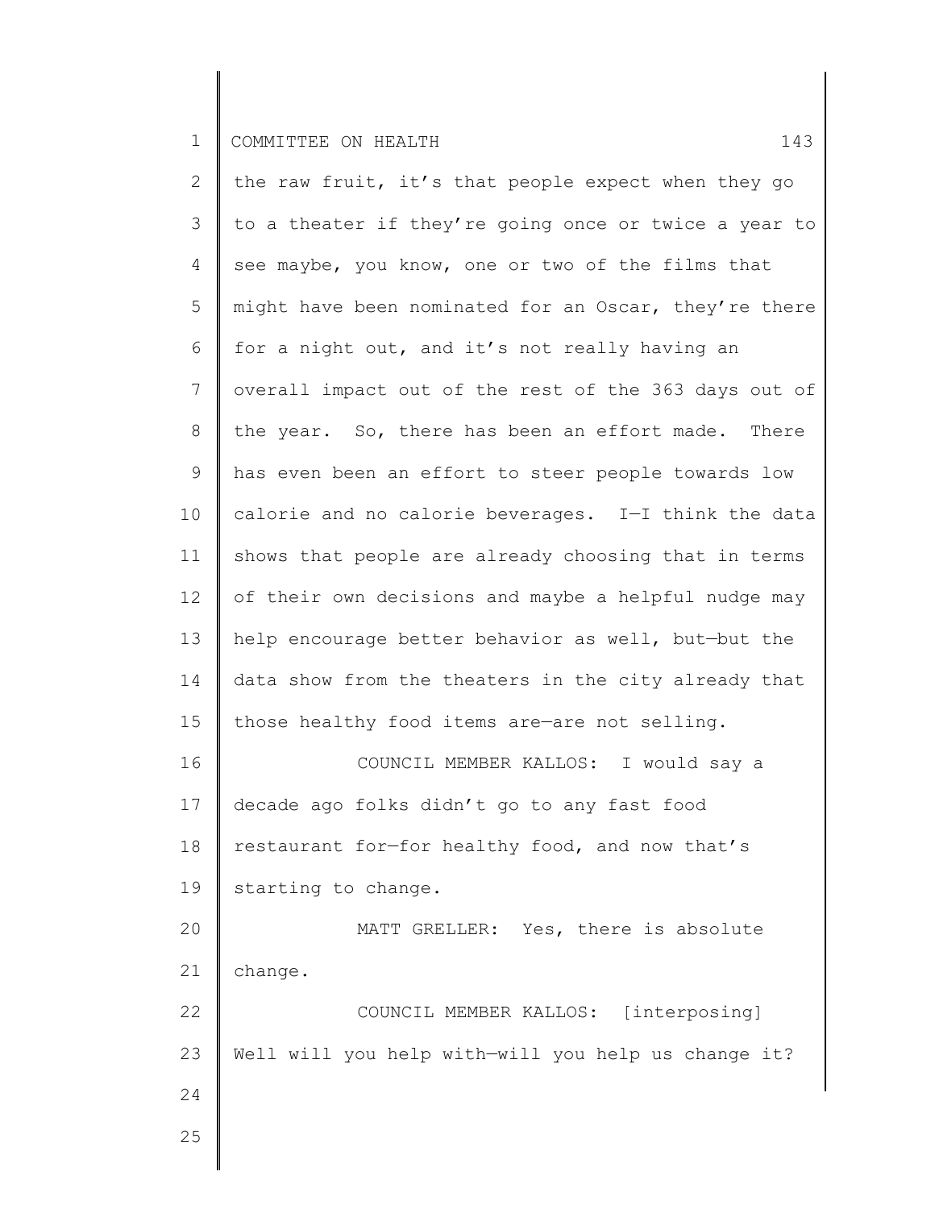the raw fruit, it's that people expect when they go to a theater if they're going once or twice a year to see maybe, you know, one or two of the films that might have been nominated for an Oscar, they're there for a night out, and it's not really having an overall impact out of the rest of the 363 days out of the year. So, there has been an effort made. There has even been an effort to steer people towards low calorie and no calorie beverages. I—I think the data shows that people are already choosing that in terms of their own decisions and maybe a helpful nudge may help encourage better behavior as well, but—but the data show from the theaters in the city already that those healthy food items are—are not selling.

COUNCIL MEMBER KALLOS: I would say a decade ago folks didn't go to any fast food restaurant for—for healthy food, and now that's starting to change.

MATT GRELLER: Yes, there is absolute change.

COUNCIL MEMBER KALLOS: [interposing] Well will you help with—will you help us change it?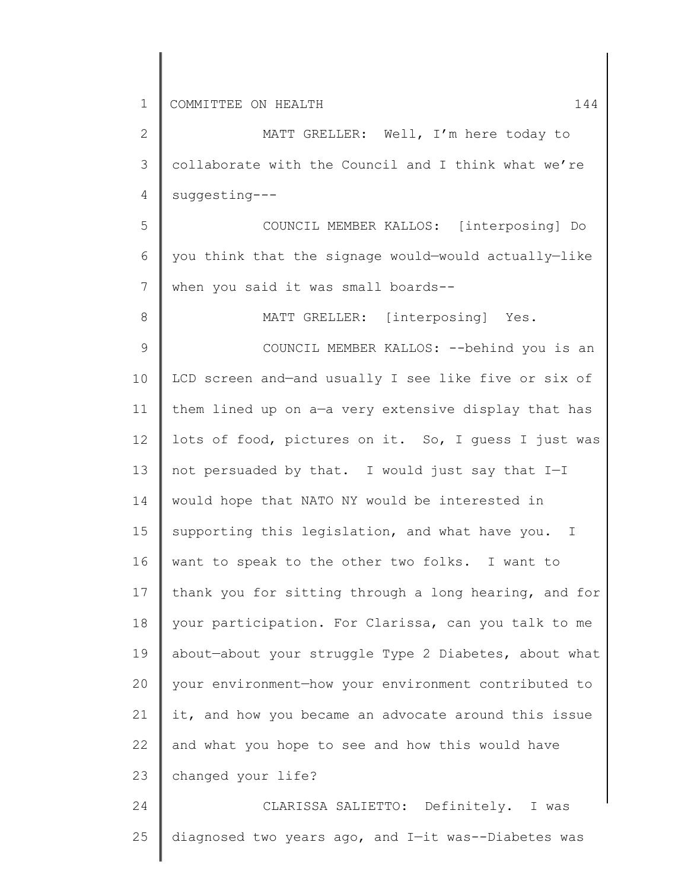MATT GRELLER: Well, I'm here today to collaborate with the Council and I think what we're suggesting---

COUNCIL MEMBER KALLOS: [interposing] Do you think that the signage would—would actually—like when you said it was small boards--

MATT GRELLER: [interposing] Yes.

COUNCIL MEMBER KALLOS: --behind you is an LCD screen and—and usually I see like five or six of them lined up on a—a very extensive display that has lots of food, pictures on it. So, I guess I just was not persuaded by that. I would just say that I—I would hope that NATO NY would be interested in supporting this legislation, and what have you. I want to speak to the other two folks. I want to thank you for sitting through a long hearing, and for your participation. For Clarissa, can you talk to me about—about your struggle Type 2 Diabetes, about what your environment—how your environment contributed to it, and how you became an advocate around this issue and what you hope to see and how this would have changed your life?

CLARISSA SALIETTO: Definitely. I was diagnosed two years ago, and I—it was--Diabetes was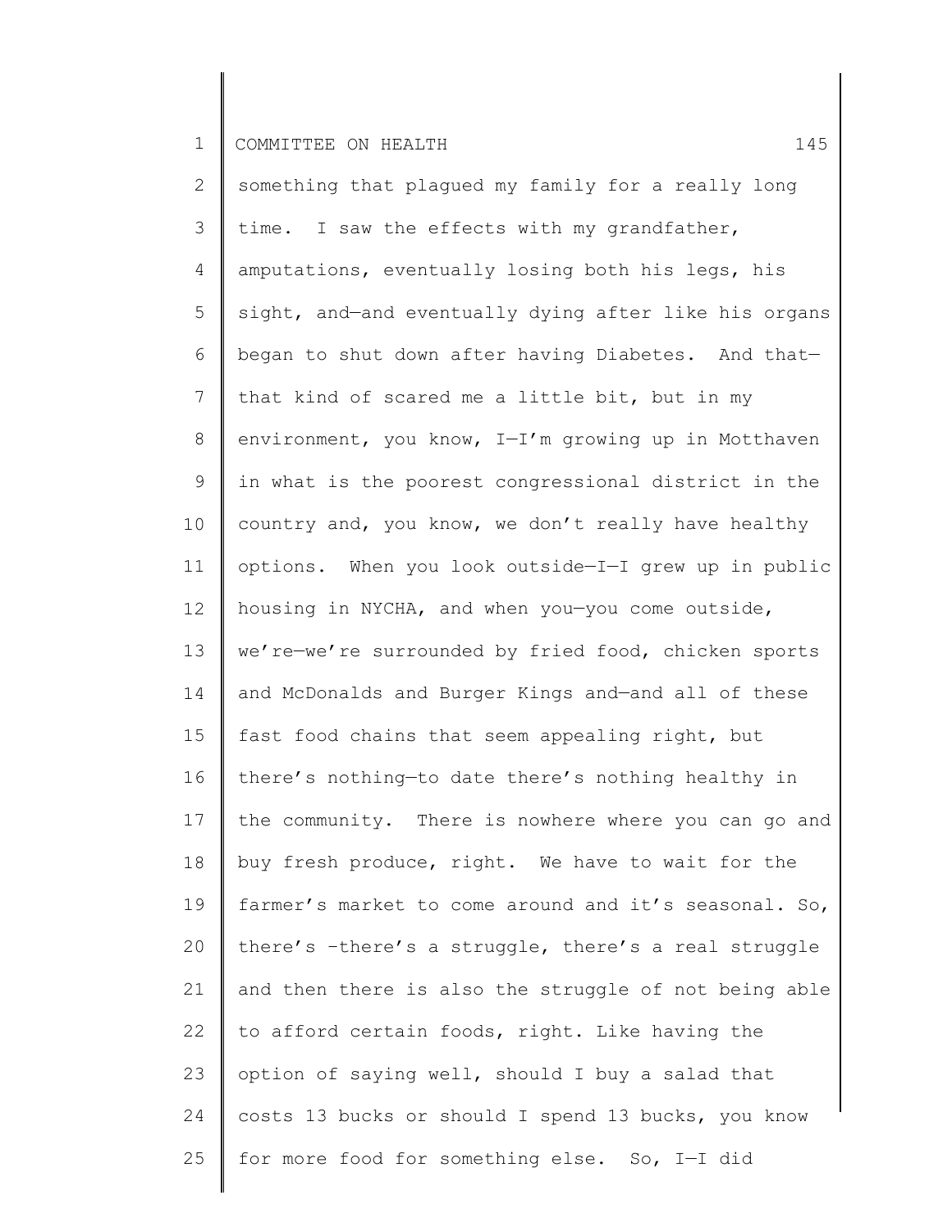something that plagued my family for a really long time. I saw the effects with my grandfather, amputations, eventually losing both his legs, his sight, and—and eventually dying after like his organs began to shut down after having Diabetes. And that—that kind of scared me a little bit, but in my environment, you know, I—I'm growing up in Motthaven in what is the poorest congressional district in the country and, you know, we don't really have healthy options. When you look outside—I—I grew up in public housing in NYCHA, and when you—you come outside, we're—we're surrounded by fried food, chicken sports and McDonalds and Burger Kings and—and all of these fast food chains that seem appealing right, but there's nothing—to date there's nothing healthy in the community. There is nowhere where you can go and buy fresh produce, right. We have to wait for the farmer's market to come around and it's seasonal. So, there's -there's a struggle, there's a real struggle and then there is also the struggle of not being able to afford certain foods, right. Like having the option of saying well, should I buy a salad that costs 13 bucks or should I spend 13 bucks, you know for more food for something else. So, I—I did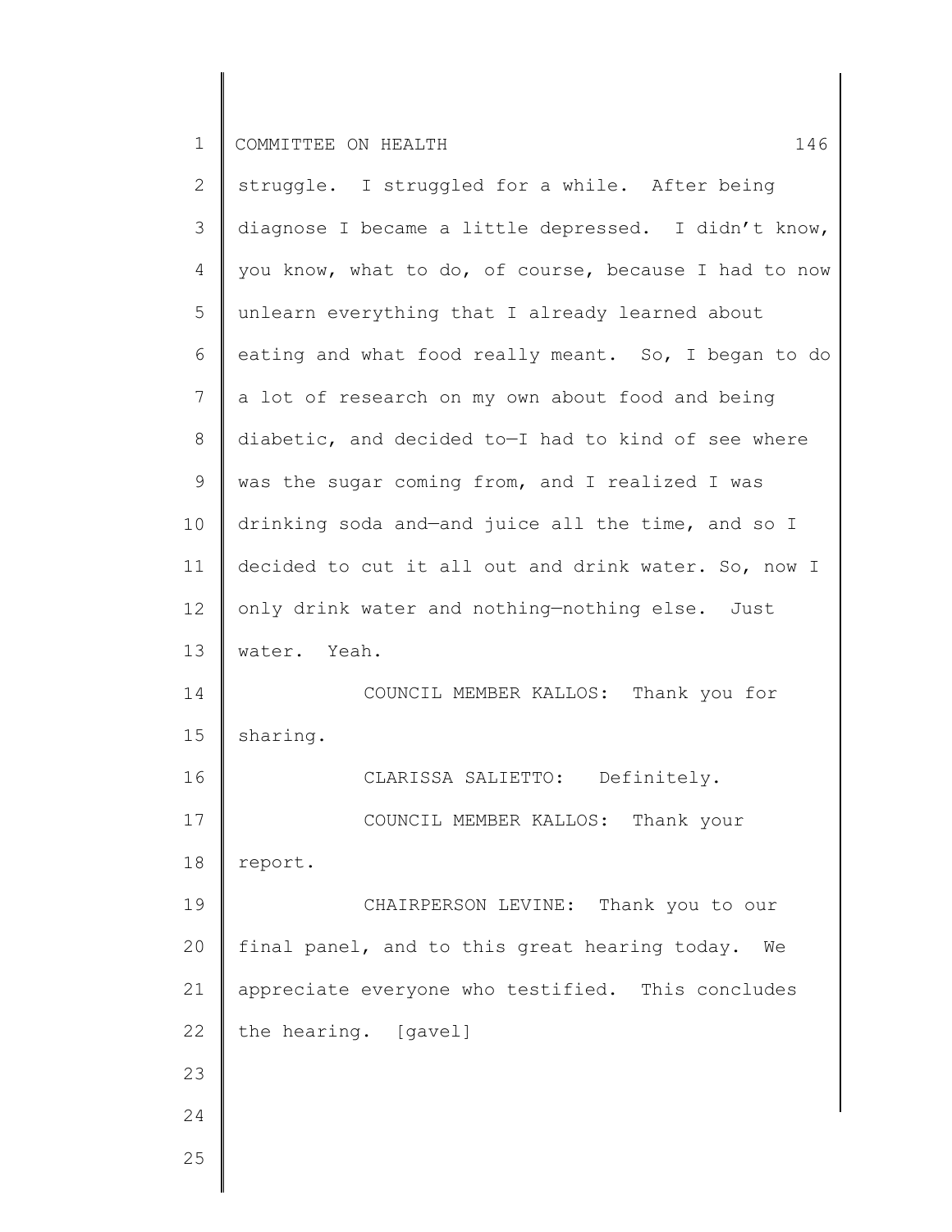struggle. I struggled for a while. After being diagnose I became a little depressed. I didn't know, you know, what to do, of course, because I had to now unlearn everything that I already learned about eating and what food really meant. So, I began to do a lot of research on my own about food and being diabetic, and decided to—I had to kind of see where was the sugar coming from, and I realized I was drinking soda and—and juice all the time, and so I decided to cut it all out and drink water. So, now I only drink water and nothing—nothing else. Just water. Yeah.

COUNCIL MEMBER KALLOS: Thank you for sharing.

CLARISSA SALIETTO: Definitely.

COUNCIL MEMBER KALLOS: Thank your report.

CHAIRPERSON LEVINE: Thank you to our final panel, and to this great hearing today. We appreciate everyone who testified. This concludes the hearing. [gavel]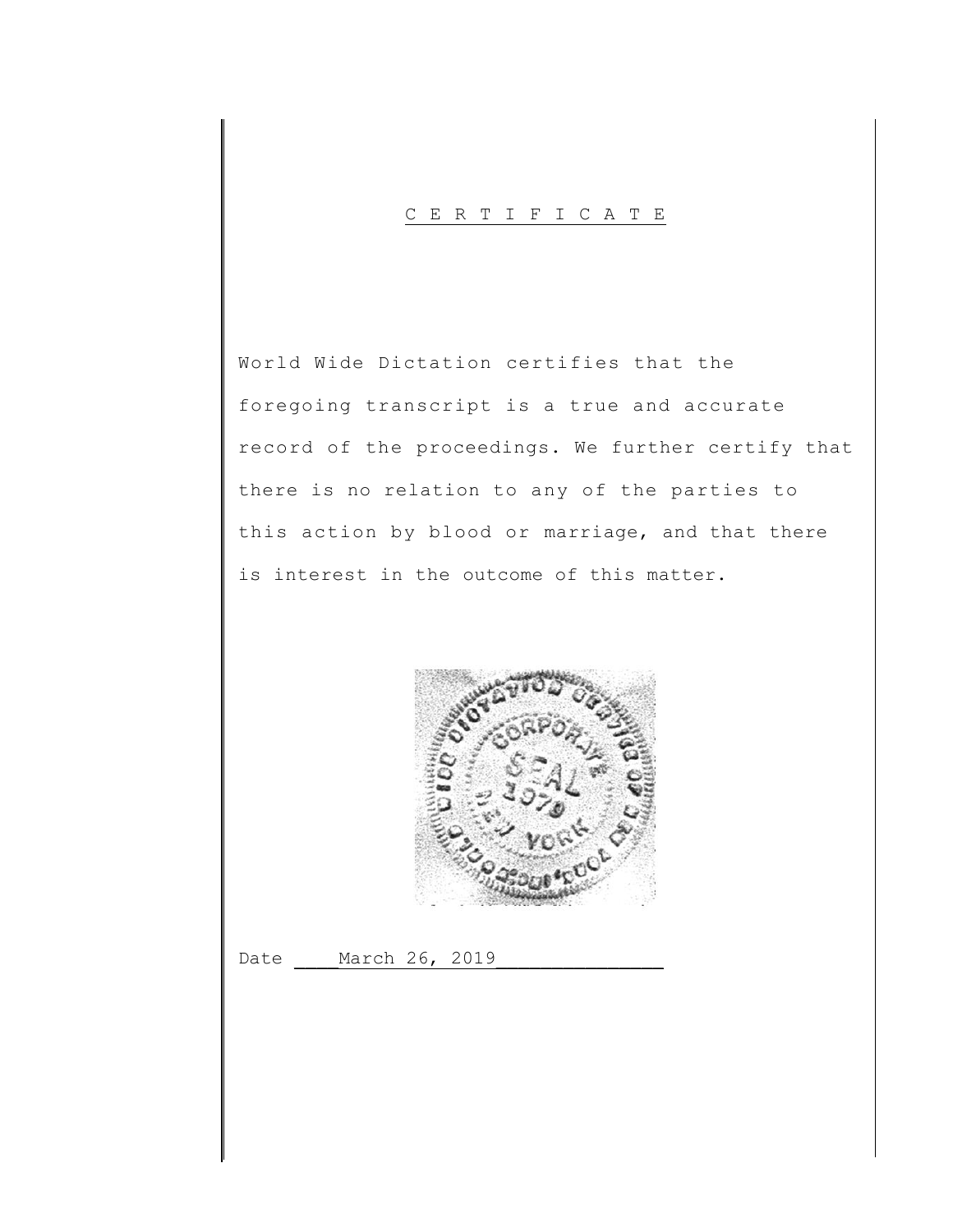C E R T I F I C A T E

World Wide Dictation certifies that the foregoing transcript is a true and accurate record of the proceedings. We further certify that there is no relation to any of the parties to this action by blood or marriage, and that there is interest in the outcome of this matter.

Date March 26, 2019